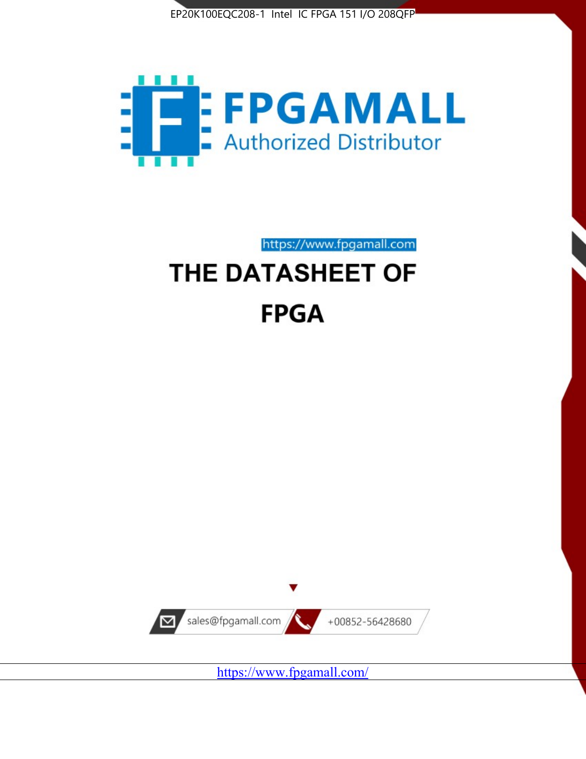EP20K100EQC208-1 Intel IC FPGA 151 I/O 208QFP

FPGAMALL

Authorized Distributor

https://www.fpgamall.com

# THE DATASHEET OF

# FPGA

sales@fpgamall.com

+00852-56428680

https://www.fpgamall.com/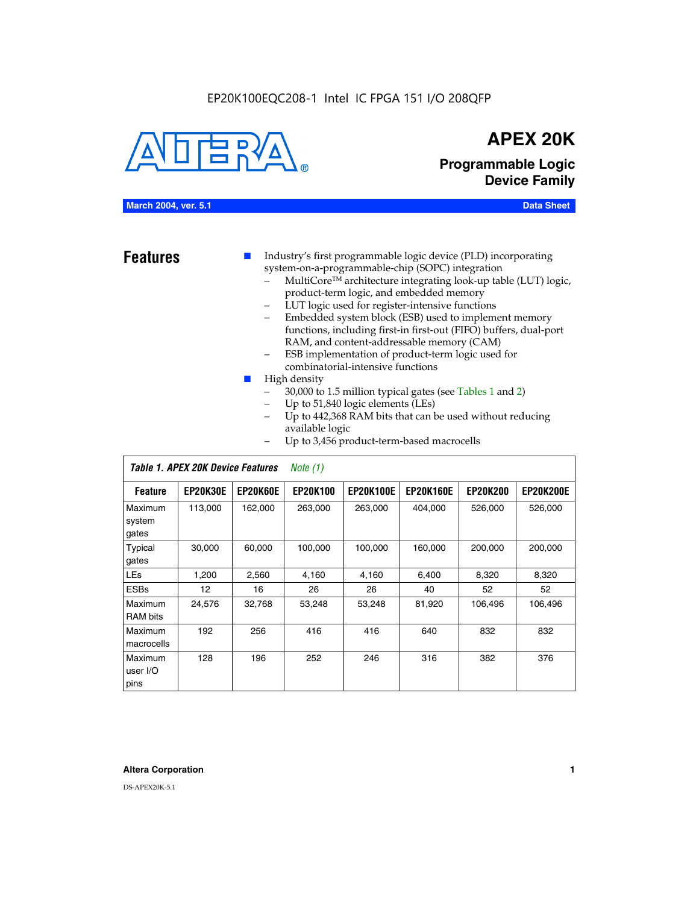EP20K100EQC208-1 Intel IC FPGA 151 I/O 208QFP

# APEX 20K

## Programmable Logic Device Family

**March 2004, ver. 5.1** **Data Sheet**

## Features

- Industry's first programmable logic device (PLD) incorporating system-on-a-programmable-chip (SOPC) integration
  - MultiCore™ architecture integrating look-up table (LUT) logic, product-term logic, and embedded memory
  - LUT logic used for register-intensive functions
  - Embedded system block (ESB) used to implement memory functions, including first-in first-out (FIFO) buffers, dual-port RAM, and content-addressable memory (CAM)
  - ESB implementation of product-term logic used for combinatorial-intensive functions
- High density
  - 30,000 to 1.5 million typical gates (see Tables 1 and 2)
  - Up to 51,840 logic elements (LEs)
  - Up to 442,368 RAM bits that can be used without reducing available logic
  - Up to 3,456 product-term-based macrocells

*Table 1. APEX 20K Device Features Note (1)*

| Feature | EP20K30E | EP20K60E | EP20K100 | EP20K100E | EP20K160E | EP20K200 | EP20K200E |
|---|---|---|---|---|---|---|---|
| Maximum system gates | 113,000 | 162,000 | 263,000 | 263,000 | 404,000 | 526,000 | 526,000 |
| Typical gates | 30,000 | 60,000 | 100,000 | 100,000 | 160,000 | 200,000 | 200,000 |
| LEs | 1,200 | 2,560 | 4,160 | 4,160 | 6,400 | 8,320 | 8,320 |
| ESBs | 12 | 16 | 26 | 26 | 40 | 52 | 52 |
| Maximum RAM bits | 24,576 | 32,768 | 53,248 | 53,248 | 81,920 | 106,496 | 106,496 |
| Maximum macrocells | 192 | 256 | 416 | 416 | 640 | 832 | 832 |
| Maximum user I/O pins | 128 | 196 | 252 | 246 | 316 | 382 | 376 |

**Altera Corporation**

DS-APEX20K-5.1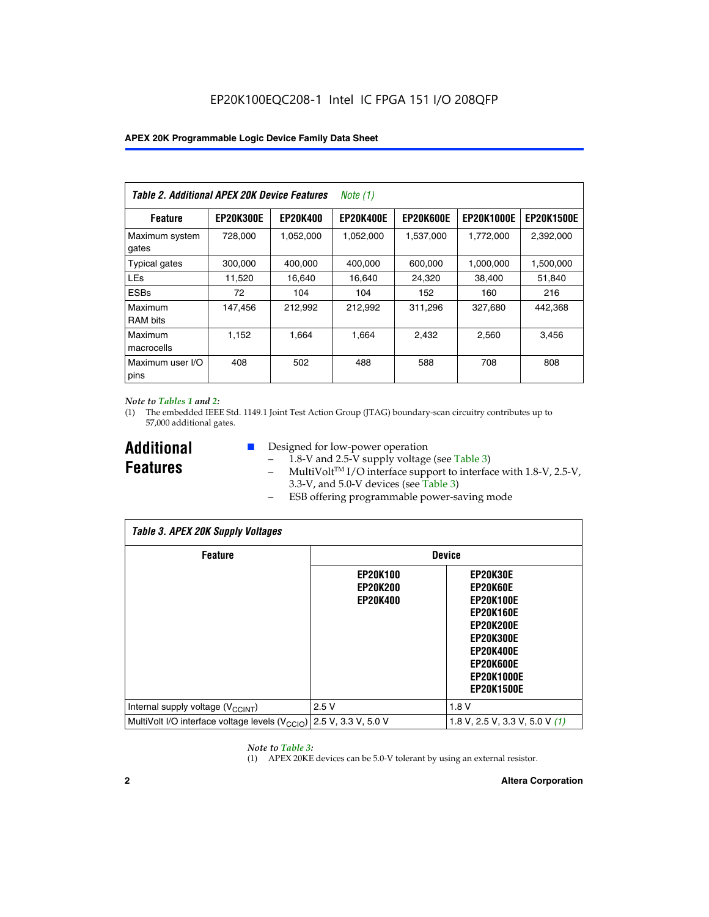**Table 2. Additional APEX 20K Device Features** *Note (1)*

| Feature | EP20K300E | EP20K400 | EP20K400E | EP20K600E | EP20K1000E | EP20K1500E |
|---|---|---|---|---|---|---|
| Maximum system gates | 728,000 | 1,052,000 | 1,052,000 | 1,537,000 | 1,772,000 | 2,392,000 |
| Typical gates | 300,000 | 400,000 | 400,000 | 600,000 | 1,000,000 | 1,500,000 |
| LEs | 11,520 | 16,640 | 16,640 | 24,320 | 38,400 | 51,840 |
| ESBs | 72 | 104 | 104 | 152 | 160 | 216 |
| Maximum RAM bits | 147,456 | 212,992 | 212,992 | 311,296 | 327,680 | 442,368 |
| Maximum macrocells | 1,152 | 1,664 | 1,664 | 2,432 | 2,560 | 3,456 |
| Maximum user I/O pins | 408 | 502 | 488 | 588 | 708 | 808 |

*Note to Tables 1 and 2:*

(1) The embedded IEEE Std. 1149.1 Joint Test Action Group (JTAG) boundary-scan circuitry contributes up to 57,000 additional gates.

## Additional Features

- Designed for low-power operation
  - 1.8-V and 2.5-V supply voltage (see Table 3)
  - MultiVolt™ I/O interface support to interface with 1.8-V, 2.5-V, 3.3-V, and 5.0-V devices (see Table 3)
  - ESB offering programmable power-saving mode

**Table 3. APEX 20K Supply Voltages**

| Feature | Device | |
|---|---|---|
| | EP20K100 EP20K200 EP20K400 | EP20K30E EP20K60E EP20K100E EP20K160E EP20K200E EP20K300E EP20K400E EP20K600E EP20K1000E EP20K1500E |
| Internal supply voltage ($V_{CCINT}$) | 2.5 V | 1.8 V |
| MultiVolt I/O interface voltage levels ($V_{CCIO}$) | 2.5 V, 3.3 V, 5.0 V | 1.8 V, 2.5 V, 3.3 V, 5.0 V *(1)* |

*Note to Table 3:*

(1) APEX 20KE devices can be 5.0-V tolerant by using an external resistor.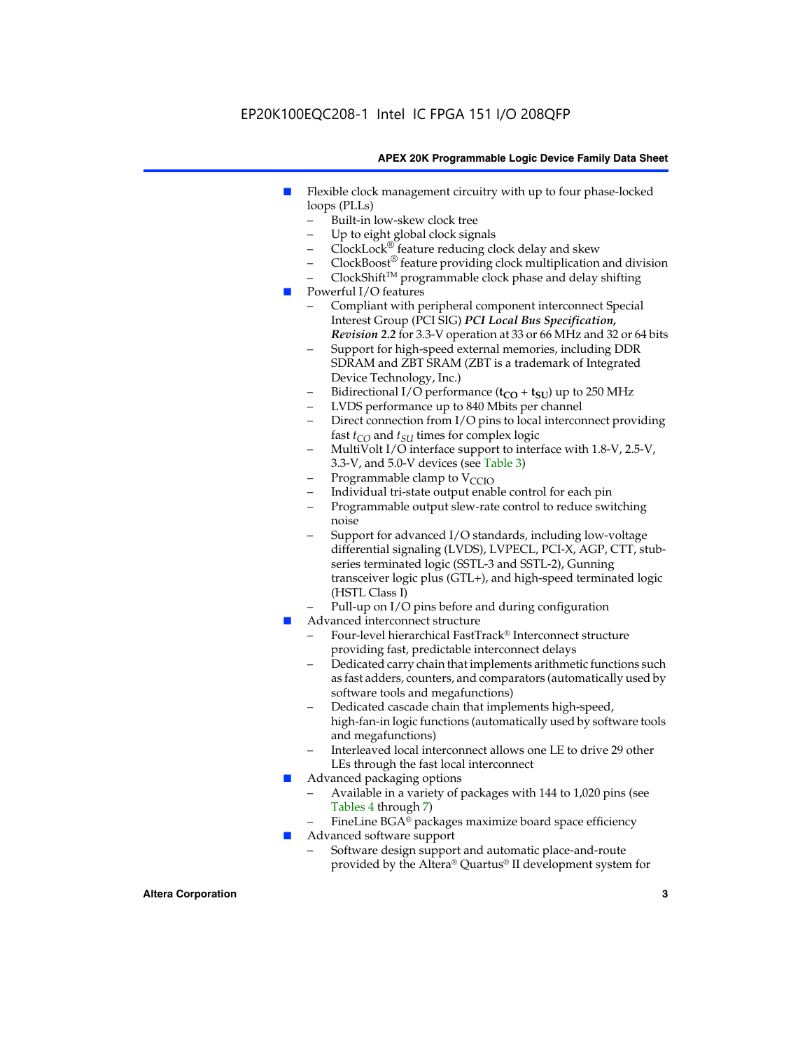- Flexible clock management circuitry with up to four phase-locked loops (PLLs)
  - Built-in low-skew clock tree
  - Up to eight global clock signals
  - ClockLock® feature reducing clock delay and skew
  - ClockBoost® feature providing clock multiplication and division
  - ClockShift™ programmable clock phase and delay shifting
- Powerful I/O features
  - Compliant with peripheral component interconnect Special Interest Group (PCI SIG) ***PCI Local Bus Specification, Revision 2.2*** for 3.3-V operation at 33 or 66 MHz and 32 or 64 bits
  - Support for high-speed external memories, including DDR SDRAM and ZBT SRAM (ZBT is a trademark of Integrated Device Technology, Inc.)
  - Bidirectional I/O performance ($\mathbf{t_{CO}}$ + $\mathbf{t_{SU}}$) up to 250 MHz
  - LVDS performance up to 840 Mbits per channel
  - Direct connection from I/O pins to local interconnect providing fast $t_{CO}$ and $t_{SU}$ times for complex logic
  - MultiVolt I/O interface support to interface with 1.8-V, 2.5-V, 3.3-V, and 5.0-V devices (see Table 3)
  - Programmable clamp to $V_{CCIO}$
  - Individual tri-state output enable control for each pin
  - Programmable output slew-rate control to reduce switching noise
  - Support for advanced I/O standards, including low-voltage differential signaling (LVDS), LVPECL, PCI-X, AGP, CTT, stub-series terminated logic (SSTL-3 and SSTL-2), Gunning transceiver logic plus (GTL+), and high-speed terminated logic (HSTL Class I)
  - Pull-up on I/O pins before and during configuration
- Advanced interconnect structure
  - Four-level hierarchical FastTrack® Interconnect structure providing fast, predictable interconnect delays
  - Dedicated carry chain that implements arithmetic functions such as fast adders, counters, and comparators (automatically used by software tools and megafunctions)
  - Dedicated cascade chain that implements high-speed, high-fan-in logic functions (automatically used by software tools and megafunctions)
  - Interleaved local interconnect allows one LE to drive 29 other LEs through the fast local interconnect
- Advanced packaging options
  - Available in a variety of packages with 144 to 1,020 pins (see Tables 4 through 7)
  - FineLine BGA® packages maximize board space efficiency
- Advanced software support
  - Software design support and automatic place-and-route provided by the Altera® Quartus® II development system for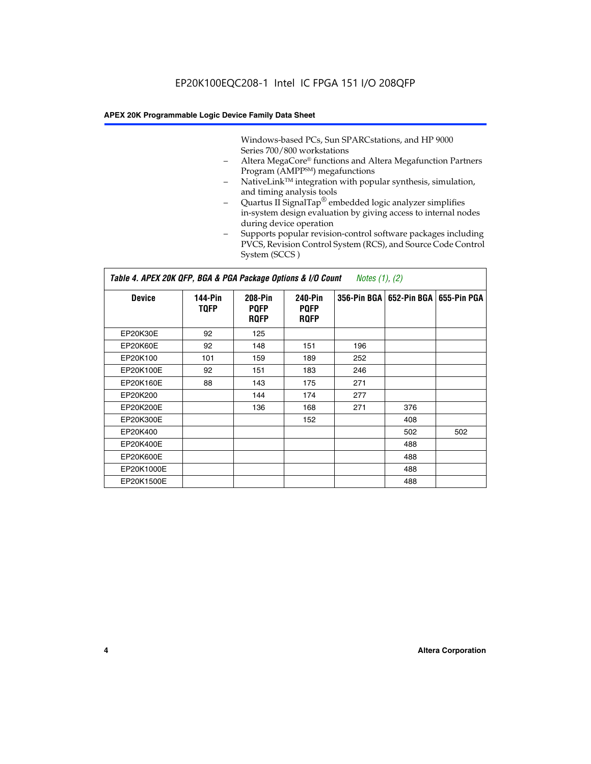Windows-based PCs, Sun SPARCstations, and HP 9000 Series 700/800 workstations

- Altera MegaCore® functions and Altera Megafunction Partners Program (AMPP℠) megafunctions
- NativeLink™ integration with popular synthesis, simulation, and timing analysis tools
- Quartus II SignalTap® embedded logic analyzer simplifies in-system design evaluation by giving access to internal nodes during device operation
- Supports popular revision-control software packages including PVCS, Revision Control System (RCS), and Source Code Control System (SCCS )

**Table 4. APEX 20K QFP, BGA & PGA Package Options & I/O Count** *Notes (1), (2)*

| Device | 144-Pin TQFP | 208-Pin PQFP RQFP | 240-Pin PQFP RQFP | 356-Pin BGA | 652-Pin BGA | 655-Pin PGA |
|---|---|---|---|---|---|---|
| EP20K30E | 92 | 125 | | | | |
| EP20K60E | 92 | 148 | 151 | 196 | | |
| EP20K100 | 101 | 159 | 189 | 252 | | |
| EP20K100E | 92 | 151 | 183 | 246 | | |
| EP20K160E | 88 | 143 | 175 | 271 | | |
| EP20K200 | | 144 | 174 | 277 | | |
| EP20K200E | | 136 | 168 | 271 | 376 | |
| EP20K300E | | | 152 | | 408 | |
| EP20K400 | | | | | 502 | 502 |
| EP20K400E | | | | | 488 | |
| EP20K600E | | | | | 488 | |
| EP20K1000E | | | | | 488 | |
| EP20K1500E | | | | | 488 | |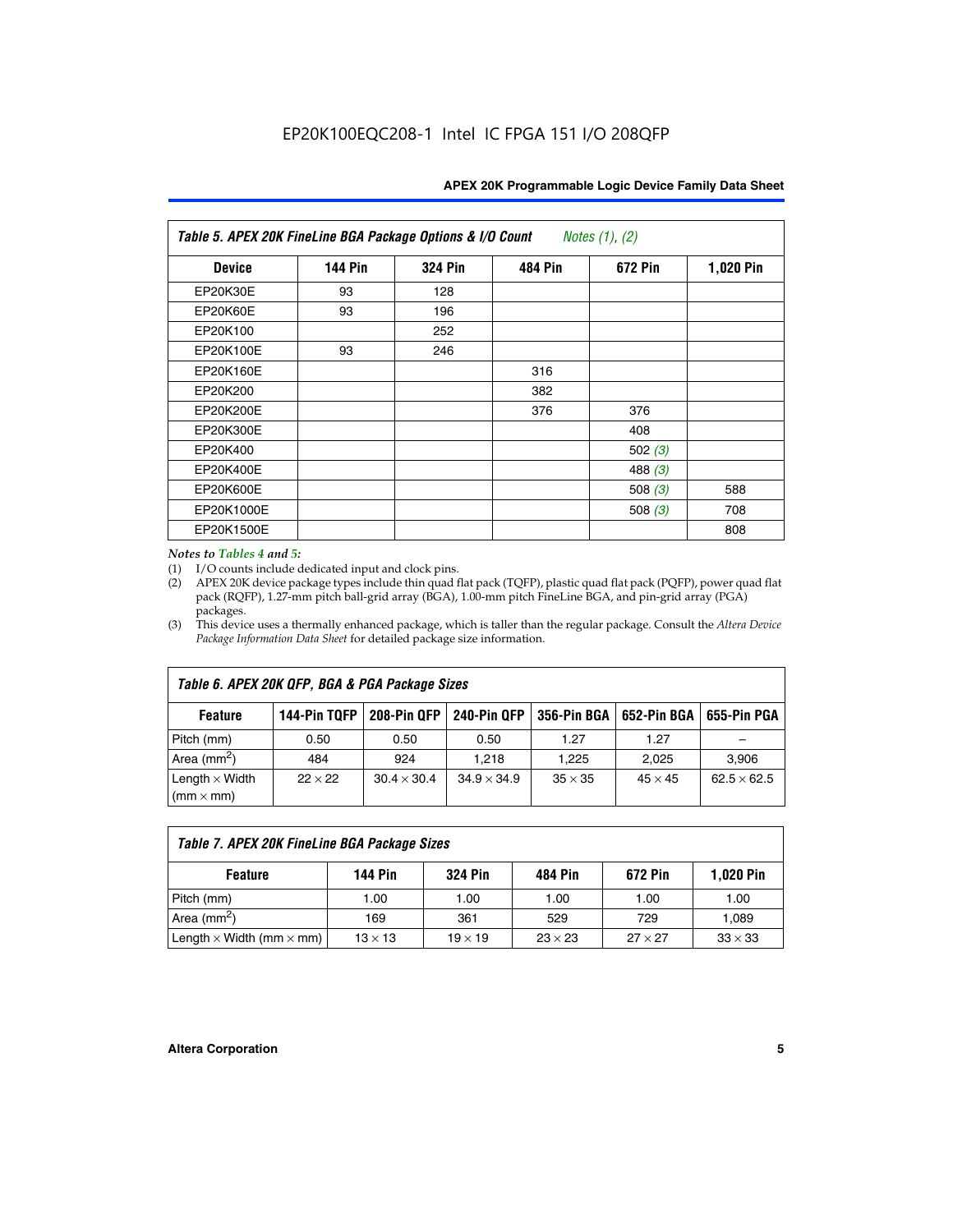EP20K100EQC208-1 Intel IC FPGA 151 I/O 208QFP

| Table 5. APEX 20K FineLine BGA Package Options & I/O Count *Notes (1), (2)* | | | | | |
|---|---|---|---|---|---|
| **Device** | **144 Pin** | **324 Pin** | **484 Pin** | **672 Pin** | **1,020 Pin** |
| EP20K30E | 93 | 128 | | | |
| EP20K60E | 93 | 196 | | | |
| EP20K100 | | 252 | | | |
| EP20K100E | 93 | 246 | | | |
| EP20K160E | | | 316 | | |
| EP20K200 | | | 382 | | |
| EP20K200E | | | 376 | 376 | |
| EP20K300E | | | | 408 | |
| EP20K400 | | | | 502 *(3)* | |
| EP20K400E | | | | 488 *(3)* | |
| EP20K600E | | | | 508 *(3)* | 588 |
| EP20K1000E | | | | 508 *(3)* | 708 |
| EP20K1500E | | | | | 808 |

*Notes to Tables 4 and 5:*

(1) I/O counts include dedicated input and clock pins.

(2) APEX 20K device package types include thin quad flat pack (TQFP), plastic quad flat pack (PQFP), power quad flat pack (RQFP), 1.27-mm pitch ball-grid array (BGA), 1.00-mm pitch FineLine BGA, and pin-grid array (PGA) packages.

(3) This device uses a thermally enhanced package, which is taller than the regular package. Consult the *Altera Device Package Information Data Sheet* for detailed package size information.

| Table 6. APEX 20K QFP, BGA & PGA Package Sizes | | | | | | |
|---|---|---|---|---|---|---|
| **Feature** | **144-Pin TQFP** | **208-Pin QFP** | **240-Pin QFP** | **356-Pin BGA** | **652-Pin BGA** | **655-Pin PGA** |
| Pitch (mm) | 0.50 | 0.50 | 0.50 | 1.27 | 1.27 | – |
| Area ($mm^2$) | 484 | 924 | 1,218 | 1,225 | 2,025 | 3,906 |
| Length × Width (mm × mm) | 22 × 22 | 30.4 × 30.4 | 34.9 × 34.9 | 35 × 35 | 45 × 45 | 62.5 × 62.5 |

| Table 7. APEX 20K FineLine BGA Package Sizes | | | | | |
|---|---|---|---|---|---|
| **Feature** | **144 Pin** | **324 Pin** | **484 Pin** | **672 Pin** | **1,020 Pin** |
| Pitch (mm) | 1.00 | 1.00 | 1.00 | 1.00 | 1.00 |
| Area ($mm^2$) | 169 | 361 | 529 | 729 | 1,089 |
| Length × Width (mm × mm) | 13 × 13 | 19 × 19 | 23 × 23 | 27 × 27 | 33 × 33 |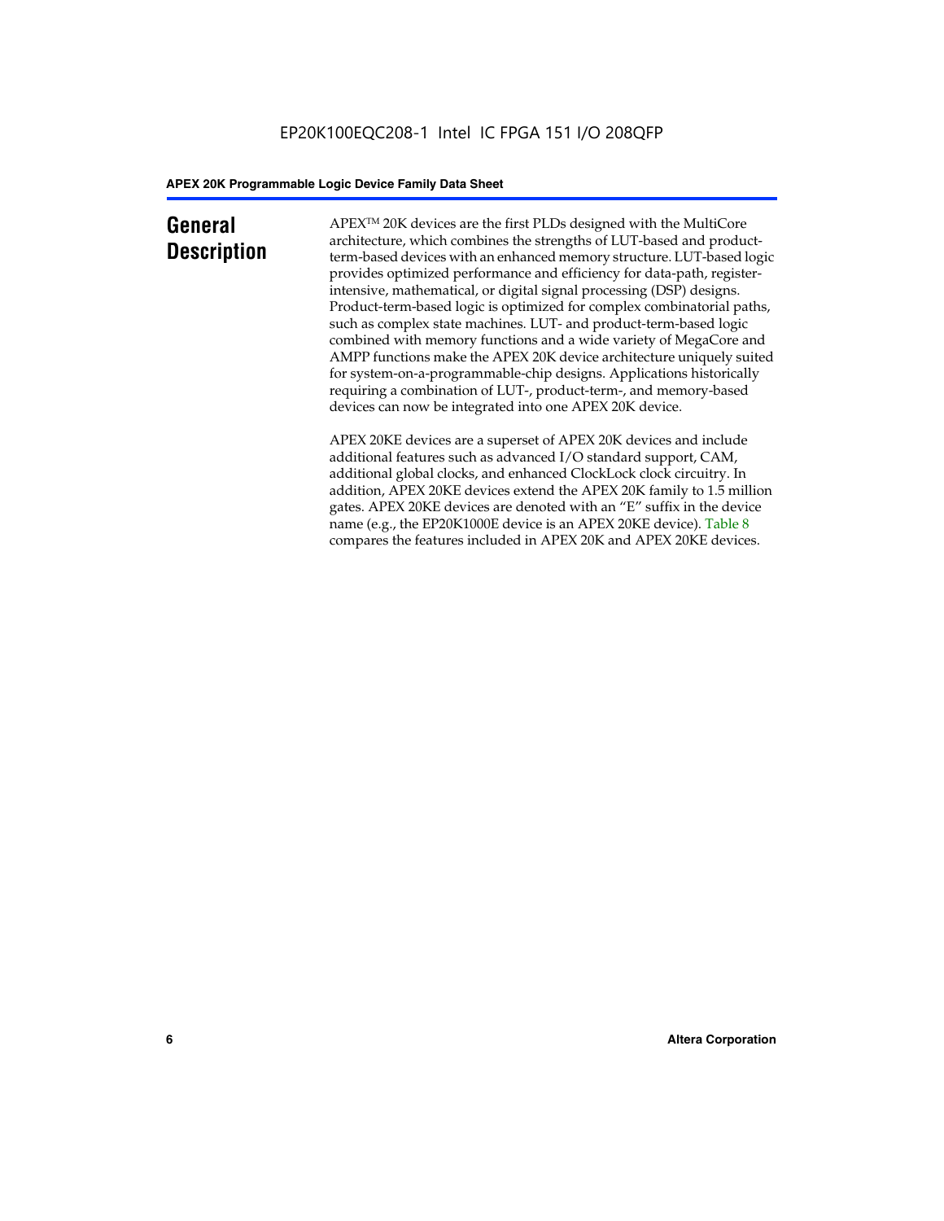# General Description

APEX™ 20K devices are the first PLDs designed with the MultiCore architecture, which combines the strengths of LUT-based and product-term-based devices with an enhanced memory structure. LUT-based logic provides optimized performance and efficiency for data-path, register-intensive, mathematical, or digital signal processing (DSP) designs. Product-term-based logic is optimized for complex combinatorial paths, such as complex state machines. LUT- and product-term-based logic combined with memory functions and a wide variety of MegaCore and AMPP functions make the APEX 20K device architecture uniquely suited for system-on-a-programmable-chip designs. Applications historically requiring a combination of LUT-, product-term-, and memory-based devices can now be integrated into one APEX 20K device.

APEX 20KE devices are a superset of APEX 20K devices and include additional features such as advanced I/O standard support, CAM, additional global clocks, and enhanced ClockLock clock circuitry. In addition, APEX 20KE devices extend the APEX 20K family to 1.5 million gates. APEX 20KE devices are denoted with an "E" suffix in the device name (e.g., the EP20K1000E device is an APEX 20KE device). Table 8 compares the features included in APEX 20K and APEX 20KE devices.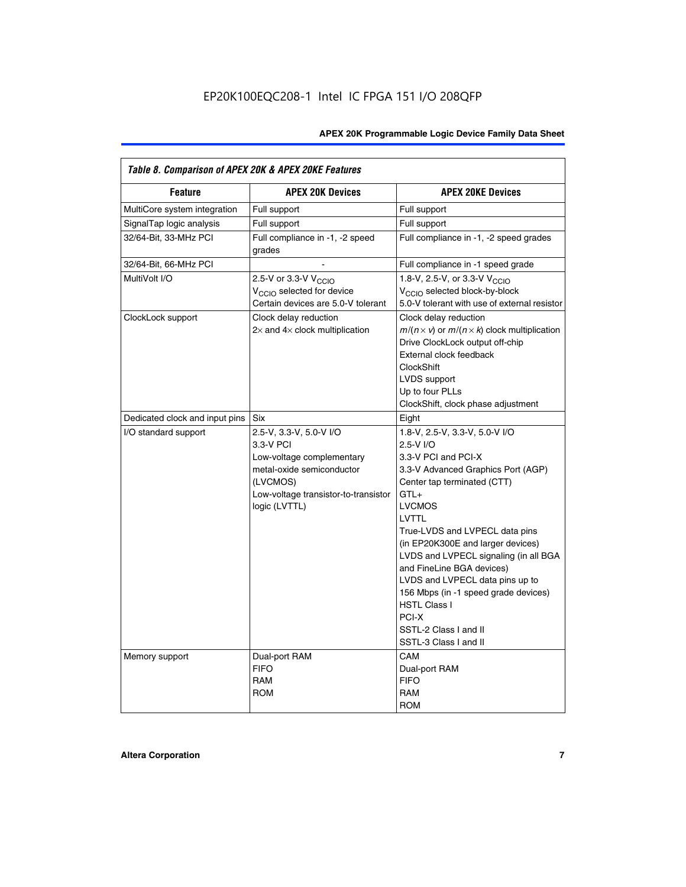EP20K100EQC208-1 Intel IC FPGA 151 I/O 208QFP

*Table 8. Comparison of APEX 20K & APEX 20KE Features*

| Feature | APEX 20K Devices | APEX 20KE Devices |
|---|---|---|
| MultiCore system integration | Full support | Full support |
| SignalTap logic analysis | Full support | Full support |
| 32/64-Bit, 33-MHz PCI | Full compliance in -1, -2 speed grades | Full compliance in -1, -2 speed grades |
| 32/64-Bit, 66-MHz PCI | - | Full compliance in -1 speed grade |
| MultiVolt I/O | 2.5-V or 3.3-V $V_{CCIO}$<br>$V_{CCIO}$ selected for device<br>Certain devices are 5.0-V tolerant | 1.8-V, 2.5-V, or 3.3-V $V_{CCIO}$<br>$V_{CCIO}$ selected block-by-block<br>5.0-V tolerant with use of external resistor |
| ClockLock support | Clock delay reduction<br>2× and 4× clock multiplication | Clock delay reduction<br>$m/(n \times v)$ or $m/(n \times k)$ clock multiplication<br>Drive ClockLock output off-chip<br>External clock feedback<br>ClockShift<br>LVDS support<br>Up to four PLLs<br>ClockShift, clock phase adjustment |
| Dedicated clock and input pins | Six | Eight |
| I/O standard support | 2.5-V, 3.3-V, 5.0-V I/O<br>3.3-V PCI<br>Low-voltage complementary metal-oxide semiconductor (LVCMOS)<br>Low-voltage transistor-to-transistor logic (LVTTL) | 1.8-V, 2.5-V, 3.3-V, 5.0-V I/O<br>2.5-V I/O<br>3.3-V PCI and PCI-X<br>3.3-V Advanced Graphics Port (AGP)<br>Center tap terminated (CTT)<br>GTL+<br>LVCMOS<br>LVTTL<br>True-LVDS and LVPECL data pins (in EP20K300E and larger devices)<br>LVDS and LVPECL signaling (in all BGA and FineLine BGA devices)<br>LVDS and LVPECL data pins up to 156 Mbps (in -1 speed grade devices)<br>HSTL Class I<br>PCI-X<br>SSTL-2 Class I and II<br>SSTL-3 Class I and II |
| Memory support | Dual-port RAM<br>FIFO<br>RAM<br>ROM | CAM<br>Dual-port RAM<br>FIFO<br>RAM<br>ROM |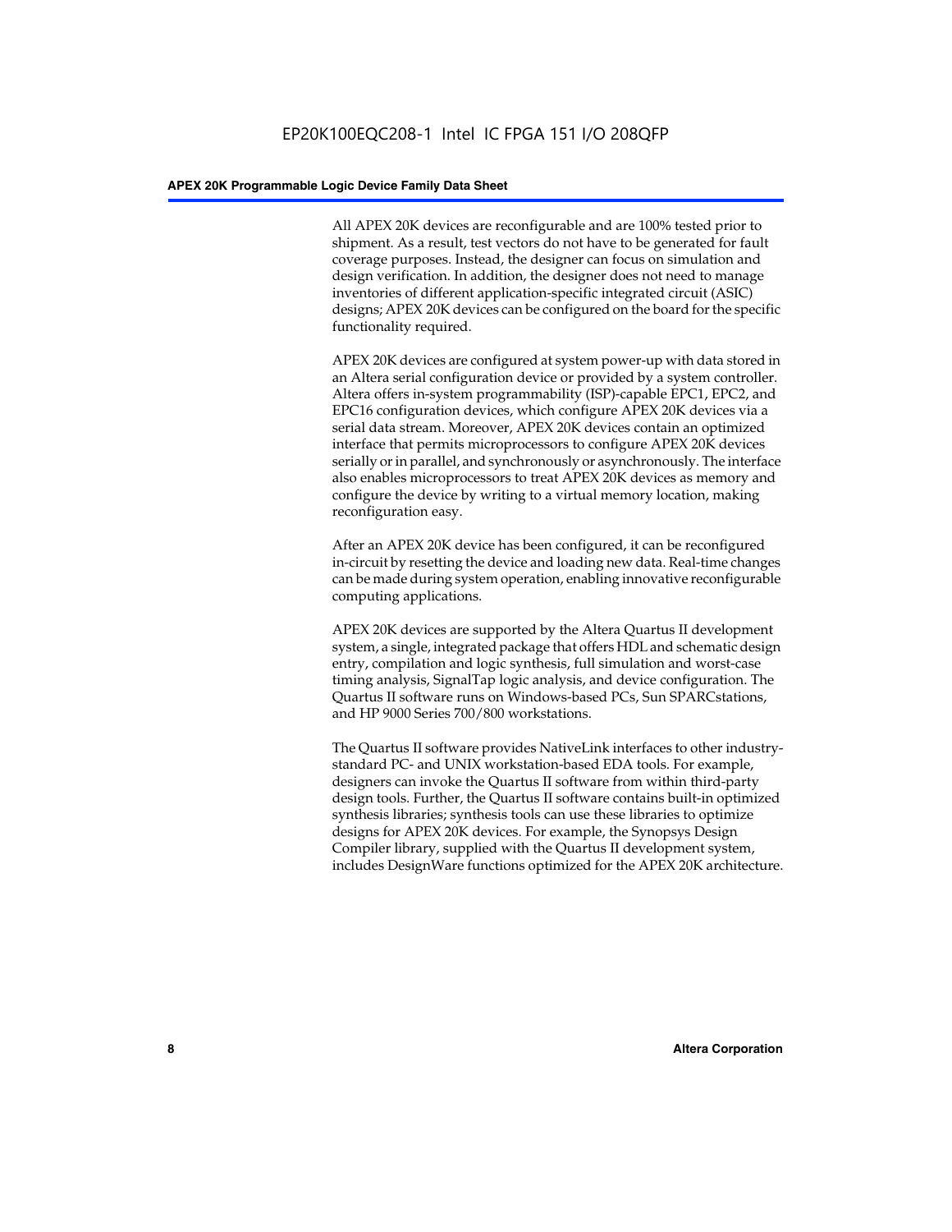All APEX 20K devices are reconfigurable and are 100% tested prior to shipment. As a result, test vectors do not have to be generated for fault coverage purposes. Instead, the designer can focus on simulation and design verification. In addition, the designer does not need to manage inventories of different application-specific integrated circuit (ASIC) designs; APEX 20K devices can be configured on the board for the specific functionality required.

APEX 20K devices are configured at system power-up with data stored in an Altera serial configuration device or provided by a system controller. Altera offers in-system programmability (ISP)-capable EPC1, EPC2, and EPC16 configuration devices, which configure APEX 20K devices via a serial data stream. Moreover, APEX 20K devices contain an optimized interface that permits microprocessors to configure APEX 20K devices serially or in parallel, and synchronously or asynchronously. The interface also enables microprocessors to treat APEX 20K devices as memory and configure the device by writing to a virtual memory location, making reconfiguration easy.

After an APEX 20K device has been configured, it can be reconfigured in-circuit by resetting the device and loading new data. Real-time changes can be made during system operation, enabling innovative reconfigurable computing applications.

APEX 20K devices are supported by the Altera Quartus II development system, a single, integrated package that offers HDL and schematic design entry, compilation and logic synthesis, full simulation and worst-case timing analysis, SignalTap logic analysis, and device configuration. The Quartus II software runs on Windows-based PCs, Sun SPARCstations, and HP 9000 Series 700/800 workstations.

The Quartus II software provides NativeLink interfaces to other industry-standard PC- and UNIX workstation-based EDA tools. For example, designers can invoke the Quartus II software from within third-party design tools. Further, the Quartus II software contains built-in optimized synthesis libraries; synthesis tools can use these libraries to optimize designs for APEX 20K devices. For example, the Synopsys Design Compiler library, supplied with the Quartus II development system, includes DesignWare functions optimized for the APEX 20K architecture.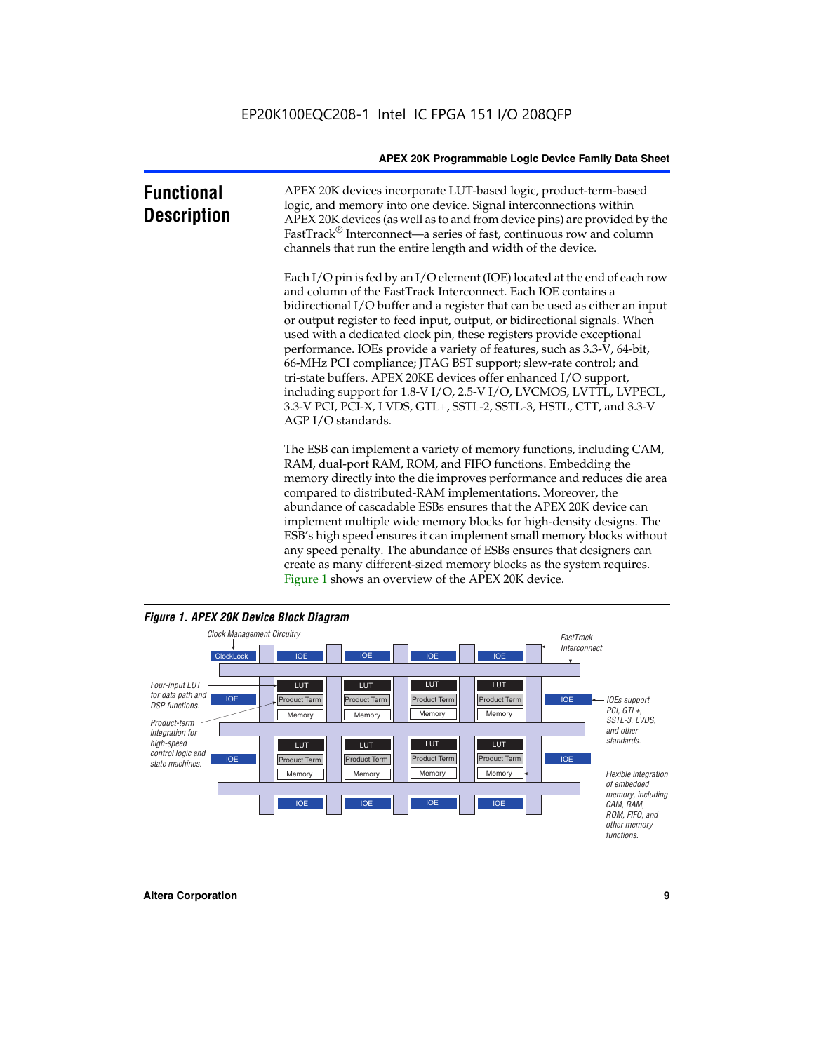# Functional Description

APEX 20K devices incorporate LUT-based logic, product-term-based logic, and memory into one device. Signal interconnections within APEX 20K devices (as well as to and from device pins) are provided by the FastTrack® Interconnect—a series of fast, continuous row and column channels that run the entire length and width of the device.

Each I/O pin is fed by an I/O element (IOE) located at the end of each row and column of the FastTrack Interconnect. Each IOE contains a bidirectional I/O buffer and a register that can be used as either an input or output register to feed input, output, or bidirectional signals. When used with a dedicated clock pin, these registers provide exceptional performance. IOEs provide a variety of features, such as 3.3-V, 64-bit, 66-MHz PCI compliance; JTAG BST support; slew-rate control; and tri-state buffers. APEX 20KE devices offer enhanced I/O support, including support for 1.8-V I/O, 2.5-V I/O, LVCMOS, LVTTL, LVPECL, 3.3-V PCI, PCI-X, LVDS, GTL+, SSTL-2, SSTL-3, HSTL, CTT, and 3.3-V AGP I/O standards.

The ESB can implement a variety of memory functions, including CAM, RAM, dual-port RAM, ROM, and FIFO functions. Embedding the memory directly into the die improves performance and reduces die area compared to distributed-RAM implementations. Moreover, the abundance of cascadable ESBs ensures that the APEX 20K device can implement multiple wide memory blocks for high-density designs. The ESB's high speed ensures it can implement small memory blocks without any speed penalty. The abundance of ESBs ensures that designers can create as many different-sized memory blocks as the system requires. Figure 1 shows an overview of the APEX 20K device.

**Figure 1. APEX 20K Device Block Diagram**

Clock Management Circuitry — ClockLock

FastTrack Interconnect

Four-input LUT for data path and DSP functions.

Product-term integration for high-speed control logic and state machines.

IOEs support PCI, GTL+, SSTL-3, LVDS, and other standards.

Flexible integration of embedded memory, including CAM, RAM, ROM, FIFO, and other memory functions.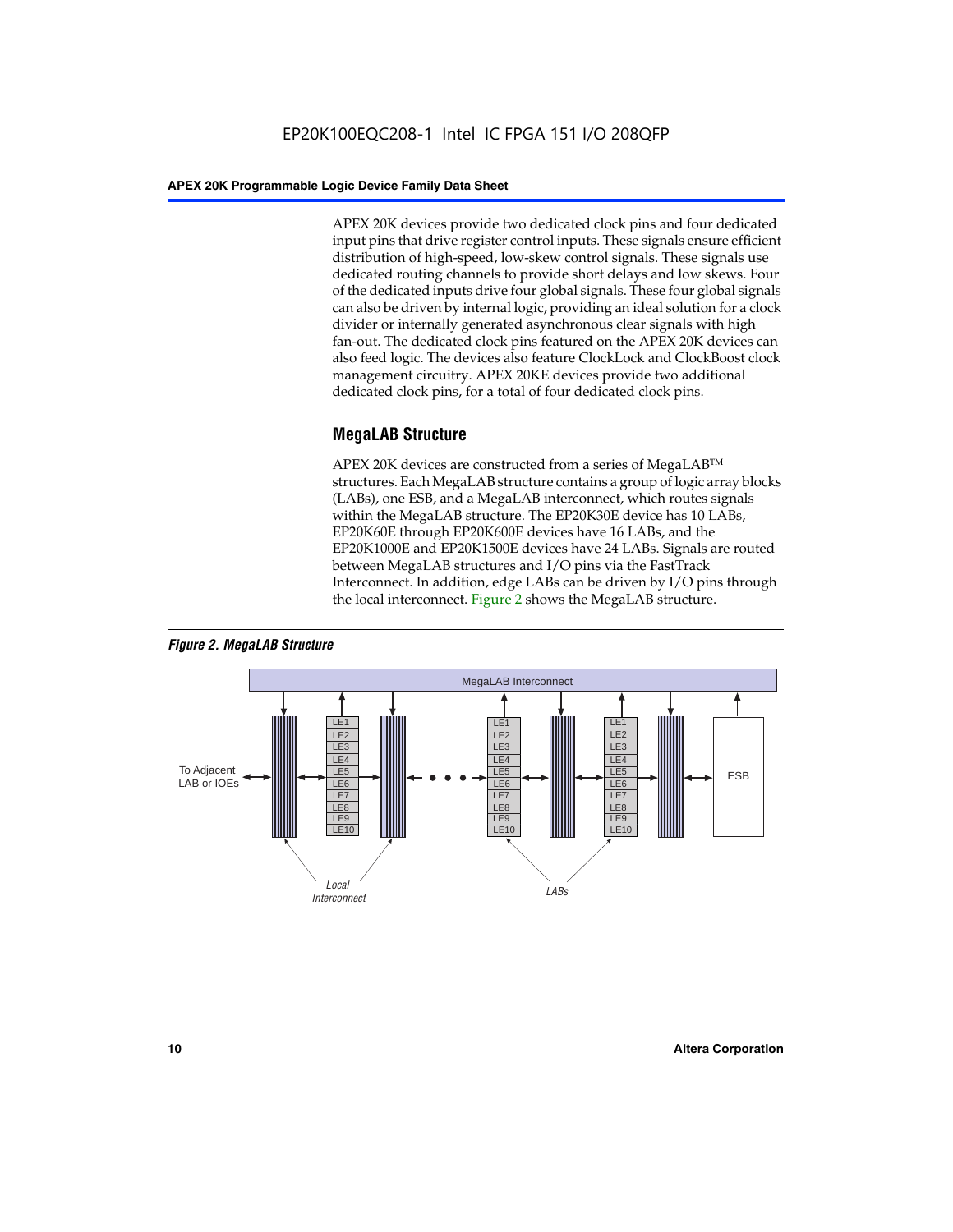APEX 20K devices provide two dedicated clock pins and four dedicated input pins that drive register control inputs. These signals ensure efficient distribution of high-speed, low-skew control signals. These signals use dedicated routing channels to provide short delays and low skews. Four of the dedicated inputs drive four global signals. These four global signals can also be driven by internal logic, providing an ideal solution for a clock divider or internally generated asynchronous clear signals with high fan-out. The dedicated clock pins featured on the APEX 20K devices can also feed logic. The devices also feature ClockLock and ClockBoost clock management circuitry. APEX 20KE devices provide two additional dedicated clock pins, for a total of four dedicated clock pins.

## MegaLAB Structure

APEX 20K devices are constructed from a series of MegaLAB™ structures. Each MegaLAB structure contains a group of logic array blocks (LABs), one ESB, and a MegaLAB interconnect, which routes signals within the MegaLAB structure. The EP20K30E device has 10 LABs, EP20K60E through EP20K600E devices have 16 LABs, and the EP20K1000E and EP20K1500E devices have 24 LABs. Signals are routed between MegaLAB structures and I/O pins via the FastTrack Interconnect. In addition, edge LABs can be driven by I/O pins through the local interconnect. Figure 2 shows the MegaLAB structure.

*Figure 2. MegaLAB Structure*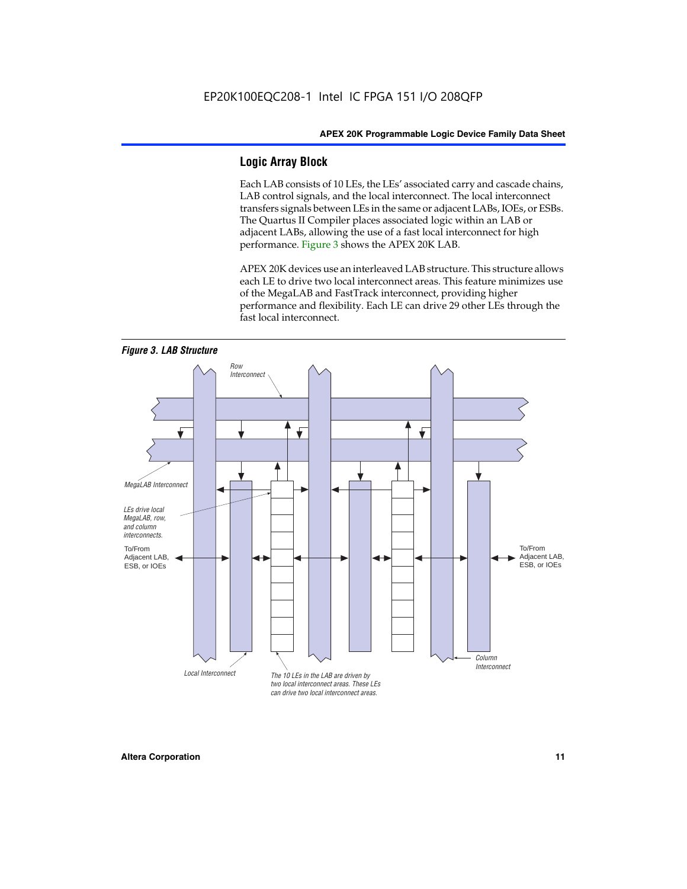## Logic Array Block

Each LAB consists of 10 LEs, the LEs' associated carry and cascade chains, LAB control signals, and the local interconnect. The local interconnect transfers signals between LEs in the same or adjacent LABs, IOEs, or ESBs. The Quartus II Compiler places associated logic within an LAB or adjacent LABs, allowing the use of a fast local interconnect for high performance. Figure 3 shows the APEX 20K LAB.

APEX 20K devices use an interleaved LAB structure. This structure allows each LE to drive two local interconnect areas. This feature minimizes use of the MegaLAB and FastTrack interconnect, providing higher performance and flexibility. Each LE can drive 29 other LEs through the fast local interconnect.

*Figure 3. LAB Structure*

Row Interconnect

MegaLAB Interconnect

LEs drive local MegaLAB, row, and column interconnects.

To/From Adjacent LAB, ESB, or IOEs

To/From Adjacent LAB, ESB, or IOEs

Column Interconnect

Local Interconnect

The 10 LEs in the LAB are driven by two local interconnect areas. These LEs can drive two local interconnect areas.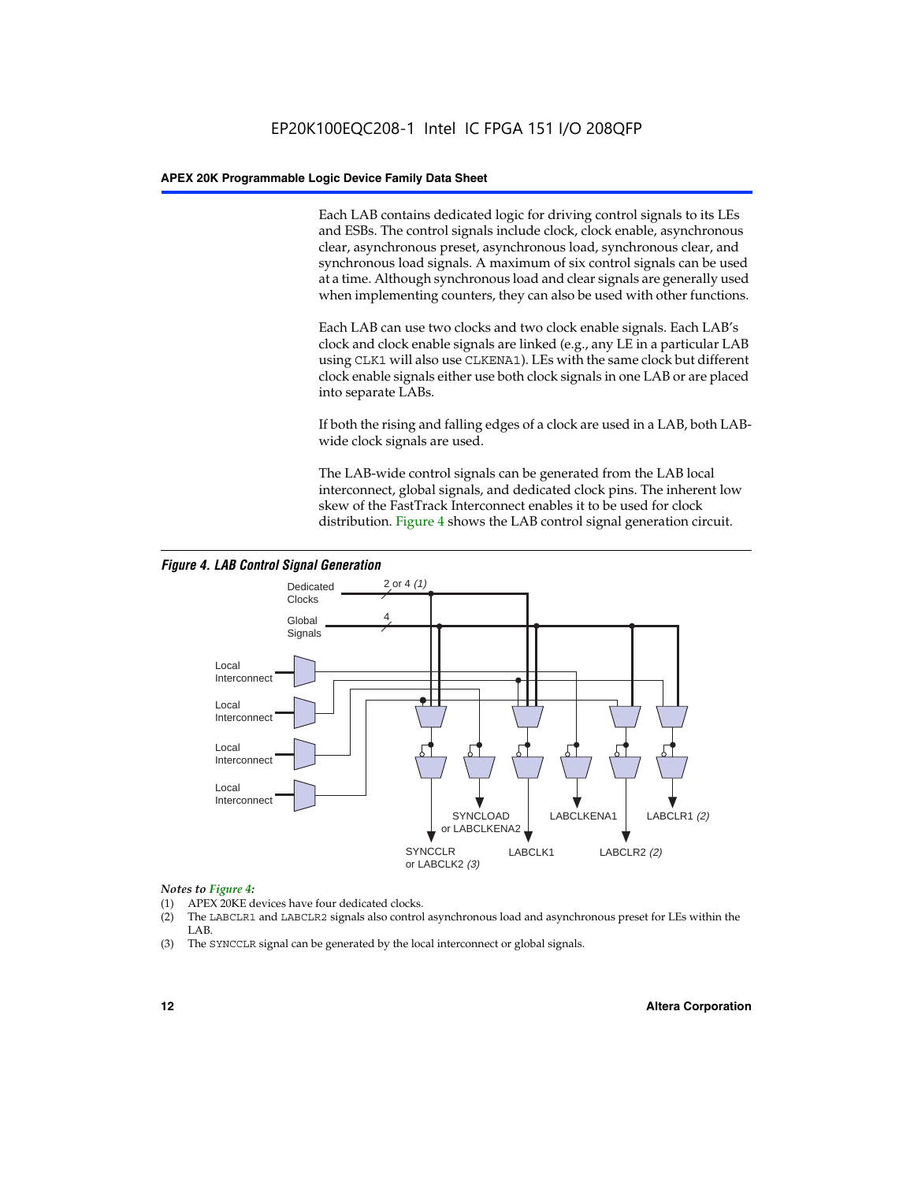Each LAB contains dedicated logic for driving control signals to its LEs and ESBs. The control signals include clock, clock enable, asynchronous clear, asynchronous preset, asynchronous load, synchronous clear, and synchronous load signals. A maximum of six control signals can be used at a time. Although synchronous load and clear signals are generally used when implementing counters, they can also be used with other functions.

Each LAB can use two clocks and two clock enable signals. Each LAB's clock and clock enable signals are linked (e.g., any LE in a particular LAB using `CLK1` will also use `CLKENA1`). LEs with the same clock but different clock enable signals either use both clock signals in one LAB or are placed into separate LABs.

If both the rising and falling edges of a clock are used in a LAB, both LAB-wide clock signals are used.

The LAB-wide control signals can be generated from the LAB local interconnect, global signals, and dedicated clock pins. The inherent low skew of the FastTrack Interconnect enables it to be used for clock distribution. Figure 4 shows the LAB control signal generation circuit.

***Figure 4. LAB Control Signal Generation***

Dedicated Clocks — 2 or 4 *(1)*
Global Signals — 4
Local Interconnect
Local Interconnect
Local Interconnect
Local Interconnect

SYNCCLR or LABCLK2 *(3)*
SYNCLOAD or LABCLKENA2
LABCLK1
LABCLKENA1
LABCLR2 *(2)*
LABCLR1 *(2)*

*Notes to Figure 4:*

(1) APEX 20KE devices have four dedicated clocks.
(2) The `LABCLR1` and `LABCLR2` signals also control asynchronous load and asynchronous preset for LEs within the LAB.
(3) The `SYNCCLR` signal can be generated by the local interconnect or global signals.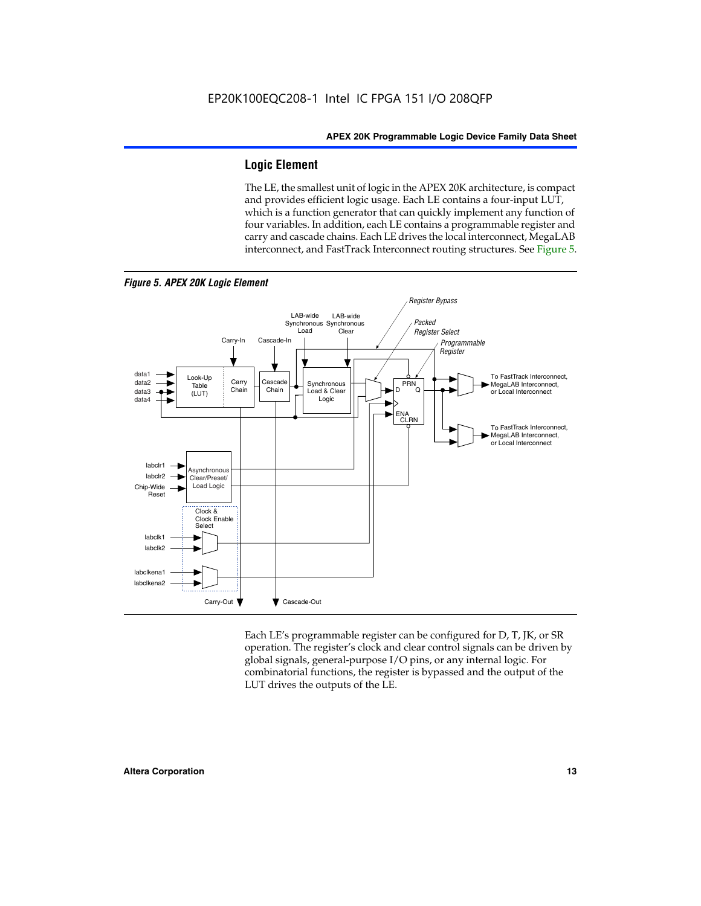## Logic Element

The LE, the smallest unit of logic in the APEX 20K architecture, is compact and provides efficient logic usage. Each LE contains a four-input LUT, which is a function generator that can quickly implement any function of four variables. In addition, each LE contains a programmable register and carry and cascade chains. Each LE drives the local interconnect, MegaLAB interconnect, and FastTrack Interconnect routing structures. See Figure 5.

*Figure 5. APEX 20K Logic Element*

Each LE's programmable register can be configured for D, T, JK, or SR operation. The register's clock and clear control signals can be driven by global signals, general-purpose I/O pins, or any internal logic. For combinatorial functions, the register is bypassed and the output of the LUT drives the outputs of the LE.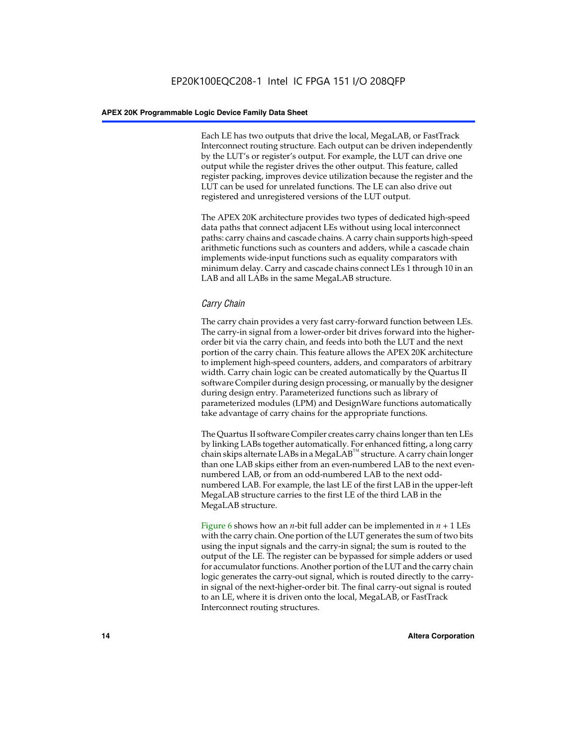Each LE has two outputs that drive the local, MegaLAB, or FastTrack Interconnect routing structure. Each output can be driven independently by the LUT's or register's output. For example, the LUT can drive one output while the register drives the other output. This feature, called register packing, improves device utilization because the register and the LUT can be used for unrelated functions. The LE can also drive out registered and unregistered versions of the LUT output.

The APEX 20K architecture provides two types of dedicated high-speed data paths that connect adjacent LEs without using local interconnect paths: carry chains and cascade chains. A carry chain supports high-speed arithmetic functions such as counters and adders, while a cascade chain implements wide-input functions such as equality comparators with minimum delay. Carry and cascade chains connect LEs 1 through 10 in an LAB and all LABs in the same MegaLAB structure.

### *Carry Chain*

The carry chain provides a very fast carry-forward function between LEs. The carry-in signal from a lower-order bit drives forward into the higher-order bit via the carry chain, and feeds into both the LUT and the next portion of the carry chain. This feature allows the APEX 20K architecture to implement high-speed counters, adders, and comparators of arbitrary width. Carry chain logic can be created automatically by the Quartus II software Compiler during design processing, or manually by the designer during design entry. Parameterized functions such as library of parameterized modules (LPM) and DesignWare functions automatically take advantage of carry chains for the appropriate functions.

The Quartus II software Compiler creates carry chains longer than ten LEs by linking LABs together automatically. For enhanced fitting, a long carry chain skips alternate LABs in a MegaLAB™ structure. A carry chain longer than one LAB skips either from an even-numbered LAB to the next even-numbered LAB, or from an odd-numbered LAB to the next odd-numbered LAB. For example, the last LE of the first LAB in the upper-left MegaLAB structure carries to the first LE of the third LAB in the MegaLAB structure.

Figure 6 shows how an $n$-bit full adder can be implemented in $n + 1$ LEs with the carry chain. One portion of the LUT generates the sum of two bits using the input signals and the carry-in signal; the sum is routed to the output of the LE. The register can be bypassed for simple adders or used for accumulator functions. Another portion of the LUT and the carry chain logic generates the carry-out signal, which is routed directly to the carry-in signal of the next-higher-order bit. The final carry-out signal is routed to an LE, where it is driven onto the local, MegaLAB, or FastTrack Interconnect routing structures.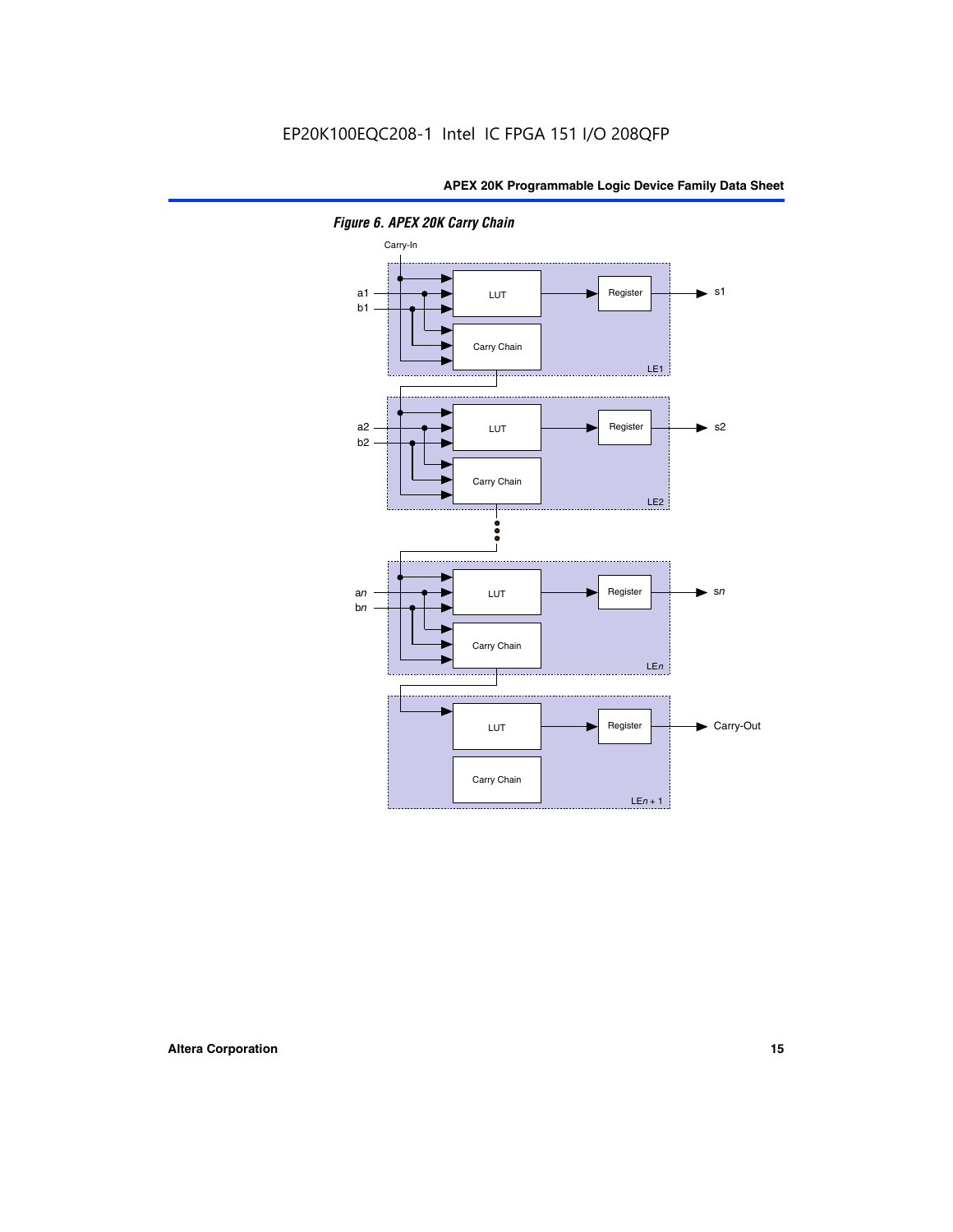EP20K100EQC208-1 Intel IC FPGA 151 I/O 208QFP

*Figure 6. APEX 20K Carry Chain*

Carry-In

a1
b1

LUT

Register

s1

Carry Chain

LE1

a2
b2

LUT

Register

s2

Carry Chain

LE2

a*n*
b*n*

LUT

Register

s*n*

Carry Chain

LE*n*

LUT

Register

Carry-Out

Carry Chain

LE*n* + 1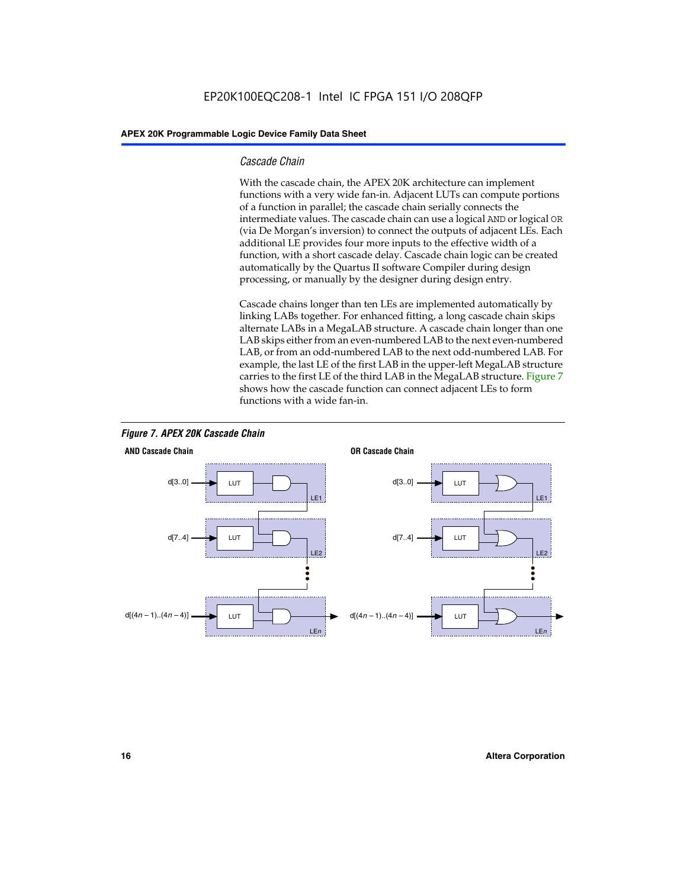### Cascade Chain

With the cascade chain, the APEX 20K architecture can implement functions with a very wide fan-in. Adjacent LUTs can compute portions of a function in parallel; the cascade chain serially connects the intermediate values. The cascade chain can use a logical AND or logical OR (via De Morgan's inversion) to connect the outputs of adjacent LEs. Each additional LE provides four more inputs to the effective width of a function, with a short cascade delay. Cascade chain logic can be created automatically by the Quartus II software Compiler during design processing, or manually by the designer during design entry.

Cascade chains longer than ten LEs are implemented automatically by linking LABs together. For enhanced fitting, a long cascade chain skips alternate LABs in a MegaLAB structure. A cascade chain longer than one LAB skips either from an even-numbered LAB to the next even-numbered LAB, or from an odd-numbered LAB to the next odd-numbered LAB. For example, the last LE of the first LAB in the upper-left MegaLAB structure carries to the first LE of the third LAB in the MegaLAB structure. Figure 7 shows how the cascade function can connect adjacent LEs to form functions with a wide fan-in.

*Figure 7. APEX 20K Cascade Chain*

**AND Cascade Chain**

d[3..0] → LUT → LE1
d[7..4] → LUT → LE2
d[(4*n* – 1)..(4*n* – 4)] → LUT → LE*n*

**OR Cascade Chain**

d[3..0] → LUT → LE1
d[7..4] → LUT → LE2
d[(4*n* – 1)..(4*n* – 4)] → LUT → LE*n*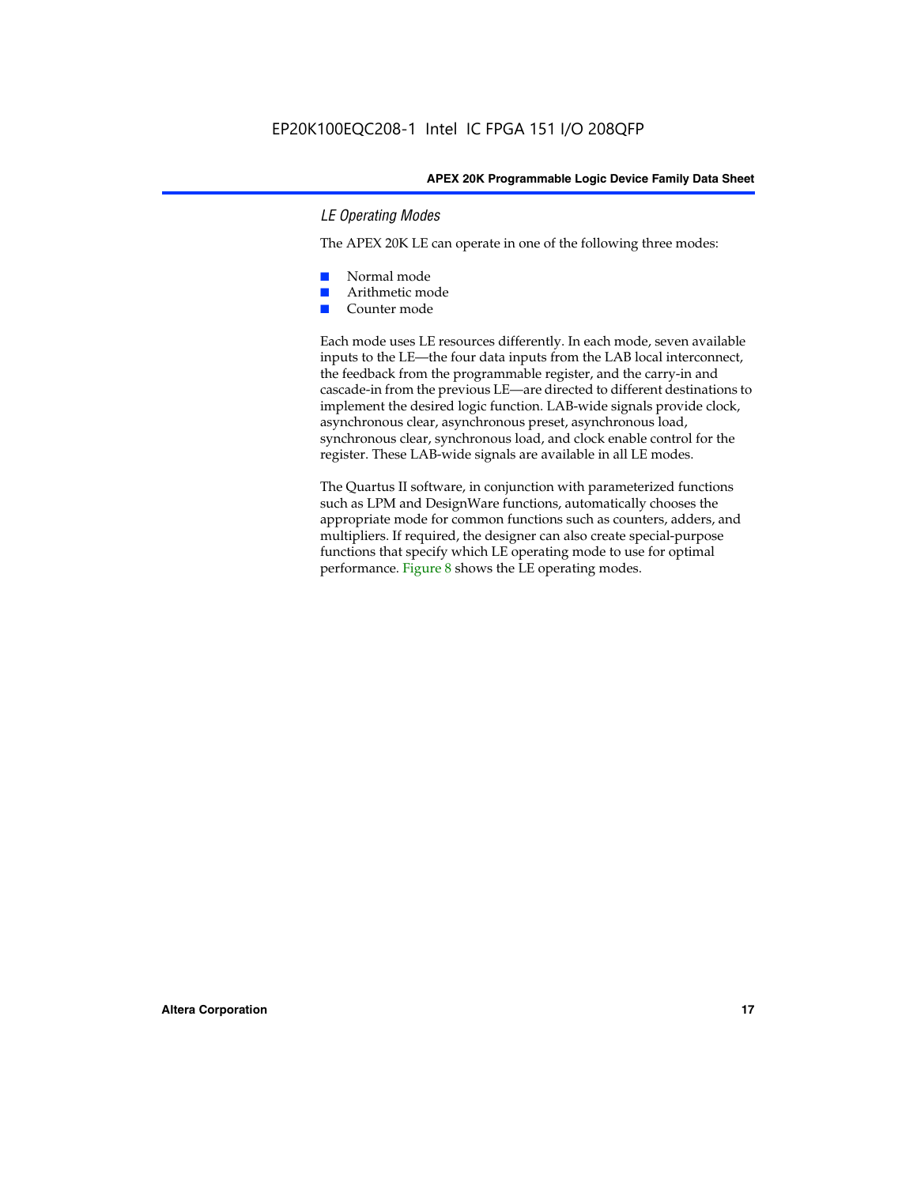### *LE Operating Modes*

The APEX 20K LE can operate in one of the following three modes:

- Normal mode
- Arithmetic mode
- Counter mode

Each mode uses LE resources differently. In each mode, seven available inputs to the LE—the four data inputs from the LAB local interconnect, the feedback from the programmable register, and the carry-in and cascade-in from the previous LE—are directed to different destinations to implement the desired logic function. LAB-wide signals provide clock, asynchronous clear, asynchronous preset, asynchronous load, synchronous clear, synchronous load, and clock enable control for the register. These LAB-wide signals are available in all LE modes.

The Quartus II software, in conjunction with parameterized functions such as LPM and DesignWare functions, automatically chooses the appropriate mode for common functions such as counters, adders, and multipliers. If required, the designer can also create special-purpose functions that specify which LE operating mode to use for optimal performance. Figure 8 shows the LE operating modes.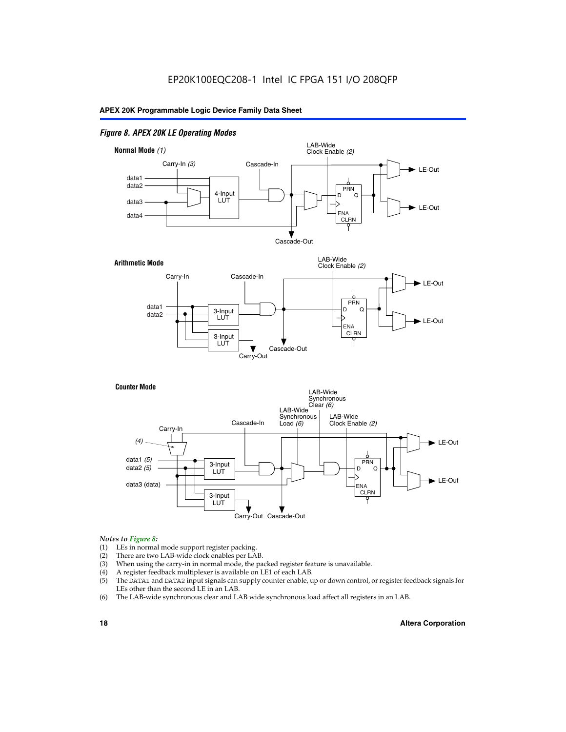*Figure 8. APEX 20K LE Operating Modes*

**Normal Mode** *(1)*

Carry-In *(3)*, Cascade-In, LAB-Wide Clock Enable *(2)*, data1, data2, data3, data4, 4-Input LUT, PRN, D, Q, ENA, CLRN, LE-Out, LE-Out, Cascade-Out

**Arithmetic Mode**

Carry-In, Cascade-In, LAB-Wide Clock Enable *(2)*, data1, data2, 3-Input LUT, 3-Input LUT, PRN, D, Q, ENA, CLRN, LE-Out, LE-Out, Cascade-Out, Carry-Out

**Counter Mode**

Carry-In, *(4)*, Cascade-In, LAB-Wide Synchronous Load *(6)*, LAB-Wide Synchronous Clear *(6)*, LAB-Wide Clock Enable *(2)*, data1 *(5)*, data2 *(5)*, data3 (data), 3-Input LUT, 3-Input LUT, PRN, D, Q, ENA, CLRN, LE-Out, LE-Out, Carry-Out, Cascade-Out

*Notes to Figure 8:*

(1) LEs in normal mode support register packing.
(2) There are two LAB-wide clock enables per LAB.
(3) When using the carry-in in normal mode, the packed register feature is unavailable.
(4) A register feedback multiplexer is available on LE1 of each LAB.
(5) The DATA1 and DATA2 input signals can supply counter enable, up or down control, or register feedback signals for LEs other than the second LE in an LAB.
(6) The LAB-wide synchronous clear and LAB wide synchronous load affect all registers in an LAB.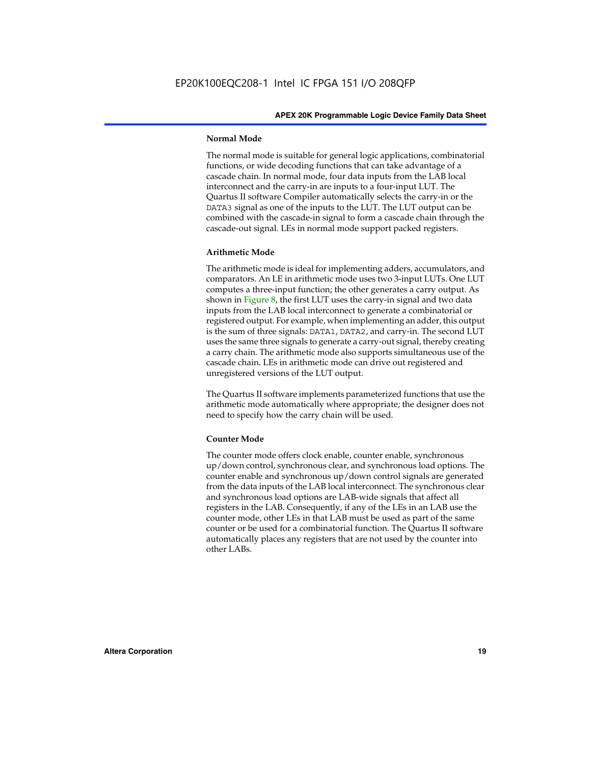### Normal Mode

The normal mode is suitable for general logic applications, combinatorial functions, or wide decoding functions that can take advantage of a cascade chain. In normal mode, four data inputs from the LAB local interconnect and the carry-in are inputs to a four-input LUT. The Quartus II software Compiler automatically selects the carry-in or the DATA3 signal as one of the inputs to the LUT. The LUT output can be combined with the cascade-in signal to form a cascade chain through the cascade-out signal. LEs in normal mode support packed registers.

### Arithmetic Mode

The arithmetic mode is ideal for implementing adders, accumulators, and comparators. An LE in arithmetic mode uses two 3-input LUTs. One LUT computes a three-input function; the other generates a carry output. As shown in Figure 8, the first LUT uses the carry-in signal and two data inputs from the LAB local interconnect to generate a combinatorial or registered output. For example, when implementing an adder, this output is the sum of three signals: DATA1, DATA2, and carry-in. The second LUT uses the same three signals to generate a carry-out signal, thereby creating a carry chain. The arithmetic mode also supports simultaneous use of the cascade chain. LEs in arithmetic mode can drive out registered and unregistered versions of the LUT output.

The Quartus II software implements parameterized functions that use the arithmetic mode automatically where appropriate; the designer does not need to specify how the carry chain will be used.

### Counter Mode

The counter mode offers clock enable, counter enable, synchronous up/down control, synchronous clear, and synchronous load options. The counter enable and synchronous up/down control signals are generated from the data inputs of the LAB local interconnect. The synchronous clear and synchronous load options are LAB-wide signals that affect all registers in the LAB. Consequently, if any of the LEs in an LAB use the counter mode, other LEs in that LAB must be used as part of the same counter or be used for a combinatorial function. The Quartus II software automatically places any registers that are not used by the counter into other LABs.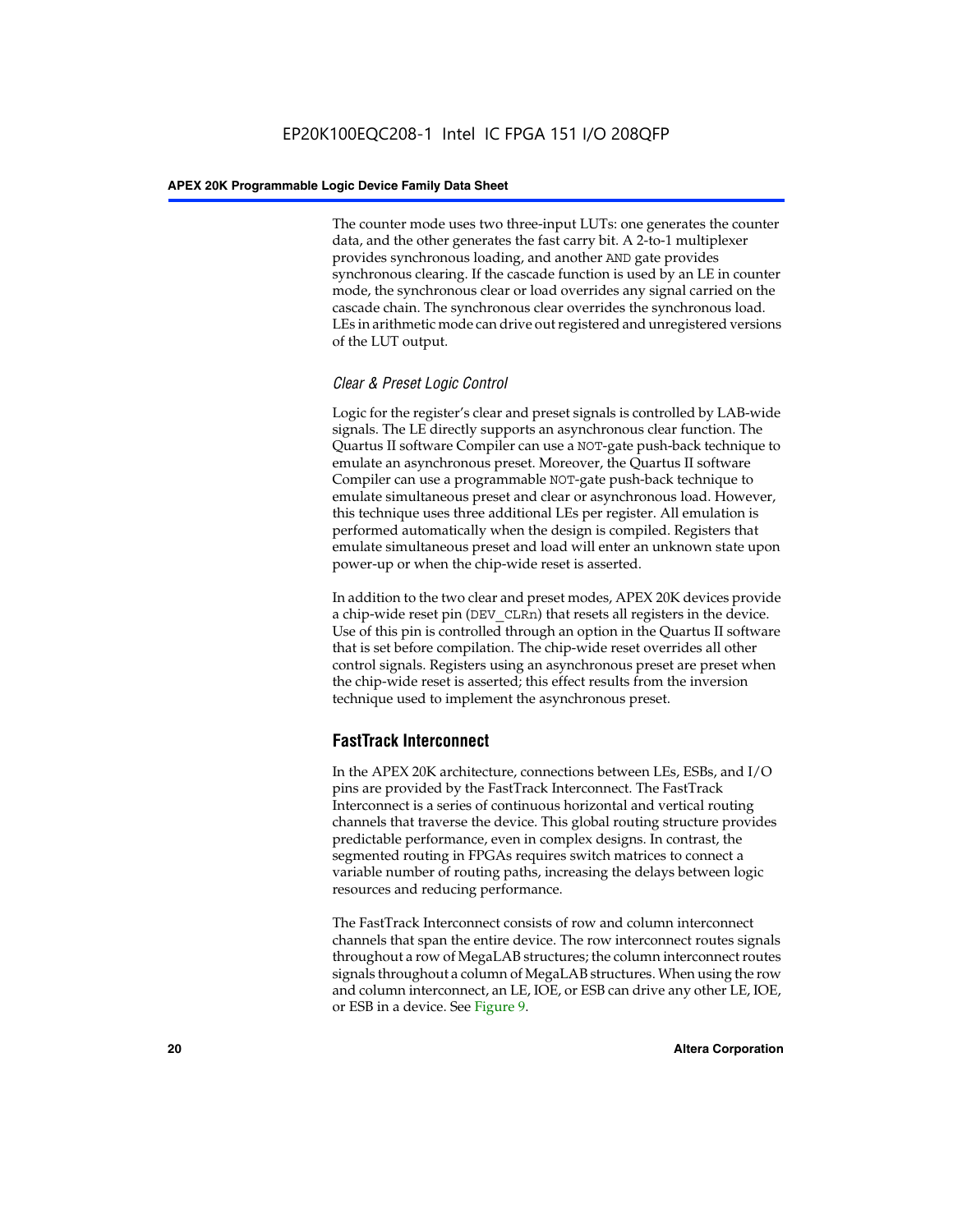The counter mode uses two three-input LUTs: one generates the counter data, and the other generates the fast carry bit. A 2-to-1 multiplexer provides synchronous loading, and another AND gate provides synchronous clearing. If the cascade function is used by an LE in counter mode, the synchronous clear or load overrides any signal carried on the cascade chain. The synchronous clear overrides the synchronous load. LEs in arithmetic mode can drive out registered and unregistered versions of the LUT output.

#### *Clear & Preset Logic Control*

Logic for the register's clear and preset signals is controlled by LAB-wide signals. The LE directly supports an asynchronous clear function. The Quartus II software Compiler can use a NOT-gate push-back technique to emulate an asynchronous preset. Moreover, the Quartus II software Compiler can use a programmable NOT-gate push-back technique to emulate simultaneous preset and clear or asynchronous load. However, this technique uses three additional LEs per register. All emulation is performed automatically when the design is compiled. Registers that emulate simultaneous preset and load will enter an unknown state upon power-up or when the chip-wide reset is asserted.

In addition to the two clear and preset modes, APEX 20K devices provide a chip-wide reset pin (DEV_CLRn) that resets all registers in the device. Use of this pin is controlled through an option in the Quartus II software that is set before compilation. The chip-wide reset overrides all other control signals. Registers using an asynchronous preset are preset when the chip-wide reset is asserted; this effect results from the inversion technique used to implement the asynchronous preset.

### FastTrack Interconnect

In the APEX 20K architecture, connections between LEs, ESBs, and I/O pins are provided by the FastTrack Interconnect. The FastTrack Interconnect is a series of continuous horizontal and vertical routing channels that traverse the device. This global routing structure provides predictable performance, even in complex designs. In contrast, the segmented routing in FPGAs requires switch matrices to connect a variable number of routing paths, increasing the delays between logic resources and reducing performance.

The FastTrack Interconnect consists of row and column interconnect channels that span the entire device. The row interconnect routes signals throughout a row of MegaLAB structures; the column interconnect routes signals throughout a column of MegaLAB structures. When using the row and column interconnect, an LE, IOE, or ESB can drive any other LE, IOE, or ESB in a device. See Figure 9.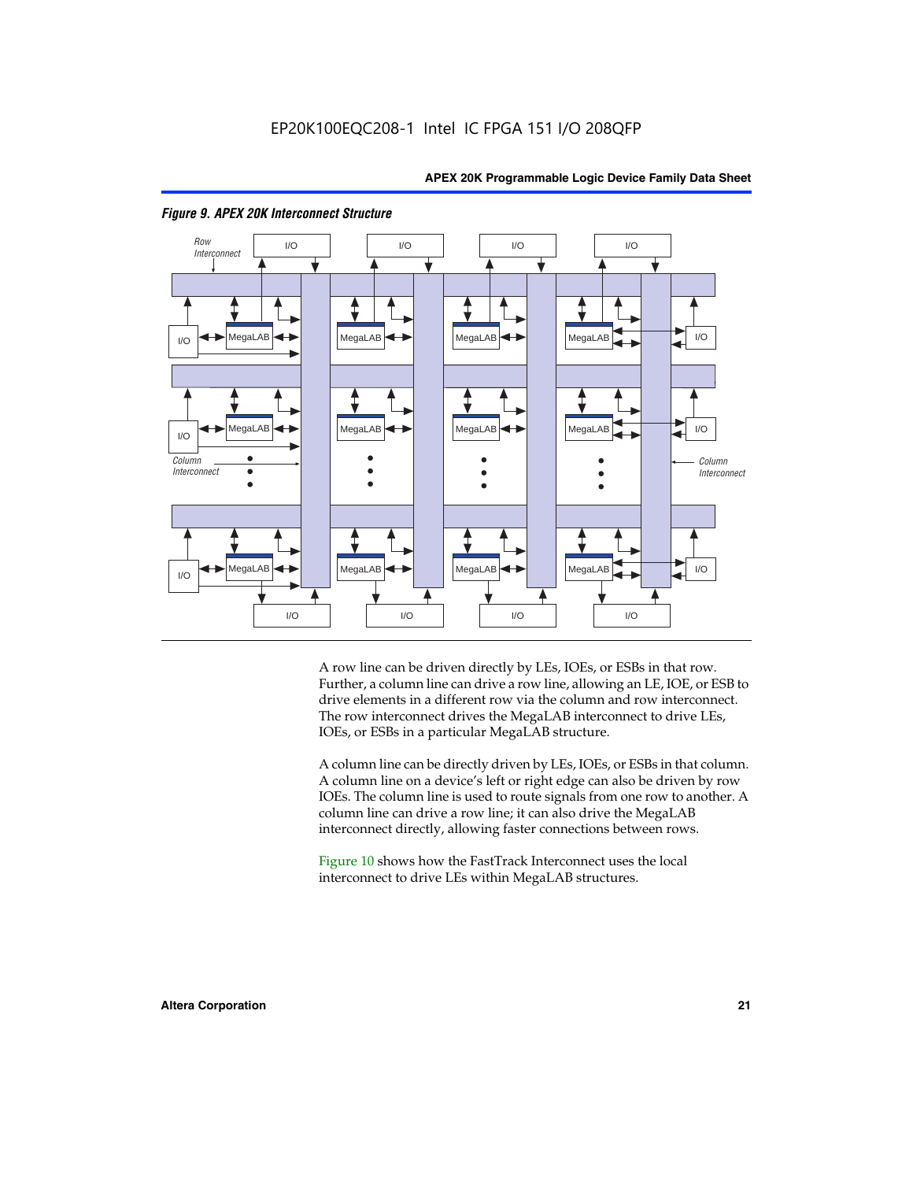*Figure 9. APEX 20K Interconnect Structure*

A row line can be driven directly by LEs, IOEs, or ESBs in that row. Further, a column line can drive a row line, allowing an LE, IOE, or ESB to drive elements in a different row via the column and row interconnect. The row interconnect drives the MegaLAB interconnect to drive LEs, IOEs, or ESBs in a particular MegaLAB structure.

A column line can be directly driven by LEs, IOEs, or ESBs in that column. A column line on a device's left or right edge can also be driven by row IOEs. The column line is used to route signals from one row to another. A column line can drive a row line; it can also drive the MegaLAB interconnect directly, allowing faster connections between rows.

Figure 10 shows how the FastTrack Interconnect uses the local interconnect to drive LEs within MegaLAB structures.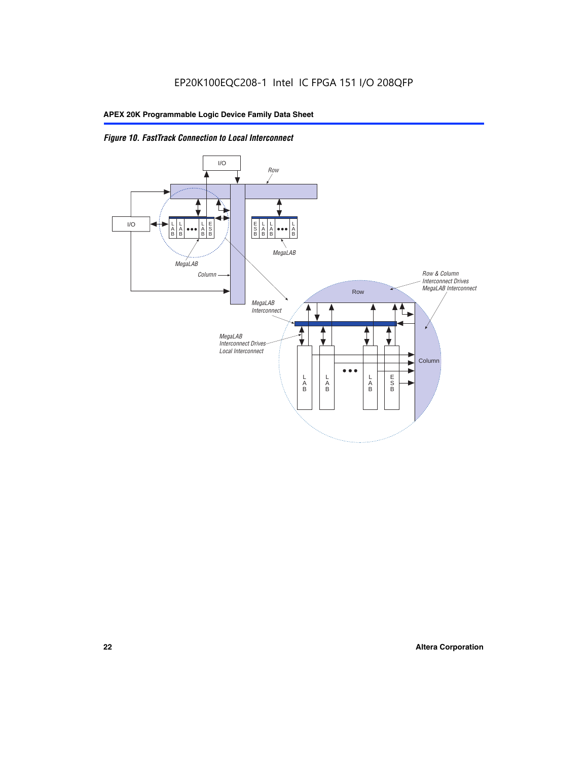*Figure 10. FastTrack Connection to Local Interconnect*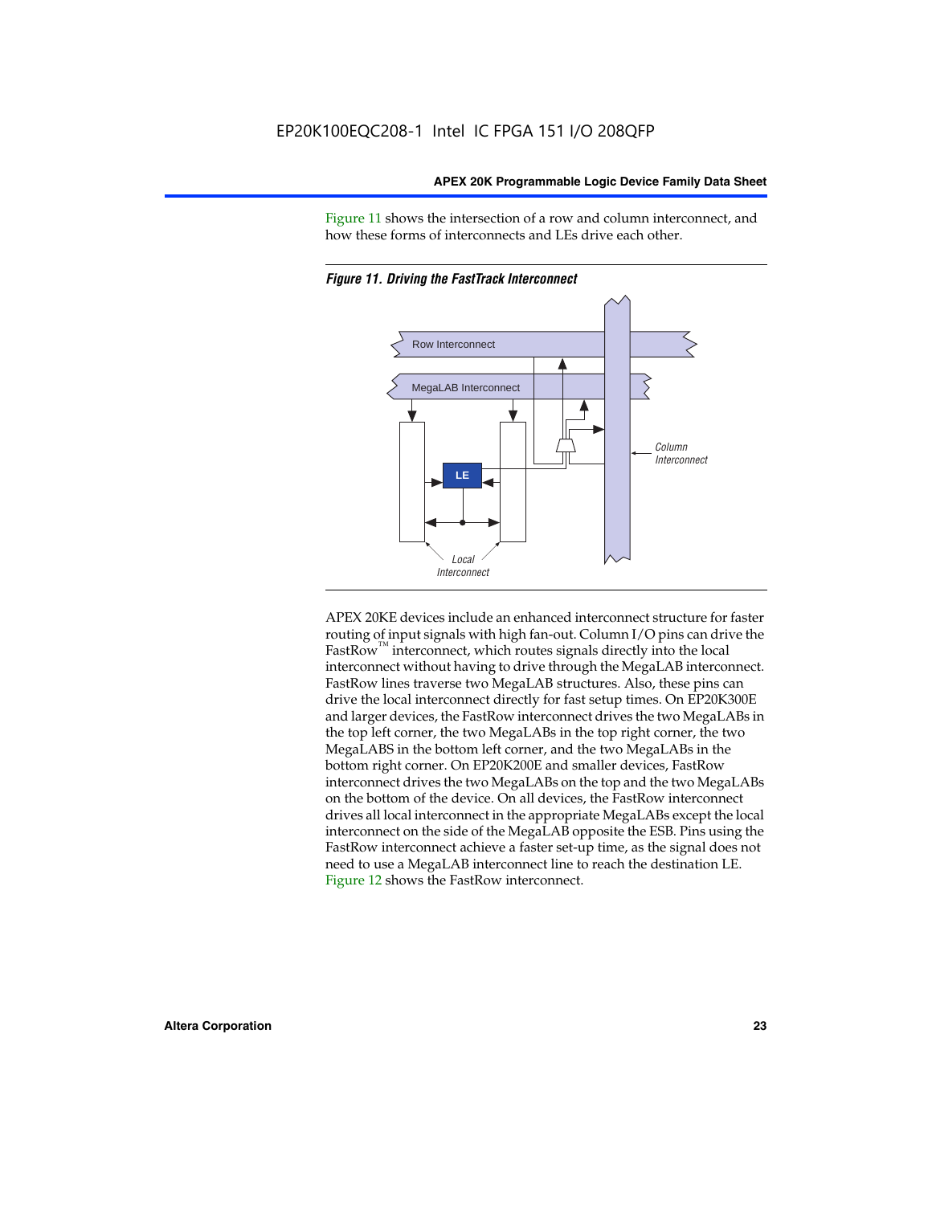Figure 11 shows the intersection of a row and column interconnect, and how these forms of interconnects and LEs drive each other.

*Figure 11. Driving the FastTrack Interconnect*

APEX 20KE devices include an enhanced interconnect structure for faster routing of input signals with high fan-out. Column I/O pins can drive the FastRow™ interconnect, which routes signals directly into the local interconnect without having to drive through the MegaLAB interconnect. FastRow lines traverse two MegaLAB structures. Also, these pins can drive the local interconnect directly for fast setup times. On EP20K300E and larger devices, the FastRow interconnect drives the two MegaLABs in the top left corner, the two MegaLABs in the top right corner, the two MegaLABS in the bottom left corner, and the two MegaLABs in the bottom right corner. On EP20K200E and smaller devices, FastRow interconnect drives the two MegaLABs on the top and the two MegaLABs on the bottom of the device. On all devices, the FastRow interconnect drives all local interconnect in the appropriate MegaLABs except the local interconnect on the side of the MegaLAB opposite the ESB. Pins using the FastRow interconnect achieve a faster set-up time, as the signal does not need to use a MegaLAB interconnect line to reach the destination LE. Figure 12 shows the FastRow interconnect.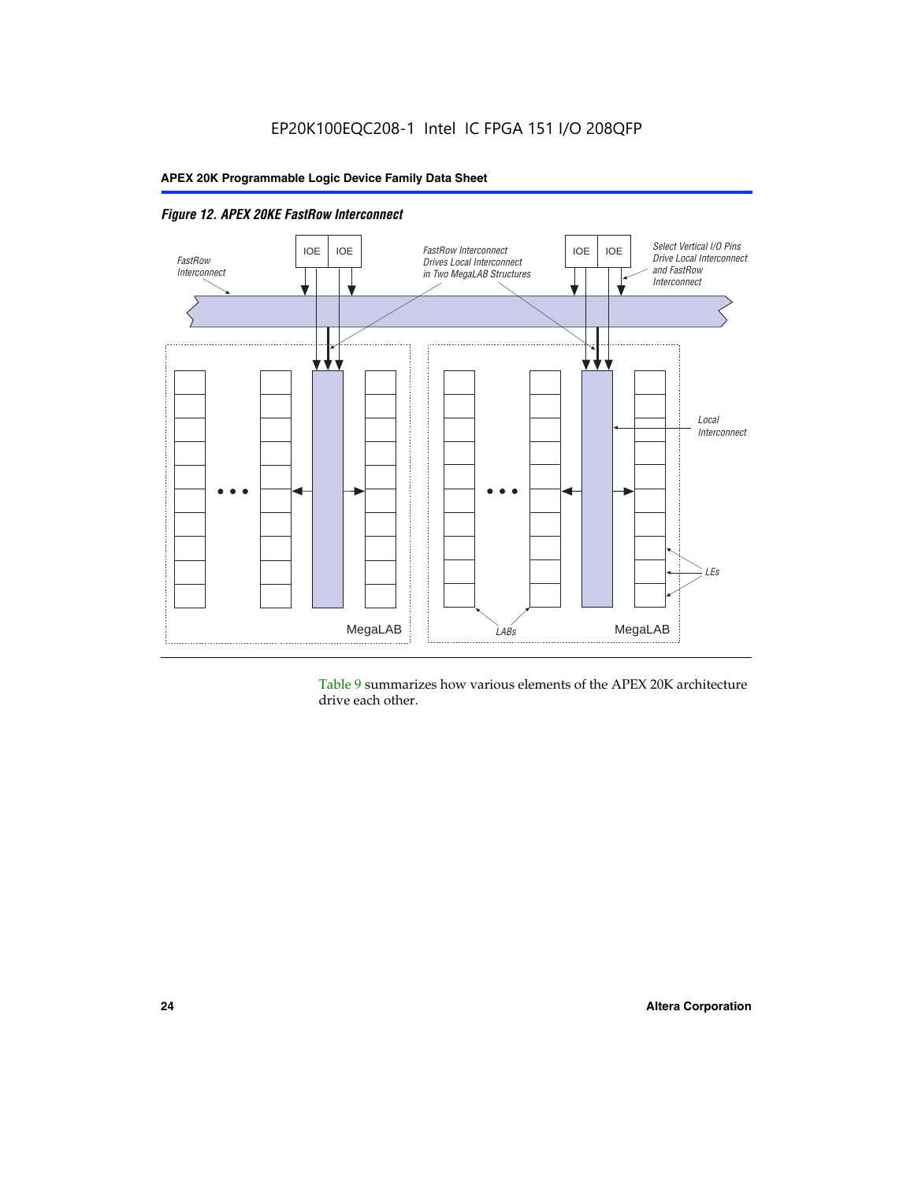*Figure 12. APEX 20KE FastRow Interconnect*

Table 9 summarizes how various elements of the APEX 20K architecture drive each other.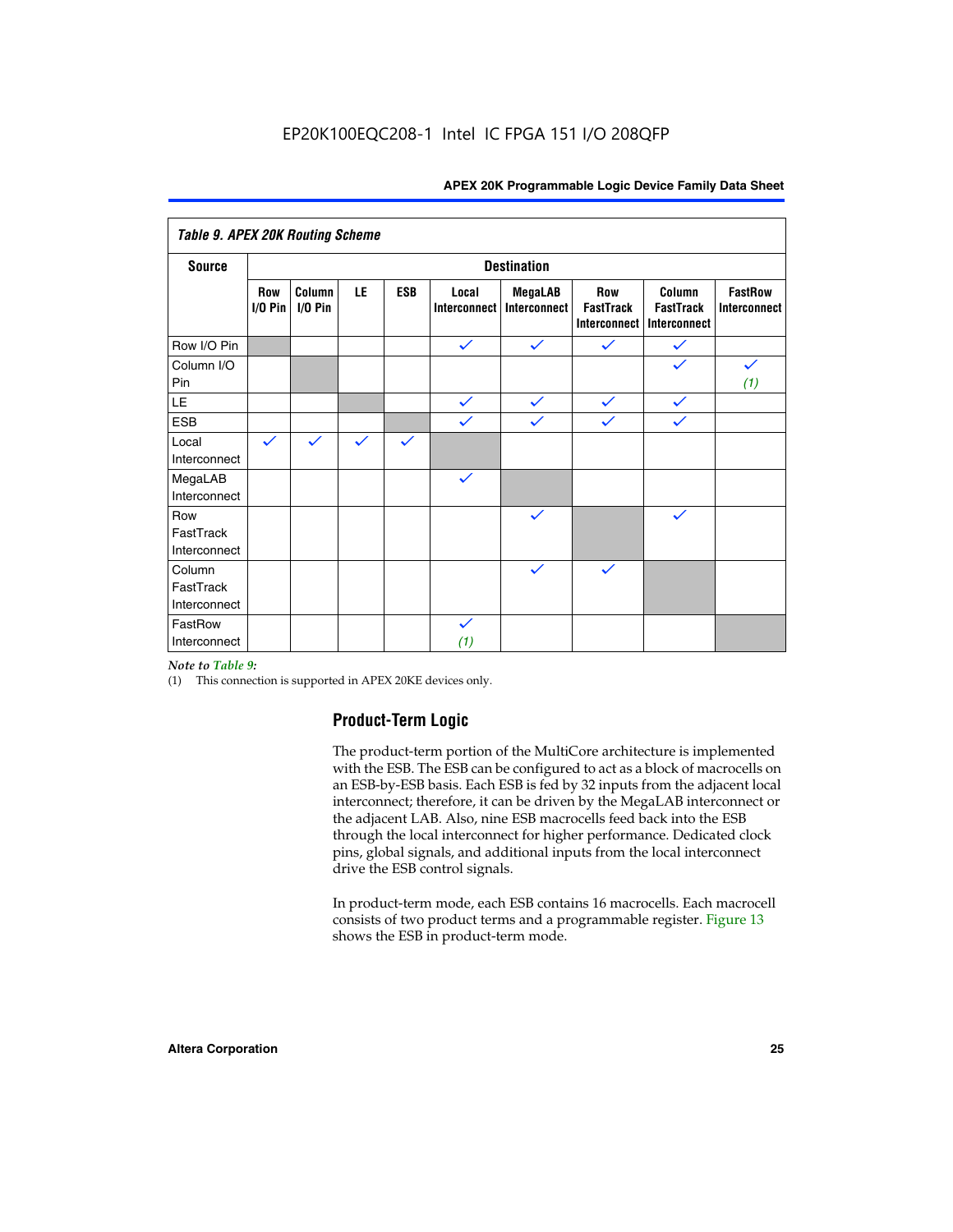Table 9. APEX 20K Routing Scheme

| Source | Destination | | | | | | | | |
|---|---|---|---|---|---|---|---|---|---|
| | Row I/O Pin | Column I/O Pin | LE | ESB | Local Interconnect | MegaLAB Interconnect | Row FastTrack Interconnect | Column FastTrack Interconnect | FastRow Interconnect |
| Row I/O Pin | | | | | ✓ | ✓ | ✓ | ✓ | |
| Column I/O Pin | | | | | | | | ✓ | ✓ (1) |
| LE | | | | | ✓ | ✓ | ✓ | ✓ | |
| ESB | | | | | ✓ | ✓ | ✓ | ✓ | |
| Local Interconnect | ✓ | ✓ | ✓ | ✓ | | | | | |
| MegaLAB Interconnect | | | | | ✓ | | | | |
| Row FastTrack Interconnect | | | | | | ✓ | | ✓ | |
| Column FastTrack Interconnect | | | | | | ✓ | ✓ | | |
| FastRow Interconnect | | | | | ✓ (1) | | | | |

*Note to Table 9:*

(1) This connection is supported in APEX 20KE devices only.

## Product-Term Logic

The product-term portion of the MultiCore architecture is implemented with the ESB. The ESB can be configured to act as a block of macrocells on an ESB-by-ESB basis. Each ESB is fed by 32 inputs from the adjacent local interconnect; therefore, it can be driven by the MegaLAB interconnect or the adjacent LAB. Also, nine ESB macrocells feed back into the ESB through the local interconnect for higher performance. Dedicated clock pins, global signals, and additional inputs from the local interconnect drive the ESB control signals.

In product-term mode, each ESB contains 16 macrocells. Each macrocell consists of two product terms and a programmable register. Figure 13 shows the ESB in product-term mode.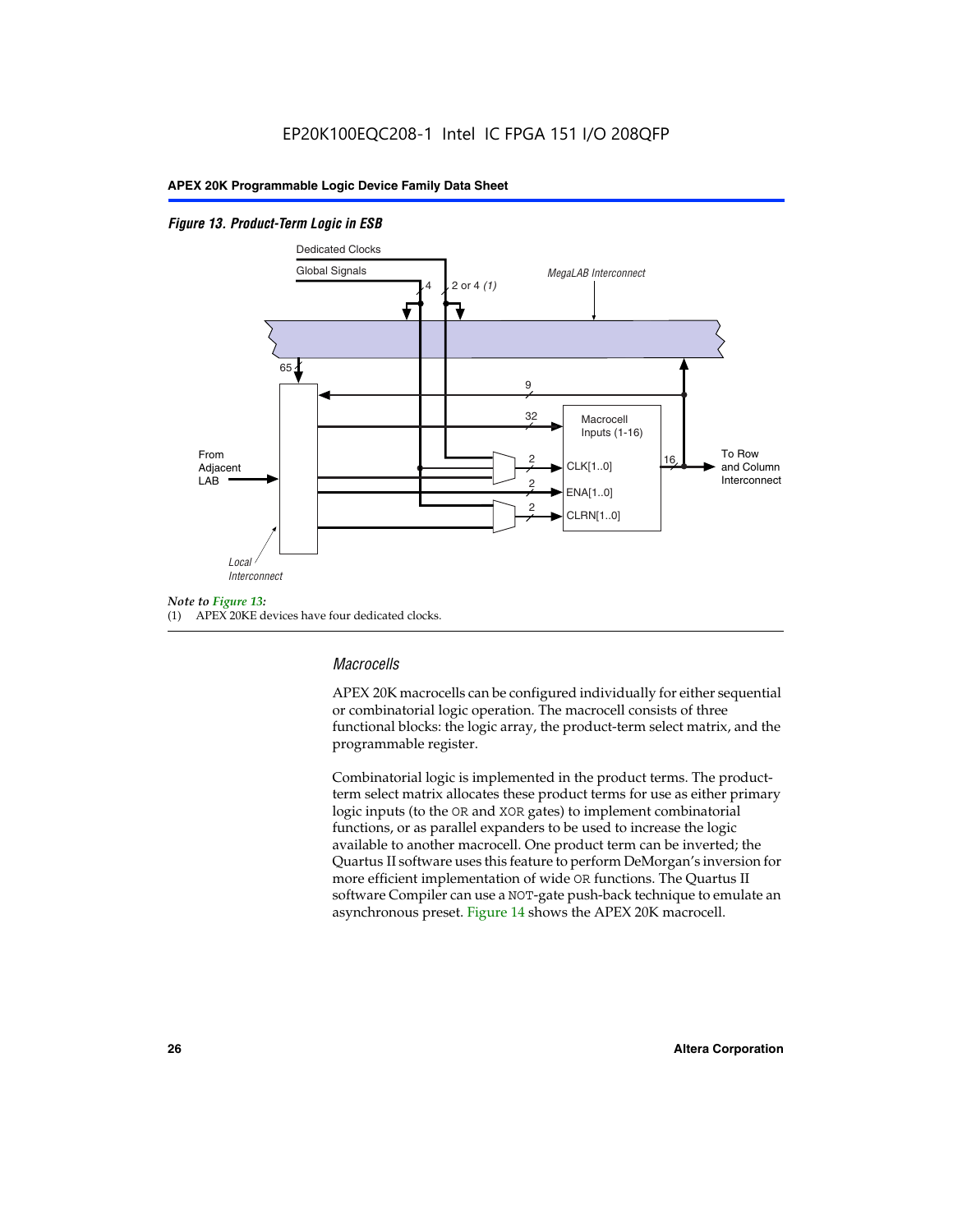*Figure 13. Product-Term Logic in ESB*

*Note to Figure 13:*

(1) APEX 20KE devices have four dedicated clocks.

### *Macrocells*

APEX 20K macrocells can be configured individually for either sequential or combinatorial logic operation. The macrocell consists of three functional blocks: the logic array, the product-term select matrix, and the programmable register.

Combinatorial logic is implemented in the product terms. The product-term select matrix allocates these product terms for use as either primary logic inputs (to the OR and XOR gates) to implement combinatorial functions, or as parallel expanders to be used to increase the logic available to another macrocell. One product term can be inverted; the Quartus II software uses this feature to perform DeMorgan's inversion for more efficient implementation of wide OR functions. The Quartus II software Compiler can use a NOT-gate push-back technique to emulate an asynchronous preset. Figure 14 shows the APEX 20K macrocell.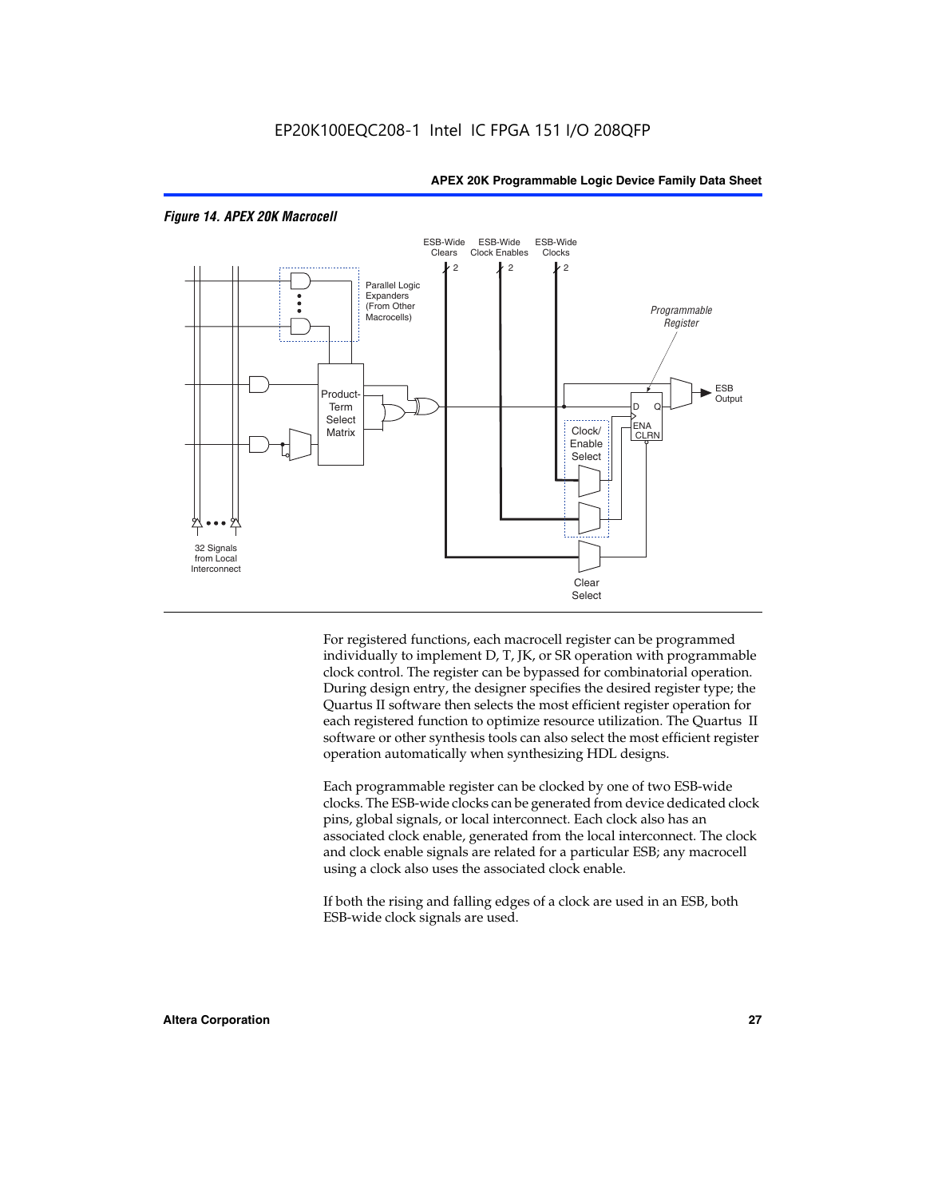*Figure 14. APEX 20K Macrocell*

For registered functions, each macrocell register can be programmed individually to implement D, T, JK, or SR operation with programmable clock control. The register can be bypassed for combinatorial operation. During design entry, the designer specifies the desired register type; the Quartus II software then selects the most efficient register operation for each registered function to optimize resource utilization. The Quartus II software or other synthesis tools can also select the most efficient register operation automatically when synthesizing HDL designs.

Each programmable register can be clocked by one of two ESB-wide clocks. The ESB-wide clocks can be generated from device dedicated clock pins, global signals, or local interconnect. Each clock also has an associated clock enable, generated from the local interconnect. The clock and clock enable signals are related for a particular ESB; any macrocell using a clock also uses the associated clock enable.

If both the rising and falling edges of a clock are used in an ESB, both ESB-wide clock signals are used.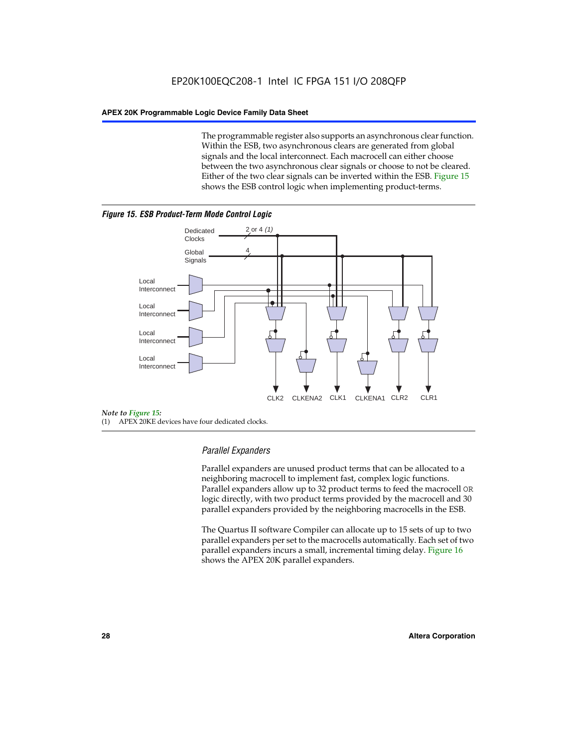The programmable register also supports an asynchronous clear function. Within the ESB, two asynchronous clears are generated from global signals and the local interconnect. Each macrocell can either choose between the two asynchronous clear signals or choose to not be cleared. Either of the two clear signals can be inverted within the ESB. Figure 15 shows the ESB control logic when implementing product-terms.

***Figure 15. ESB Product-Term Mode Control Logic***

*Note to Figure 15:*

(1) APEX 20KE devices have four dedicated clocks.

### *Parallel Expanders*

Parallel expanders are unused product terms that can be allocated to a neighboring macrocell to implement fast, complex logic functions. Parallel expanders allow up to 32 product terms to feed the macrocell OR logic directly, with two product terms provided by the macrocell and 30 parallel expanders provided by the neighboring macrocells in the ESB.

The Quartus II software Compiler can allocate up to 15 sets of up to two parallel expanders per set to the macrocells automatically. Each set of two parallel expanders incurs a small, incremental timing delay. Figure 16 shows the APEX 20K parallel expanders.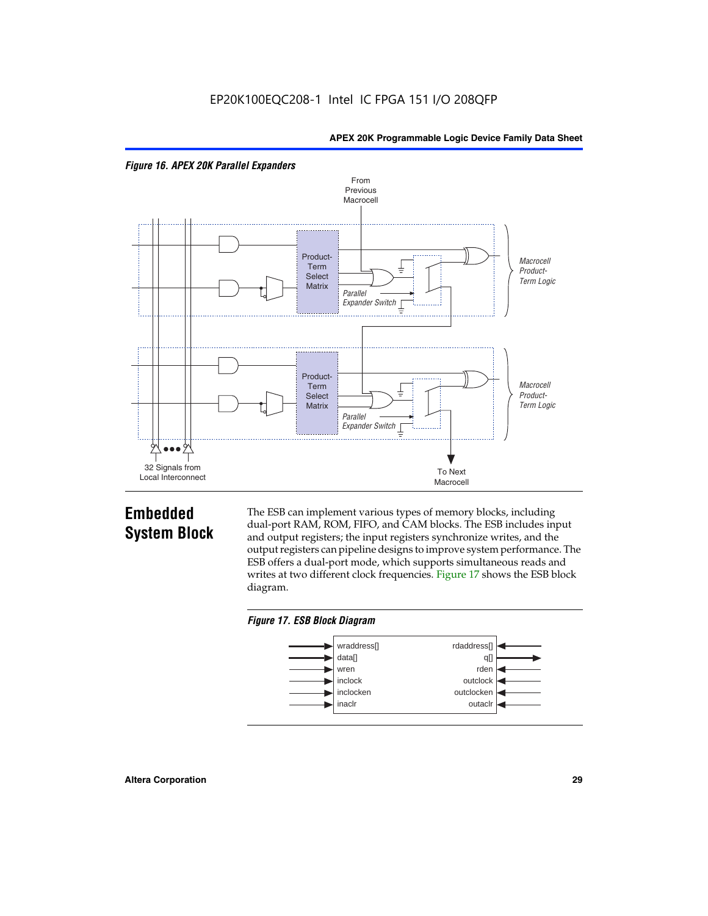*Figure 16. APEX 20K Parallel Expanders*

## Embedded System Block

The ESB can implement various types of memory blocks, including dual-port RAM, ROM, FIFO, and CAM blocks. The ESB includes input and output registers; the input registers synchronize writes, and the output registers can pipeline designs to improve system performance. The ESB offers a dual-port mode, which supports simultaneous reads and writes at two different clock frequencies. Figure 17 shows the ESB block diagram.

*Figure 17. ESB Block Diagram*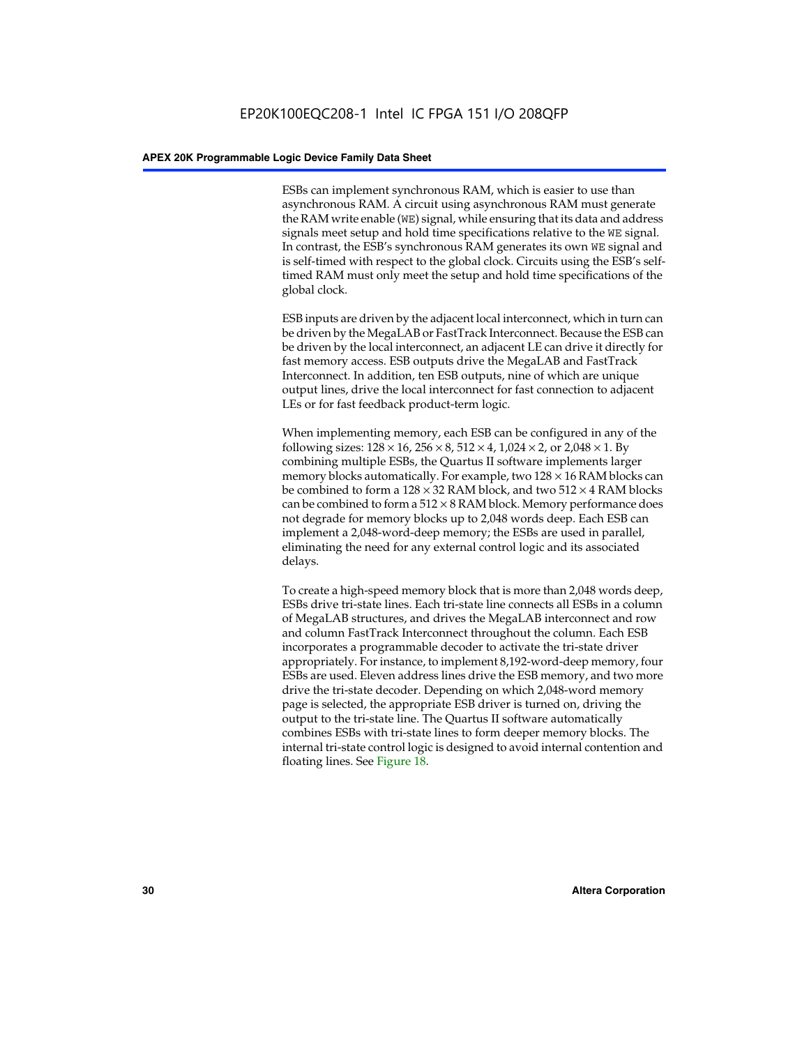ESBs can implement synchronous RAM, which is easier to use than asynchronous RAM. A circuit using asynchronous RAM must generate the RAM write enable (`WE`) signal, while ensuring that its data and address signals meet setup and hold time specifications relative to the `WE` signal. In contrast, the ESB's synchronous RAM generates its own `WE` signal and is self-timed with respect to the global clock. Circuits using the ESB's self-timed RAM must only meet the setup and hold time specifications of the global clock.

ESB inputs are driven by the adjacent local interconnect, which in turn can be driven by the MegaLAB or FastTrack Interconnect. Because the ESB can be driven by the local interconnect, an adjacent LE can drive it directly for fast memory access. ESB outputs drive the MegaLAB and FastTrack Interconnect. In addition, ten ESB outputs, nine of which are unique output lines, drive the local interconnect for fast connection to adjacent LEs or for fast feedback product-term logic.

When implementing memory, each ESB can be configured in any of the following sizes: $128 \times 16$, $256 \times 8$, $512 \times 4$, $1{,}024 \times 2$, or $2{,}048 \times 1$. By combining multiple ESBs, the Quartus II software implements larger memory blocks automatically. For example, two $128 \times 16$ RAM blocks can be combined to form a $128 \times 32$ RAM block, and two $512 \times 4$ RAM blocks can be combined to form a $512 \times 8$ RAM block. Memory performance does not degrade for memory blocks up to 2,048 words deep. Each ESB can implement a 2,048-word-deep memory; the ESBs are used in parallel, eliminating the need for any external control logic and its associated delays.

To create a high-speed memory block that is more than 2,048 words deep, ESBs drive tri-state lines. Each tri-state line connects all ESBs in a column of MegaLAB structures, and drives the MegaLAB interconnect and row and column FastTrack Interconnect throughout the column. Each ESB incorporates a programmable decoder to activate the tri-state driver appropriately. For instance, to implement 8,192-word-deep memory, four ESBs are used. Eleven address lines drive the ESB memory, and two more drive the tri-state decoder. Depending on which 2,048-word memory page is selected, the appropriate ESB driver is turned on, driving the output to the tri-state line. The Quartus II software automatically combines ESBs with tri-state lines to form deeper memory blocks. The internal tri-state control logic is designed to avoid internal contention and floating lines. See Figure 18.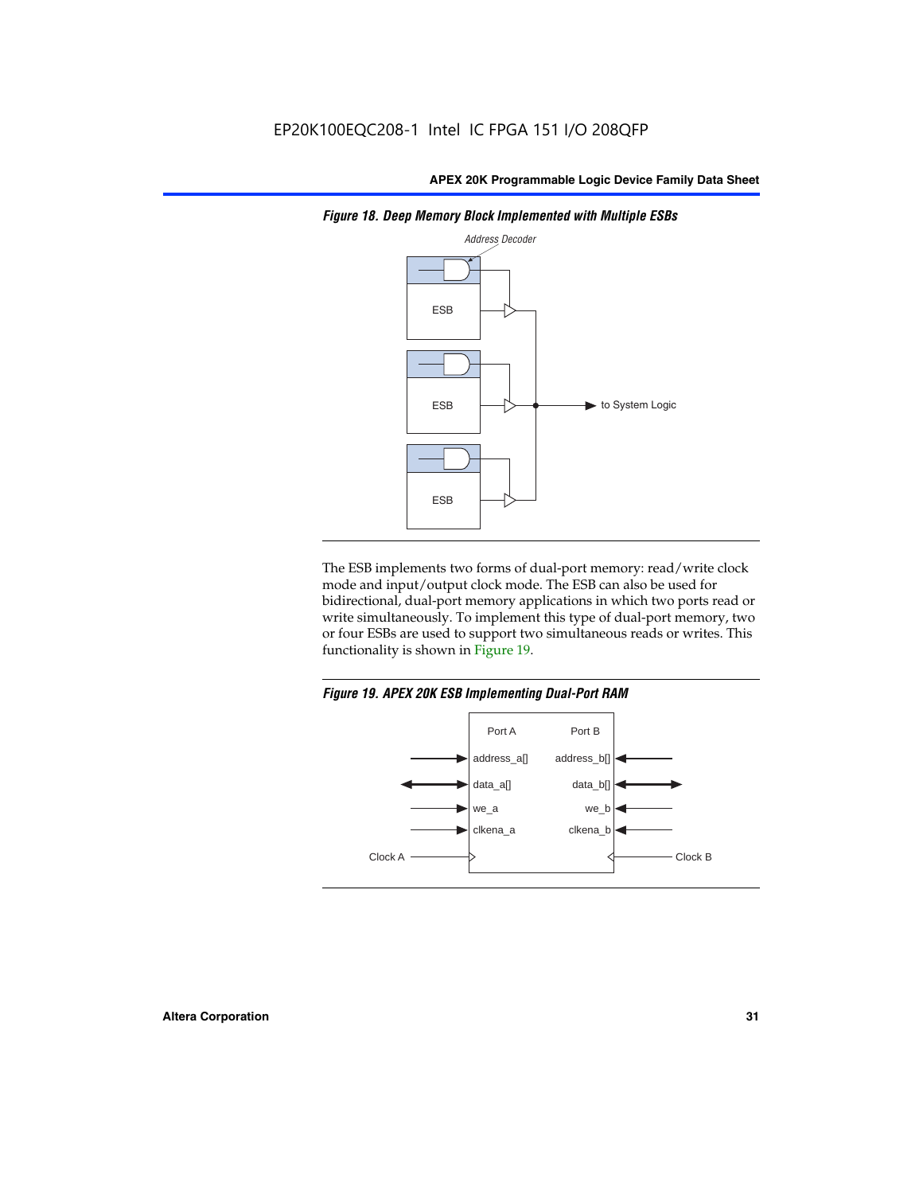*Figure 18. Deep Memory Block Implemented with Multiple ESBs*

The ESB implements two forms of dual-port memory: read/write clock mode and input/output clock mode. The ESB can also be used for bidirectional, dual-port memory applications in which two ports read or write simultaneously. To implement this type of dual-port memory, two or four ESBs are used to support two simultaneous reads or writes. This functionality is shown in Figure 19.

*Figure 19. APEX 20K ESB Implementing Dual-Port RAM*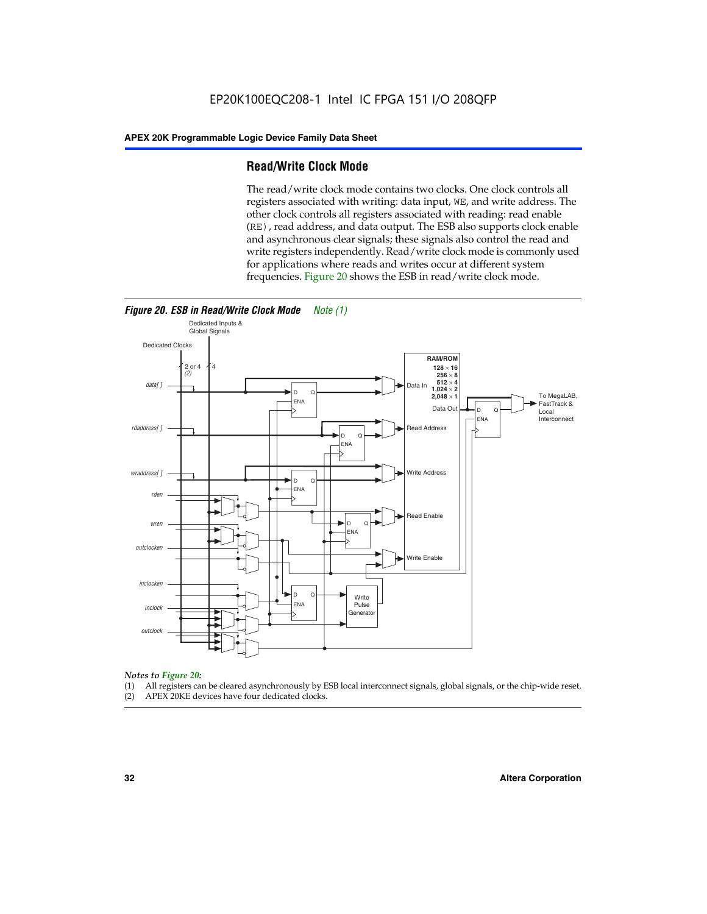## Read/Write Clock Mode

The read/write clock mode contains two clocks. One clock controls all registers associated with writing: data input, WE, and write address. The other clock controls all registers associated with reading: read enable (RE), read address, and data output. The ESB also supports clock enable and asynchronous clear signals; these signals also control the read and write registers independently. Read/write clock mode is commonly used for applications where reads and writes occur at different system frequencies. Figure 20 shows the ESB in read/write clock mode.

***Figure 20. ESB in Read/Write Clock Mode*** *Note (1)*

*Notes to Figure 20:*

(1) All registers can be cleared asynchronously by ESB local interconnect signals, global signals, or the chip-wide reset.
(2) APEX 20KE devices have four dedicated clocks.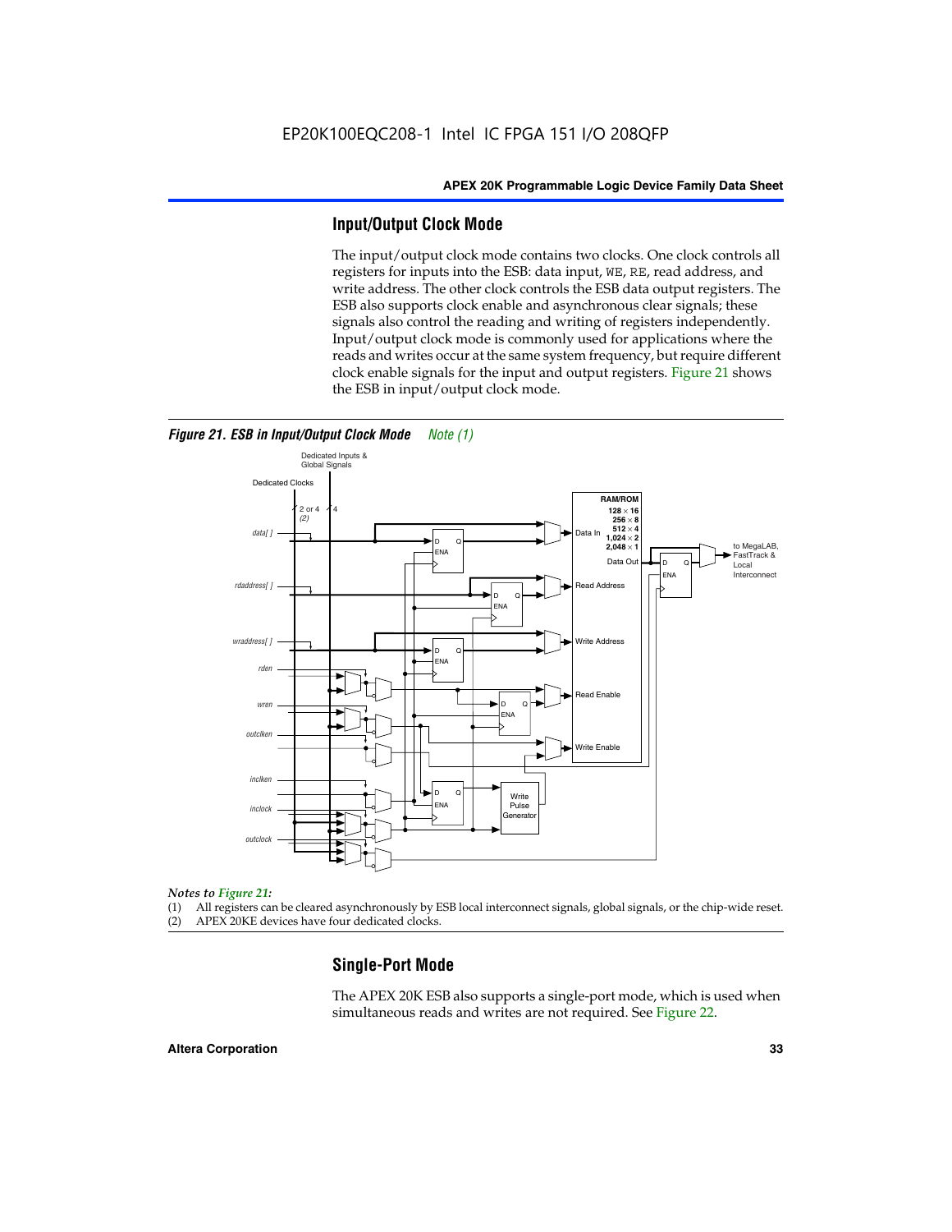## Input/Output Clock Mode

The input/output clock mode contains two clocks. One clock controls all registers for inputs into the ESB: data input, WE, RE, read address, and write address. The other clock controls the ESB data output registers. The ESB also supports clock enable and asynchronous clear signals; these signals also control the reading and writing of registers independently. Input/output clock mode is commonly used for applications where the reads and writes occur at the same system frequency, but require different clock enable signals for the input and output registers. Figure 21 shows the ESB in input/output clock mode.

*Figure 21. ESB in Input/Output Clock Mode* *Note (1)*

*Notes to Figure 21:*

(1) All registers can be cleared asynchronously by ESB local interconnect signals, global signals, or the chip-wide reset.
(2) APEX 20KE devices have four dedicated clocks.

## Single-Port Mode

The APEX 20K ESB also supports a single-port mode, which is used when simultaneous reads and writes are not required. See Figure 22.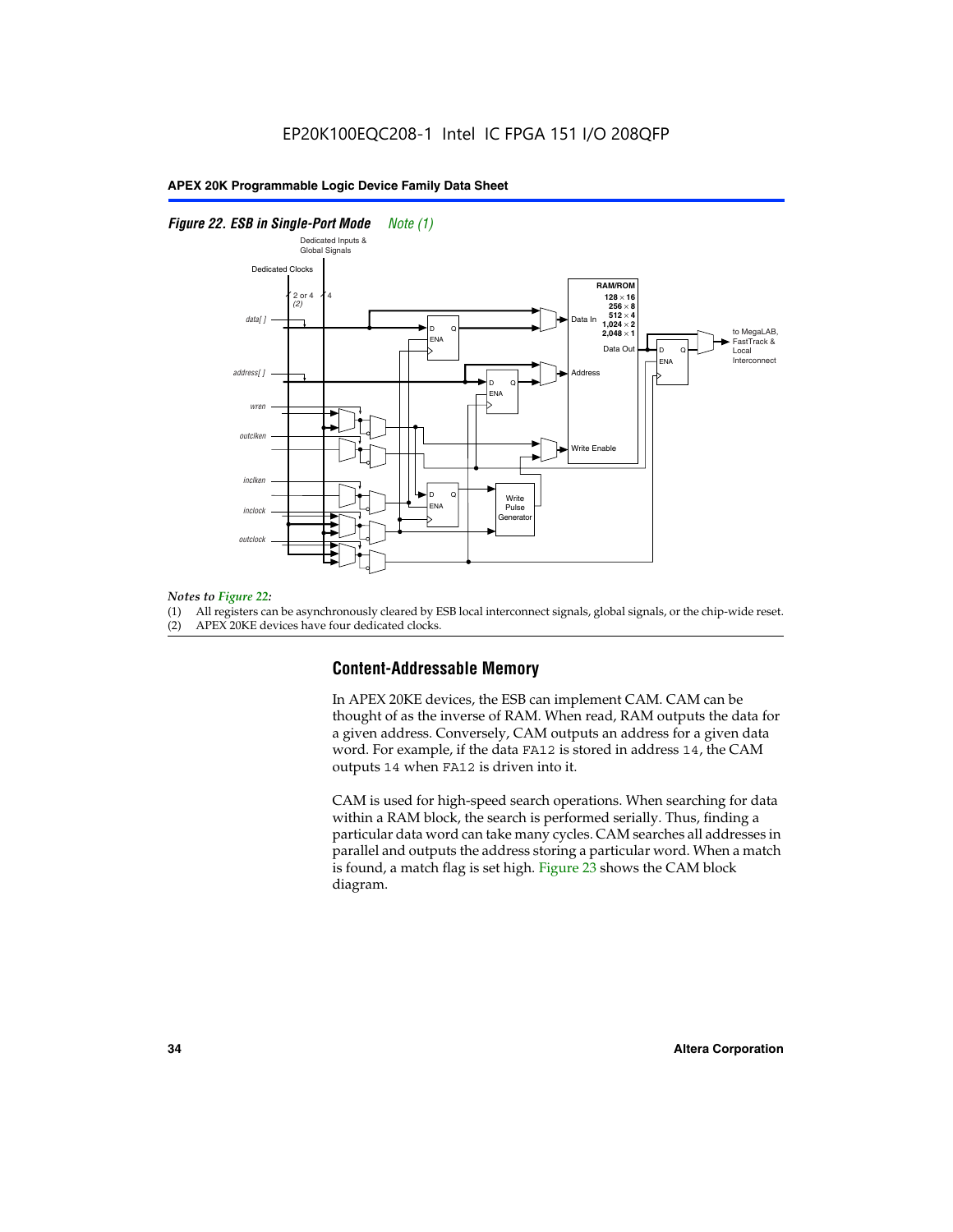*Figure 22. ESB in Single-Port Mode* *Note (1)*

*Notes to Figure 22:*

(1) All registers can be asynchronously cleared by ESB local interconnect signals, global signals, or the chip-wide reset.
(2) APEX 20KE devices have four dedicated clocks.

## Content-Addressable Memory

In APEX 20KE devices, the ESB can implement CAM. CAM can be thought of as the inverse of RAM. When read, RAM outputs the data for a given address. Conversely, CAM outputs an address for a given data word. For example, if the data FA12 is stored in address 14, the CAM outputs 14 when FA12 is driven into it.

CAM is used for high-speed search operations. When searching for data within a RAM block, the search is performed serially. Thus, finding a particular data word can take many cycles. CAM searches all addresses in parallel and outputs the address storing a particular word. When a match is found, a match flag is set high. Figure 23 shows the CAM block diagram.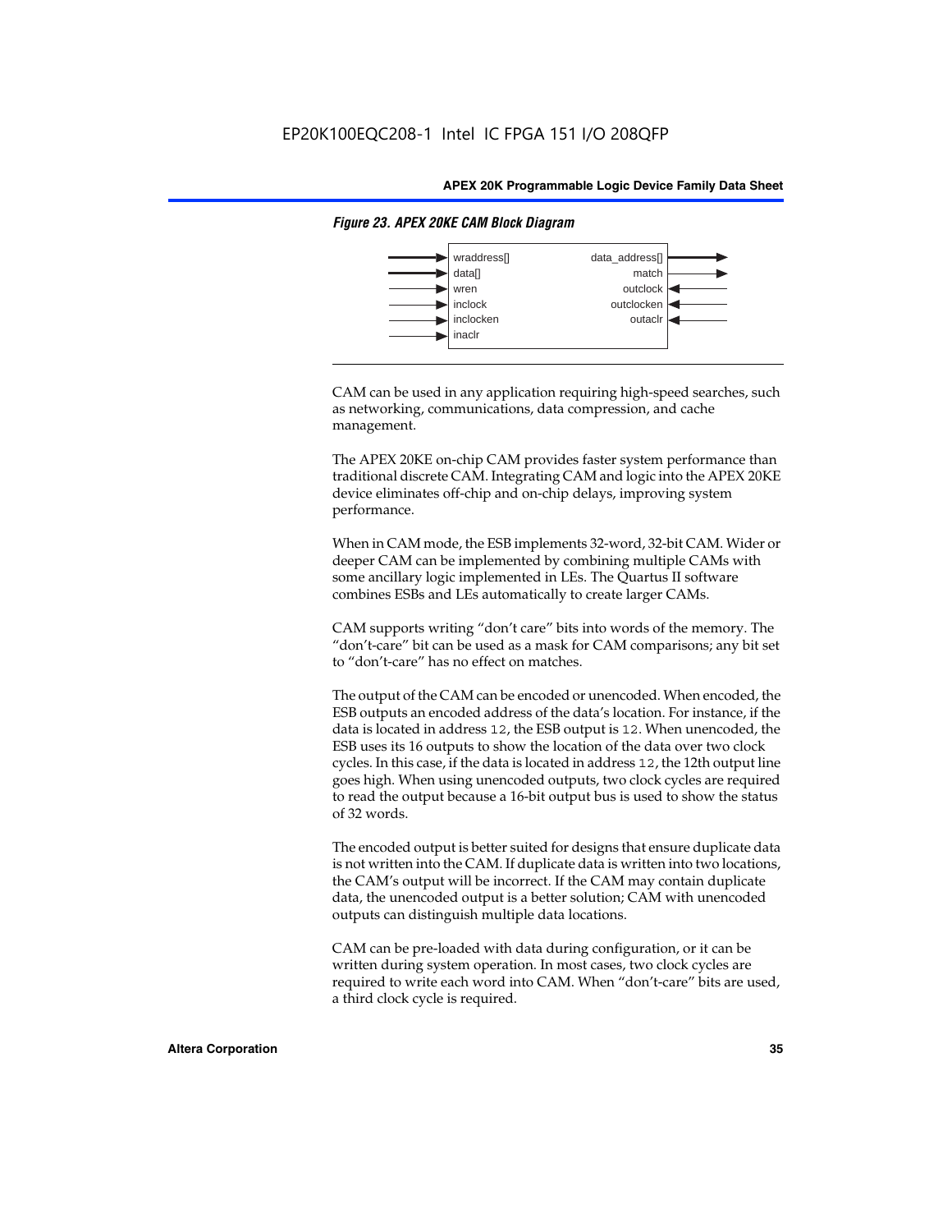*Figure 23. APEX 20KE CAM Block Diagram*

| Inputs | Outputs |
|---|---|
| wraddress[] | data_address[] |
| data[] | match |
| wren | outclock |
| inclock | outclocken |
| inclocken | outaclr |
| inaclr | |

CAM can be used in any application requiring high-speed searches, such as networking, communications, data compression, and cache management.

The APEX 20KE on-chip CAM provides faster system performance than traditional discrete CAM. Integrating CAM and logic into the APEX 20KE device eliminates off-chip and on-chip delays, improving system performance.

When in CAM mode, the ESB implements 32-word, 32-bit CAM. Wider or deeper CAM can be implemented by combining multiple CAMs with some ancillary logic implemented in LEs. The Quartus II software combines ESBs and LEs automatically to create larger CAMs.

CAM supports writing "don't care" bits into words of the memory. The "don't-care" bit can be used as a mask for CAM comparisons; any bit set to "don't-care" has no effect on matches.

The output of the CAM can be encoded or unencoded. When encoded, the ESB outputs an encoded address of the data's location. For instance, if the data is located in address `12`, the ESB output is `12`. When unencoded, the ESB uses its 16 outputs to show the location of the data over two clock cycles. In this case, if the data is located in address `12`, the 12th output line goes high. When using unencoded outputs, two clock cycles are required to read the output because a 16-bit output bus is used to show the status of 32 words.

The encoded output is better suited for designs that ensure duplicate data is not written into the CAM. If duplicate data is written into two locations, the CAM's output will be incorrect. If the CAM may contain duplicate data, the unencoded output is a better solution; CAM with unencoded outputs can distinguish multiple data locations.

CAM can be pre-loaded with data during configuration, or it can be written during system operation. In most cases, two clock cycles are required to write each word into CAM. When "don't-care" bits are used, a third clock cycle is required.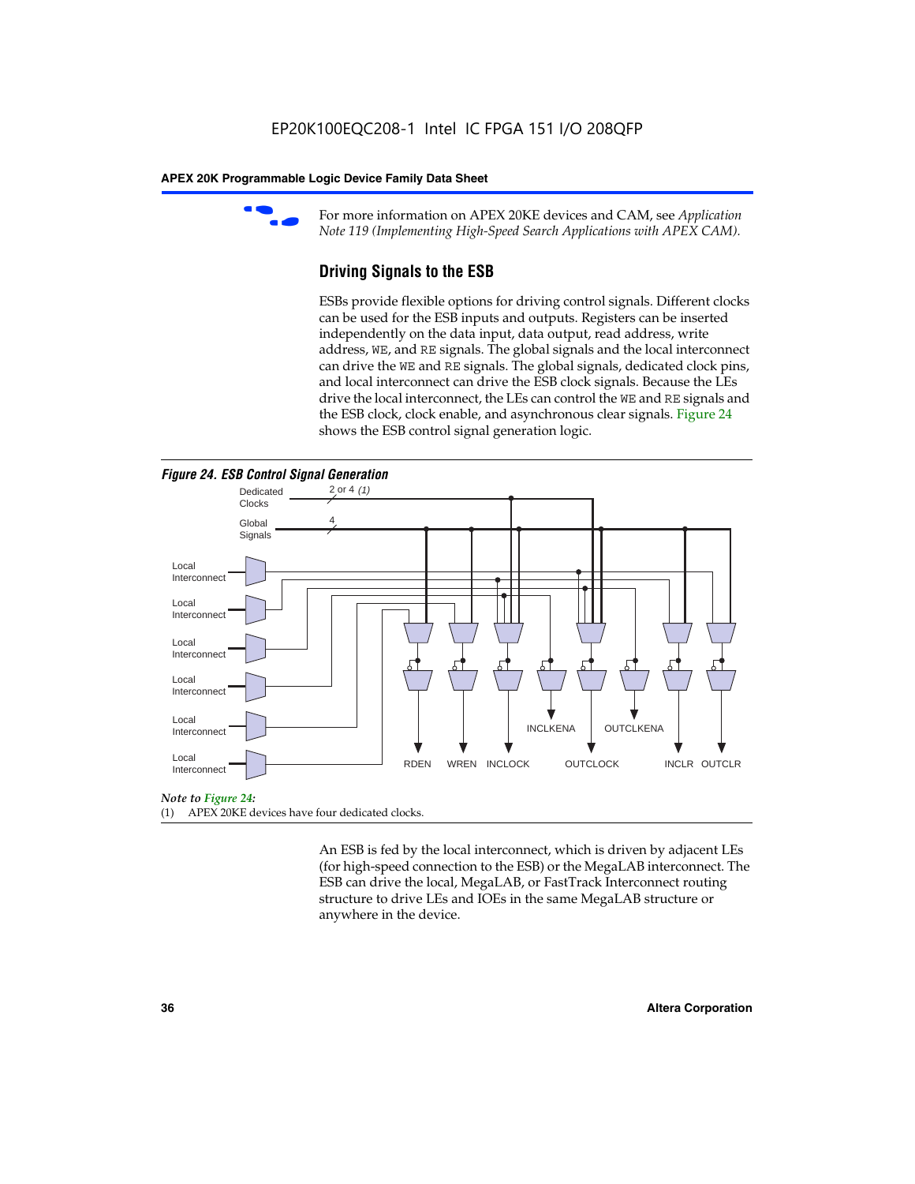For more information on APEX 20KE devices and CAM, see *Application Note 119 (Implementing High-Speed Search Applications with APEX CAM).*

## Driving Signals to the ESB

ESBs provide flexible options for driving control signals. Different clocks can be used for the ESB inputs and outputs. Registers can be inserted independently on the data input, data output, read address, write address, WE, and RE signals. The global signals and the local interconnect can drive the WE and RE signals. The global signals, dedicated clock pins, and local interconnect can drive the ESB clock signals. Because the LEs drive the local interconnect, the LEs can control the WE and RE signals and the ESB clock, clock enable, and asynchronous clear signals. Figure 24 shows the ESB control signal generation logic.

**Figure 24. ESB Control Signal Generation**

Dedicated Clocks 2 or 4 *(1)*

Global Signals 4

Local Interconnect

Local Interconnect

Local Interconnect

Local Interconnect

Local Interconnect

Local Interconnect

RDEN WREN INCLOCK INCLKENA OUTCLOCK OUTCLKENA INCLR OUTCLR

*Note to Figure 24:*

(1) APEX 20KE devices have four dedicated clocks.

An ESB is fed by the local interconnect, which is driven by adjacent LEs (for high-speed connection to the ESB) or the MegaLAB interconnect. The ESB can drive the local, MegaLAB, or FastTrack Interconnect routing structure to drive LEs and IOEs in the same MegaLAB structure or anywhere in the device.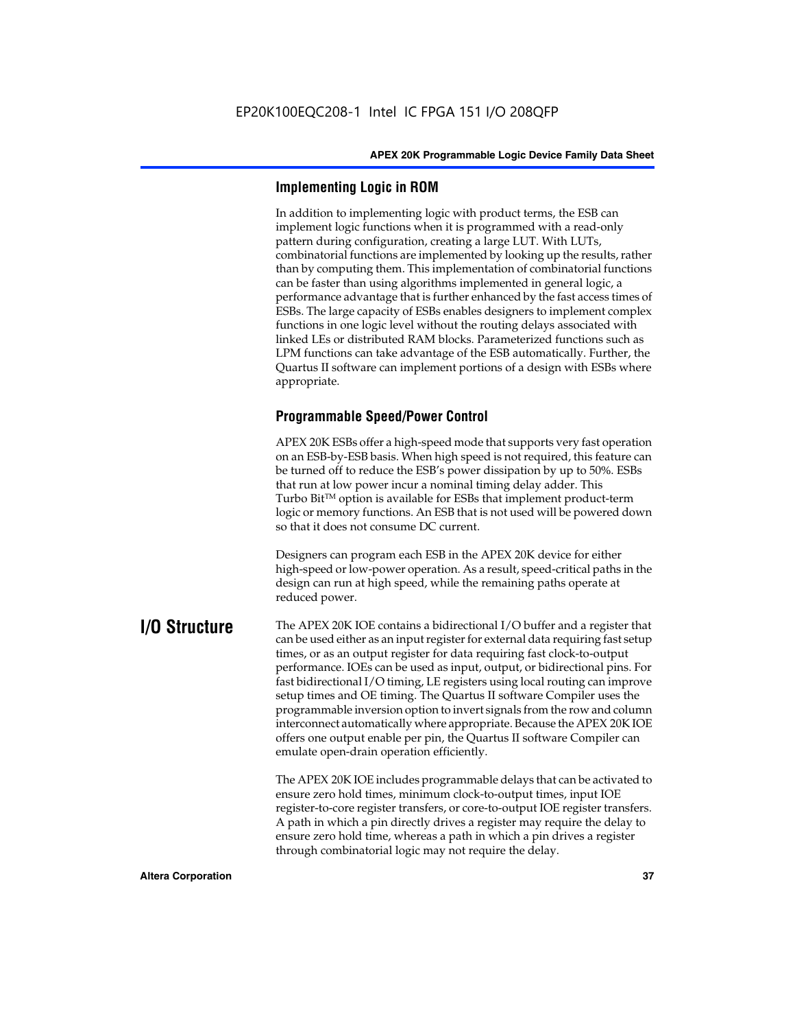### Implementing Logic in ROM

In addition to implementing logic with product terms, the ESB can implement logic functions when it is programmed with a read-only pattern during configuration, creating a large LUT. With LUTs, combinatorial functions are implemented by looking up the results, rather than by computing them. This implementation of combinatorial functions can be faster than using algorithms implemented in general logic, a performance advantage that is further enhanced by the fast access times of ESBs. The large capacity of ESBs enables designers to implement complex functions in one logic level without the routing delays associated with linked LEs or distributed RAM blocks. Parameterized functions such as LPM functions can take advantage of the ESB automatically. Further, the Quartus II software can implement portions of a design with ESBs where appropriate.

### Programmable Speed/Power Control

APEX 20K ESBs offer a high-speed mode that supports very fast operation on an ESB-by-ESB basis. When high speed is not required, this feature can be turned off to reduce the ESB's power dissipation by up to 50%. ESBs that run at low power incur a nominal timing delay adder. This Turbo Bit™ option is available for ESBs that implement product-term logic or memory functions. An ESB that is not used will be powered down so that it does not consume DC current.

Designers can program each ESB in the APEX 20K device for either high-speed or low-power operation. As a result, speed-critical paths in the design can run at high speed, while the remaining paths operate at reduced power.

## I/O Structure

The APEX 20K IOE contains a bidirectional I/O buffer and a register that can be used either as an input register for external data requiring fast setup times, or as an output register for data requiring fast clock-to-output performance. IOEs can be used as input, output, or bidirectional pins. For fast bidirectional I/O timing, LE registers using local routing can improve setup times and OE timing. The Quartus II software Compiler uses the programmable inversion option to invert signals from the row and column interconnect automatically where appropriate. Because the APEX 20K IOE offers one output enable per pin, the Quartus II software Compiler can emulate open-drain operation efficiently.

The APEX 20K IOE includes programmable delays that can be activated to ensure zero hold times, minimum clock-to-output times, input IOE register-to-core register transfers, or core-to-output IOE register transfers. A path in which a pin directly drives a register may require the delay to ensure zero hold time, whereas a path in which a pin drives a register through combinatorial logic may not require the delay.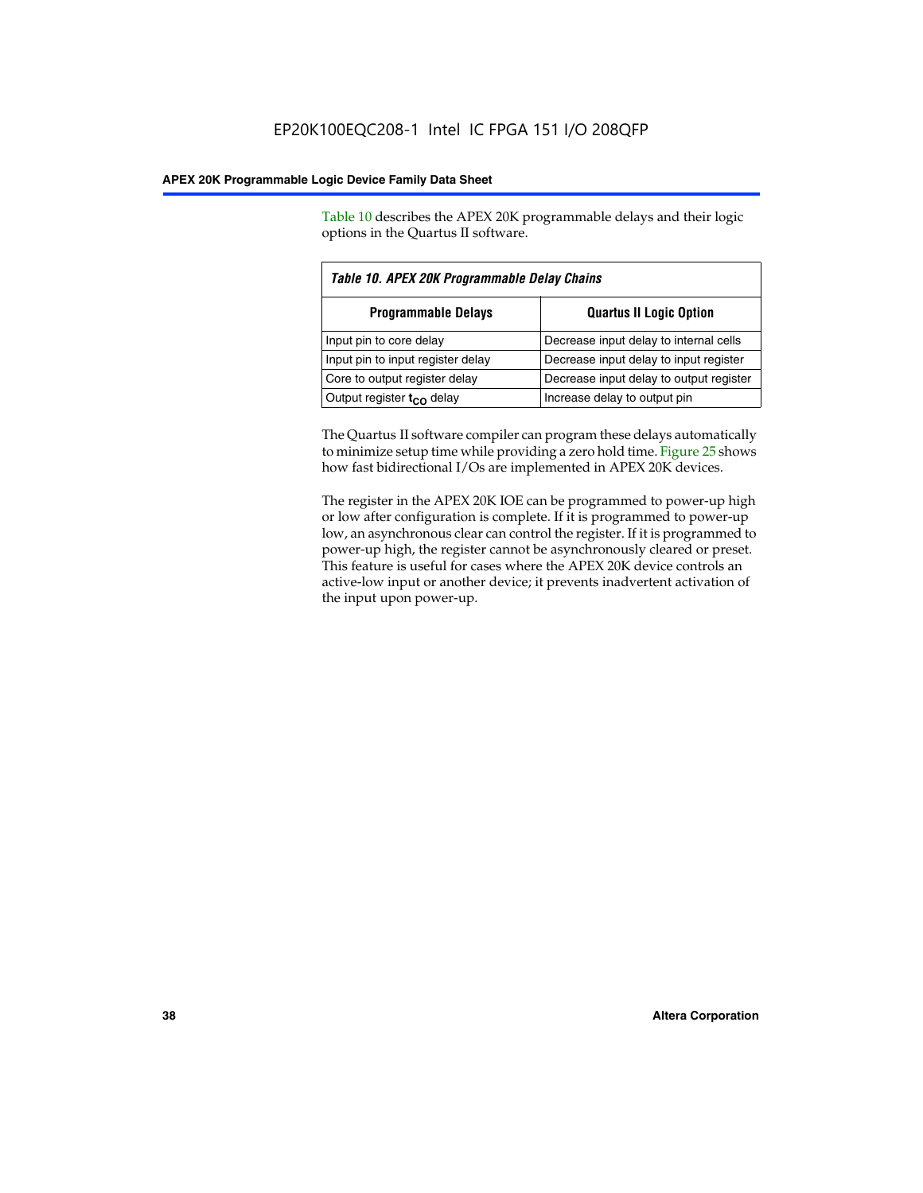Table 10 describes the APEX 20K programmable delays and their logic options in the Quartus II software.

*Table 10. APEX 20K Programmable Delay Chains*

| Programmable Delays | Quartus II Logic Option |
| --- | --- |
| Input pin to core delay | Decrease input delay to internal cells |
| Input pin to input register delay | Decrease input delay to input register |
| Core to output register delay | Decrease input delay to output register |
| Output register $t_{CO}$ delay | Increase delay to output pin |

The Quartus II software compiler can program these delays automatically to minimize setup time while providing a zero hold time. Figure 25 shows how fast bidirectional I/Os are implemented in APEX 20K devices.

The register in the APEX 20K IOE can be programmed to power-up high or low after configuration is complete. If it is programmed to power-up low, an asynchronous clear can control the register. If it is programmed to power-up high, the register cannot be asynchronously cleared or preset. This feature is useful for cases where the APEX 20K device controls an active-low input or another device; it prevents inadvertent activation of the input upon power-up.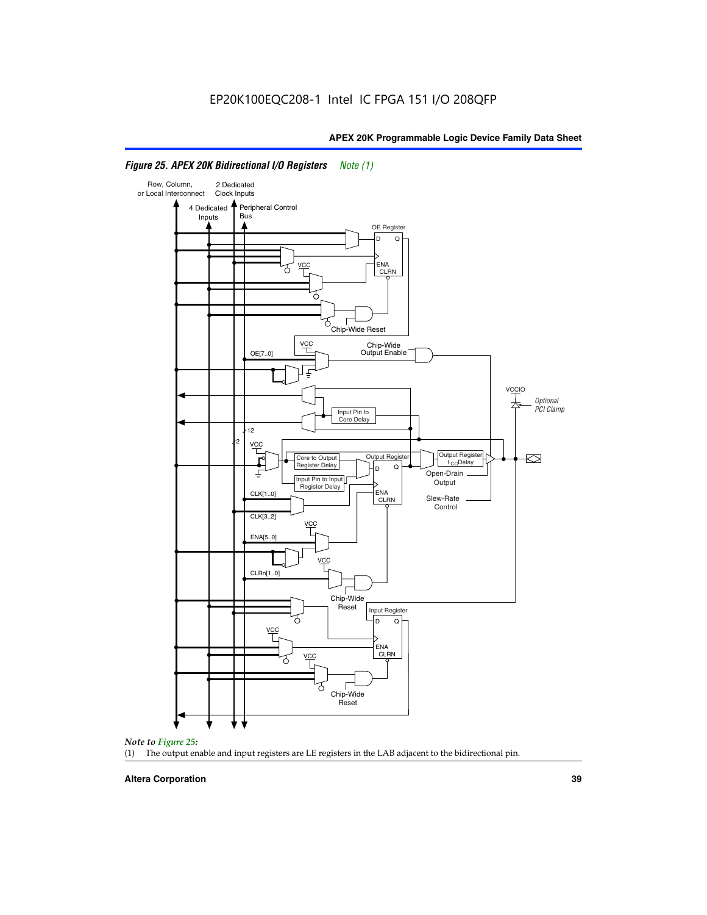**Figure 25. APEX 20K Bidirectional I/O Registers** *Note (1)*

Row, Column, or Local Interconnect

2 Dedicated Clock Inputs

4 Dedicated Inputs

Peripheral Control Bus

OE Register

D Q

ENA CLRN

VCC

Chip-Wide Reset

VCC

Chip-Wide Output Enable

OE[7..0]

VCCIO

*Optional PCI Clamp*

Input Pin to Core Delay

12

2

VCC

Core to Output Register Delay

Output Register

Output Register $t_{CO}$ Delay

D Q

Input Pin to Input Register Delay

Open-Drain Output

ENA CLRN

CLK[1..0]

Slew-Rate Control

CLK[3..2]

VCC

ENA[5..0]

VCC

CLRn[1..0]

Chip-Wide Reset

Input Register

D Q

VCC

ENA CLRN

VCC

Chip-Wide Reset

*Note to Figure 25:*

(1) The output enable and input registers are LE registers in the LAB adjacent to the bidirectional pin.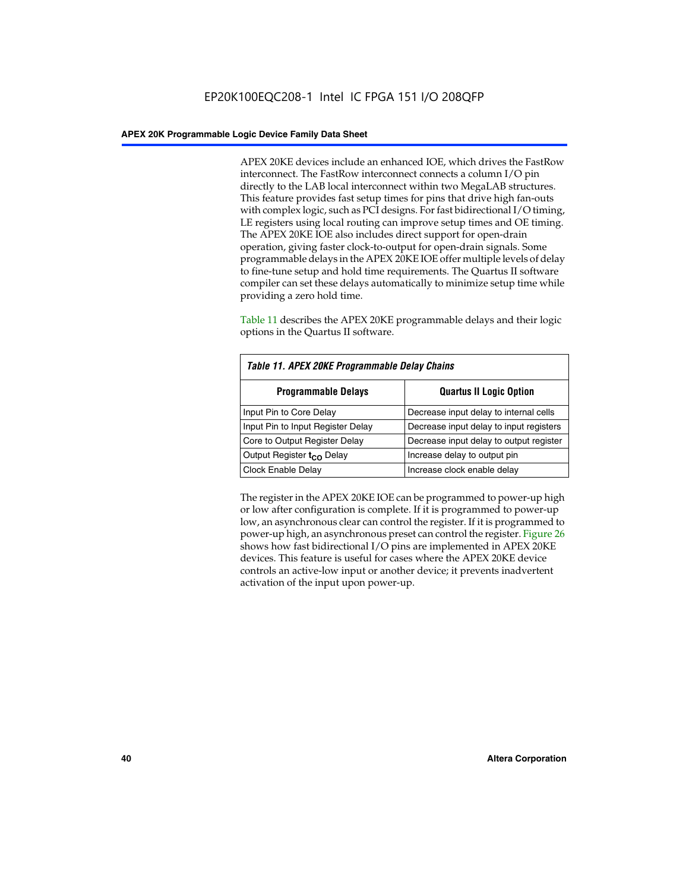APEX 20KE devices include an enhanced IOE, which drives the FastRow interconnect. The FastRow interconnect connects a column I/O pin directly to the LAB local interconnect within two MegaLAB structures. This feature provides fast setup times for pins that drive high fan-outs with complex logic, such as PCI designs. For fast bidirectional I/O timing, LE registers using local routing can improve setup times and OE timing. The APEX 20KE IOE also includes direct support for open-drain operation, giving faster clock-to-output for open-drain signals. Some programmable delays in the APEX 20KE IOE offer multiple levels of delay to fine-tune setup and hold time requirements. The Quartus II software compiler can set these delays automatically to minimize setup time while providing a zero hold time.

Table 11 describes the APEX 20KE programmable delays and their logic options in the Quartus II software.

*Table 11. APEX 20KE Programmable Delay Chains*

| Programmable Delays | Quartus II Logic Option |
|---|---|
| Input Pin to Core Delay | Decrease input delay to internal cells |
| Input Pin to Input Register Delay | Decrease input delay to input registers |
| Core to Output Register Delay | Decrease input delay to output register |
| Output Register $t_{CO}$ Delay | Increase delay to output pin |
| Clock Enable Delay | Increase clock enable delay |

The register in the APEX 20KE IOE can be programmed to power-up high or low after configuration is complete. If it is programmed to power-up low, an asynchronous clear can control the register. If it is programmed to power-up high, an asynchronous preset can control the register. Figure 26 shows how fast bidirectional I/O pins are implemented in APEX 20KE devices. This feature is useful for cases where the APEX 20KE device controls an active-low input or another device; it prevents inadvertent activation of the input upon power-up.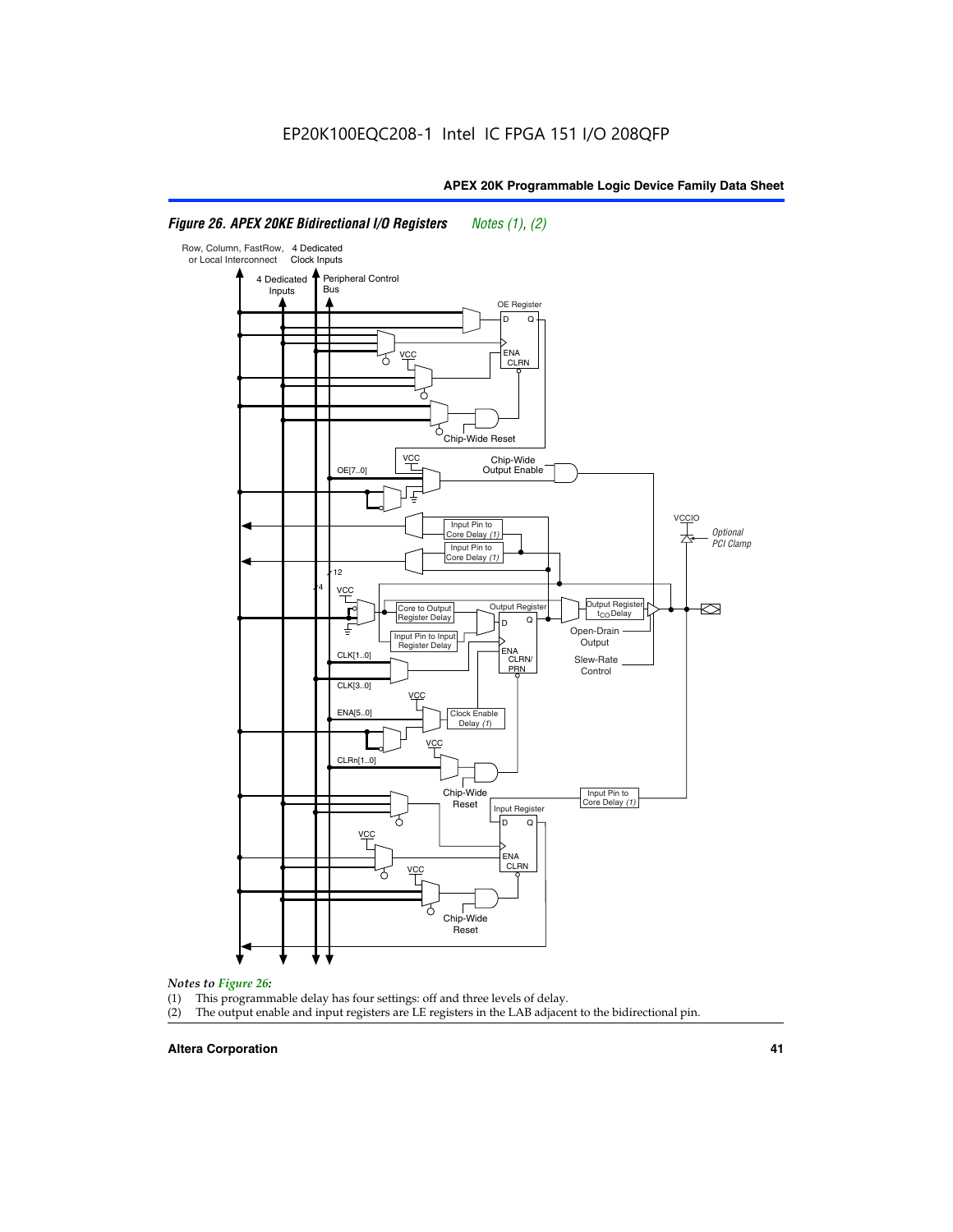*Figure 26. APEX 20KE Bidirectional I/O Registers* *Notes (1), (2)*

*Notes to Figure 26:*

(1) This programmable delay has four settings: off and three levels of delay.

(2) The output enable and input registers are LE registers in the LAB adjacent to the bidirectional pin.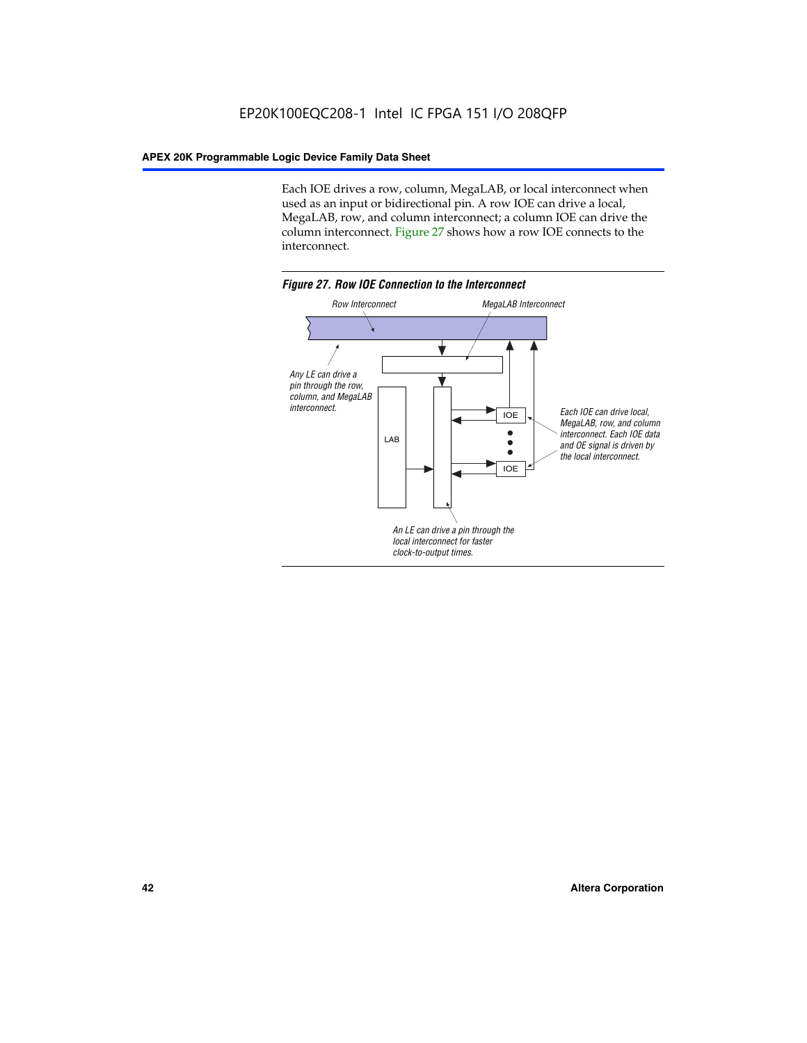Each IOE drives a row, column, MegaLAB, or local interconnect when used as an input or bidirectional pin. A row IOE can drive a local, MegaLAB, row, and column interconnect; a column IOE can drive the column interconnect. Figure 27 shows how a row IOE connects to the interconnect.

*Figure 27. Row IOE Connection to the Interconnect*

Row Interconnect

MegaLAB Interconnect

Any LE can drive a pin through the row, column, and MegaLAB interconnect.

LAB

IOE

IOE

Each IOE can drive local, MegaLAB, row, and column interconnect. Each IOE data and OE signal is driven by the local interconnect.

An LE can drive a pin through the local interconnect for faster clock-to-output times.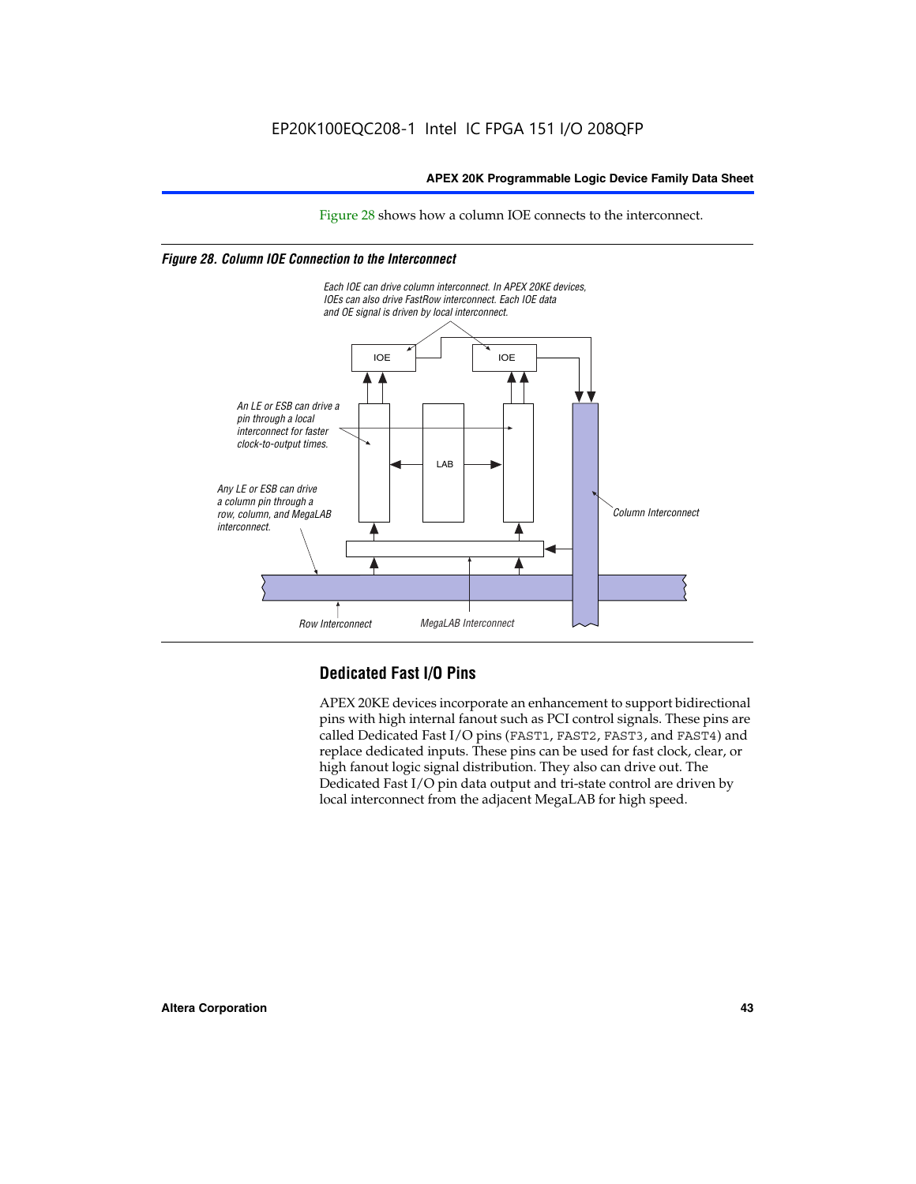Figure 28 shows how a column IOE connects to the interconnect.

**Figure 28. Column IOE Connection to the Interconnect**

*Each IOE can drive column interconnect. In APEX 20KE devices, IOEs can also drive FastRow interconnect. Each IOE data and OE signal is driven by local interconnect.*

*An LE or ESB can drive a pin through a local interconnect for faster clock-to-output times.*

*Any LE or ESB can drive a column pin through a row, column, and MegaLAB interconnect.*

IOE

IOE

LAB

*Column Interconnect*

*Row Interconnect*

*MegaLAB Interconnect*

## Dedicated Fast I/O Pins

APEX 20KE devices incorporate an enhancement to support bidirectional pins with high internal fanout such as PCI control signals. These pins are called Dedicated Fast I/O pins (FAST1, FAST2, FAST3, and FAST4) and replace dedicated inputs. These pins can be used for fast clock, clear, or high fanout logic signal distribution. They also can drive out. The Dedicated Fast I/O pin data output and tri-state control are driven by local interconnect from the adjacent MegaLAB for high speed.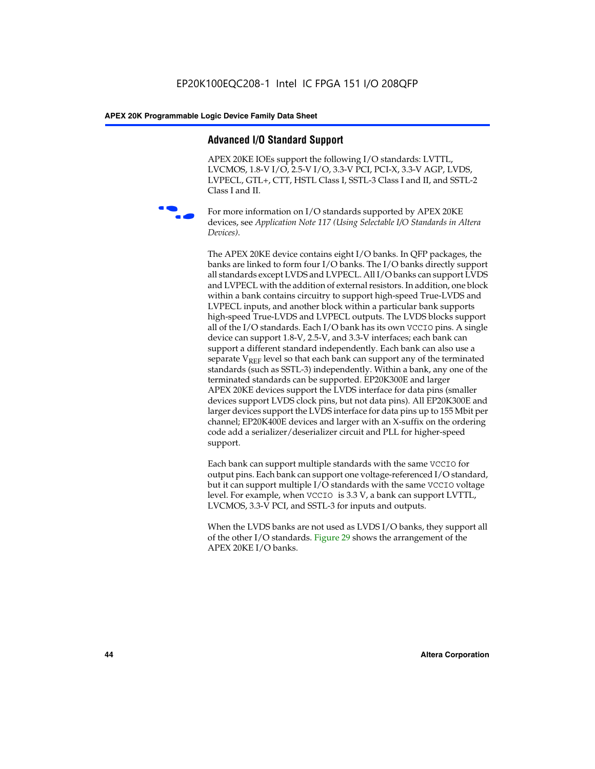## Advanced I/O Standard Support

APEX 20KE IOEs support the following I/O standards: LVTTL, LVCMOS, 1.8-V I/O, 2.5-V I/O, 3.3-V PCI, PCI-X, 3.3-V AGP, LVDS, LVPECL, GTL+, CTT, HSTL Class I, SSTL-3 Class I and II, and SSTL-2 Class I and II.

For more information on I/O standards supported by APEX 20KE devices, see *Application Note 117 (Using Selectable I/O Standards in Altera Devices)*.

The APEX 20KE device contains eight I/O banks. In QFP packages, the banks are linked to form four I/O banks. The I/O banks directly support all standards except LVDS and LVPECL. All I/O banks can support LVDS and LVPECL with the addition of external resistors. In addition, one block within a bank contains circuitry to support high-speed True-LVDS and LVPECL inputs, and another block within a particular bank supports high-speed True-LVDS and LVPECL outputs. The LVDS blocks support all of the I/O standards. Each I/O bank has its own VCCIO pins. A single device can support 1.8-V, 2.5-V, and 3.3-V interfaces; each bank can support a different standard independently. Each bank can also use a separate $V_{REF}$ level so that each bank can support any of the terminated standards (such as SSTL-3) independently. Within a bank, any one of the terminated standards can be supported. EP20K300E and larger APEX 20KE devices support the LVDS interface for data pins (smaller devices support LVDS clock pins, but not data pins). All EP20K300E and larger devices support the LVDS interface for data pins up to 155 Mbit per channel; EP20K400E devices and larger with an X-suffix on the ordering code add a serializer/deserializer circuit and PLL for higher-speed support.

Each bank can support multiple standards with the same VCCIO for output pins. Each bank can support one voltage-referenced I/O standard, but it can support multiple I/O standards with the same VCCIO voltage level. For example, when VCCIO is 3.3 V, a bank can support LVTTL, LVCMOS, 3.3-V PCI, and SSTL-3 for inputs and outputs.

When the LVDS banks are not used as LVDS I/O banks, they support all of the other I/O standards. Figure 29 shows the arrangement of the APEX 20KE I/O banks.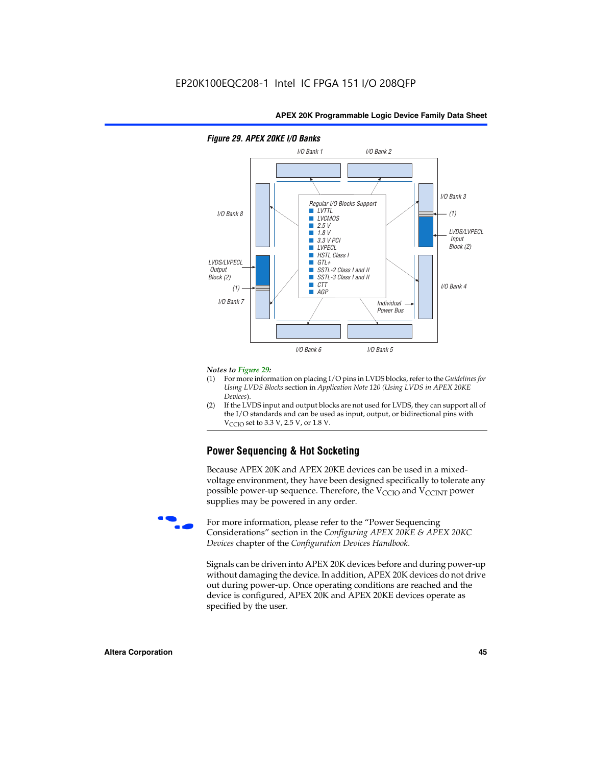EP20K100EQC208-1 Intel IC FPGA 151 I/O 208QFP

*Figure 29. APEX 20KE I/O Banks*

I/O Bank 1, I/O Bank 2, I/O Bank 3, I/O Bank 4, I/O Bank 5, I/O Bank 6, I/O Bank 7, I/O Bank 8

Regular I/O Blocks Support
- LVTTL
- LVCMOS
- 2.5 V
- 1.8 V
- 3.3 V PCI
- LVPECL
- HSTL Class I
- GTL+
- SSTL-2 Class I and II
- SSTL-3 Class I and II
- CTT
- AGP

LVDS/LVPECL Input Block (2)

LVDS/LVPECL Output Block (2)

(1)

Individual Power Bus

*Notes to Figure 29:*

(1) For more information on placing I/O pins in LVDS blocks, refer to the *Guidelines for Using LVDS Blocks* section in *Application Note 120 (Using LVDS in APEX 20KE Devices)*.

(2) If the LVDS input and output blocks are not used for LVDS, they can support all of the I/O standards and can be used as input, output, or bidirectional pins with $V_{CCIO}$ set to 3.3 V, 2.5 V, or 1.8 V.

## Power Sequencing & Hot Socketing

Because APEX 20K and APEX 20KE devices can be used in a mixed-voltage environment, they have been designed specifically to tolerate any possible power-up sequence. Therefore, the $V_{CCIO}$ and $V_{CCINT}$ power supplies may be powered in any order.

For more information, please refer to the "Power Sequencing Considerations" section in the *Configuring APEX 20KE & APEX 20KC Devices* chapter of the *Configuration Devices Handbook*.

Signals can be driven into APEX 20K devices before and during power-up without damaging the device. In addition, APEX 20K devices do not drive out during power-up. Once operating conditions are reached and the device is configured, APEX 20K and APEX 20KE devices operate as specified by the user.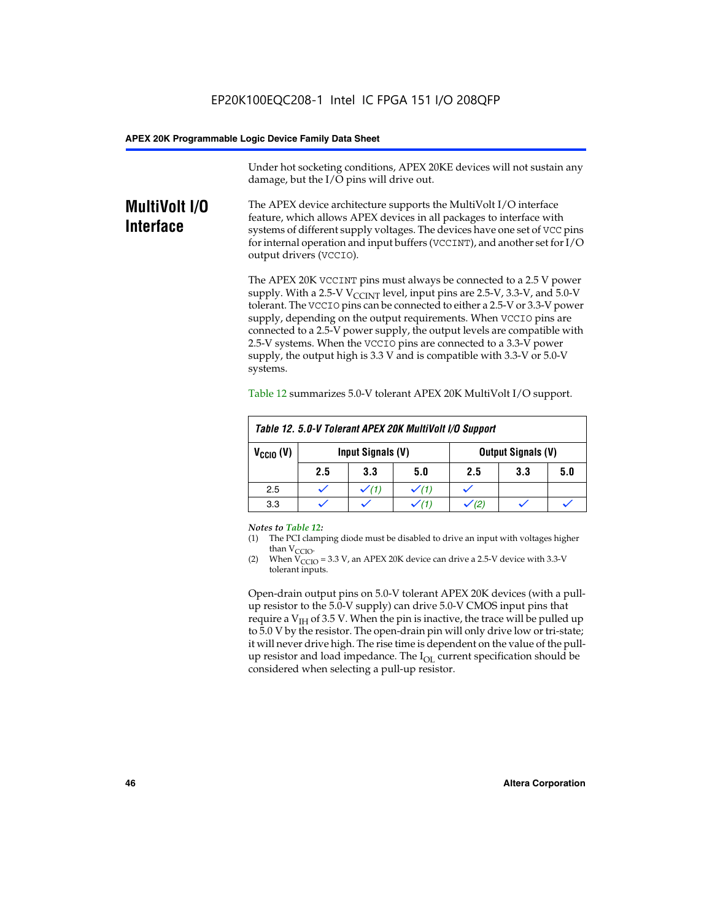Under hot socketing conditions, APEX 20KE devices will not sustain any damage, but the I/O pins will drive out.

## MultiVolt I/O Interface

The APEX device architecture supports the MultiVolt I/O interface feature, which allows APEX devices in all packages to interface with systems of different supply voltages. The devices have one set of VCC pins for internal operation and input buffers (VCCINT), and another set for I/O output drivers (VCCIO).

The APEX 20K VCCINT pins must always be connected to a 2.5 V power supply. With a 2.5-V $V_{CCINT}$ level, input pins are 2.5-V, 3.3-V, and 5.0-V tolerant. The VCCIO pins can be connected to either a 2.5-V or 3.3-V power supply, depending on the output requirements. When VCCIO pins are connected to a 2.5-V power supply, the output levels are compatible with 2.5-V systems. When the VCCIO pins are connected to a 3.3-V power supply, the output high is 3.3 V and is compatible with 3.3-V or 5.0-V systems.

Table 12 summarizes 5.0-V tolerant APEX 20K MultiVolt I/O support.

*Table 12. 5.0-V Tolerant APEX 20K MultiVolt I/O Support*

| $V_{CCIO}$ (V) | Input Signals (V) | | | Output Signals (V) | | |
|---|---|---|---|---|---|---|
| | 2.5 | 3.3 | 5.0 | 2.5 | 3.3 | 5.0 |
| 2.5 | ✓ | ✓ *(1)* | ✓ *(1)* | ✓ | | |
| 3.3 | ✓ | ✓ | ✓ *(1)* | ✓ *(2)* | ✓ | ✓ |

*Notes to Table 12:*

(1) The PCI clamping diode must be disabled to drive an input with voltages higher than $V_{CCIO}$.

(2) When $V_{CCIO}$ = 3.3 V, an APEX 20K device can drive a 2.5-V device with 3.3-V tolerant inputs.

Open-drain output pins on 5.0-V tolerant APEX 20K devices (with a pull-up resistor to the 5.0-V supply) can drive 5.0-V CMOS input pins that require a $V_{IH}$ of 3.5 V. When the pin is inactive, the trace will be pulled up to 5.0 V by the resistor. The open-drain pin will only drive low or tri-state; it will never drive high. The rise time is dependent on the value of the pull-up resistor and load impedance. The $I_{OL}$ current specification should be considered when selecting a pull-up resistor.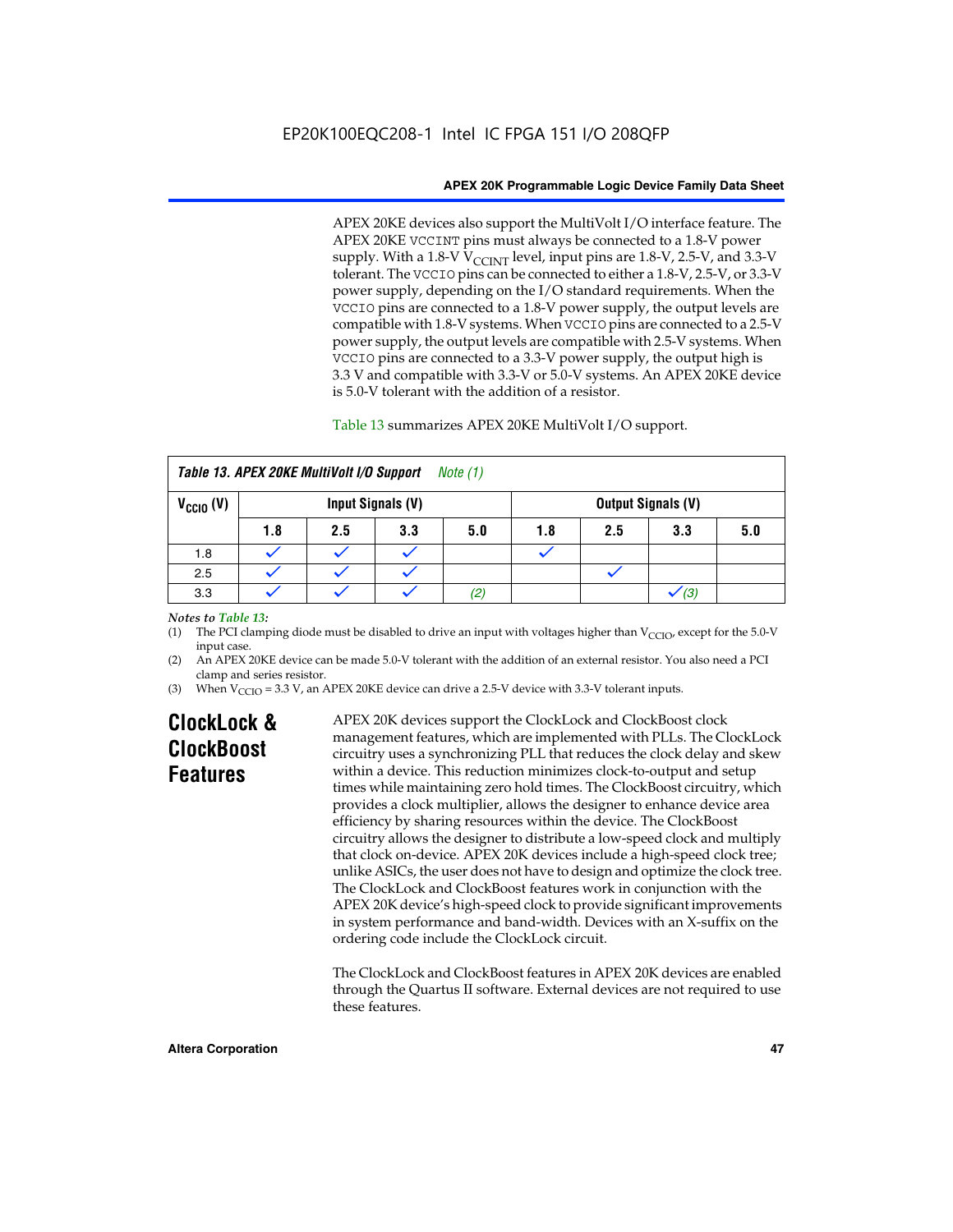APEX 20KE devices also support the MultiVolt I/O interface feature. The APEX 20KE VCCINT pins must always be connected to a 1.8-V power supply. With a 1.8-V $V_{CCINT}$ level, input pins are 1.8-V, 2.5-V, and 3.3-V tolerant. The VCCIO pins can be connected to either a 1.8-V, 2.5-V, or 3.3-V power supply, depending on the I/O standard requirements. When the VCCIO pins are connected to a 1.8-V power supply, the output levels are compatible with 1.8-V systems. When VCCIO pins are connected to a 2.5-V power supply, the output levels are compatible with 2.5-V systems. When VCCIO pins are connected to a 3.3-V power supply, the output high is 3.3 V and compatible with 3.3-V or 5.0-V systems. An APEX 20KE device is 5.0-V tolerant with the addition of a resistor.

Table 13 summarizes APEX 20KE MultiVolt I/O support.

**Table 13. APEX 20KE MultiVolt I/O Support** *Note (1)*

| $V_{CCIO}$ (V) | Input Signals (V) | | | | Output Signals (V) | | | |
|---|---|---|---|---|---|---|---|---|
| | 1.8 | 2.5 | 3.3 | 5.0 | 1.8 | 2.5 | 3.3 | 5.0 |
| 1.8 | ✓ | ✓ | ✓ | | ✓ | | | |
| 2.5 | ✓ | ✓ | ✓ | | | ✓ | | |
| 3.3 | ✓ | ✓ | ✓ | *(2)* | | | ✓ *(3)* | |

*Notes to Table 13:*

(1) The PCI clamping diode must be disabled to drive an input with voltages higher than $V_{CCIO}$, except for the 5.0-V input case.

(2) An APEX 20KE device can be made 5.0-V tolerant with the addition of an external resistor. You also need a PCI clamp and series resistor.

(3) When $V_{CCIO}$ = 3.3 V, an APEX 20KE device can drive a 2.5-V device with 3.3-V tolerant inputs.

## ClockLock & ClockBoost Features

APEX 20K devices support the ClockLock and ClockBoost clock management features, which are implemented with PLLs. The ClockLock circuitry uses a synchronizing PLL that reduces the clock delay and skew within a device. This reduction minimizes clock-to-output and setup times while maintaining zero hold times. The ClockBoost circuitry, which provides a clock multiplier, allows the designer to enhance device area efficiency by sharing resources within the device. The ClockBoost circuitry allows the designer to distribute a low-speed clock and multiply that clock on-device. APEX 20K devices include a high-speed clock tree; unlike ASICs, the user does not have to design and optimize the clock tree. The ClockLock and ClockBoost features work in conjunction with the APEX 20K device's high-speed clock to provide significant improvements in system performance and band-width. Devices with an X-suffix on the ordering code include the ClockLock circuit.

The ClockLock and ClockBoost features in APEX 20K devices are enabled through the Quartus II software. External devices are not required to use these features.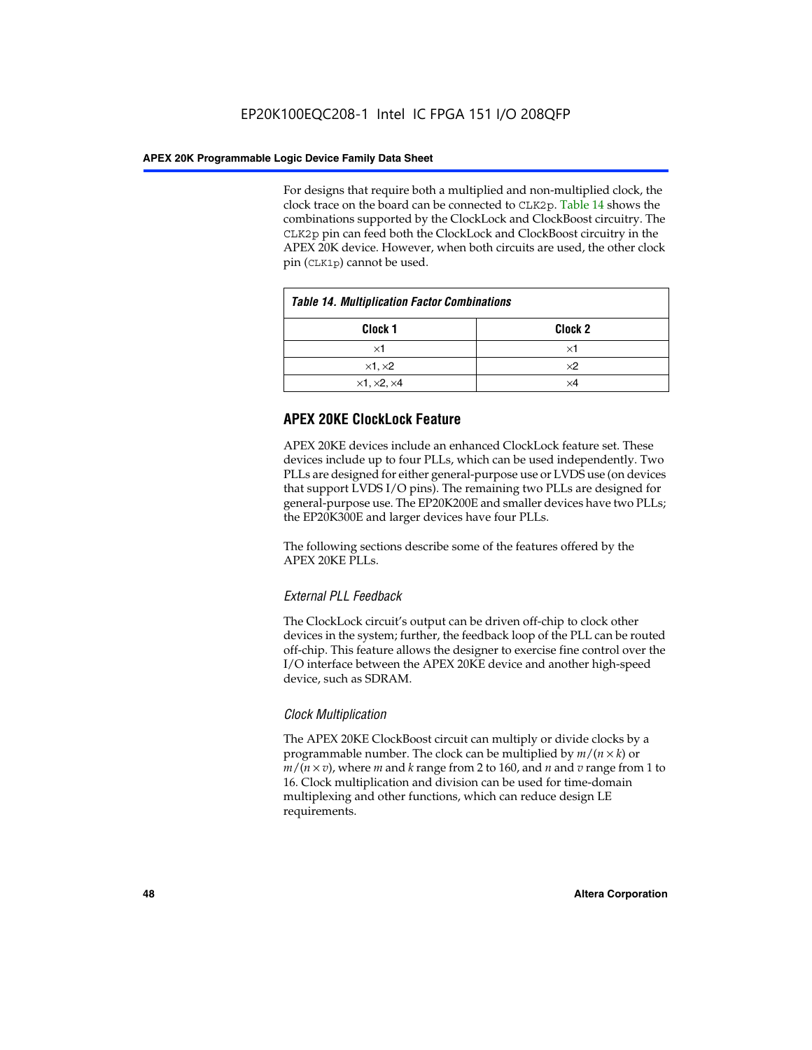For designs that require both a multiplied and non-multiplied clock, the clock trace on the board can be connected to CLK2p. Table 14 shows the combinations supported by the ClockLock and ClockBoost circuitry. The CLK2p pin can feed both the ClockLock and ClockBoost circuitry in the APEX 20K device. However, when both circuits are used, the other clock pin (CLK1p) cannot be used.

*Table 14. Multiplication Factor Combinations*

| Clock 1 | Clock 2 |
|---|---|
| ×1 | ×1 |
| ×1, ×2 | ×2 |
| ×1, ×2, ×4 | ×4 |

## APEX 20KE ClockLock Feature

APEX 20KE devices include an enhanced ClockLock feature set. These devices include up to four PLLs, which can be used independently. Two PLLs are designed for either general-purpose use or LVDS use (on devices that support LVDS I/O pins). The remaining two PLLs are designed for general-purpose use. The EP20K200E and smaller devices have two PLLs; the EP20K300E and larger devices have four PLLs.

The following sections describe some of the features offered by the APEX 20KE PLLs.

### *External PLL Feedback*

The ClockLock circuit's output can be driven off-chip to clock other devices in the system; further, the feedback loop of the PLL can be routed off-chip. This feature allows the designer to exercise fine control over the I/O interface between the APEX 20KE device and another high-speed device, such as SDRAM.

### *Clock Multiplication*

The APEX 20KE ClockBoost circuit can multiply or divide clocks by a programmable number. The clock can be multiplied by $m/(n \times k)$ or $m/(n \times v)$, where $m$ and $k$ range from 2 to 160, and $n$ and $v$ range from 1 to 16. Clock multiplication and division can be used for time-domain multiplexing and other functions, which can reduce design LE requirements.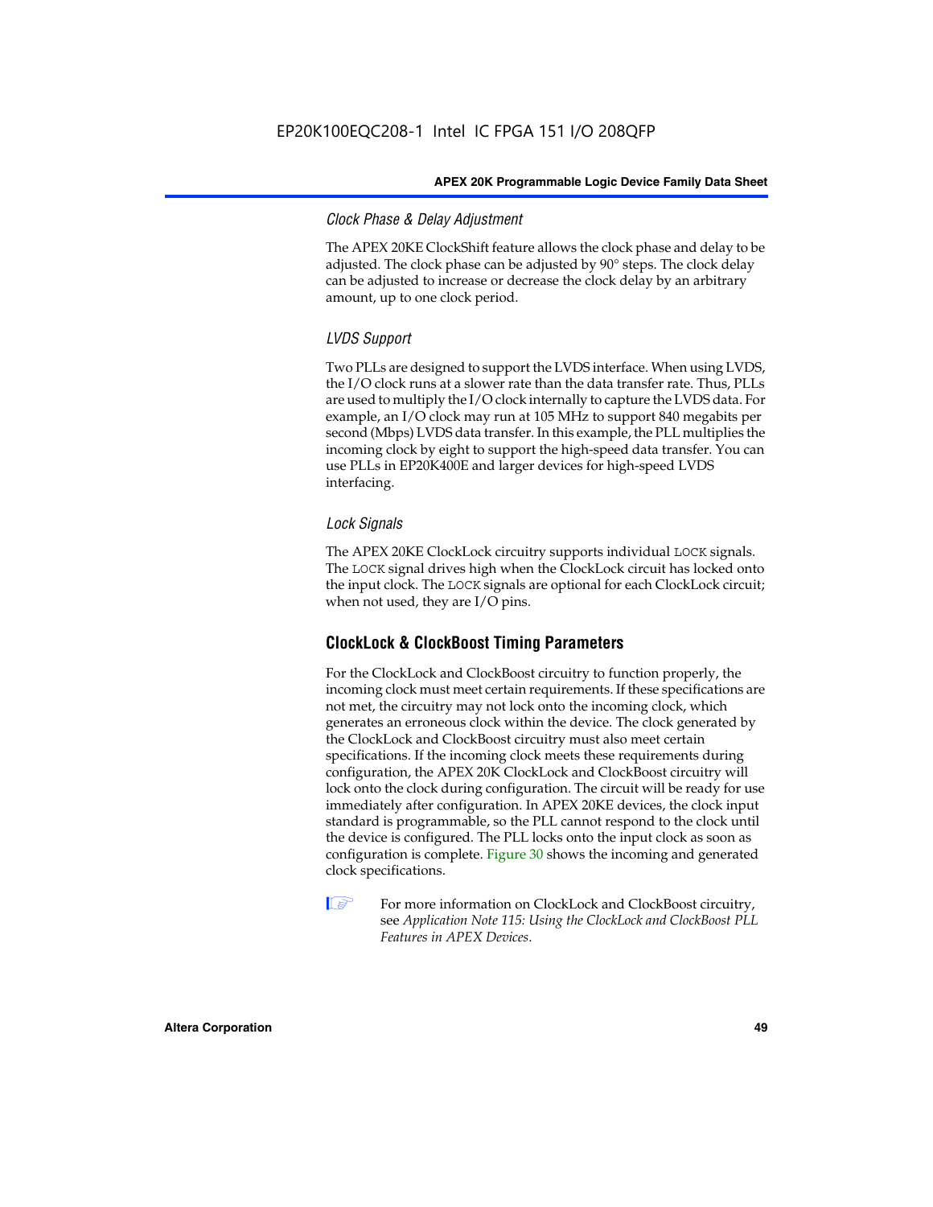### *Clock Phase & Delay Adjustment*

The APEX 20KE ClockShift feature allows the clock phase and delay to be adjusted. The clock phase can be adjusted by 90° steps. The clock delay can be adjusted to increase or decrease the clock delay by an arbitrary amount, up to one clock period.

### *LVDS Support*

Two PLLs are designed to support the LVDS interface. When using LVDS, the I/O clock runs at a slower rate than the data transfer rate. Thus, PLLs are used to multiply the I/O clock internally to capture the LVDS data. For example, an I/O clock may run at 105 MHz to support 840 megabits per second (Mbps) LVDS data transfer. In this example, the PLL multiplies the incoming clock by eight to support the high-speed data transfer. You can use PLLs in EP20K400E and larger devices for high-speed LVDS interfacing.

### *Lock Signals*

The APEX 20KE ClockLock circuitry supports individual LOCK signals. The LOCK signal drives high when the ClockLock circuit has locked onto the input clock. The LOCK signals are optional for each ClockLock circuit; when not used, they are I/O pins.

## ClockLock & ClockBoost Timing Parameters

For the ClockLock and ClockBoost circuitry to function properly, the incoming clock must meet certain requirements. If these specifications are not met, the circuitry may not lock onto the incoming clock, which generates an erroneous clock within the device. The clock generated by the ClockLock and ClockBoost circuitry must also meet certain specifications. If the incoming clock meets these requirements during configuration, the APEX 20K ClockLock and ClockBoost circuitry will lock onto the clock during configuration. The circuit will be ready for use immediately after configuration. In APEX 20KE devices, the clock input standard is programmable, so the PLL cannot respond to the clock until the device is configured. The PLL locks onto the input clock as soon as configuration is complete. Figure 30 shows the incoming and generated clock specifications.

For more information on ClockLock and ClockBoost circuitry, see *Application Note 115: Using the ClockLock and ClockBoost PLL Features in APEX Devices*.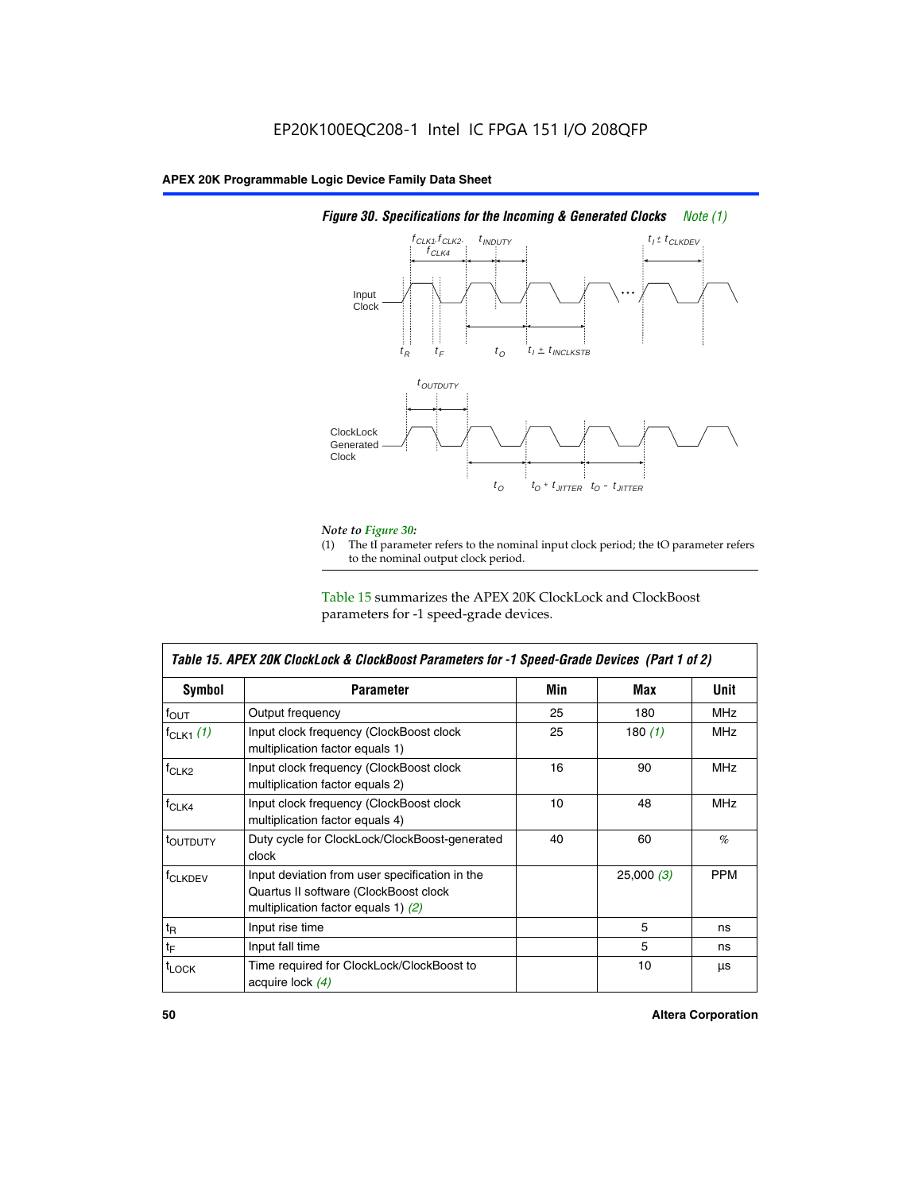EP20K100EQC208-1 Intel IC FPGA 151 I/O 208QFP

**Figure 30. Specifications for the Incoming & Generated Clocks** *Note (1)*

*Note to Figure 30:*

(1) The tI parameter refers to the nominal input clock period; the tO parameter refers to the nominal output clock period.

Table 15 summarizes the APEX 20K ClockLock and ClockBoost parameters for -1 speed-grade devices.

| Table 15. APEX 20K ClockLock & ClockBoost Parameters for -1 Speed-Grade Devices (Part 1 of 2) | | | | |
|---|---|---|---|---|
| **Symbol** | **Parameter** | **Min** | **Max** | **Unit** |
| $f_{OUT}$ | Output frequency | 25 | 180 | MHz |
| $f_{CLK1}$ *(1)* | Input clock frequency (ClockBoost clock multiplication factor equals 1) | 25 | 180 *(1)* | MHz |
| $f_{CLK2}$ | Input clock frequency (ClockBoost clock multiplication factor equals 2) | 16 | 90 | MHz |
| $f_{CLK4}$ | Input clock frequency (ClockBoost clock multiplication factor equals 4) | 10 | 48 | MHz |
| $t_{OUTDUTY}$ | Duty cycle for ClockLock/ClockBoost-generated clock | 40 | 60 | % |
| $f_{CLKDEV}$ | Input deviation from user specification in the Quartus II software (ClockBoost clock multiplication factor equals 1) *(2)* | | 25,000 *(3)* | PPM |
| $t_R$ | Input rise time | | 5 | ns |
| $t_F$ | Input fall time | | 5 | ns |
| $t_{LOCK}$ | Time required for ClockLock/ClockBoost to acquire lock *(4)* | | 10 | µs |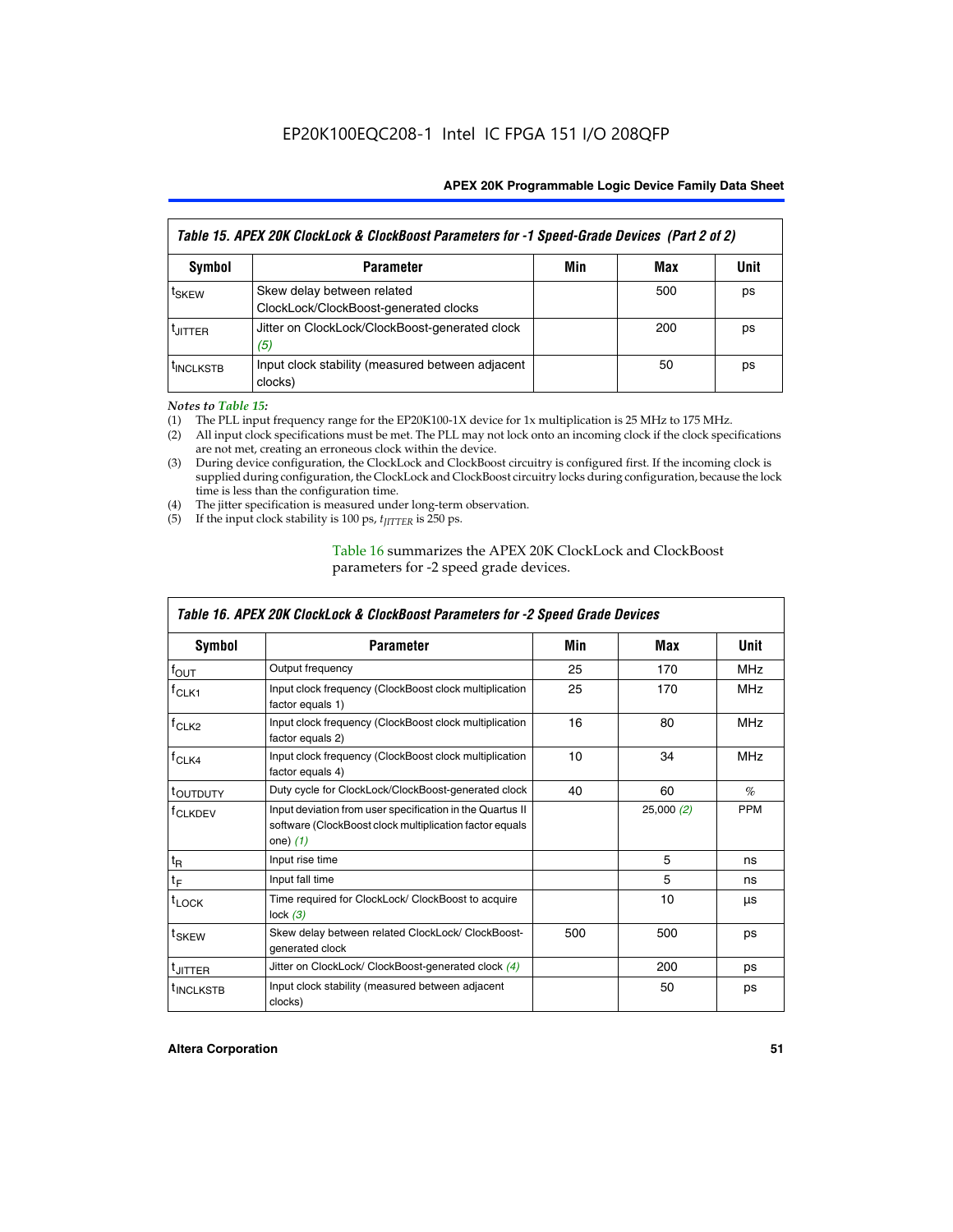**Table 15. APEX 20K ClockLock & ClockBoost Parameters for -1 Speed-Grade Devices (Part 2 of 2)**

| Symbol | Parameter | Min | Max | Unit |
|---|---|---|---|---|
| $t_{SKEW}$ | Skew delay between related ClockLock/ClockBoost-generated clocks | | 500 | ps |
| $t_{JITTER}$ | Jitter on ClockLock/ClockBoost-generated clock *(5)* | | 200 | ps |
| $t_{INCLKSTB}$ | Input clock stability (measured between adjacent clocks) | | 50 | ps |

*Notes to Table 15:*

(1) The PLL input frequency range for the EP20K100-1X device for 1x multiplication is 25 MHz to 175 MHz.
(2) All input clock specifications must be met. The PLL may not lock onto an incoming clock if the clock specifications are not met, creating an erroneous clock within the device.
(3) During device configuration, the ClockLock and ClockBoost circuitry is configured first. If the incoming clock is supplied during configuration, the ClockLock and ClockBoost circuitry locks during configuration, because the lock time is less than the configuration time.
(4) The jitter specification is measured under long-term observation.
(5) If the input clock stability is 100 ps, $t_{JITTER}$ is 250 ps.

Table 16 summarizes the APEX 20K ClockLock and ClockBoost parameters for -2 speed grade devices.

**Table 16. APEX 20K ClockLock & ClockBoost Parameters for -2 Speed Grade Devices**

| Symbol | Parameter | Min | Max | Unit |
|---|---|---|---|---|
| $f_{OUT}$ | Output frequency | 25 | 170 | MHz |
| $f_{CLK1}$ | Input clock frequency (ClockBoost clock multiplication factor equals 1) | 25 | 170 | MHz |
| $f_{CLK2}$ | Input clock frequency (ClockBoost clock multiplication factor equals 2) | 16 | 80 | MHz |
| $f_{CLK4}$ | Input clock frequency (ClockBoost clock multiplication factor equals 4) | 10 | 34 | MHz |
| $t_{OUTDUTY}$ | Duty cycle for ClockLock/ClockBoost-generated clock | 40 | 60 | % |
| $f_{CLKDEV}$ | Input deviation from user specification in the Quartus II software (ClockBoost clock multiplication factor equals one) *(1)* | | 25,000 *(2)* | PPM |
| $t_R$ | Input rise time | | 5 | ns |
| $t_F$ | Input fall time | | 5 | ns |
| $t_{LOCK}$ | Time required for ClockLock/ ClockBoost to acquire lock *(3)* | | 10 | µs |
| $t_{SKEW}$ | Skew delay between related ClockLock/ ClockBoost-generated clock | 500 | 500 | ps |
| $t_{JITTER}$ | Jitter on ClockLock/ ClockBoost-generated clock *(4)* | | 200 | ps |
| $t_{INCLKSTB}$ | Input clock stability (measured between adjacent clocks) | | 50 | ps |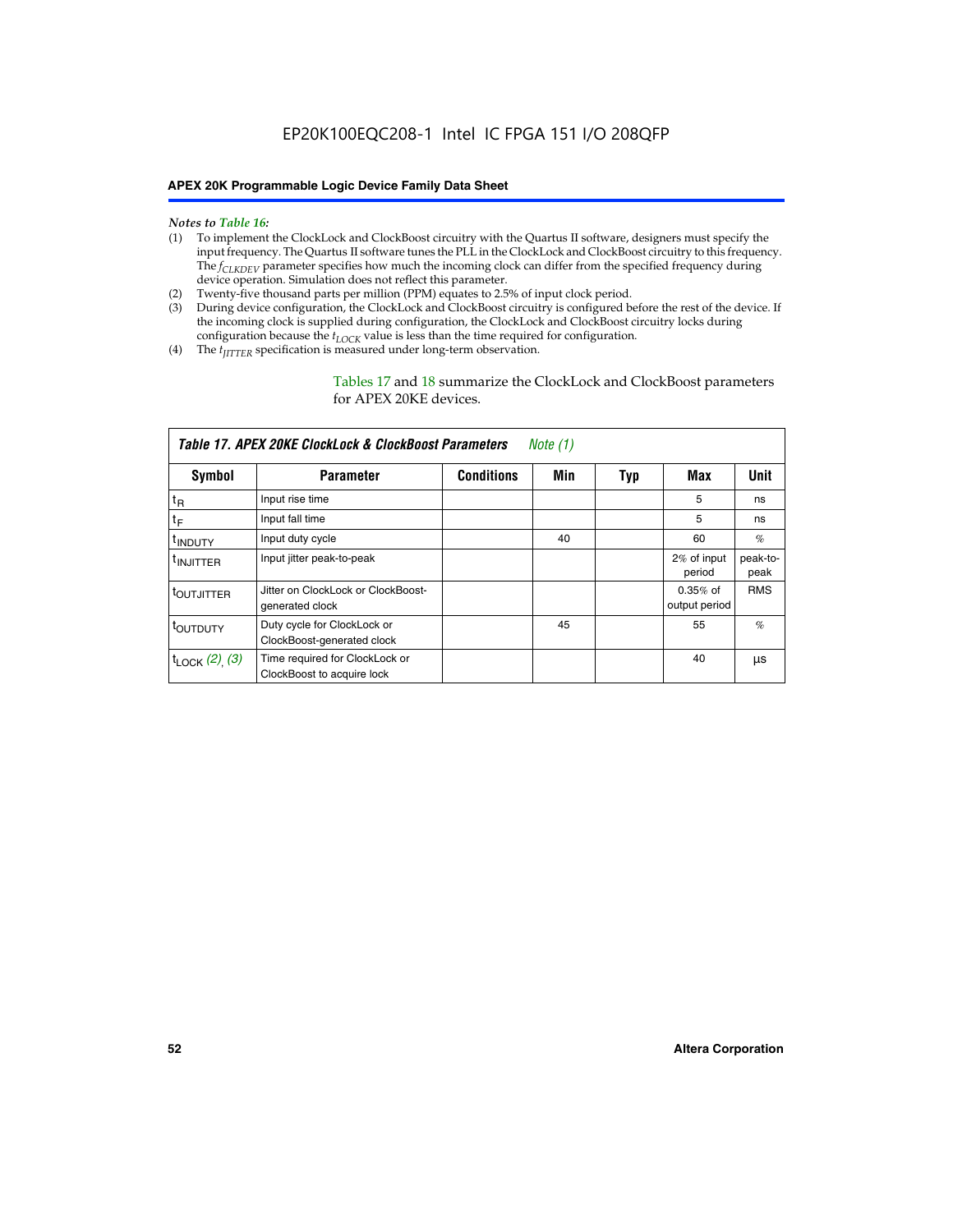*Notes to Table 16:*

(1) To implement the ClockLock and ClockBoost circuitry with the Quartus II software, designers must specify the input frequency. The Quartus II software tunes the PLL in the ClockLock and ClockBoost circuitry to this frequency. The $f_{CLKDEV}$ parameter specifies how much the incoming clock can differ from the specified frequency during device operation. Simulation does not reflect this parameter.

(2) Twenty-five thousand parts per million (PPM) equates to 2.5% of input clock period.

(3) During device configuration, the ClockLock and ClockBoost circuitry is configured before the rest of the device. If the incoming clock is supplied during configuration, the ClockLock and ClockBoost circuitry locks during configuration because the $t_{LOCK}$ value is less than the time required for configuration.

(4) The $t_{JITTER}$ specification is measured under long-term observation.

Tables 17 and 18 summarize the ClockLock and ClockBoost parameters for APEX 20KE devices.

**Table 17. APEX 20KE ClockLock & ClockBoost Parameters** *Note (1)*

| Symbol | Parameter | Conditions | Min | Typ | Max | Unit |
|---|---|---|---|---|---|---|
| $t_R$ | Input rise time | | | | 5 | ns |
| $t_F$ | Input fall time | | | | 5 | ns |
| $t_{INDUTY}$ | Input duty cycle | | 40 | | 60 | % |
| $t_{INJITTER}$ | Input jitter peak-to-peak | | | | 2% of input period | peak-to-peak |
| $t_{OUTJITTER}$ | Jitter on ClockLock or ClockBoost-generated clock | | | | 0.35% of output period | RMS |
| $t_{OUTDUTY}$ | Duty cycle for ClockLock or ClockBoost-generated clock | | 45 | | 55 | % |
| $t_{LOCK}$ *(2), (3)* | Time required for ClockLock or ClockBoost to acquire lock | | | | 40 | µs |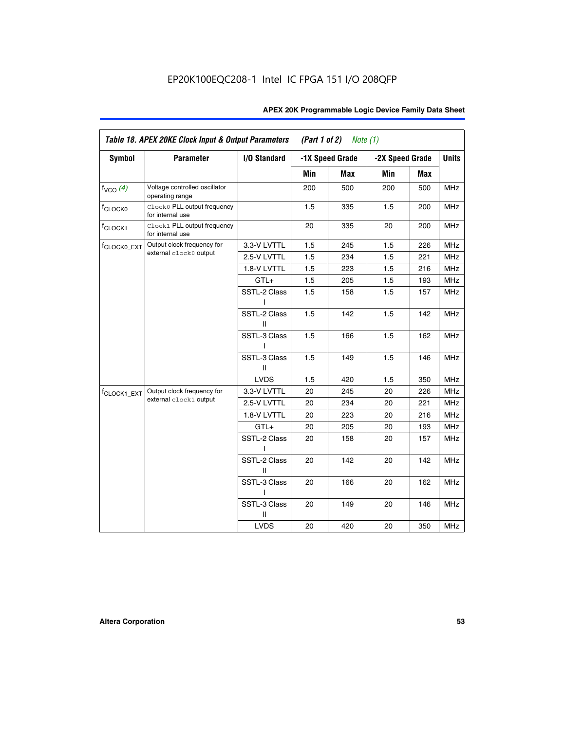EP20K100EQC208-1 Intel IC FPGA 151 I/O 208QFP

| *Table 18. APEX 20KE Clock Input & Output Parameters (Part 1 of 2) Note (1)* | | | | | | | |
|---|---|---|---|---|---|---|---|
| **Symbol** | **Parameter** | **I/O Standard** | **-1X Speed Grade** | | **-2X Speed Grade** | | **Units** |
| | | | **Min** | **Max** | **Min** | **Max** | |
| $f_{VCO}$ *(4)* | Voltage controlled oscillator operating range | | 200 | 500 | 200 | 500 | MHz |
| $f_{CLOCK0}$ | `Clock0` PLL output frequency for internal use | | 1.5 | 335 | 1.5 | 200 | MHz |
| $f_{CLOCK1}$ | `Clock1` PLL output frequency for internal use | | 20 | 335 | 20 | 200 | MHz |
| $f_{CLOCK0\_EXT}$ | Output clock frequency for external `clock0` output | 3.3-V LVTTL | 1.5 | 245 | 1.5 | 226 | MHz |
| | | 2.5-V LVTTL | 1.5 | 234 | 1.5 | 221 | MHz |
| | | 1.8-V LVTTL | 1.5 | 223 | 1.5 | 216 | MHz |
| | | GTL+ | 1.5 | 205 | 1.5 | 193 | MHz |
| | | SSTL-2 Class I | 1.5 | 158 | 1.5 | 157 | MHz |
| | | SSTL-2 Class II | 1.5 | 142 | 1.5 | 142 | MHz |
| | | SSTL-3 Class I | 1.5 | 166 | 1.5 | 162 | MHz |
| | | SSTL-3 Class II | 1.5 | 149 | 1.5 | 146 | MHz |
| | | LVDS | 1.5 | 420 | 1.5 | 350 | MHz |
| $f_{CLOCK1\_EXT}$ | Output clock frequency for external `clock1` output | 3.3-V LVTTL | 20 | 245 | 20 | 226 | MHz |
| | | 2.5-V LVTTL | 20 | 234 | 20 | 221 | MHz |
| | | 1.8-V LVTTL | 20 | 223 | 20 | 216 | MHz |
| | | GTL+ | 20 | 205 | 20 | 193 | MHz |
| | | SSTL-2 Class I | 20 | 158 | 20 | 157 | MHz |
| | | SSTL-2 Class II | 20 | 142 | 20 | 142 | MHz |
| | | SSTL-3 Class I | 20 | 166 | 20 | 162 | MHz |
| | | SSTL-3 Class II | 20 | 149 | 20 | 146 | MHz |
| | | LVDS | 20 | 420 | 20 | 350 | MHz |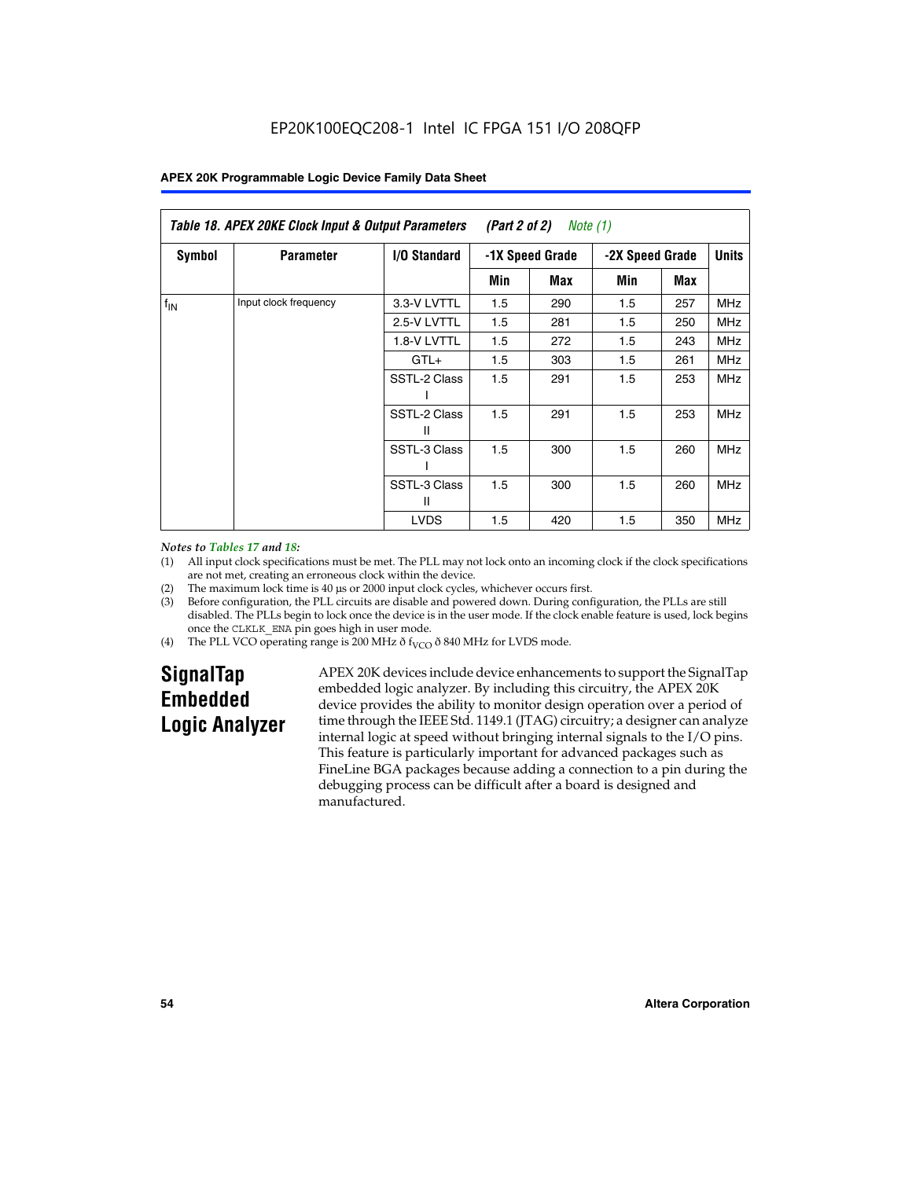**Table 18. APEX 20KE Clock Input & Output Parameters (Part 2 of 2) Note (1)**

| Symbol | Parameter | I/O Standard | -1X Speed Grade | | -2X Speed Grade | | Units |
|---|---|---|---|---|---|---|---|
| | | | Min | Max | Min | Max | |
| $f_{IN}$ | Input clock frequency | 3.3-V LVTTL | 1.5 | 290 | 1.5 | 257 | MHz |
| | | 2.5-V LVTTL | 1.5 | 281 | 1.5 | 250 | MHz |
| | | 1.8-V LVTTL | 1.5 | 272 | 1.5 | 243 | MHz |
| | | GTL+ | 1.5 | 303 | 1.5 | 261 | MHz |
| | | SSTL-2 Class I | 1.5 | 291 | 1.5 | 253 | MHz |
| | | SSTL-2 Class II | 1.5 | 291 | 1.5 | 253 | MHz |
| | | SSTL-3 Class I | 1.5 | 300 | 1.5 | 260 | MHz |
| | | SSTL-3 Class II | 1.5 | 300 | 1.5 | 260 | MHz |
| | | LVDS | 1.5 | 420 | 1.5 | 350 | MHz |

*Notes to Tables 17 and 18:*

(1) All input clock specifications must be met. The PLL may not lock onto an incoming clock if the clock specifications are not met, creating an erroneous clock within the device.

(2) The maximum lock time is 40 µs or 2000 input clock cycles, whichever occurs first.

(3) Before configuration, the PLL circuits are disable and powered down. During configuration, the PLLs are still disabled. The PLLs begin to lock once the device is in the user mode. If the clock enable feature is used, lock begins once the CLKLK_ENA pin goes high in user mode.

(4) The PLL VCO operating range is 200 MHz ð $f_{VCO}$ ð 840 MHz for LVDS mode.

## SignalTap Embedded Logic Analyzer

APEX 20K devices include device enhancements to support the SignalTap embedded logic analyzer. By including this circuitry, the APEX 20K device provides the ability to monitor design operation over a period of time through the IEEE Std. 1149.1 (JTAG) circuitry; a designer can analyze internal logic at speed without bringing internal signals to the I/O pins. This feature is particularly important for advanced packages such as FineLine BGA packages because adding a connection to a pin during the debugging process can be difficult after a board is designed and manufactured.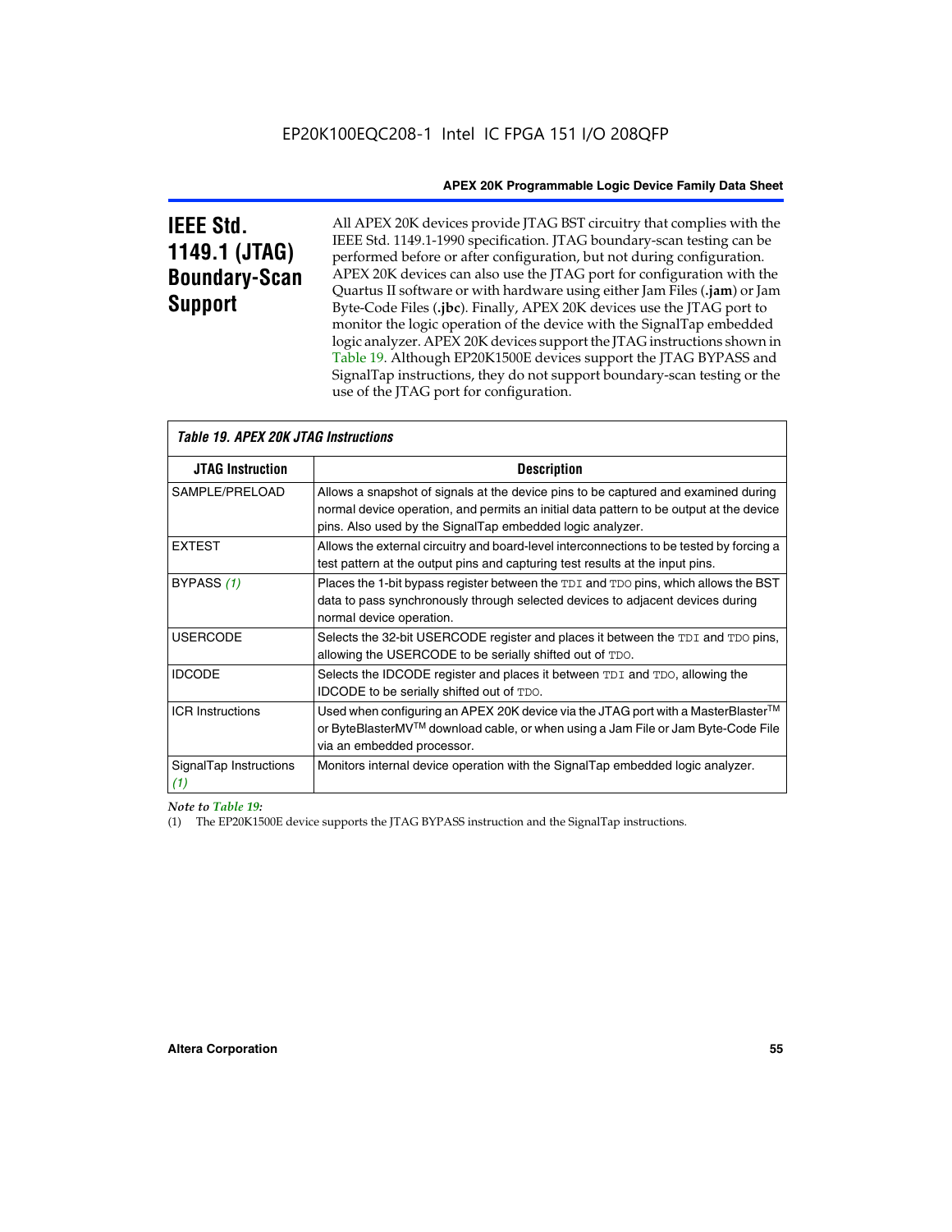# IEEE Std. 1149.1 (JTAG) Boundary-Scan Support

All APEX 20K devices provide JTAG BST circuitry that complies with the IEEE Std. 1149.1-1990 specification. JTAG boundary-scan testing can be performed before or after configuration, but not during configuration. APEX 20K devices can also use the JTAG port for configuration with the Quartus II software or with hardware using either Jam Files (**.jam**) or Jam Byte-Code Files (**.jbc**). Finally, APEX 20K devices use the JTAG port to monitor the logic operation of the device with the SignalTap embedded logic analyzer. APEX 20K devices support the JTAG instructions shown in Table 19. Although EP20K1500E devices support the JTAG BYPASS and SignalTap instructions, they do not support boundary-scan testing or the use of the JTAG port for configuration.

*Table 19. APEX 20K JTAG Instructions*

| JTAG Instruction | Description |
|---|---|
| SAMPLE/PRELOAD | Allows a snapshot of signals at the device pins to be captured and examined during normal device operation, and permits an initial data pattern to be output at the device pins. Also used by the SignalTap embedded logic analyzer. |
| EXTEST | Allows the external circuitry and board-level interconnections to be tested by forcing a test pattern at the output pins and capturing test results at the input pins. |
| BYPASS *(1)* | Places the 1-bit bypass register between the `TDI` and `TDO` pins, which allows the BST data to pass synchronously through selected devices to adjacent devices during normal device operation. |
| USERCODE | Selects the 32-bit USERCODE register and places it between the `TDI` and `TDO` pins, allowing the USERCODE to be serially shifted out of `TDO`. |
| IDCODE | Selects the IDCODE register and places it between `TDI` and `TDO`, allowing the IDCODE to be serially shifted out of `TDO`. |
| ICR Instructions | Used when configuring an APEX 20K device via the JTAG port with a MasterBlaster™ or ByteBlasterMV™ download cable, or when using a Jam File or Jam Byte-Code File via an embedded processor. |
| SignalTap Instructions *(1)* | Monitors internal device operation with the SignalTap embedded logic analyzer. |

*Note to Table 19:*

(1) The EP20K1500E device supports the JTAG BYPASS instruction and the SignalTap instructions.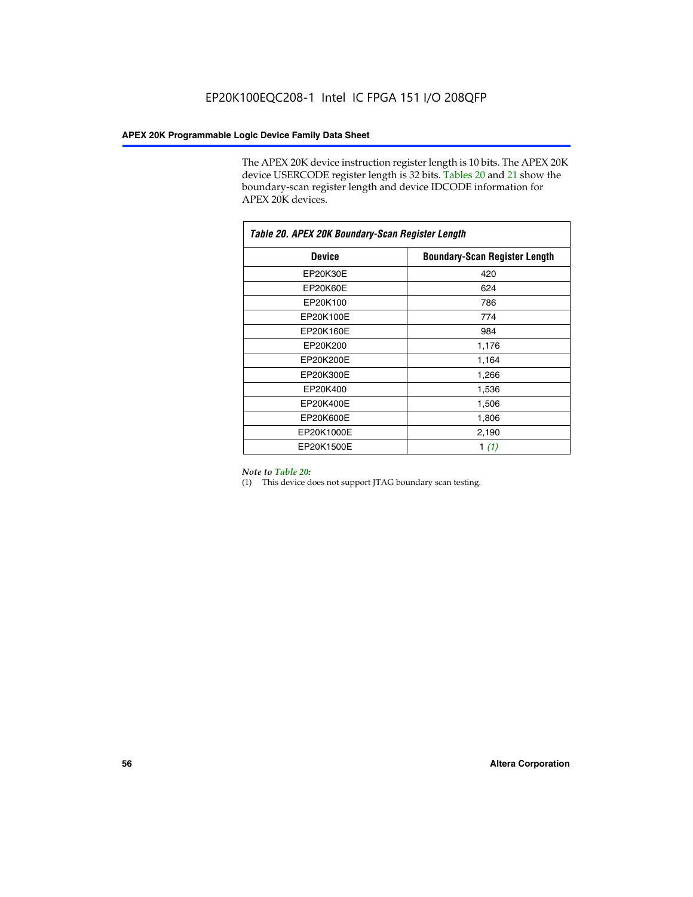The APEX 20K device instruction register length is 10 bits. The APEX 20K device USERCODE register length is 32 bits. Tables 20 and 21 show the boundary-scan register length and device IDCODE information for APEX 20K devices.

*Table 20. APEX 20K Boundary-Scan Register Length*

| Device | Boundary-Scan Register Length |
|---|---|
| EP20K30E | 420 |
| EP20K60E | 624 |
| EP20K100 | 786 |
| EP20K100E | 774 |
| EP20K160E | 984 |
| EP20K200 | 1,176 |
| EP20K200E | 1,164 |
| EP20K300E | 1,266 |
| EP20K400 | 1,536 |
| EP20K400E | 1,506 |
| EP20K600E | 1,806 |
| EP20K1000E | 2,190 |
| EP20K1500E | 1 *(1)* |

*Note to Table 20:*

(1) This device does not support JTAG boundary scan testing.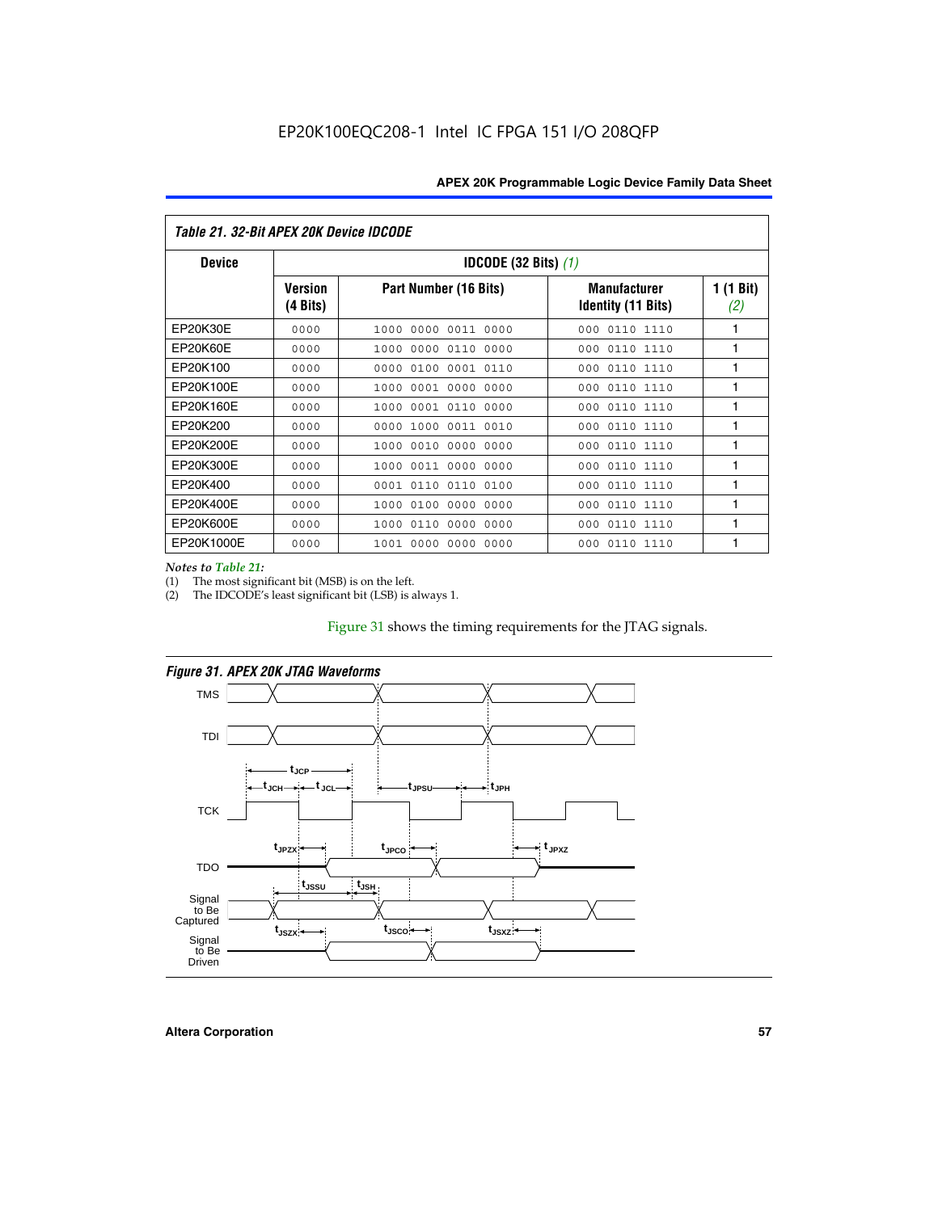*Table 21. 32-Bit APEX 20K Device IDCODE*

| Device | IDCODE (32 Bits) *(1)* | | | |
|---|---|---|---|---|
| | Version (4 Bits) | Part Number (16 Bits) | Manufacturer Identity (11 Bits) | 1 (1 Bit) *(2)* |
| EP20K30E | 0000 | 1000 0000 0011 0000 | 000 0110 1110 | 1 |
| EP20K60E | 0000 | 1000 0000 0110 0000 | 000 0110 1110 | 1 |
| EP20K100 | 0000 | 0000 0100 0001 0110 | 000 0110 1110 | 1 |
| EP20K100E | 0000 | 1000 0001 0000 0000 | 000 0110 1110 | 1 |
| EP20K160E | 0000 | 1000 0001 0110 0000 | 000 0110 1110 | 1 |
| EP20K200 | 0000 | 0000 1000 0011 0010 | 000 0110 1110 | 1 |
| EP20K200E | 0000 | 1000 0010 0000 0000 | 000 0110 1110 | 1 |
| EP20K300E | 0000 | 1000 0011 0000 0000 | 000 0110 1110 | 1 |
| EP20K400 | 0000 | 0001 0110 0110 0100 | 000 0110 1110 | 1 |
| EP20K400E | 0000 | 1000 0100 0000 0000 | 000 0110 1110 | 1 |
| EP20K600E | 0000 | 1000 0110 0000 0000 | 000 0110 1110 | 1 |
| EP20K1000E | 0000 | 1001 0000 0000 0000 | 000 0110 1110 | 1 |

*Notes to Table 21:*

(1) The most significant bit (MSB) is on the left.

(2) The IDCODE's least significant bit (LSB) is always 1.

Figure 31 shows the timing requirements for the JTAG signals.

*Figure 31. APEX 20K JTAG Waveforms*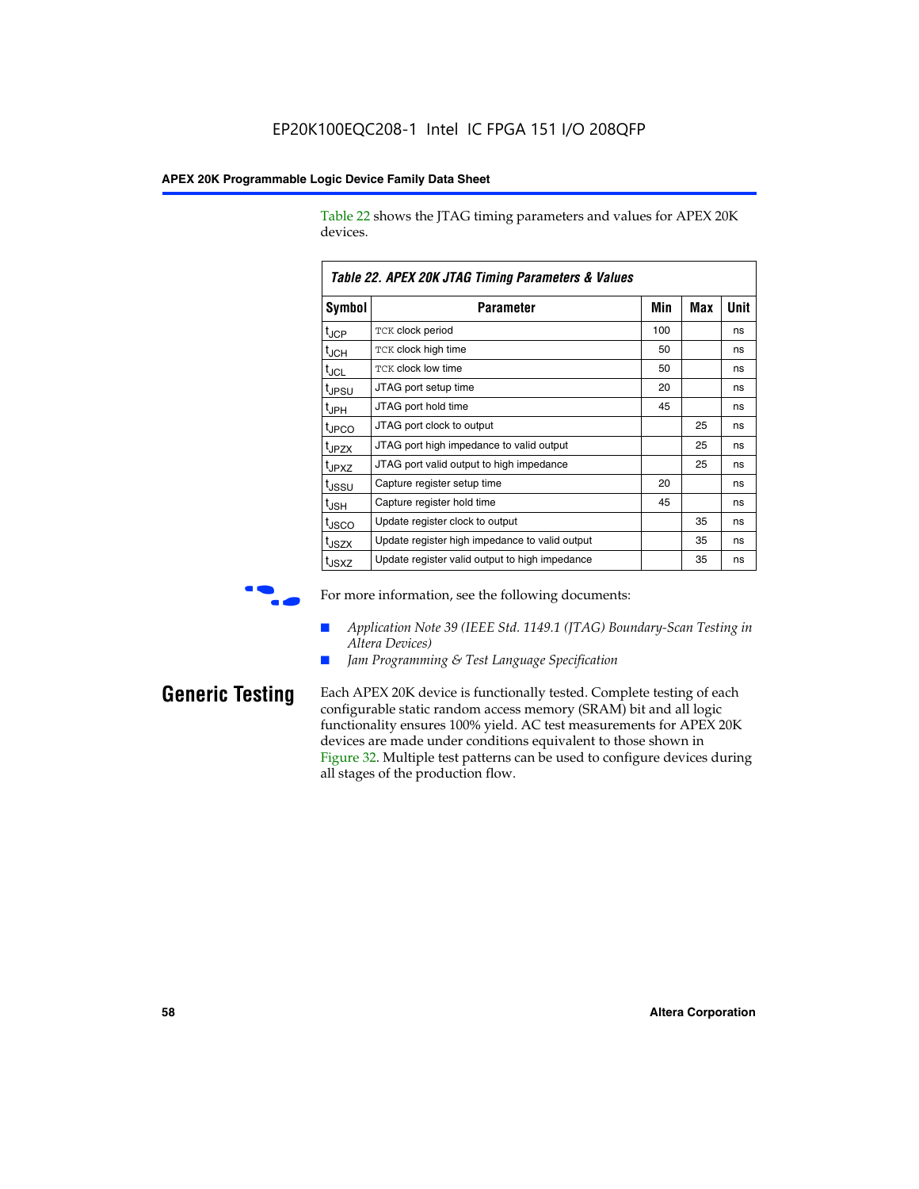Table 22 shows the JTAG timing parameters and values for APEX 20K devices.

**Table 22. APEX 20K JTAG Timing Parameters & Values**

| Symbol | Parameter | Min | Max | Unit |
|---|---|---|---|---|
| $t_{JCP}$ | TCK clock period | 100 | | ns |
| $t_{JCH}$ | TCK clock high time | 50 | | ns |
| $t_{JCL}$ | TCK clock low time | 50 | | ns |
| $t_{JPSU}$ | JTAG port setup time | 20 | | ns |
| $t_{JPH}$ | JTAG port hold time | 45 | | ns |
| $t_{JPCO}$ | JTAG port clock to output | | 25 | ns |
| $t_{JPZX}$ | JTAG port high impedance to valid output | | 25 | ns |
| $t_{JPXZ}$ | JTAG port valid output to high impedance | | 25 | ns |
| $t_{JSSU}$ | Capture register setup time | 20 | | ns |
| $t_{JSH}$ | Capture register hold time | 45 | | ns |
| $t_{JSCO}$ | Update register clock to output | | 35 | ns |
| $t_{JSZX}$ | Update register high impedance to valid output | | 35 | ns |
| $t_{JSXZ}$ | Update register valid output to high impedance | | 35 | ns |

For more information, see the following documents:

- *Application Note 39 (IEEE Std. 1149.1 (JTAG) Boundary-Scan Testing in Altera Devices)*
- *Jam Programming & Test Language Specification*

## Generic Testing

Each APEX 20K device is functionally tested. Complete testing of each configurable static random access memory (SRAM) bit and all logic functionality ensures 100% yield. AC test measurements for APEX 20K devices are made under conditions equivalent to those shown in Figure 32. Multiple test patterns can be used to configure devices during all stages of the production flow.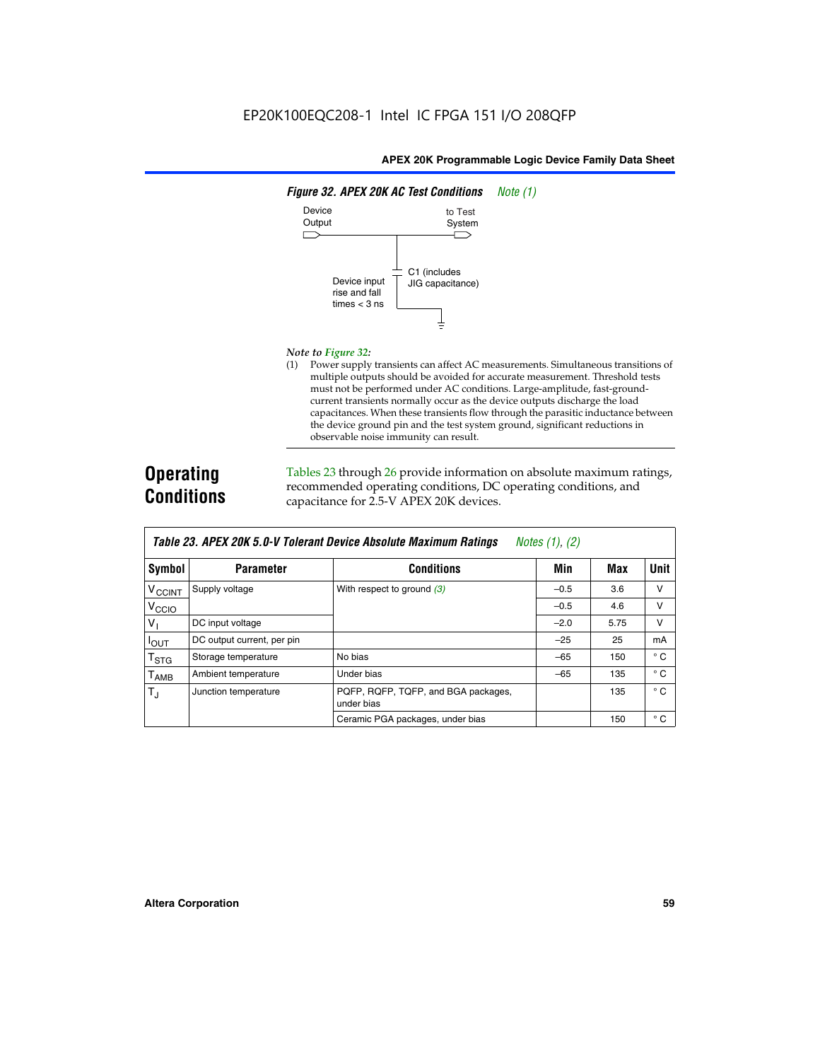**Figure 32. APEX 20K AC Test Conditions** *Note (1)*

Device Output — to Test System

C1 (includes JIG capacitance)

Device input rise and fall times < 3 ns

*Note to Figure 32:*

(1) Power supply transients can affect AC measurements. Simultaneous transitions of multiple outputs should be avoided for accurate measurement. Threshold tests must not be performed under AC conditions. Large-amplitude, fast-ground-current transients normally occur as the device outputs discharge the load capacitances. When these transients flow through the parasitic inductance between the device ground pin and the test system ground, significant reductions in observable noise immunity can result.

## Operating Conditions

Tables 23 through 26 provide information on absolute maximum ratings, recommended operating conditions, DC operating conditions, and capacitance for 2.5-V APEX 20K devices.

**Table 23. APEX 20K 5.0-V Tolerant Device Absolute Maximum Ratings** *Notes (1), (2)*

| Symbol | Parameter | Conditions | Min | Max | Unit |
|---|---|---|---|---|---|
| $V_{CCINT}$ | Supply voltage | With respect to ground *(3)* | –0.5 | 3.6 | V |
| $V_{CCIO}$ | | | –0.5 | 4.6 | V |
| $V_I$ | DC input voltage | | –2.0 | 5.75 | V |
| $I_{OUT}$ | DC output current, per pin | | –25 | 25 | mA |
| $T_{STG}$ | Storage temperature | No bias | –65 | 150 | ° C |
| $T_{AMB}$ | Ambient temperature | Under bias | –65 | 135 | ° C |
| $T_J$ | Junction temperature | PQFP, RQFP, TQFP, and BGA packages, under bias | | 135 | ° C |
| | | Ceramic PGA packages, under bias | | 150 | ° C |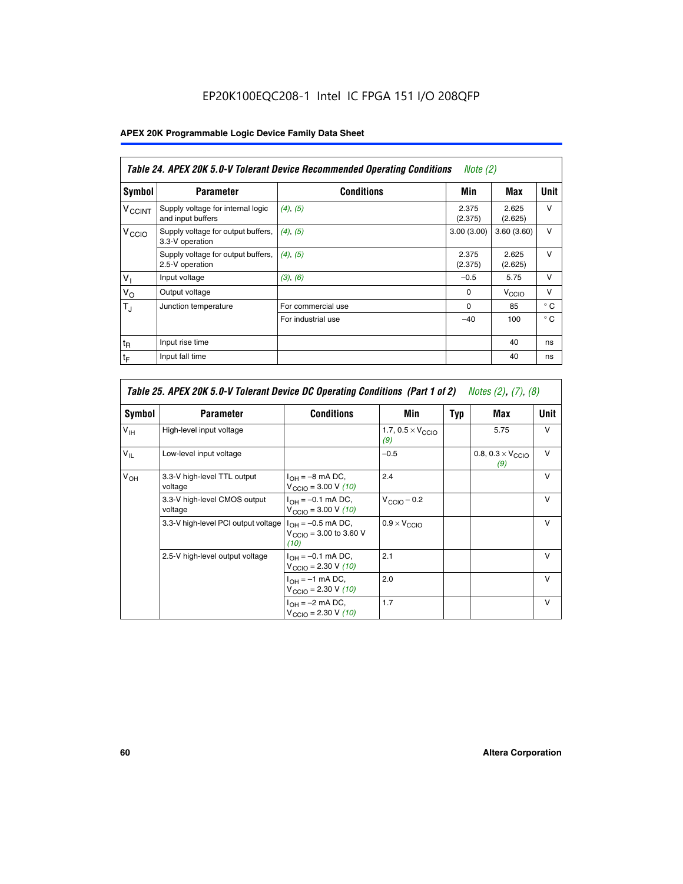EP20K100EQC208-1 Intel IC FPGA 151 I/O 208QFP

| *Table 24. APEX 20K 5.0-V Tolerant Device Recommended Operating Conditions* *Note (2)* | | | | | |
|---|---|---|---|---|---|
| **Symbol** | **Parameter** | **Conditions** | **Min** | **Max** | **Unit** |
| $V_{CCINT}$ | Supply voltage for internal logic and input buffers | (4), (5) | 2.375 (2.375) | 2.625 (2.625) | V |
| $V_{CCIO}$ | Supply voltage for output buffers, 3.3-V operation | (4), (5) | 3.00 (3.00) | 3.60 (3.60) | V |
| | Supply voltage for output buffers, 2.5-V operation | (4), (5) | 2.375 (2.375) | 2.625 (2.625) | V |
| $V_I$ | Input voltage | (3), (6) | –0.5 | 5.75 | V |
| $V_O$ | Output voltage | | 0 | $V_{CCIO}$ | V |
| $T_J$ | Junction temperature | For commercial use | 0 | 85 | ° C |
| | | For industrial use | –40 | 100 | ° C |
| $t_R$ | Input rise time | | | 40 | ns |
| $t_F$ | Input fall time | | | 40 | ns |

| *Table 25. APEX 20K 5.0-V Tolerant Device DC Operating Conditions (Part 1 of 2)* *Notes (2), (7), (8)* | | | | | | |
|---|---|---|---|---|---|---|
| **Symbol** | **Parameter** | **Conditions** | **Min** | **Typ** | **Max** | **Unit** |
| $V_{IH}$ | High-level input voltage | | 1.7, 0.5 × $V_{CCIO}$ (9) | | 5.75 | V |
| $V_{IL}$ | Low-level input voltage | | –0.5 | | 0.8, 0.3 × $V_{CCIO}$ (9) | V |
| $V_{OH}$ | 3.3-V high-level TTL output voltage | $I_{OH}$ = –8 mA DC, $V_{CCIO}$ = 3.00 V (10) | 2.4 | | | V |
| | 3.3-V high-level CMOS output voltage | $I_{OH}$ = –0.1 mA DC, $V_{CCIO}$ = 3.00 V (10) | $V_{CCIO}$ – 0.2 | | | V |
| | 3.3-V high-level PCI output voltage | $I_{OH}$ = –0.5 mA DC, $V_{CCIO}$ = 3.00 to 3.60 V (10) | 0.9 × $V_{CCIO}$ | | | V |
| | 2.5-V high-level output voltage | $I_{OH}$ = –0.1 mA DC, $V_{CCIO}$ = 2.30 V (10) | 2.1 | | | V |
| | | $I_{OH}$ = –1 mA DC, $V_{CCIO}$ = 2.30 V (10) | 2.0 | | | V |
| | | $I_{OH}$ = –2 mA DC, $V_{CCIO}$ = 2.30 V (10) | 1.7 | | | V |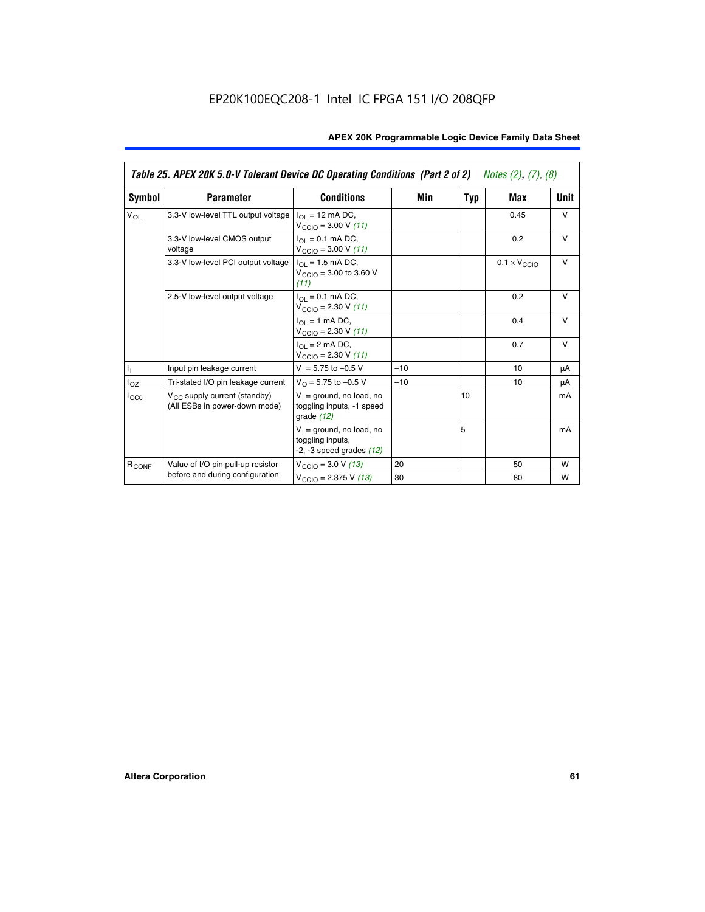## Table 25. APEX 20K 5.0-V Tolerant Device DC Operating Conditions (Part 2 of 2) *Notes (2), (7), (8)*

| Symbol | Parameter | Conditions | Min | Typ | Max | Unit |
|---|---|---|---|---|---|---|
| $V_{OL}$ | 3.3-V low-level TTL output voltage | $I_{OL}$ = 12 mA DC, $V_{CCIO}$ = 3.00 V *(11)* | | | 0.45 | V |
| | 3.3-V low-level CMOS output voltage | $I_{OL}$ = 0.1 mA DC, $V_{CCIO}$ = 3.00 V *(11)* | | | 0.2 | V |
| | 3.3-V low-level PCI output voltage | $I_{OL}$ = 1.5 mA DC, $V_{CCIO}$ = 3.00 to 3.60 V *(11)* | | | $0.1 \times V_{CCIO}$ | V |
| | 2.5-V low-level output voltage | $I_{OL}$ = 0.1 mA DC, $V_{CCIO}$ = 2.30 V *(11)* | | | 0.2 | V |
| | | $I_{OL}$ = 1 mA DC, $V_{CCIO}$ = 2.30 V *(11)* | | | 0.4 | V |
| | | $I_{OL}$ = 2 mA DC, $V_{CCIO}$ = 2.30 V *(11)* | | | 0.7 | V |
| $I_I$ | Input pin leakage current | $V_I$ = 5.75 to –0.5 V | –10 | | 10 | µA |
| $I_{OZ}$ | Tri-stated I/O pin leakage current | $V_O$ = 5.75 to –0.5 V | –10 | | 10 | µA |
| $I_{CC0}$ | $V_{CC}$ supply current (standby) (All ESBs in power-down mode) | $V_I$ = ground, no load, no toggling inputs, -1 speed grade *(12)* | | 10 | | mA |
| | | $V_I$ = ground, no load, no toggling inputs, -2, -3 speed grades *(12)* | | 5 | | mA |
| $R_{CONF}$ | Value of I/O pin pull-up resistor before and during configuration | $V_{CCIO}$ = 3.0 V *(13)* | 20 | | 50 | W |
| | | $V_{CCIO}$ = 2.375 V *(13)* | 30 | | 80 | W |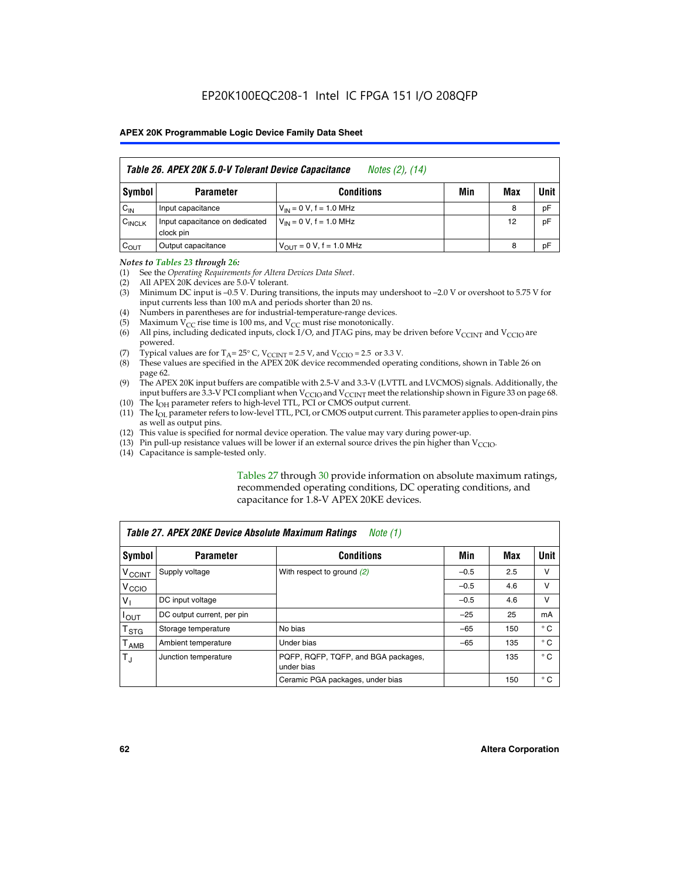EP20K100EQC208-1 Intel IC FPGA 151 I/O 208QFP

**Table 26. APEX 20K 5.0-V Tolerant Device Capacitance** *Notes (2), (14)*

| Symbol | Parameter | Conditions | Min | Max | Unit |
|---|---|---|---|---|---|
| $C_{IN}$ | Input capacitance | $V_{IN}$ = 0 V, f = 1.0 MHz | | 8 | pF |
| $C_{INCLK}$ | Input capacitance on dedicated clock pin | $V_{IN}$ = 0 V, f = 1.0 MHz | | 12 | pF |
| $C_{OUT}$ | Output capacitance | $V_{OUT}$ = 0 V, f = 1.0 MHz | | 8 | pF |

*Notes to Tables 23 through 26:*

(1) See the *Operating Requirements for Altera Devices Data Sheet*.
(2) All APEX 20K devices are 5.0-V tolerant.
(3) Minimum DC input is –0.5 V. During transitions, the inputs may undershoot to –2.0 V or overshoot to 5.75 V for input currents less than 100 mA and periods shorter than 20 ns.
(4) Numbers in parentheses are for industrial-temperature-range devices.
(5) Maximum $V_{CC}$ rise time is 100 ms, and $V_{CC}$ must rise monotonically.
(6) All pins, including dedicated inputs, clock I/O, and JTAG pins, may be driven before $V_{CCINT}$ and $V_{CCIO}$ are powered.
(7) Typical values are for $T_A$ = 25° C, $V_{CCINT}$ = 2.5 V, and $V_{CCIO}$ = 2.5 or 3.3 V.
(8) These values are specified in the APEX 20K device recommended operating conditions, shown in Table 26 on page 62.
(9) The APEX 20K input buffers are compatible with 2.5-V and 3.3-V (LVTTL and LVCMOS) signals. Additionally, the input buffers are 3.3-V PCI compliant when $V_{CCIO}$ and $V_{CCINT}$ meet the relationship shown in Figure 33 on page 68.
(10) The $I_{OH}$ parameter refers to high-level TTL, PCI or CMOS output current.
(11) The $I_{OL}$ parameter refers to low-level TTL, PCI, or CMOS output current. This parameter applies to open-drain pins as well as output pins.
(12) This value is specified for normal device operation. The value may vary during power-up.
(13) Pin pull-up resistance values will be lower if an external source drives the pin higher than $V_{CCIO}$.
(14) Capacitance is sample-tested only.

Tables 27 through 30 provide information on absolute maximum ratings, recommended operating conditions, DC operating conditions, and capacitance for 1.8-V APEX 20KE devices.

**Table 27. APEX 20KE Device Absolute Maximum Ratings** *Note (1)*

| Symbol | Parameter | Conditions | Min | Max | Unit |
|---|---|---|---|---|---|
| $V_{CCINT}$ | Supply voltage | With respect to ground *(2)* | –0.5 | 2.5 | V |
| $V_{CCIO}$ | | | –0.5 | 4.6 | V |
| $V_I$ | DC input voltage | | –0.5 | 4.6 | V |
| $I_{OUT}$ | DC output current, per pin | | –25 | 25 | mA |
| $T_{STG}$ | Storage temperature | No bias | –65 | 150 | ° C |
| $T_{AMB}$ | Ambient temperature | Under bias | –65 | 135 | ° C |
| $T_J$ | Junction temperature | PQFP, RQFP, TQFP, and BGA packages, under bias | | 135 | ° C |
| | | Ceramic PGA packages, under bias | | 150 | ° C |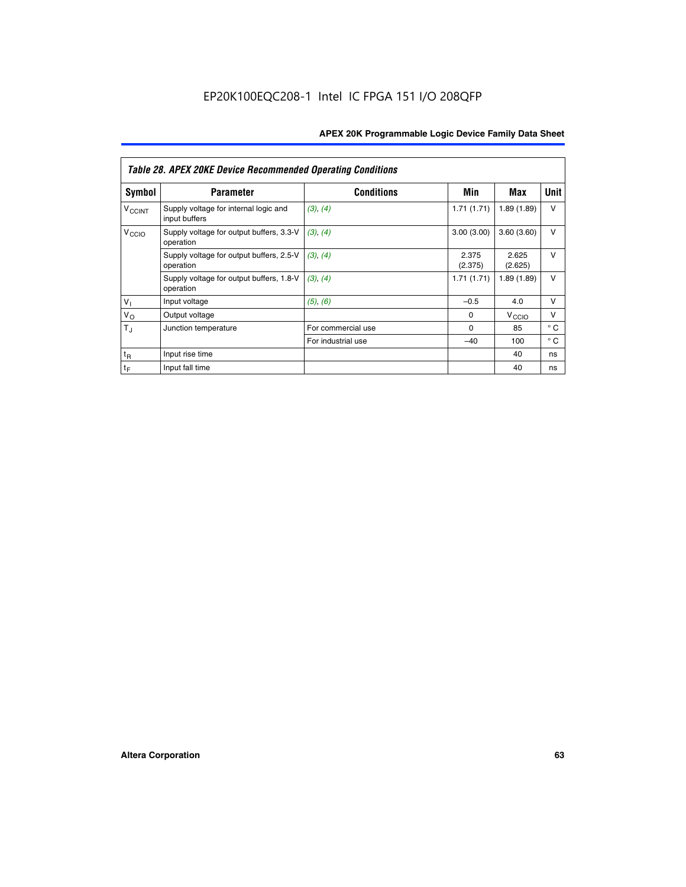*Table 28. APEX 20KE Device Recommended Operating Conditions*

| Symbol | Parameter | Conditions | Min | Max | Unit |
|---|---|---|---|---|---|
| $V_{CCINT}$ | Supply voltage for internal logic and input buffers | (3), (4) | 1.71 (1.71) | 1.89 (1.89) | V |
| $V_{CCIO}$ | Supply voltage for output buffers, 3.3-V operation | (3), (4) | 3.00 (3.00) | 3.60 (3.60) | V |
| | Supply voltage for output buffers, 2.5-V operation | (3), (4) | 2.375 (2.375) | 2.625 (2.625) | V |
| | Supply voltage for output buffers, 1.8-V operation | (3), (4) | 1.71 (1.71) | 1.89 (1.89) | V |
| $V_I$ | Input voltage | (5), (6) | –0.5 | 4.0 | V |
| $V_O$ | Output voltage | | 0 | $V_{CCIO}$ | V |
| $T_J$ | Junction temperature | For commercial use | 0 | 85 | ° C |
| | | For industrial use | –40 | 100 | ° C |
| $t_R$ | Input rise time | | | 40 | ns |
| $t_F$ | Input fall time | | | 40 | ns |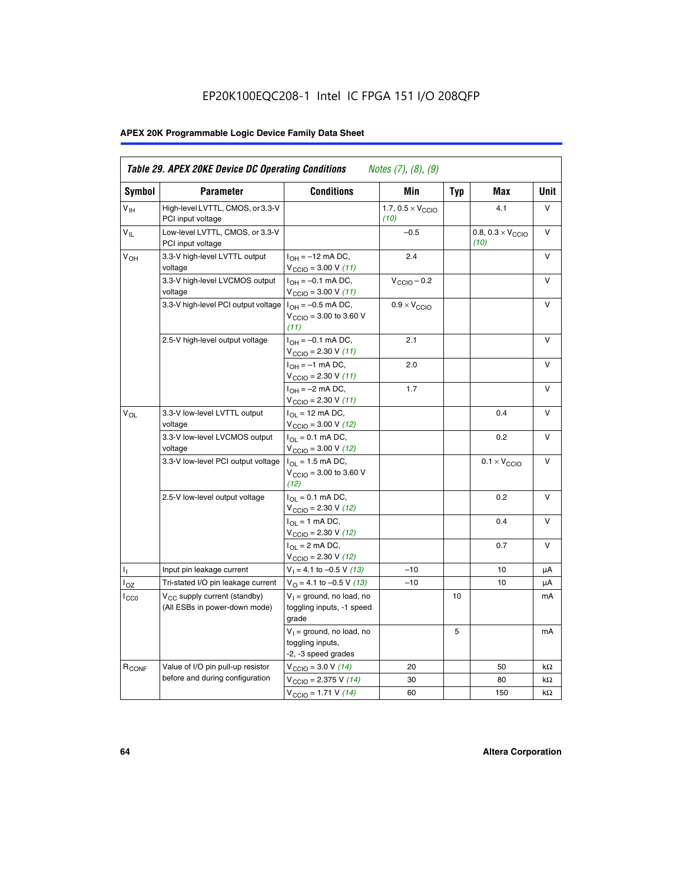EP20K100EQC208-1 Intel IC FPGA 151 I/O 208QFP

**Table 29. APEX 20KE Device DC Operating Conditions** *Notes (7), (8), (9)*

| Symbol | Parameter | Conditions | Min | Typ | Max | Unit |
|---|---|---|---|---|---|---|
| $V_{IH}$ | High-level LVTTL, CMOS, or 3.3-V PCI input voltage | | 1.7, $0.5 \times V_{CCIO}$ *(10)* | | 4.1 | V |
| $V_{IL}$ | Low-level LVTTL, CMOS, or 3.3-V PCI input voltage | | –0.5 | | 0.8, $0.3 \times V_{CCIO}$ *(10)* | V |
| $V_{OH}$ | 3.3-V high-level LVTTL output voltage | $I_{OH}$ = –12 mA DC, $V_{CCIO}$ = 3.00 V *(11)* | 2.4 | | | V |
| | 3.3-V high-level LVCMOS output voltage | $I_{OH}$ = –0.1 mA DC, $V_{CCIO}$ = 3.00 V *(11)* | $V_{CCIO} - 0.2$ | | | V |
| | 3.3-V high-level PCI output voltage | $I_{OH}$ = –0.5 mA DC, $V_{CCIO}$ = 3.00 to 3.60 V *(11)* | $0.9 \times V_{CCIO}$ | | | V |
| | 2.5-V high-level output voltage | $I_{OH}$ = –0.1 mA DC, $V_{CCIO}$ = 2.30 V *(11)* | 2.1 | | | V |
| | | $I_{OH}$ = –1 mA DC, $V_{CCIO}$ = 2.30 V *(11)* | 2.0 | | | V |
| | | $I_{OH}$ = –2 mA DC, $V_{CCIO}$ = 2.30 V *(11)* | 1.7 | | | V |
| $V_{OL}$ | 3.3-V low-level LVTTL output voltage | $I_{OL}$ = 12 mA DC, $V_{CCIO}$ = 3.00 V *(12)* | | | 0.4 | V |
| | 3.3-V low-level LVCMOS output voltage | $I_{OL}$ = 0.1 mA DC, $V_{CCIO}$ = 3.00 V *(12)* | | | 0.2 | V |
| | 3.3-V low-level PCI output voltage | $I_{OL}$ = 1.5 mA DC, $V_{CCIO}$ = 3.00 to 3.60 V *(12)* | | | $0.1 \times V_{CCIO}$ | V |
| | 2.5-V low-level output voltage | $I_{OL}$ = 0.1 mA DC, $V_{CCIO}$ = 2.30 V *(12)* | | | 0.2 | V |
| | | $I_{OL}$ = 1 mA DC, $V_{CCIO}$ = 2.30 V *(12)* | | | 0.4 | V |
| | | $I_{OL}$ = 2 mA DC, $V_{CCIO}$ = 2.30 V *(12)* | | | 0.7 | V |
| $I_I$ | Input pin leakage current | $V_I$ = 4.1 to –0.5 V *(13)* | –10 | | 10 | μA |
| $I_{OZ}$ | Tri-stated I/O pin leakage current | $V_O$ = 4.1 to –0.5 V *(13)* | –10 | | 10 | μA |
| $I_{CC0}$ | $V_{CC}$ supply current (standby) (All ESBs in power-down mode) | $V_I$ = ground, no load, no toggling inputs, -1 speed grade | | 10 | | mA |
| | | $V_I$ = ground, no load, no toggling inputs, -2, -3 speed grades | | 5 | | mA |
| $R_{CONF}$ | Value of I/O pin pull-up resistor before and during configuration | $V_{CCIO}$ = 3.0 V *(14)* | 20 | | 50 | kΩ |
| | | $V_{CCIO}$ = 2.375 V *(14)* | 30 | | 80 | kΩ |
| | | $V_{CCIO}$ = 1.71 V *(14)* | 60 | | 150 | kΩ |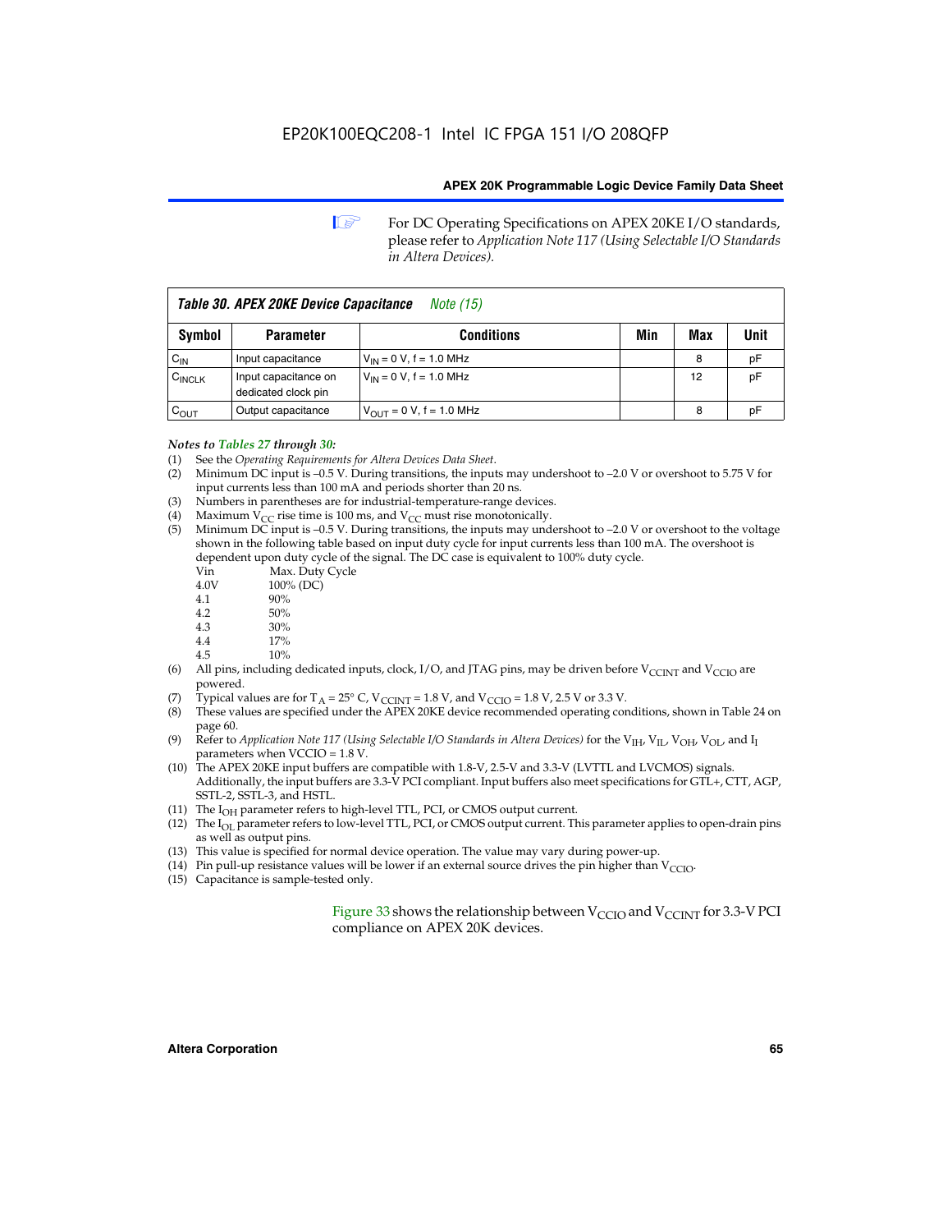EP20K100EQC208-1 Intel IC FPGA 151 I/O 208QFP

For DC Operating Specifications on APEX 20KE I/O standards, please refer to *Application Note 117 (Using Selectable I/O Standards in Altera Devices).*

| ***Table 30. APEX 20KE Device Capacitance*** *Note (15)* | | | | | |
|---|---|---|---|---|---|
| **Symbol** | **Parameter** | **Conditions** | **Min** | **Max** | **Unit** |
| $C_{IN}$ | Input capacitance | $V_{IN}$ = 0 V, f = 1.0 MHz | | 8 | pF |
| $C_{INCLK}$ | Input capacitance on dedicated clock pin | $V_{IN}$ = 0 V, f = 1.0 MHz | | 12 | pF |
| $C_{OUT}$ | Output capacitance | $V_{OUT}$ = 0 V, f = 1.0 MHz | | 8 | pF |

***Notes to Tables 27 through 30:***

(1) See the *Operating Requirements for Altera Devices Data Sheet*.

(2) Minimum DC input is –0.5 V. During transitions, the inputs may undershoot to –2.0 V or overshoot to 5.75 V for input currents less than 100 mA and periods shorter than 20 ns.

(3) Numbers in parentheses are for industrial-temperature-range devices.

(4) Maximum $V_{CC}$ rise time is 100 ms, and $V_{CC}$ must rise monotonically.

(5) Minimum DC input is –0.5 V. During transitions, the inputs may undershoot to –2.0 V or overshoot to the voltage shown in the following table based on input duty cycle for input currents less than 100 mA. The overshoot is dependent upon duty cycle of the signal. The DC case is equivalent to 100% duty cycle.

| Vin | Max. Duty Cycle |
|---|---|
| 4.0V | 100% (DC) |
| 4.1 | 90% |
| 4.2 | 50% |
| 4.3 | 30% |
| 4.4 | 17% |
| 4.5 | 10% |

(6) All pins, including dedicated inputs, clock, I/O, and JTAG pins, may be driven before $V_{CCINT}$ and $V_{CCIO}$ are powered.

(7) Typical values are for $T_A$ = 25° C, $V_{CCINT}$ = 1.8 V, and $V_{CCIO}$ = 1.8 V, 2.5 V or 3.3 V.

(8) These values are specified under the APEX 20KE device recommended operating conditions, shown in Table 24 on page 60.

(9) Refer to *Application Note 117 (Using Selectable I/O Standards in Altera Devices)* for the $V_{IH}$, $V_{IL}$, $V_{OH}$, $V_{OL}$, and $I_I$ parameters when VCCIO = 1.8 V.

(10) The APEX 20KE input buffers are compatible with 1.8-V, 2.5-V and 3.3-V (LVTTL and LVCMOS) signals. Additionally, the input buffers are 3.3-V PCI compliant. Input buffers also meet specifications for GTL+, CTT, AGP, SSTL-2, SSTL-3, and HSTL.

(11) The $I_{OH}$ parameter refers to high-level TTL, PCI, or CMOS output current.

(12) The $I_{OL}$ parameter refers to low-level TTL, PCI, or CMOS output current. This parameter applies to open-drain pins as well as output pins.

(13) This value is specified for normal device operation. The value may vary during power-up.

(14) Pin pull-up resistance values will be lower if an external source drives the pin higher than $V_{CCIO}$.

(15) Capacitance is sample-tested only.

Figure 33 shows the relationship between $V_{CCIO}$ and $V_{CCINT}$ for 3.3-V PCI compliance on APEX 20K devices.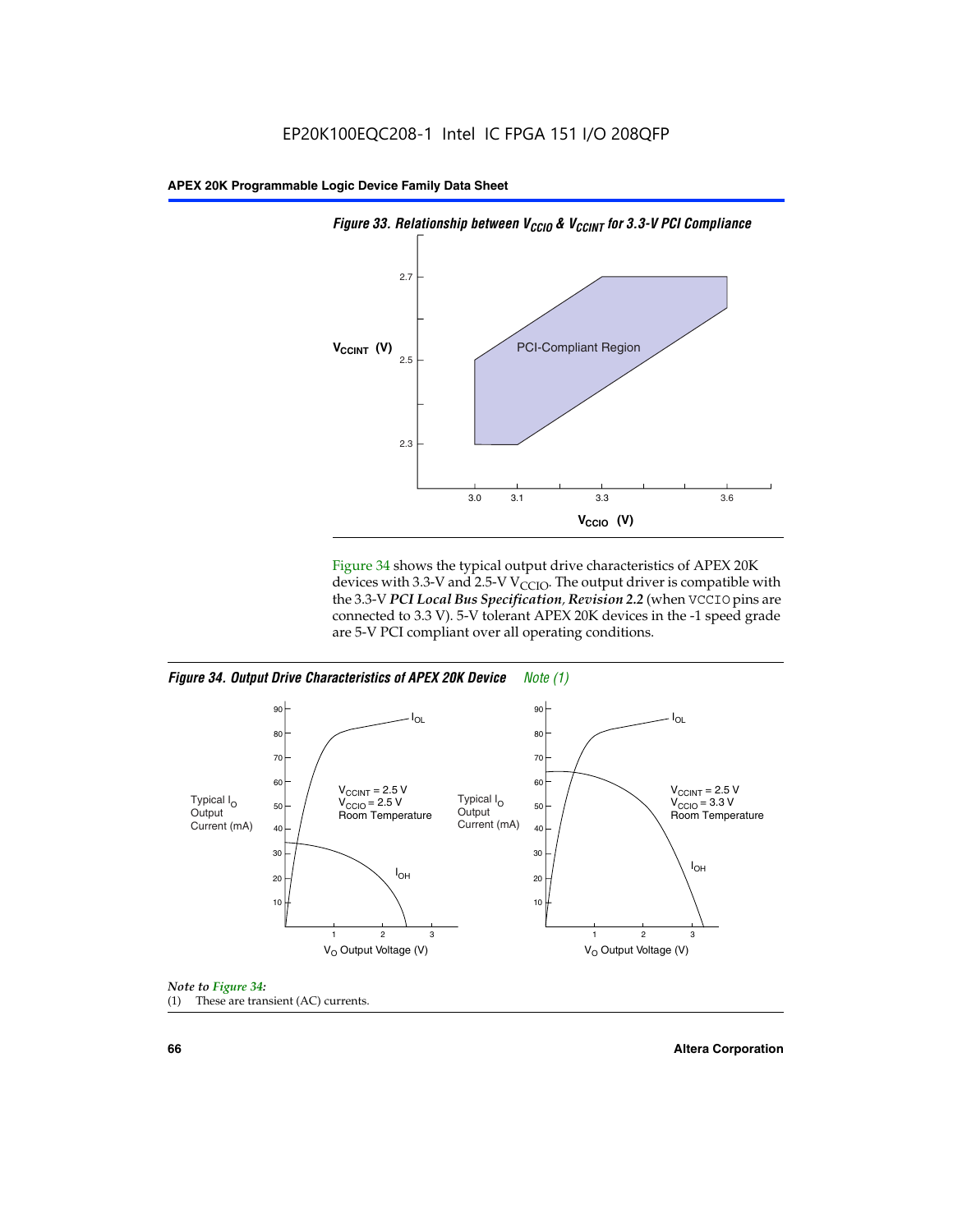*Figure 33. Relationship between $V_{CCIO}$ & $V_{CCINT}$ for 3.3-V PCI Compliance*

Figure 34 shows the typical output drive characteristics of APEX 20K devices with 3.3-V and 2.5-V $V_{CCIO}$. The output driver is compatible with the 3.3-V ***PCI Local Bus Specification, Revision 2.2*** (when VCCIO pins are connected to 3.3 V). 5-V tolerant APEX 20K devices in the -1 speed grade are 5-V PCI compliant over all operating conditions.

*Figure 34. Output Drive Characteristics of APEX 20K Device Note (1)*

*Note to Figure 34:*

(1) These are transient (AC) currents.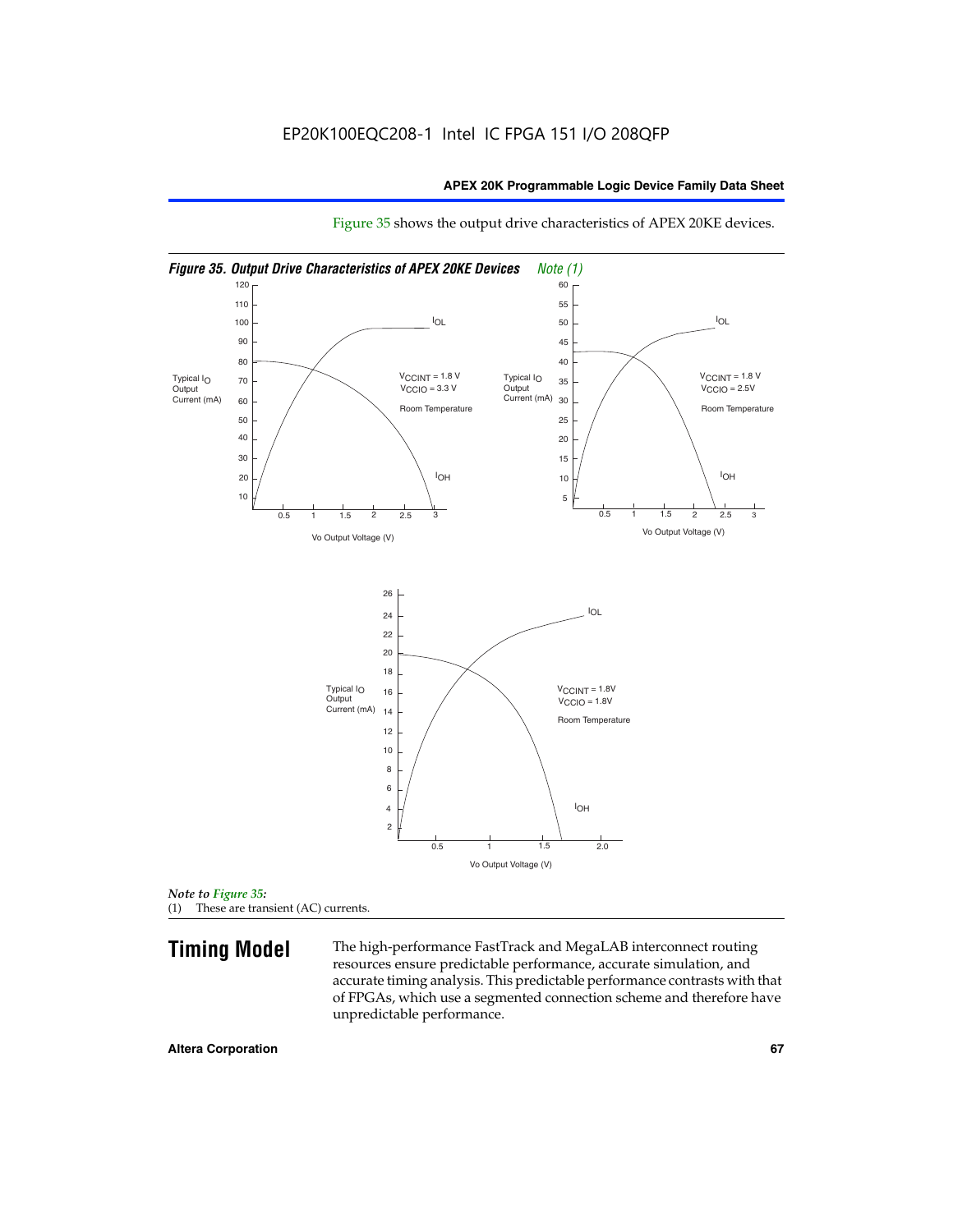Figure 35 shows the output drive characteristics of APEX 20KE devices.

*Figure 35. Output Drive Characteristics of APEX 20KE Devices* *Note (1)*

Typical $I_O$ Output Current (mA)

$I_{OL}$

$V_{CCINT}$ = 1.8 V
$V_{CCIO}$ = 3.3 V

Room Temperature

$I_{OH}$

Vo Output Voltage (V)

Typical $I_O$ Output Current (mA)

$I_{OL}$

$V_{CCINT}$ = 1.8 V
$V_{CCIO}$ = 2.5V

Room Temperature

$I_{OH}$

Vo Output Voltage (V)

Typical $I_O$ Output Current (mA)

$I_{OL}$

$V_{CCINT}$ = 1.8V
$V_{CCIO}$ = 1.8V

Room Temperature

$I_{OH}$

Vo Output Voltage (V)

*Note to Figure 35:*
(1) These are transient (AC) currents.

# Timing Model

The high-performance FastTrack and MegaLAB interconnect routing resources ensure predictable performance, accurate simulation, and accurate timing analysis. This predictable performance contrasts with that of FPGAs, which use a segmented connection scheme and therefore have unpredictable performance.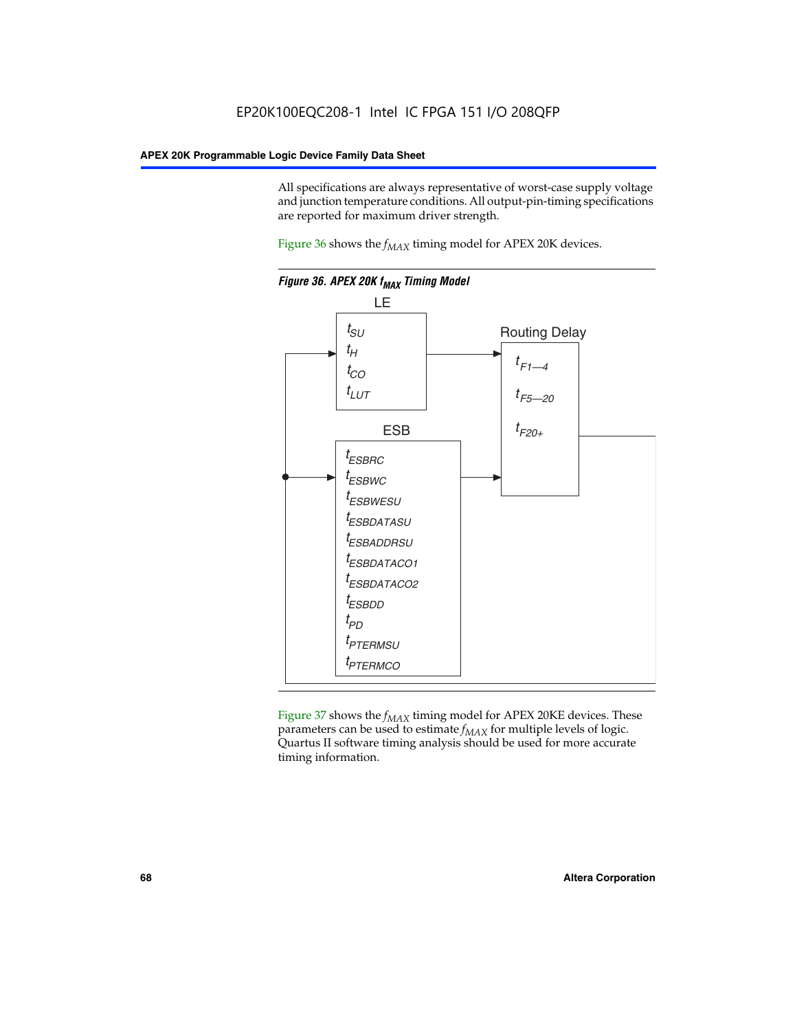All specifications are always representative of worst-case supply voltage and junction temperature conditions. All output-pin-timing specifications are reported for maximum driver strength.

Figure 36 shows the $f_{MAX}$ timing model for APEX 20K devices.

*Figure 36. APEX 20K $f_{MAX}$ Timing Model*

LE

$t_{SU}$
$t_{H}$
$t_{CO}$
$t_{LUT}$

Routing Delay

$t_{F1—4}$
$t_{F5—20}$
$t_{F20+}$

ESB

$t_{ESBRC}$
$t_{ESBWC}$
$t_{ESBWESU}$
$t_{ESBDATASU}$
$t_{ESBADDRSU}$
$t_{ESBDATACO1}$
$t_{ESBDATACO2}$
$t_{ESBDD}$
$t_{PD}$
$t_{PTERMSU}$
$t_{PTERMCO}$

Figure 37 shows the $f_{MAX}$ timing model for APEX 20KE devices. These parameters can be used to estimate $f_{MAX}$ for multiple levels of logic. Quartus II software timing analysis should be used for more accurate timing information.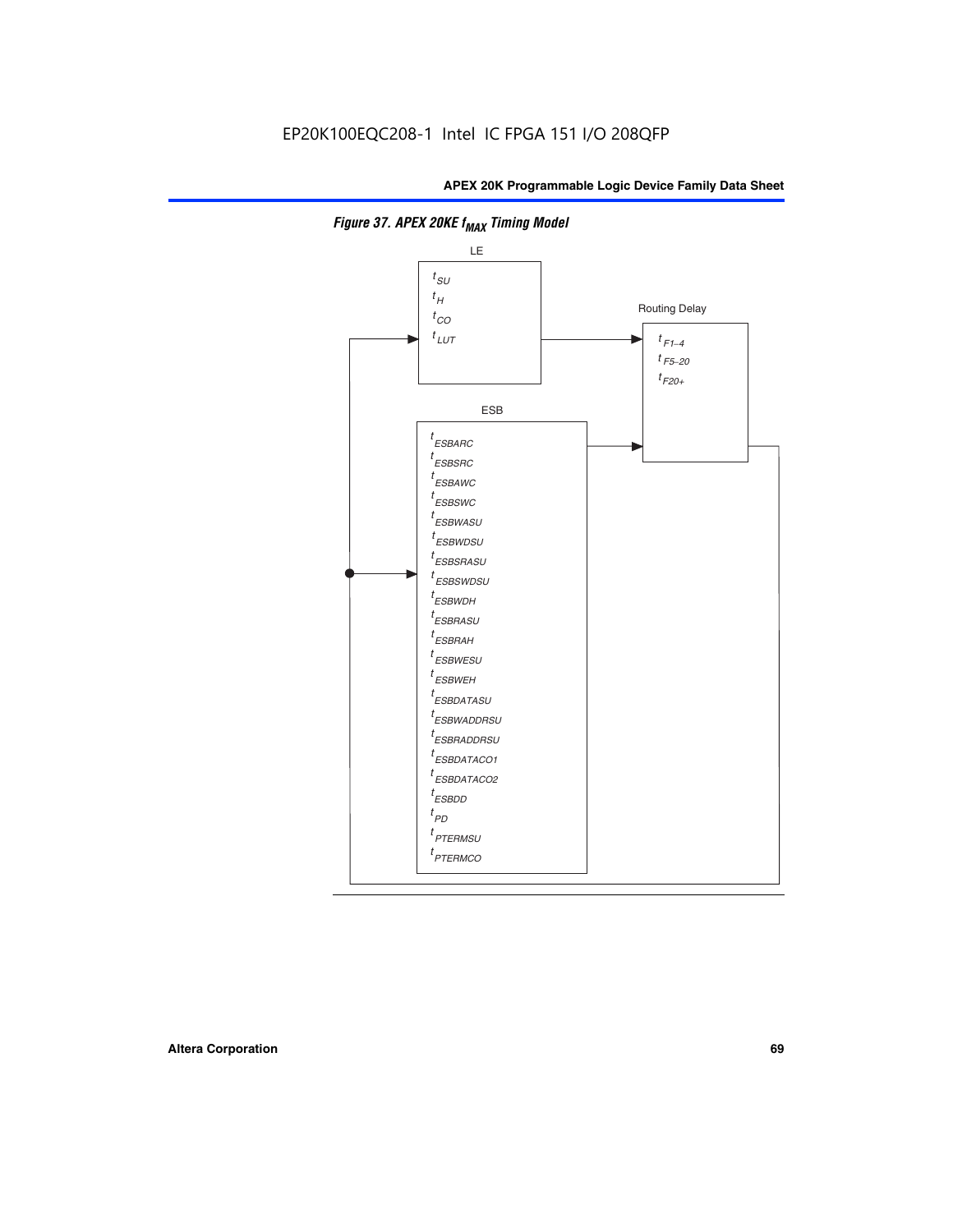EP20K100EQC208-1 Intel IC FPGA 151 I/O 208QFP

*Figure 37. APEX 20KE $f_{MAX}$ Timing Model*

LE

$t_{SU}$
$t_{H}$
$t_{CO}$
$t_{LUT}$

Routing Delay

$t_{F1-4}$
$t_{F5-20}$
$t_{F20+}$

ESB

$t_{ESBARC}$
$t_{ESBSRC}$
$t_{ESBAWC}$
$t_{ESBSWC}$
$t_{ESBWASU}$
$t_{ESBWDSU}$
$t_{ESBSRASU}$
$t_{ESBSWDSU}$
$t_{ESBWDH}$
$t_{ESBRASU}$
$t_{ESBRAH}$
$t_{ESBWESU}$
$t_{ESBWEH}$
$t_{ESBDATASU}$
$t_{ESBWADDRSU}$
$t_{ESBRADDRSU}$
$t_{ESBDATACO1}$
$t_{ESBDATACO2}$
$t_{ESBDD}$
$t_{PD}$
$t_{PTERMSU}$
$t_{PTERMCO}$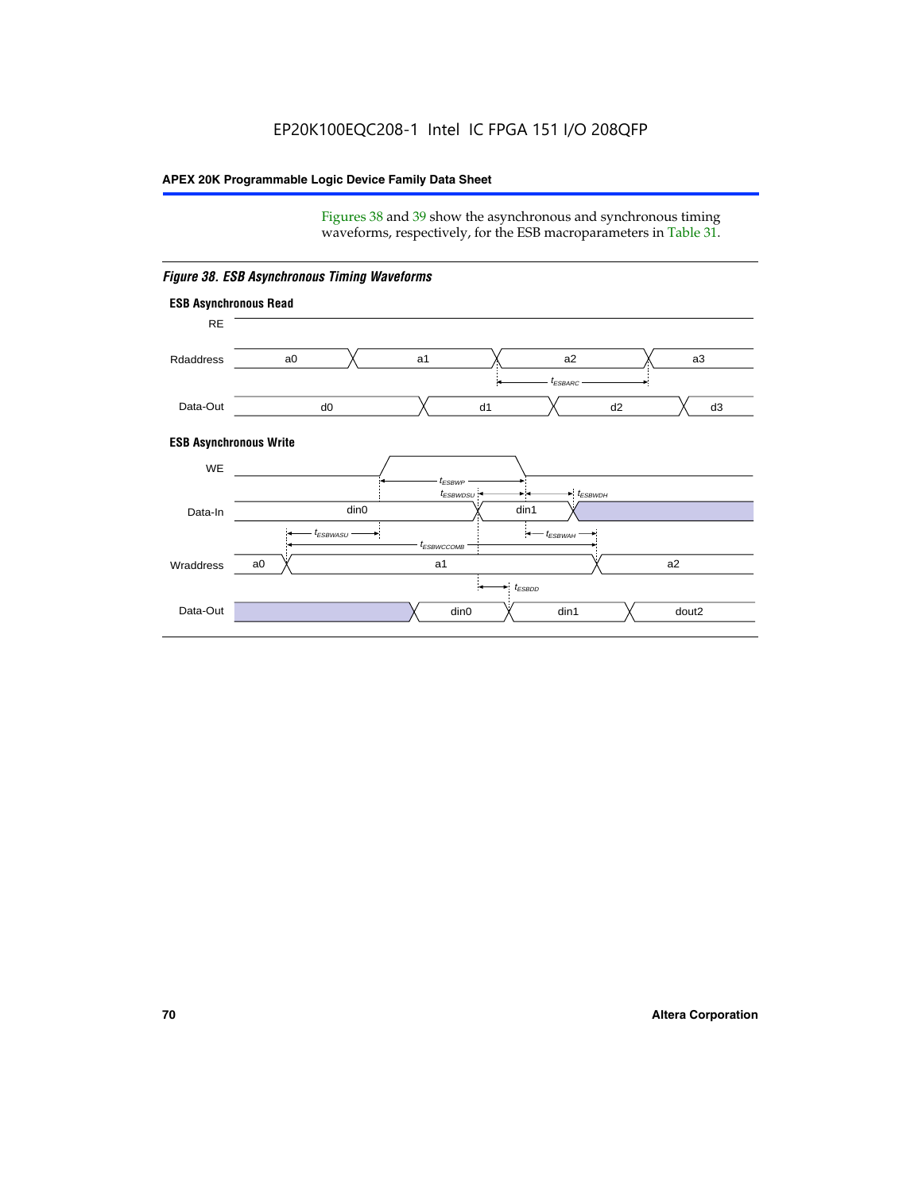Figures 38 and 39 show the asynchronous and synchronous timing waveforms, respectively, for the ESB macroparameters in Table 31.

*Figure 38. ESB Asynchronous Timing Waveforms*

**ESB Asynchronous Read**

RE

Rdaddress: a0, a1, a2, a3

$t_{ESBARC}$

Data-Out: d0, d1, d2, d3

**ESB Asynchronous Write**

WE

$t_{ESBWP}$

$t_{ESBWDSU}$ $t_{ESBWDH}$

Data-In: din0, din1

$t_{ESBWASU}$ $t_{ESBWAH}$

$t_{ESBWCCOMB}$

Wraddress: a0, a1, a2

$t_{ESBDD}$

Data-Out: din0, din1, dout2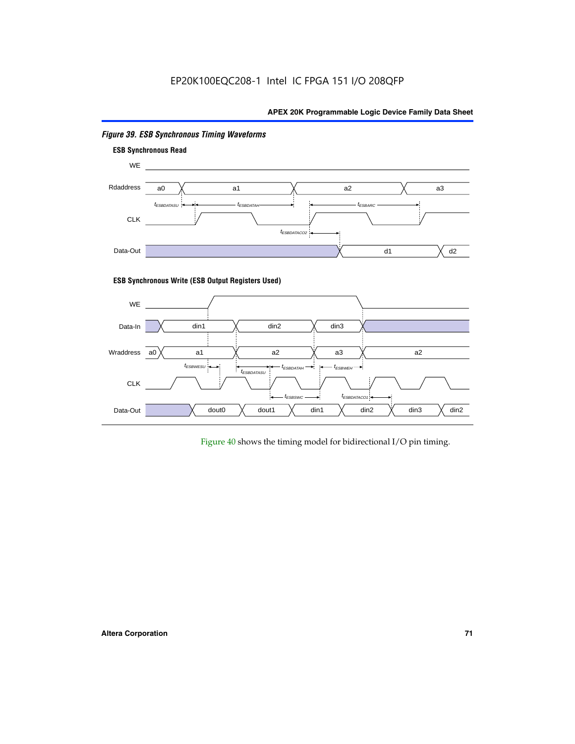EP20K100EQC208-1 Intel IC FPGA 151 I/O 208QFP

*Figure 39. ESB Synchronous Timing Waveforms*

**ESB Synchronous Read**

WE

Rdaddress a0 a1 a2 a3

$t_{ESBDATASU}$ $t_{ESBDATAH}$ $t_{ESBARC}$

CLK

$t_{ESBDATACO2}$

Data-Out d1 d2

**ESB Synchronous Write (ESB Output Registers Used)**

WE

Data-In din1 din2 din3

Wraddress a0 a1 a2 a3 a2

$t_{ESBWESU}$ $t_{ESBDATASU}$ $t_{ESBDATAH}$ $t_{ESBWEH}$

CLK

$t_{ESBSWC}$ $t_{ESBDATACO1}$

Data-Out dout0 dout1 din1 din2 din3 din2

Figure 40 shows the timing model for bidirectional I/O pin timing.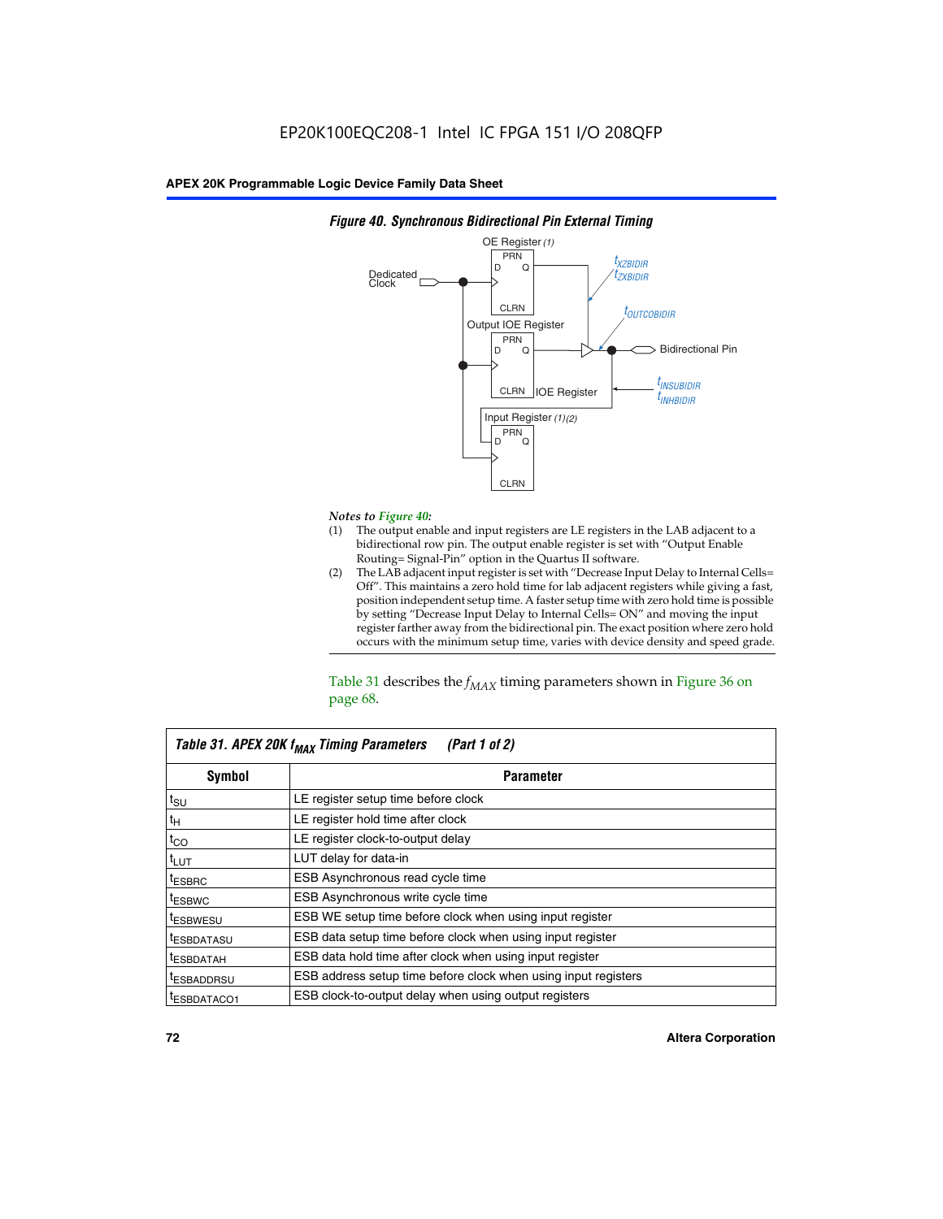**Figure 40. Synchronous Bidirectional Pin External Timing**

*Notes to Figure 40:*

(1) The output enable and input registers are LE registers in the LAB adjacent to a bidirectional row pin. The output enable register is set with "Output Enable Routing= Signal-Pin" option in the Quartus II software.

(2) The LAB adjacent input register is set with "Decrease Input Delay to Internal Cells= Off". This maintains a zero hold time for lab adjacent registers while giving a fast, position independent setup time. A faster setup time with zero hold time is possible by setting "Decrease Input Delay to Internal Cells= ON" and moving the input register farther away from the bidirectional pin. The exact position where zero hold occurs with the minimum setup time, varies with device density and speed grade.

Table 31 describes the $f_{MAX}$ timing parameters shown in Figure 36 on page 68.

**Table 31. APEX 20K $f_{MAX}$ Timing Parameters (Part 1 of 2)**

| Symbol | Parameter |
|---|---|
| $t_{SU}$ | LE register setup time before clock |
| $t_{H}$ | LE register hold time after clock |
| $t_{CO}$ | LE register clock-to-output delay |
| $t_{LUT}$ | LUT delay for data-in |
| $t_{ESBRC}$ | ESB Asynchronous read cycle time |
| $t_{ESBWC}$ | ESB Asynchronous write cycle time |
| $t_{ESBWESU}$ | ESB WE setup time before clock when using input register |
| $t_{ESBDATASU}$ | ESB data setup time before clock when using input register |
| $t_{ESBDATAH}$ | ESB data hold time after clock when using input register |
| $t_{ESBADDRSU}$ | ESB address setup time before clock when using input registers |
| $t_{ESBDATACO1}$ | ESB clock-to-output delay when using output registers |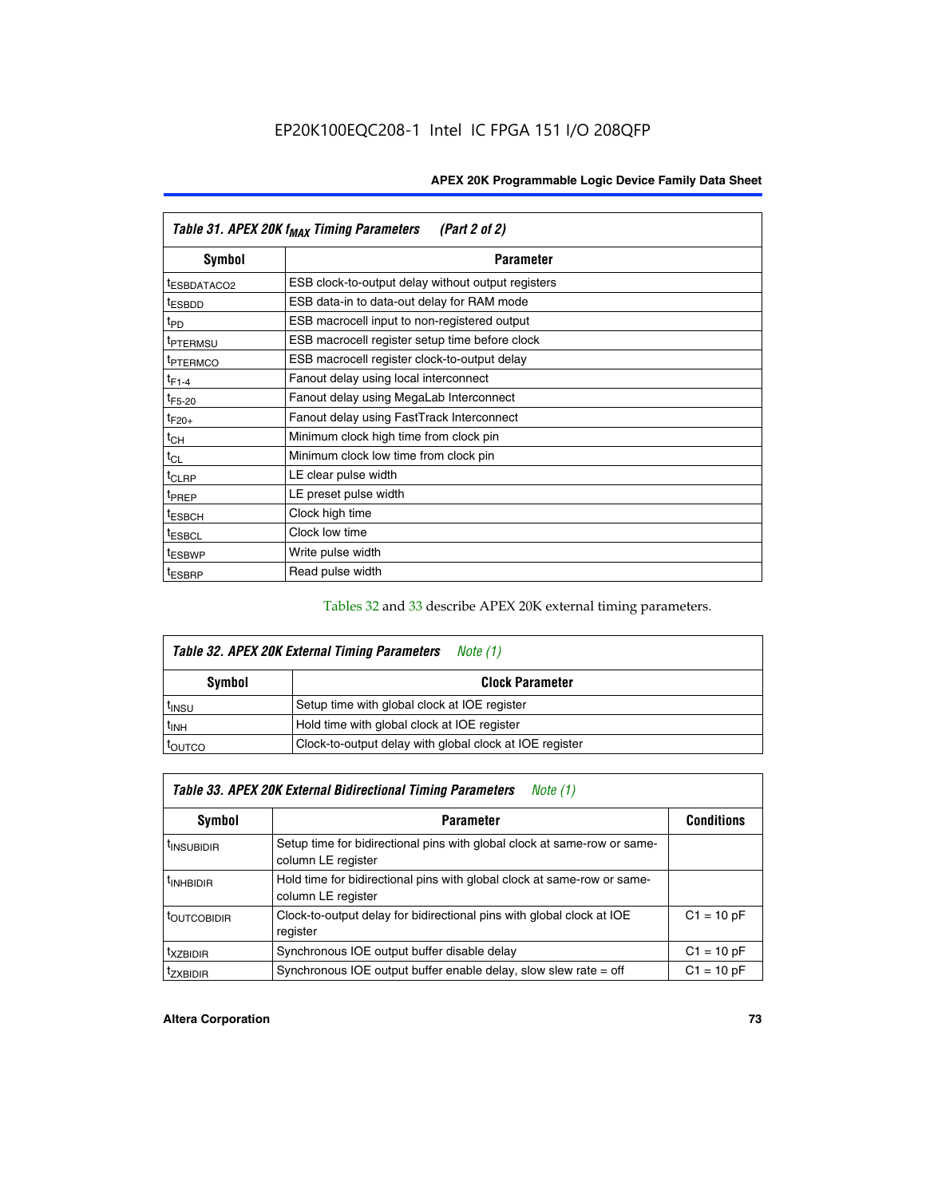| Table 31. APEX 20K $f_{MAX}$ Timing Parameters (Part 2 of 2) | |
|---|---|
| **Symbol** | **Parameter** |
| $t_{ESBDATACO2}$ | ESB clock-to-output delay without output registers |
| $t_{ESBDD}$ | ESB data-in to data-out delay for RAM mode |
| $t_{PD}$ | ESB macrocell input to non-registered output |
| $t_{PTERMSU}$ | ESB macrocell register setup time before clock |
| $t_{PTERMCO}$ | ESB macrocell register clock-to-output delay |
| $t_{F1-4}$ | Fanout delay using local interconnect |
| $t_{F5-20}$ | Fanout delay using MegaLab Interconnect |
| $t_{F20+}$ | Fanout delay using FastTrack Interconnect |
| $t_{CH}$ | Minimum clock high time from clock pin |
| $t_{CL}$ | Minimum clock low time from clock pin |
| $t_{CLRP}$ | LE clear pulse width |
| $t_{PREP}$ | LE preset pulse width |
| $t_{ESBCH}$ | Clock high time |
| $t_{ESBCL}$ | Clock low time |
| $t_{ESBWP}$ | Write pulse width |
| $t_{ESBRP}$ | Read pulse width |

Tables 32 and 33 describe APEX 20K external timing parameters.

| Table 32. APEX 20K External Timing Parameters *Note (1)* | |
|---|---|
| **Symbol** | **Clock Parameter** |
| $t_{INSU}$ | Setup time with global clock at IOE register |
| $t_{INH}$ | Hold time with global clock at IOE register |
| $t_{OUTCO}$ | Clock-to-output delay with global clock at IOE register |

| Table 33. APEX 20K External Bidirectional Timing Parameters *Note (1)* | | |
|---|---|---|
| **Symbol** | **Parameter** | **Conditions** |
| $t_{INSUBIDIR}$ | Setup time for bidirectional pins with global clock at same-row or same-column LE register | |
| $t_{INHBIDIR}$ | Hold time for bidirectional pins with global clock at same-row or same-column LE register | |
| $t_{OUTCOBIDIR}$ | Clock-to-output delay for bidirectional pins with global clock at IOE register | C1 = 10 pF |
| $t_{XZBIDIR}$ | Synchronous IOE output buffer disable delay | C1 = 10 pF |
| $t_{ZXBIDIR}$ | Synchronous IOE output buffer enable delay, slow slew rate = off | C1 = 10 pF |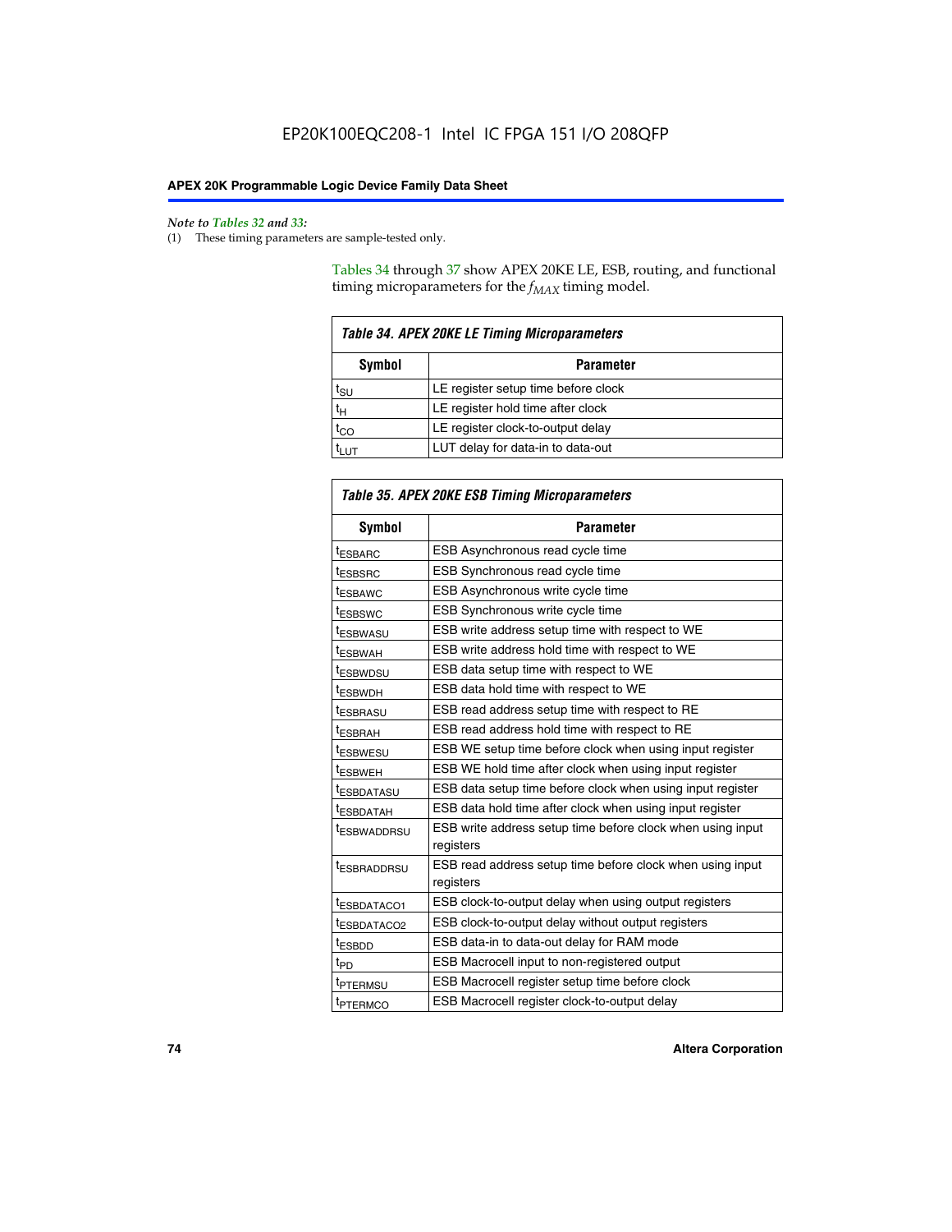*Note to Tables 32 and 33:*

(1) These timing parameters are sample-tested only.

Tables 34 through 37 show APEX 20KE LE, ESB, routing, and functional timing microparameters for the $f_{MAX}$ timing model.

**Table 34. APEX 20KE LE Timing Microparameters**

| Symbol | Parameter |
|---|---|
| $t_{SU}$ | LE register setup time before clock |
| $t_H$ | LE register hold time after clock |
| $t_{CO}$ | LE register clock-to-output delay |
| $t_{LUT}$ | LUT delay for data-in to data-out |

**Table 35. APEX 20KE ESB Timing Microparameters**

| Symbol | Parameter |
|---|---|
| $t_{ESBARC}$ | ESB Asynchronous read cycle time |
| $t_{ESBSRC}$ | ESB Synchronous read cycle time |
| $t_{ESBAWC}$ | ESB Asynchronous write cycle time |
| $t_{ESBSWC}$ | ESB Synchronous write cycle time |
| $t_{ESBWASU}$ | ESB write address setup time with respect to WE |
| $t_{ESBWAH}$ | ESB write address hold time with respect to WE |
| $t_{ESBWDSU}$ | ESB data setup time with respect to WE |
| $t_{ESBWDH}$ | ESB data hold time with respect to WE |
| $t_{ESBRASU}$ | ESB read address setup time with respect to RE |
| $t_{ESBRAH}$ | ESB read address hold time with respect to RE |
| $t_{ESBWESU}$ | ESB WE setup time before clock when using input register |
| $t_{ESBWEH}$ | ESB WE hold time after clock when using input register |
| $t_{ESBDATASU}$ | ESB data setup time before clock when using input register |
| $t_{ESBDATAH}$ | ESB data hold time after clock when using input register |
| $t_{ESBWADDRSU}$ | ESB write address setup time before clock when using input registers |
| $t_{ESBRADDRSU}$ | ESB read address setup time before clock when using input registers |
| $t_{ESBDATACO1}$ | ESB clock-to-output delay when using output registers |
| $t_{ESBDATACO2}$ | ESB clock-to-output delay without output registers |
| $t_{ESBDD}$ | ESB data-in to data-out delay for RAM mode |
| $t_{PD}$ | ESB Macrocell input to non-registered output |
| $t_{PTERMSU}$ | ESB Macrocell register setup time before clock |
| $t_{PTERMCO}$ | ESB Macrocell register clock-to-output delay |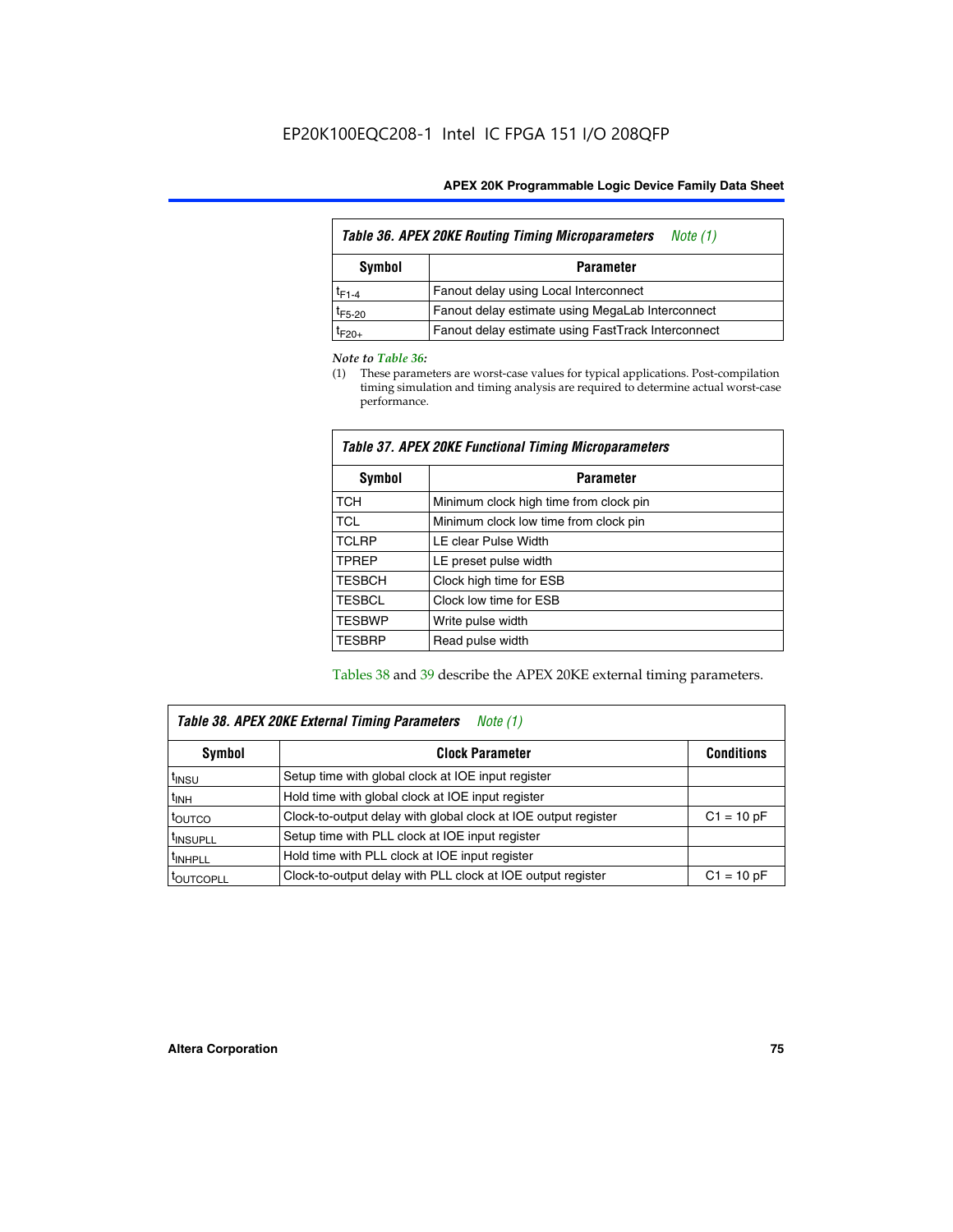Table 36. APEX 20KE Routing Timing Microparameters *Note (1)*

| Symbol | Parameter |
|---|---|
| $t_{F1-4}$ | Fanout delay using Local Interconnect |
| $t_{F5-20}$ | Fanout delay estimate using MegaLab Interconnect |
| $t_{F20+}$ | Fanout delay estimate using FastTrack Interconnect |

*Note to Table 36:*

(1) These parameters are worst-case values for typical applications. Post-compilation timing simulation and timing analysis are required to determine actual worst-case performance.

Table 37. APEX 20KE Functional Timing Microparameters

| Symbol | Parameter |
|---|---|
| TCH | Minimum clock high time from clock pin |
| TCL | Minimum clock low time from clock pin |
| TCLRP | LE clear Pulse Width |
| TPREP | LE preset pulse width |
| TESBCH | Clock high time for ESB |
| TESBCL | Clock low time for ESB |
| TESBWP | Write pulse width |
| TESBRP | Read pulse width |

Tables 38 and 39 describe the APEX 20KE external timing parameters.

Table 38. APEX 20KE External Timing Parameters *Note (1)*

| Symbol | Clock Parameter | Conditions |
|---|---|---|
| $t_{INSU}$ | Setup time with global clock at IOE input register | |
| $t_{INH}$ | Hold time with global clock at IOE input register | |
| $t_{OUTCO}$ | Clock-to-output delay with global clock at IOE output register | C1 = 10 pF |
| $t_{INSUPLL}$ | Setup time with PLL clock at IOE input register | |
| $t_{INHPLL}$ | Hold time with PLL clock at IOE input register | |
| $t_{OUTCOPLL}$ | Clock-to-output delay with PLL clock at IOE output register | C1 = 10 pF |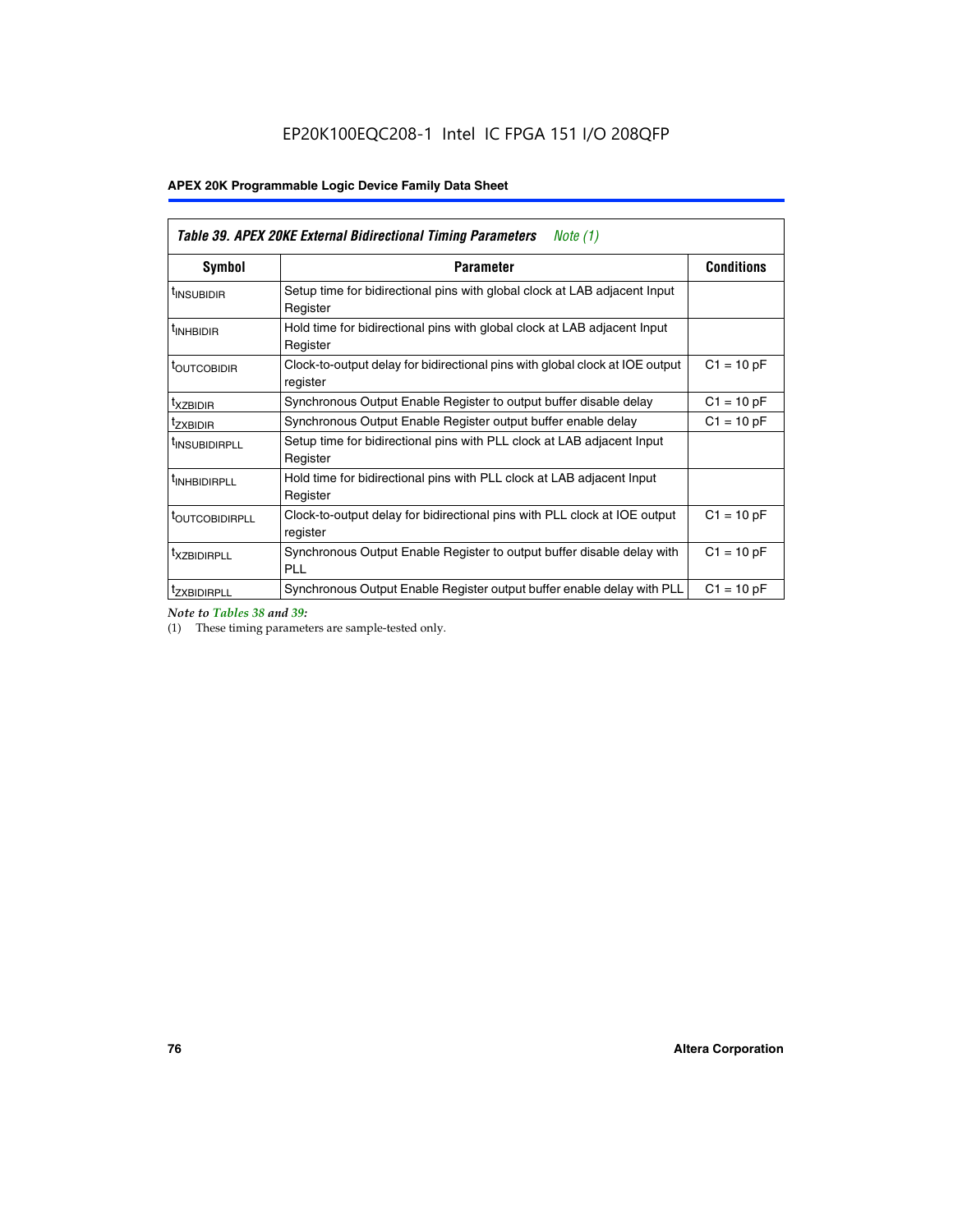EP20K100EQC208-1 Intel IC FPGA 151 I/O 208QFP

| *Table 39. APEX 20KE External Bidirectional Timing Parameters Note (1)* | | |
|---|---|---|
| **Symbol** | **Parameter** | **Conditions** |
| $t_{INSUBIDIR}$ | Setup time for bidirectional pins with global clock at LAB adjacent Input Register | |
| $t_{INHBIDIR}$ | Hold time for bidirectional pins with global clock at LAB adjacent Input Register | |
| $t_{OUTCOBIDIR}$ | Clock-to-output delay for bidirectional pins with global clock at IOE output register | C1 = 10 pF |
| $t_{XZBIDIR}$ | Synchronous Output Enable Register to output buffer disable delay | C1 = 10 pF |
| $t_{ZXBIDIR}$ | Synchronous Output Enable Register output buffer enable delay | C1 = 10 pF |
| $t_{INSUBIDIRPLL}$ | Setup time for bidirectional pins with PLL clock at LAB adjacent Input Register | |
| $t_{INHBIDIRPLL}$ | Hold time for bidirectional pins with PLL clock at LAB adjacent Input Register | |
| $t_{OUTCOBIDIRPLL}$ | Clock-to-output delay for bidirectional pins with PLL clock at IOE output register | C1 = 10 pF |
| $t_{XZBIDIRPLL}$ | Synchronous Output Enable Register to output buffer disable delay with PLL | C1 = 10 pF |
| $t_{ZXBIDIRPLL}$ | Synchronous Output Enable Register output buffer enable delay with PLL | C1 = 10 pF |

*Note to Tables 38 and 39:*

(1) These timing parameters are sample-tested only.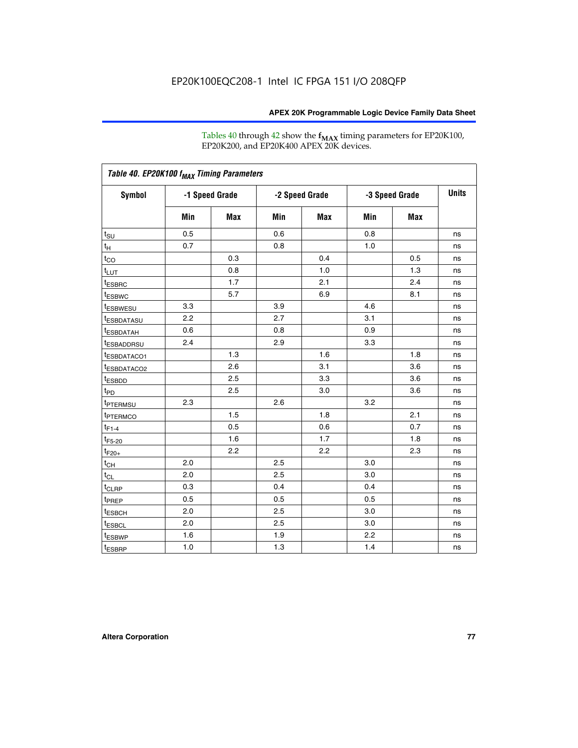Tables 40 through 42 show the $f_{MAX}$ timing parameters for EP20K100, EP20K200, and EP20K400 APEX 20K devices.

*Table 40. EP20K100 $f_{MAX}$ Timing Parameters*

| Symbol | -1 Speed Grade | | -2 Speed Grade | | -3 Speed Grade | | Units |
|---|---|---|---|---|---|---|---|
| | Min | Max | Min | Max | Min | Max | |
| $t_{SU}$ | 0.5 | | 0.6 | | 0.8 | | ns |
| $t_H$ | 0.7 | | 0.8 | | 1.0 | | ns |
| $t_{CO}$ | | 0.3 | | 0.4 | | 0.5 | ns |
| $t_{LUT}$ | | 0.8 | | 1.0 | | 1.3 | ns |
| $t_{ESBRC}$ | | 1.7 | | 2.1 | | 2.4 | ns |
| $t_{ESBWC}$ | | 5.7 | | 6.9 | | 8.1 | ns |
| $t_{ESBWESU}$ | 3.3 | | 3.9 | | 4.6 | | ns |
| $t_{ESBDATASU}$ | 2.2 | | 2.7 | | 3.1 | | ns |
| $t_{ESBDATAH}$ | 0.6 | | 0.8 | | 0.9 | | ns |
| $t_{ESBADDRSU}$ | 2.4 | | 2.9 | | 3.3 | | ns |
| $t_{ESBDATACO1}$ | | 1.3 | | 1.6 | | 1.8 | ns |
| $t_{ESBDATACO2}$ | | 2.6 | | 3.1 | | 3.6 | ns |
| $t_{ESBDD}$ | | 2.5 | | 3.3 | | 3.6 | ns |
| $t_{PD}$ | | 2.5 | | 3.0 | | 3.6 | ns |
| $t_{PTERMSU}$ | 2.3 | | 2.6 | | 3.2 | | ns |
| $t_{PTERMCO}$ | | 1.5 | | 1.8 | | 2.1 | ns |
| $t_{F1-4}$ | | 0.5 | | 0.6 | | 0.7 | ns |
| $t_{F5-20}$ | | 1.6 | | 1.7 | | 1.8 | ns |
| $t_{F20+}$ | | 2.2 | | 2.2 | | 2.3 | ns |
| $t_{CH}$ | 2.0 | | 2.5 | | 3.0 | | ns |
| $t_{CL}$ | 2.0 | | 2.5 | | 3.0 | | ns |
| $t_{CLRP}$ | 0.3 | | 0.4 | | 0.4 | | ns |
| $t_{PREP}$ | 0.5 | | 0.5 | | 0.5 | | ns |
| $t_{ESBCH}$ | 2.0 | | 2.5 | | 3.0 | | ns |
| $t_{ESBCL}$ | 2.0 | | 2.5 | | 3.0 | | ns |
| $t_{ESBWP}$ | 1.6 | | 1.9 | | 2.2 | | ns |
| $t_{ESBRP}$ | 1.0 | | 1.3 | | 1.4 | | ns |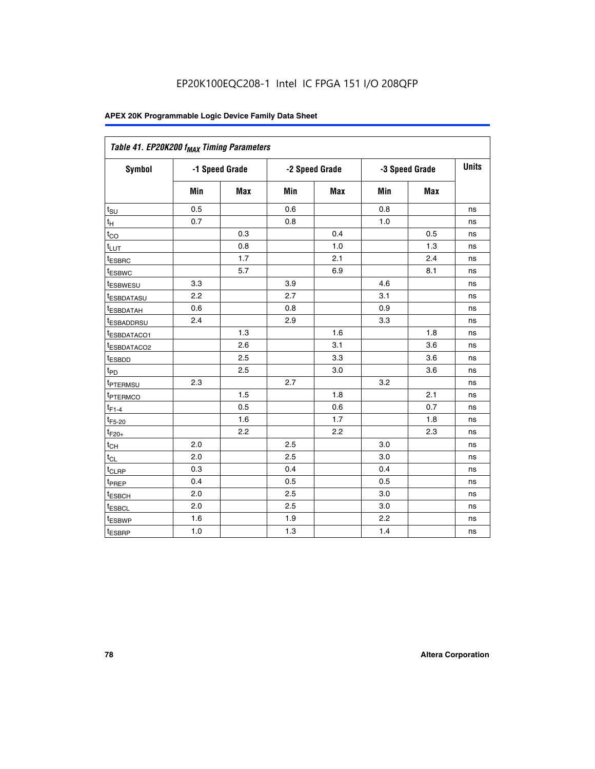EP20K100EQC208-1 Intel IC FPGA 151 I/O 208QFP

| *Table 41. EP20K200 $f_{MAX}$ Timing Parameters* | | | | | | | |
|---|---|---|---|---|---|---|---|
| **Symbol** | **-1 Speed Grade** | | **-2 Speed Grade** | | **-3 Speed Grade** | | **Units** |
| | **Min** | **Max** | **Min** | **Max** | **Min** | **Max** | |
| $t_{SU}$ | 0.5 | | 0.6 | | 0.8 | | ns |
| $t_{H}$ | 0.7 | | 0.8 | | 1.0 | | ns |
| $t_{CO}$ | | 0.3 | | 0.4 | | 0.5 | ns |
| $t_{LUT}$ | | 0.8 | | 1.0 | | 1.3 | ns |
| $t_{ESBRC}$ | | 1.7 | | 2.1 | | 2.4 | ns |
| $t_{ESBWC}$ | | 5.7 | | 6.9 | | 8.1 | ns |
| $t_{ESBWESU}$ | 3.3 | | 3.9 | | 4.6 | | ns |
| $t_{ESBDATASU}$ | 2.2 | | 2.7 | | 3.1 | | ns |
| $t_{ESBDATAH}$ | 0.6 | | 0.8 | | 0.9 | | ns |
| $t_{ESBADDRSU}$ | 2.4 | | 2.9 | | 3.3 | | ns |
| $t_{ESBDATACO1}$ | | 1.3 | | 1.6 | | 1.8 | ns |
| $t_{ESBDATACO2}$ | | 2.6 | | 3.1 | | 3.6 | ns |
| $t_{ESBDD}$ | | 2.5 | | 3.3 | | 3.6 | ns |
| $t_{PD}$ | | 2.5 | | 3.0 | | 3.6 | ns |
| $t_{PTERMSU}$ | 2.3 | | 2.7 | | 3.2 | | ns |
| $t_{PTERMCO}$ | | 1.5 | | 1.8 | | 2.1 | ns |
| $t_{F1-4}$ | | 0.5 | | 0.6 | | 0.7 | ns |
| $t_{F5-20}$ | | 1.6 | | 1.7 | | 1.8 | ns |
| $t_{F20+}$ | | 2.2 | | 2.2 | | 2.3 | ns |
| $t_{CH}$ | 2.0 | | 2.5 | | 3.0 | | ns |
| $t_{CL}$ | 2.0 | | 2.5 | | 3.0 | | ns |
| $t_{CLRP}$ | 0.3 | | 0.4 | | 0.4 | | ns |
| $t_{PREP}$ | 0.4 | | 0.5 | | 0.5 | | ns |
| $t_{ESBCH}$ | 2.0 | | 2.5 | | 3.0 | | ns |
| $t_{ESBCL}$ | 2.0 | | 2.5 | | 3.0 | | ns |
| $t_{ESBWP}$ | 1.6 | | 1.9 | | 2.2 | | ns |
| $t_{ESBRP}$ | 1.0 | | 1.3 | | 1.4 | | ns |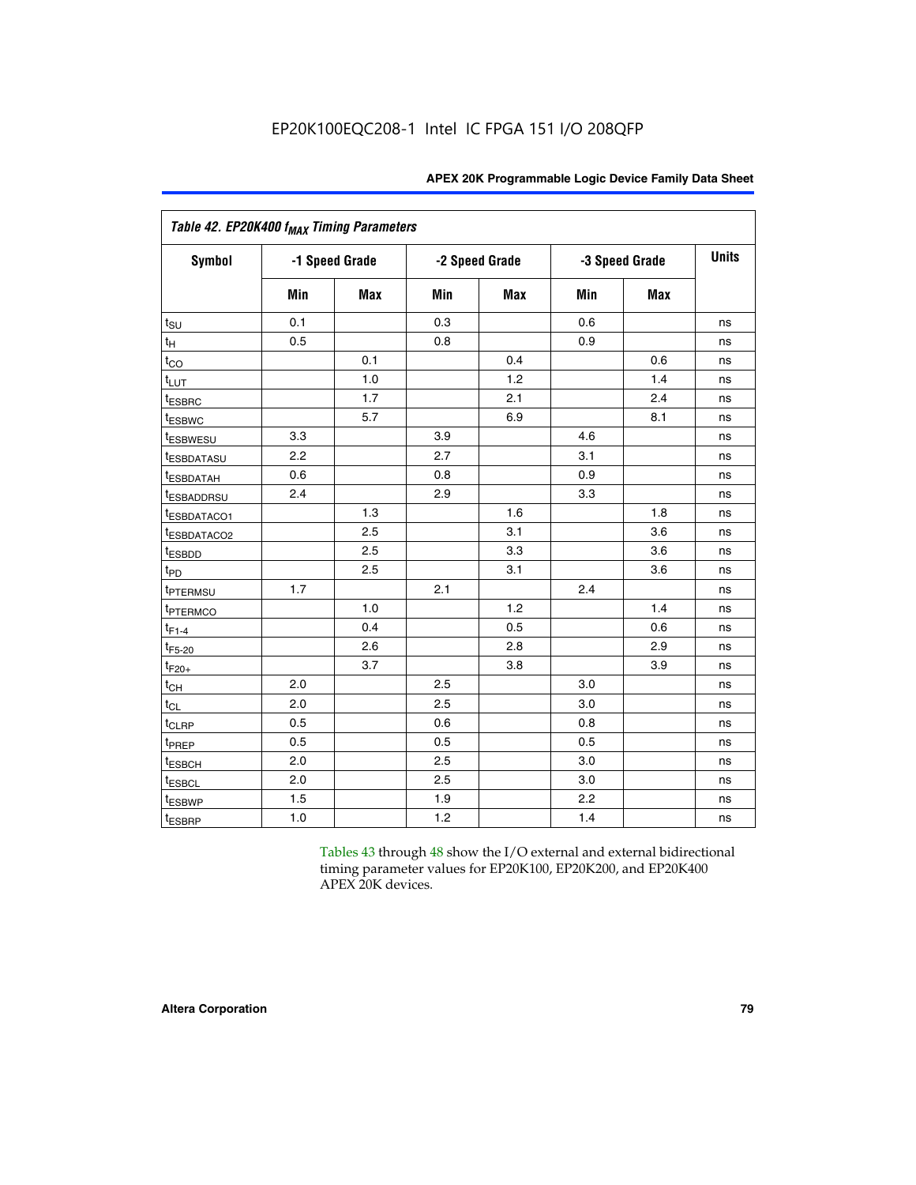| Table 42. EP20K400 $f_{MAX}$ Timing Parameters | | | | | | | |
|---|---|---|---|---|---|---|---|
| Symbol | -1 Speed Grade | | -2 Speed Grade | | -3 Speed Grade | | Units |
| | Min | Max | Min | Max | Min | Max | |
| $t_{SU}$ | 0.1 | | 0.3 | | 0.6 | | ns |
| $t_H$ | 0.5 | | 0.8 | | 0.9 | | ns |
| $t_{CO}$ | | 0.1 | | 0.4 | | 0.6 | ns |
| $t_{LUT}$ | | 1.0 | | 1.2 | | 1.4 | ns |
| $t_{ESBRC}$ | | 1.7 | | 2.1 | | 2.4 | ns |
| $t_{ESBWC}$ | | 5.7 | | 6.9 | | 8.1 | ns |
| $t_{ESBWESU}$ | 3.3 | | 3.9 | | 4.6 | | ns |
| $t_{ESBDATASU}$ | 2.2 | | 2.7 | | 3.1 | | ns |
| $t_{ESBDATAH}$ | 0.6 | | 0.8 | | 0.9 | | ns |
| $t_{ESBADDRSU}$ | 2.4 | | 2.9 | | 3.3 | | ns |
| $t_{ESBDATACO1}$ | | 1.3 | | 1.6 | | 1.8 | ns |
| $t_{ESBDATACO2}$ | | 2.5 | | 3.1 | | 3.6 | ns |
| $t_{ESBDD}$ | | 2.5 | | 3.3 | | 3.6 | ns |
| $t_{PD}$ | | 2.5 | | 3.1 | | 3.6 | ns |
| $t_{PTERMSU}$ | 1.7 | | 2.1 | | 2.4 | | ns |
| $t_{PTERMCO}$ | | 1.0 | | 1.2 | | 1.4 | ns |
| $t_{F1-4}$ | | 0.4 | | 0.5 | | 0.6 | ns |
| $t_{F5-20}$ | | 2.6 | | 2.8 | | 2.9 | ns |
| $t_{F20+}$ | | 3.7 | | 3.8 | | 3.9 | ns |
| $t_{CH}$ | 2.0 | | 2.5 | | 3.0 | | ns |
| $t_{CL}$ | 2.0 | | 2.5 | | 3.0 | | ns |
| $t_{CLRP}$ | 0.5 | | 0.6 | | 0.8 | | ns |
| $t_{PREP}$ | 0.5 | | 0.5 | | 0.5 | | ns |
| $t_{ESBCH}$ | 2.0 | | 2.5 | | 3.0 | | ns |
| $t_{ESBCL}$ | 2.0 | | 2.5 | | 3.0 | | ns |
| $t_{ESBWP}$ | 1.5 | | 1.9 | | 2.2 | | ns |
| $t_{ESBRP}$ | 1.0 | | 1.2 | | 1.4 | | ns |

Tables 43 through 48 show the I/O external and external bidirectional timing parameter values for EP20K100, EP20K200, and EP20K400 APEX 20K devices.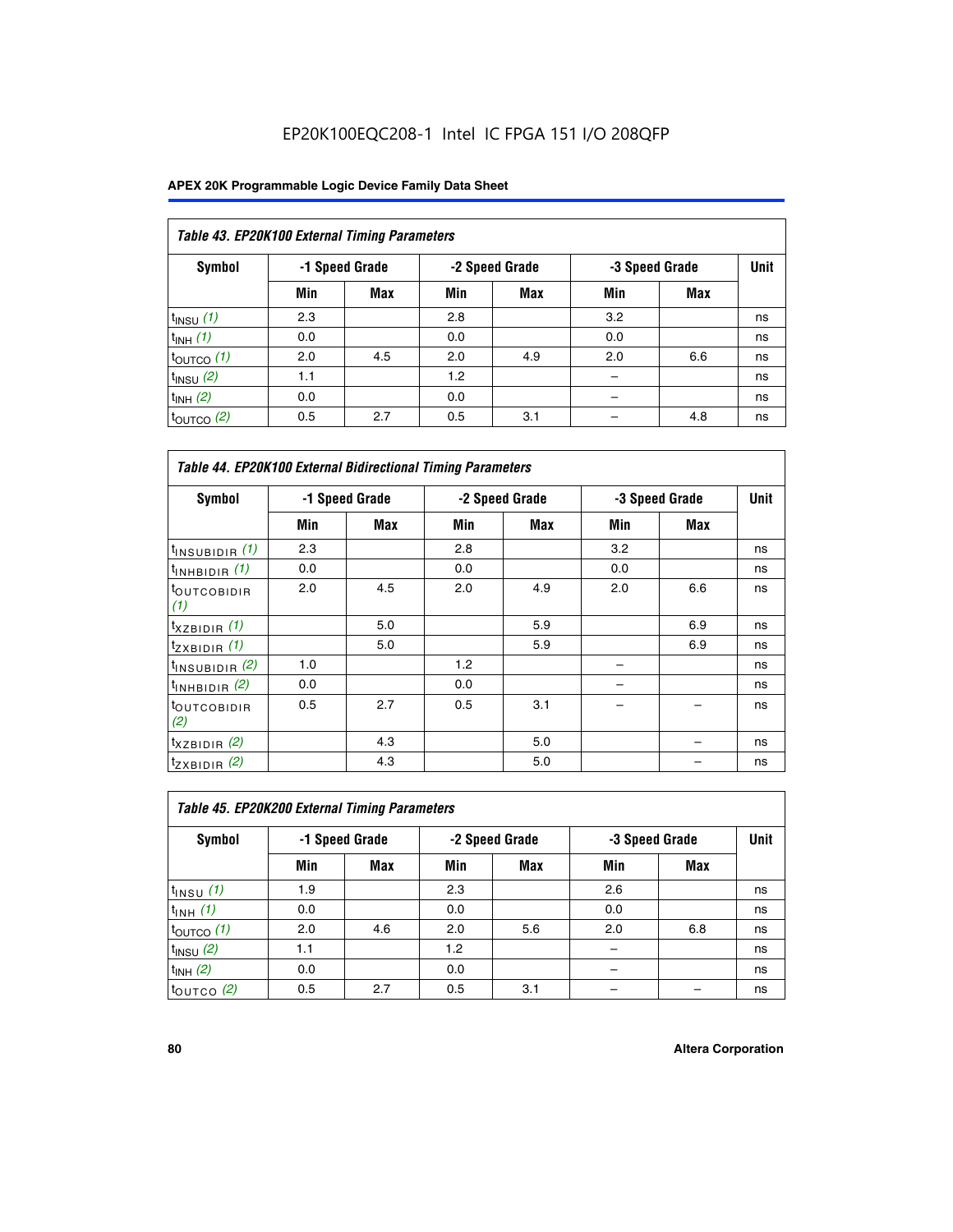EP20K100EQC208-1 Intel IC FPGA 151 I/O 208QFP

| *Table 43. EP20K100 External Timing Parameters* | | | | | | | |
|---|---|---|---|---|---|---|---|
| Symbol | -1 Speed Grade | | -2 Speed Grade | | -3 Speed Grade | | Unit |
| | Min | Max | Min | Max | Min | Max | |
| $t_{INSU}$ *(1)* | 2.3 | | 2.8 | | 3.2 | | ns |
| $t_{INH}$ *(1)* | 0.0 | | 0.0 | | 0.0 | | ns |
| $t_{OUTCO}$ *(1)* | 2.0 | 4.5 | 2.0 | 4.9 | 2.0 | 6.6 | ns |
| $t_{INSU}$ *(2)* | 1.1 | | 1.2 | | – | | ns |
| $t_{INH}$ *(2)* | 0.0 | | 0.0 | | – | | ns |
| $t_{OUTCO}$ *(2)* | 0.5 | 2.7 | 0.5 | 3.1 | – | 4.8 | ns |

| *Table 44. EP20K100 External Bidirectional Timing Parameters* | | | | | | | |
|---|---|---|---|---|---|---|---|
| Symbol | -1 Speed Grade | | -2 Speed Grade | | -3 Speed Grade | | Unit |
| | Min | Max | Min | Max | Min | Max | |
| $t_{INSUBIDIR}$ *(1)* | 2.3 | | 2.8 | | 3.2 | | ns |
| $t_{INHBIDIR}$ *(1)* | 0.0 | | 0.0 | | 0.0 | | ns |
| $t_{OUTCOBIDIR}$ *(1)* | 2.0 | 4.5 | 2.0 | 4.9 | 2.0 | 6.6 | ns |
| $t_{XZBIDIR}$ *(1)* | | 5.0 | | 5.9 | | 6.9 | ns |
| $t_{ZXBIDIR}$ *(1)* | | 5.0 | | 5.9 | | 6.9 | ns |
| $t_{INSUBIDIR}$ *(2)* | 1.0 | | 1.2 | | – | | ns |
| $t_{INHBIDIR}$ *(2)* | 0.0 | | 0.0 | | – | | ns |
| $t_{OUTCOBIDIR}$ *(2)* | 0.5 | 2.7 | 0.5 | 3.1 | – | – | ns |
| $t_{XZBIDIR}$ *(2)* | | 4.3 | | 5.0 | | – | ns |
| $t_{ZXBIDIR}$ *(2)* | | 4.3 | | 5.0 | | – | ns |

| *Table 45. EP20K200 External Timing Parameters* | | | | | | | |
|---|---|---|---|---|---|---|---|
| Symbol | -1 Speed Grade | | -2 Speed Grade | | -3 Speed Grade | | Unit |
| | Min | Max | Min | Max | Min | Max | |
| $t_{INSU}$ *(1)* | 1.9 | | 2.3 | | 2.6 | | ns |
| $t_{INH}$ *(1)* | 0.0 | | 0.0 | | 0.0 | | ns |
| $t_{OUTCO}$ *(1)* | 2.0 | 4.6 | 2.0 | 5.6 | 2.0 | 6.8 | ns |
| $t_{INSU}$ *(2)* | 1.1 | | 1.2 | | – | | ns |
| $t_{INH}$ *(2)* | 0.0 | | 0.0 | | – | | ns |
| $t_{OUTCO}$ *(2)* | 0.5 | 2.7 | 0.5 | 3.1 | – | – | ns |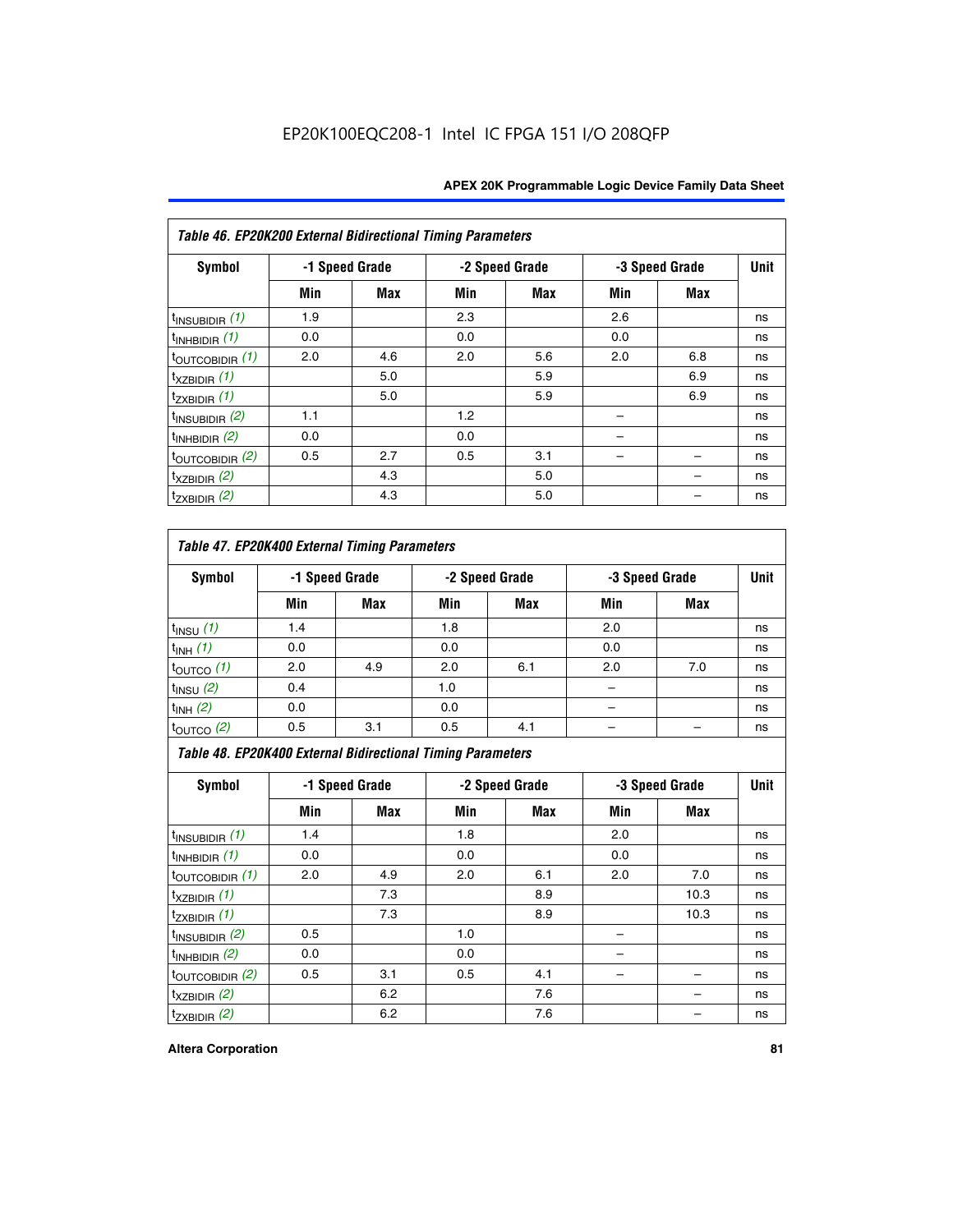EP20K100EQC208-1 Intel IC FPGA 151 I/O 208QFP

**Table 46. EP20K200 External Bidirectional Timing Parameters**

| Symbol | -1 Speed Grade | | -2 Speed Grade | | -3 Speed Grade | | Unit |
|---|---|---|---|---|---|---|---|
| | Min | Max | Min | Max | Min | Max | |
| $t_{INSUBIDIR}$ *(1)* | 1.9 | | 2.3 | | 2.6 | | ns |
| $t_{INHBIDIR}$ *(1)* | 0.0 | | 0.0 | | 0.0 | | ns |
| $t_{OUTCOBIDIR}$ *(1)* | 2.0 | 4.6 | 2.0 | 5.6 | 2.0 | 6.8 | ns |
| $t_{XZBIDIR}$ *(1)* | | 5.0 | | 5.9 | | 6.9 | ns |
| $t_{ZXBIDIR}$ *(1)* | | 5.0 | | 5.9 | | 6.9 | ns |
| $t_{INSUBIDIR}$ *(2)* | 1.1 | | 1.2 | | – | | ns |
| $t_{INHBIDIR}$ *(2)* | 0.0 | | 0.0 | | – | | ns |
| $t_{OUTCOBIDIR}$ *(2)* | 0.5 | 2.7 | 0.5 | 3.1 | – | – | ns |
| $t_{XZBIDIR}$ *(2)* | | 4.3 | | 5.0 | | – | ns |
| $t_{ZXBIDIR}$ *(2)* | | 4.3 | | 5.0 | | – | ns |

**Table 47. EP20K400 External Timing Parameters**

| Symbol | -1 Speed Grade | | -2 Speed Grade | | -3 Speed Grade | | Unit |
|---|---|---|---|---|---|---|---|
| | Min | Max | Min | Max | Min | Max | |
| $t_{INSU}$ *(1)* | 1.4 | | 1.8 | | 2.0 | | ns |
| $t_{INH}$ *(1)* | 0.0 | | 0.0 | | 0.0 | | ns |
| $t_{OUTCO}$ *(1)* | 2.0 | 4.9 | 2.0 | 6.1 | 2.0 | 7.0 | ns |
| $t_{INSU}$ *(2)* | 0.4 | | 1.0 | | – | | ns |
| $t_{INH}$ *(2)* | 0.0 | | 0.0 | | – | | ns |
| $t_{OUTCO}$ *(2)* | 0.5 | 3.1 | 0.5 | 4.1 | – | – | ns |

**Table 48. EP20K400 External Bidirectional Timing Parameters**

| Symbol | -1 Speed Grade | | -2 Speed Grade | | -3 Speed Grade | | Unit |
|---|---|---|---|---|---|---|---|
| | Min | Max | Min | Max | Min | Max | |
| $t_{INSUBIDIR}$ *(1)* | 1.4 | | 1.8 | | 2.0 | | ns |
| $t_{INHBIDIR}$ *(1)* | 0.0 | | 0.0 | | 0.0 | | ns |
| $t_{OUTCOBIDIR}$ *(1)* | 2.0 | 4.9 | 2.0 | 6.1 | 2.0 | 7.0 | ns |
| $t_{XZBIDIR}$ *(1)* | | 7.3 | | 8.9 | | 10.3 | ns |
| $t_{ZXBIDIR}$ *(1)* | | 7.3 | | 8.9 | | 10.3 | ns |
| $t_{INSUBIDIR}$ *(2)* | 0.5 | | 1.0 | | – | | ns |
| $t_{INHBIDIR}$ *(2)* | 0.0 | | 0.0 | | – | | ns |
| $t_{OUTCOBIDIR}$ *(2)* | 0.5 | 3.1 | 0.5 | 4.1 | – | – | ns |
| $t_{XZBIDIR}$ *(2)* | | 6.2 | | 7.6 | | – | ns |
| $t_{ZXBIDIR}$ *(2)* | | 6.2 | | 7.6 | | – | ns |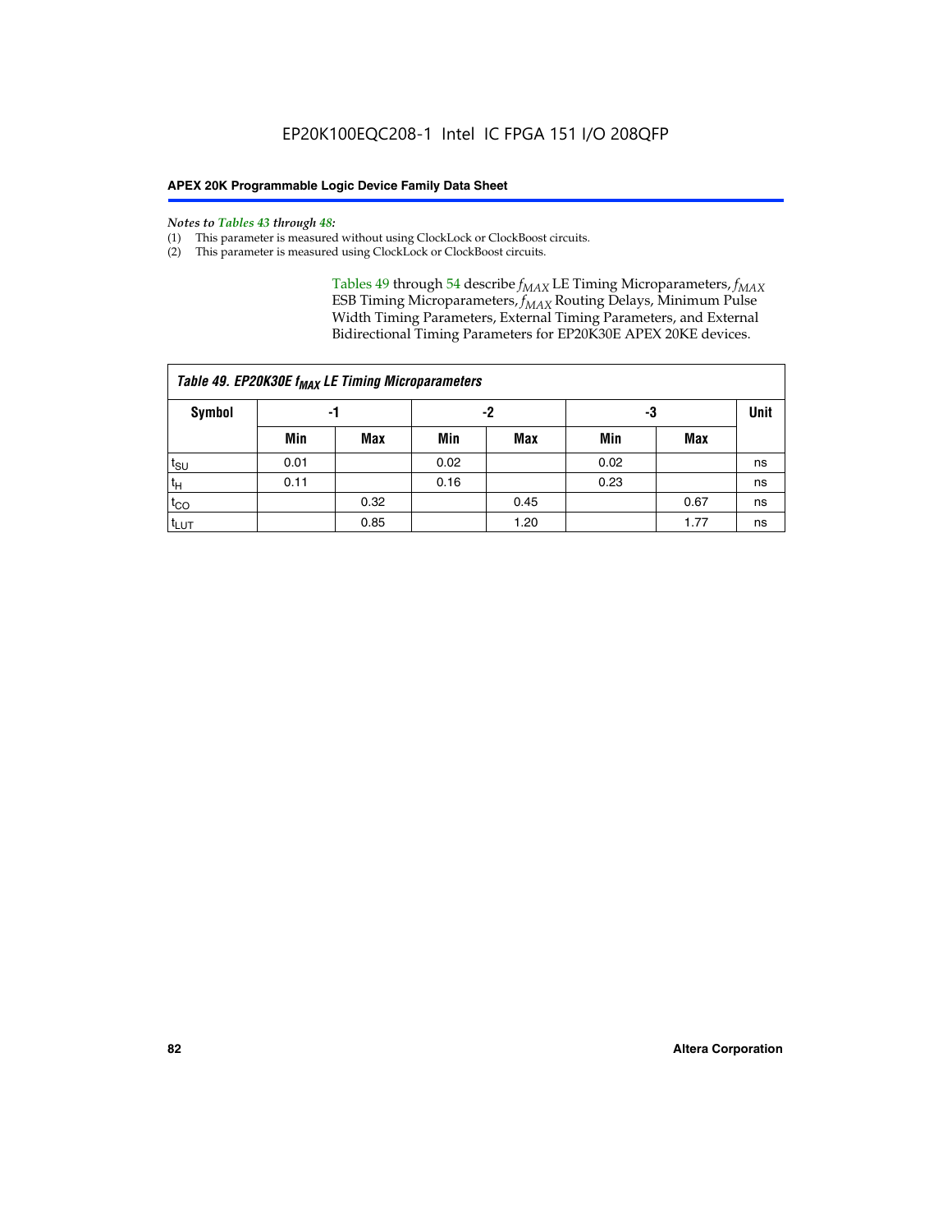*Notes to Tables 43 through 48:*

(1) This parameter is measured without using ClockLock or ClockBoost circuits.

(2) This parameter is measured using ClockLock or ClockBoost circuits.

Tables 49 through 54 describe $f_{MAX}$ LE Timing Microparameters, $f_{MAX}$ ESB Timing Microparameters, $f_{MAX}$ Routing Delays, Minimum Pulse Width Timing Parameters, External Timing Parameters, and External Bidirectional Timing Parameters for EP20K30E APEX 20KE devices.

| Table 49. EP20K30E $f_{MAX}$ LE Timing Microparameters | | | | | | | |
|---|---|---|---|---|---|---|---|
| Symbol | -1 | | -2 | | -3 | | Unit |
| | Min | Max | Min | Max | Min | Max | |
| $t_{SU}$ | 0.01 | | 0.02 | | 0.02 | | ns |
| $t_H$ | 0.11 | | 0.16 | | 0.23 | | ns |
| $t_{CO}$ | | 0.32 | | 0.45 | | 0.67 | ns |
| $t_{LUT}$ | | 0.85 | | 1.20 | | 1.77 | ns |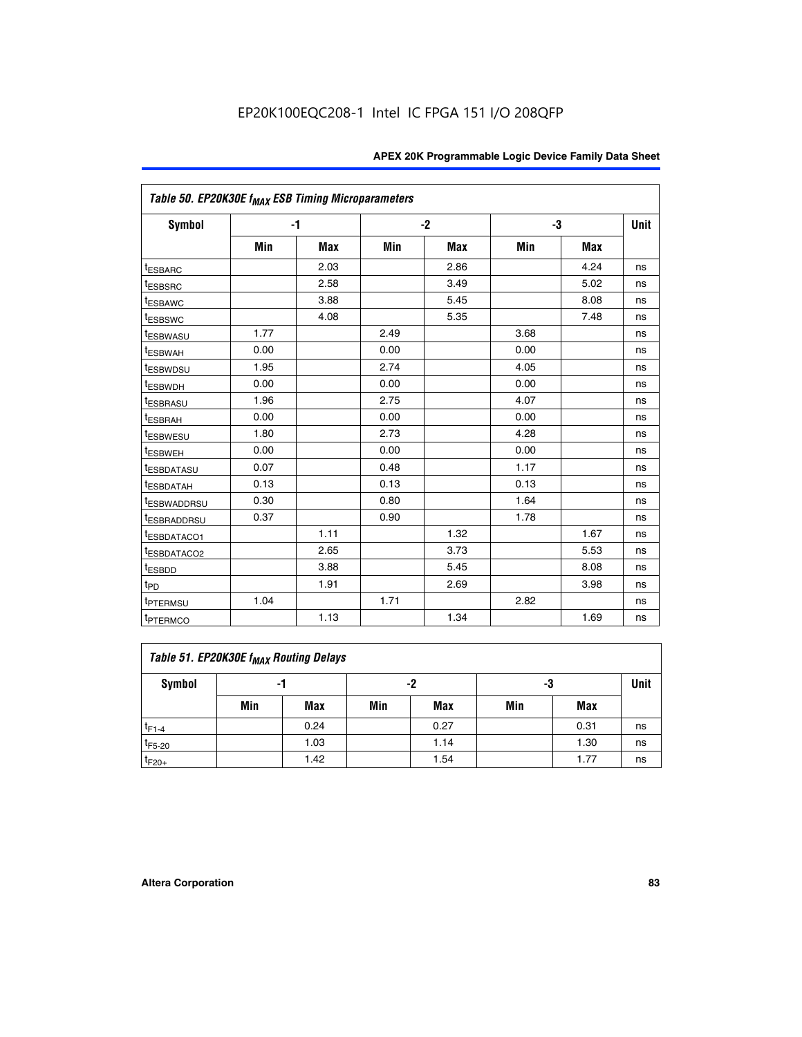Table 50. EP20K30E $f_{MAX}$ ESB Timing Microparameters

| Symbol | -1 | | -2 | | -3 | | Unit |
|---|---|---|---|---|---|---|---|
| | Min | Max | Min | Max | Min | Max | |
| $t_{ESBARC}$ | | 2.03 | | 2.86 | | 4.24 | ns |
| $t_{ESBSRC}$ | | 2.58 | | 3.49 | | 5.02 | ns |
| $t_{ESBAWC}$ | | 3.88 | | 5.45 | | 8.08 | ns |
| $t_{ESBSWC}$ | | 4.08 | | 5.35 | | 7.48 | ns |
| $t_{ESBWASU}$ | 1.77 | | 2.49 | | 3.68 | | ns |
| $t_{ESBWAH}$ | 0.00 | | 0.00 | | 0.00 | | ns |
| $t_{ESBWDSU}$ | 1.95 | | 2.74 | | 4.05 | | ns |
| $t_{ESBWDH}$ | 0.00 | | 0.00 | | 0.00 | | ns |
| $t_{ESBRASU}$ | 1.96 | | 2.75 | | 4.07 | | ns |
| $t_{ESBRAH}$ | 0.00 | | 0.00 | | 0.00 | | ns |
| $t_{ESBWESU}$ | 1.80 | | 2.73 | | 4.28 | | ns |
| $t_{ESBWEH}$ | 0.00 | | 0.00 | | 0.00 | | ns |
| $t_{ESBDATASU}$ | 0.07 | | 0.48 | | 1.17 | | ns |
| $t_{ESBDATAH}$ | 0.13 | | 0.13 | | 0.13 | | ns |
| $t_{ESBWADDRSU}$ | 0.30 | | 0.80 | | 1.64 | | ns |
| $t_{ESBRADDRSU}$ | 0.37 | | 0.90 | | 1.78 | | ns |
| $t_{ESBDATACO1}$ | | 1.11 | | 1.32 | | 1.67 | ns |
| $t_{ESBDATACO2}$ | | 2.65 | | 3.73 | | 5.53 | ns |
| $t_{ESBDD}$ | | 3.88 | | 5.45 | | 8.08 | ns |
| $t_{PD}$ | | 1.91 | | 2.69 | | 3.98 | ns |
| $t_{PTERMSU}$ | 1.04 | | 1.71 | | 2.82 | | ns |
| $t_{PTERMCO}$ | | 1.13 | | 1.34 | | 1.69 | ns |

Table 51. EP20K30E $f_{MAX}$ Routing Delays

| Symbol | -1 | | -2 | | -3 | | Unit |
|---|---|---|---|---|---|---|---|
| | Min | Max | Min | Max | Min | Max | |
| $t_{F1-4}$ | | 0.24 | | 0.27 | | 0.31 | ns |
| $t_{F5-20}$ | | 1.03 | | 1.14 | | 1.30 | ns |
| $t_{F20+}$ | | 1.42 | | 1.54 | | 1.77 | ns |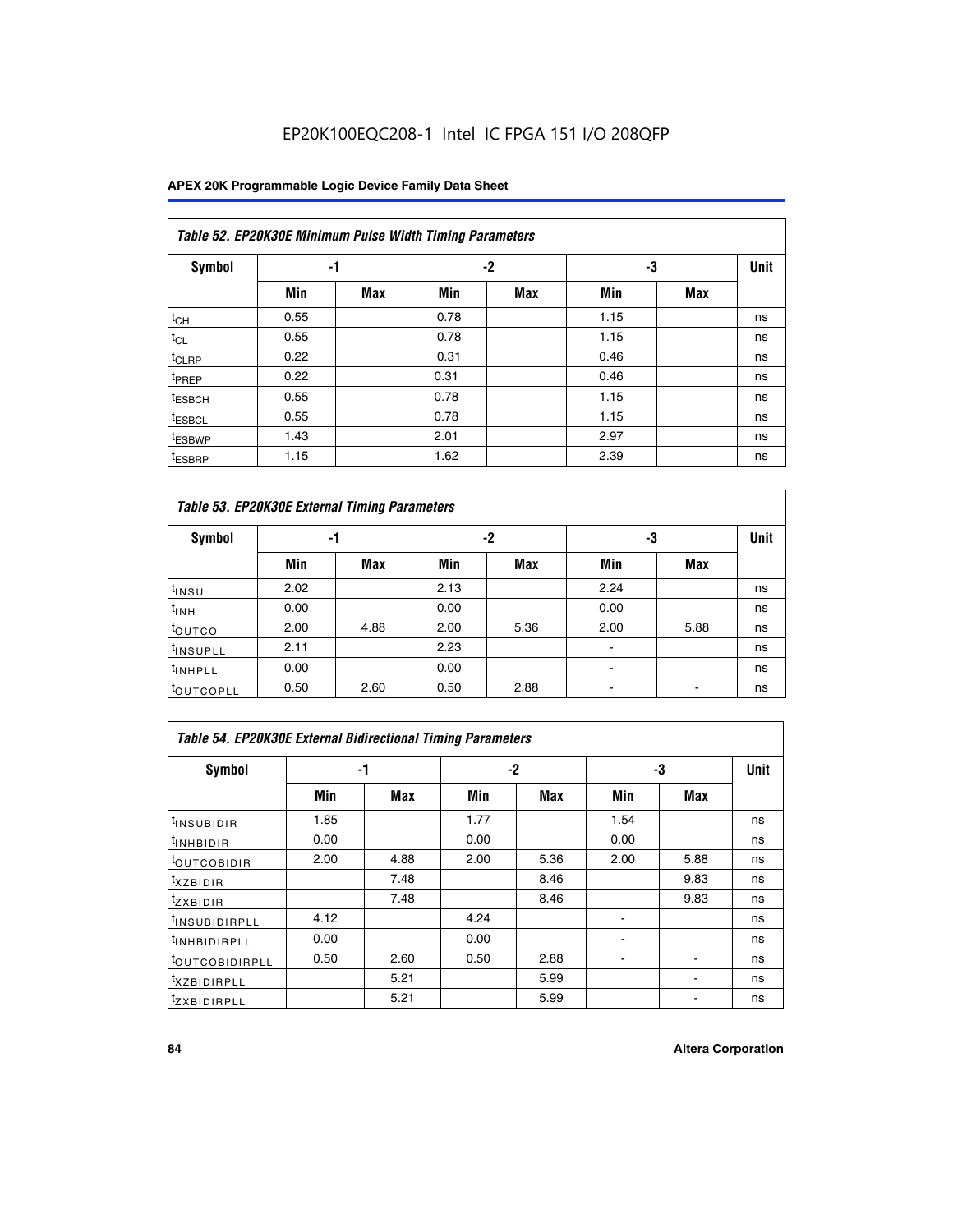**Table 52. EP20K30E Minimum Pulse Width Timing Parameters**

| Symbol | -1 | | -2 | | -3 | | Unit |
|---|---|---|---|---|---|---|---|
| | Min | Max | Min | Max | Min | Max | |
| $t_{CH}$ | 0.55 | | 0.78 | | 1.15 | | ns |
| $t_{CL}$ | 0.55 | | 0.78 | | 1.15 | | ns |
| $t_{CLRP}$ | 0.22 | | 0.31 | | 0.46 | | ns |
| $t_{PREP}$ | 0.22 | | 0.31 | | 0.46 | | ns |
| $t_{ESBCH}$ | 0.55 | | 0.78 | | 1.15 | | ns |
| $t_{ESBCL}$ | 0.55 | | 0.78 | | 1.15 | | ns |
| $t_{ESBWP}$ | 1.43 | | 2.01 | | 2.97 | | ns |
| $t_{ESBRP}$ | 1.15 | | 1.62 | | 2.39 | | ns |

**Table 53. EP20K30E External Timing Parameters**

| Symbol | -1 | | -2 | | -3 | | Unit |
|---|---|---|---|---|---|---|---|
| | Min | Max | Min | Max | Min | Max | |
| $t_{INSU}$ | 2.02 | | 2.13 | | 2.24 | | ns |
| $t_{INH}$ | 0.00 | | 0.00 | | 0.00 | | ns |
| $t_{OUTCO}$ | 2.00 | 4.88 | 2.00 | 5.36 | 2.00 | 5.88 | ns |
| $t_{INSUPLL}$ | 2.11 | | 2.23 | | - | | ns |
| $t_{INHPLL}$ | 0.00 | | 0.00 | | - | | ns |
| $t_{OUTCOPLL}$ | 0.50 | 2.60 | 0.50 | 2.88 | - | - | ns |

**Table 54. EP20K30E External Bidirectional Timing Parameters**

| Symbol | -1 | | -2 | | -3 | | Unit |
|---|---|---|---|---|---|---|---|
| | Min | Max | Min | Max | Min | Max | |
| $t_{INSUBIDIR}$ | 1.85 | | 1.77 | | 1.54 | | ns |
| $t_{INHBIDIR}$ | 0.00 | | 0.00 | | 0.00 | | ns |
| $t_{OUTCOBIDIR}$ | 2.00 | 4.88 | 2.00 | 5.36 | 2.00 | 5.88 | ns |
| $t_{XZBIDIR}$ | | 7.48 | | 8.46 | | 9.83 | ns |
| $t_{ZXBIDIR}$ | | 7.48 | | 8.46 | | 9.83 | ns |
| $t_{INSUBIDIRPLL}$ | 4.12 | | 4.24 | | - | | ns |
| $t_{INHBIDIRPLL}$ | 0.00 | | 0.00 | | - | | ns |
| $t_{OUTCOBIDIRPLL}$ | 0.50 | 2.60 | 0.50 | 2.88 | - | - | ns |
| $t_{XZBIDIRPLL}$ | | 5.21 | | 5.99 | | - | ns |
| $t_{ZXBIDIRPLL}$ | | 5.21 | | 5.99 | | - | ns |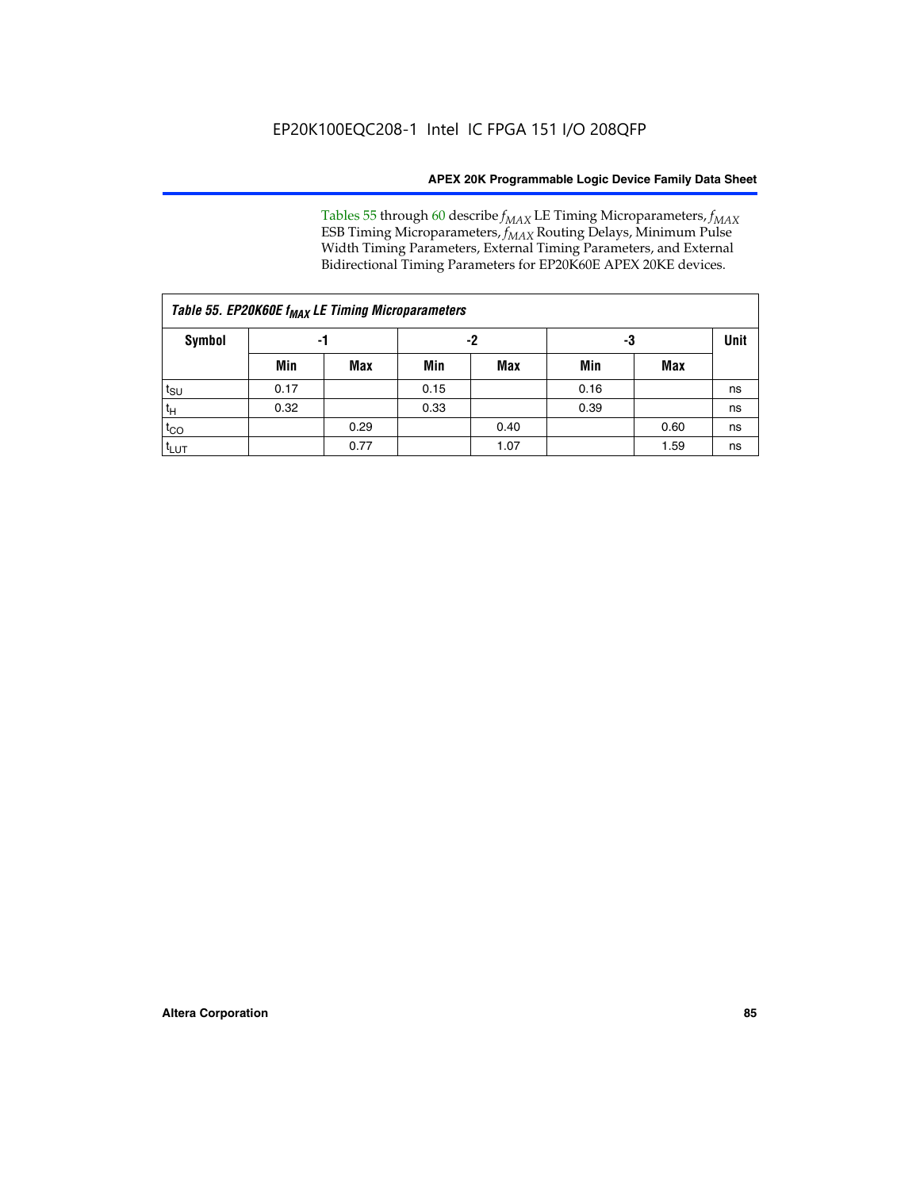EP20K100EQC208-1 Intel IC FPGA 151 I/O 208QFP

Tables 55 through 60 describe $f_{MAX}$ LE Timing Microparameters, $f_{MAX}$ ESB Timing Microparameters, $f_{MAX}$ Routing Delays, Minimum Pulse Width Timing Parameters, External Timing Parameters, and External Bidirectional Timing Parameters for EP20K60E APEX 20KE devices.

*Table 55. EP20K60E $f_{MAX}$ LE Timing Microparameters*

| Symbol | -1 | | -2 | | -3 | | Unit |
|---|---|---|---|---|---|---|---|
| | Min | Max | Min | Max | Min | Max | |
| $t_{SU}$ | 0.17 | | 0.15 | | 0.16 | | ns |
| $t_H$ | 0.32 | | 0.33 | | 0.39 | | ns |
| $t_{CO}$ | | 0.29 | | 0.40 | | 0.60 | ns |
| $t_{LUT}$ | | 0.77 | | 1.07 | | 1.59 | ns |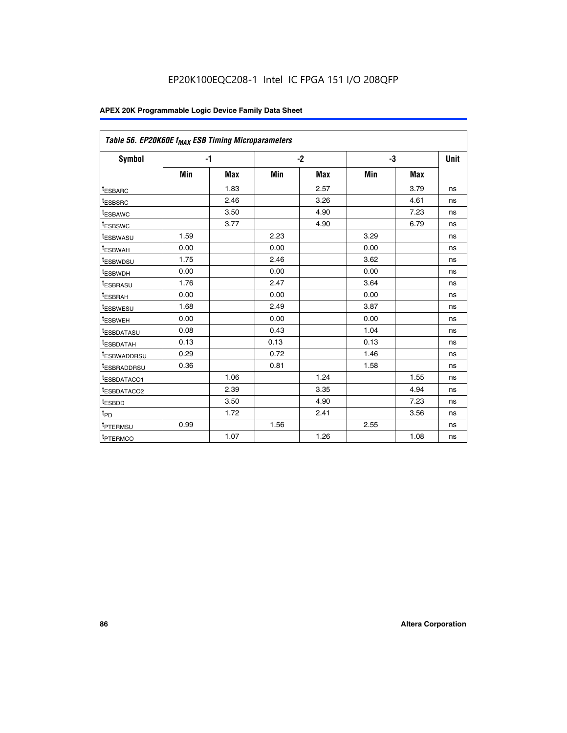EP20K100EQC208-1 Intel IC FPGA 151 I/O 208QFP

| Table 56. EP20K60E $f_{MAX}$ ESB Timing Microparameters | | | | | | | |
|---|---|---|---|---|---|---|---|
| **Symbol** | **-1** | | **-2** | | **-3** | | **Unit** |
| | **Min** | **Max** | **Min** | **Max** | **Min** | **Max** | |
| $t_{ESBARC}$ | | 1.83 | | 2.57 | | 3.79 | ns |
| $t_{ESBSRC}$ | | 2.46 | | 3.26 | | 4.61 | ns |
| $t_{ESBAWC}$ | | 3.50 | | 4.90 | | 7.23 | ns |
| $t_{ESBSWC}$ | | 3.77 | | 4.90 | | 6.79 | ns |
| $t_{ESBWASU}$ | 1.59 | | 2.23 | | 3.29 | | ns |
| $t_{ESBWAH}$ | 0.00 | | 0.00 | | 0.00 | | ns |
| $t_{ESBWDSU}$ | 1.75 | | 2.46 | | 3.62 | | ns |
| $t_{ESBWDH}$ | 0.00 | | 0.00 | | 0.00 | | ns |
| $t_{ESBRASU}$ | 1.76 | | 2.47 | | 3.64 | | ns |
| $t_{ESBRAH}$ | 0.00 | | 0.00 | | 0.00 | | ns |
| $t_{ESBWESU}$ | 1.68 | | 2.49 | | 3.87 | | ns |
| $t_{ESBWEH}$ | 0.00 | | 0.00 | | 0.00 | | ns |
| $t_{ESBDATASU}$ | 0.08 | | 0.43 | | 1.04 | | ns |
| $t_{ESBDATAH}$ | 0.13 | | 0.13 | | 0.13 | | ns |
| $t_{ESBWADDRSU}$ | 0.29 | | 0.72 | | 1.46 | | ns |
| $t_{ESBRADDRSU}$ | 0.36 | | 0.81 | | 1.58 | | ns |
| $t_{ESBDATACO1}$ | | 1.06 | | 1.24 | | 1.55 | ns |
| $t_{ESBDATACO2}$ | | 2.39 | | 3.35 | | 4.94 | ns |
| $t_{ESBDD}$ | | 3.50 | | 4.90 | | 7.23 | ns |
| $t_{PD}$ | | 1.72 | | 2.41 | | 3.56 | ns |
| $t_{PTERMSU}$ | 0.99 | | 1.56 | | 2.55 | | ns |
| $t_{PTERMCO}$ | | 1.07 | | 1.26 | | 1.08 | ns |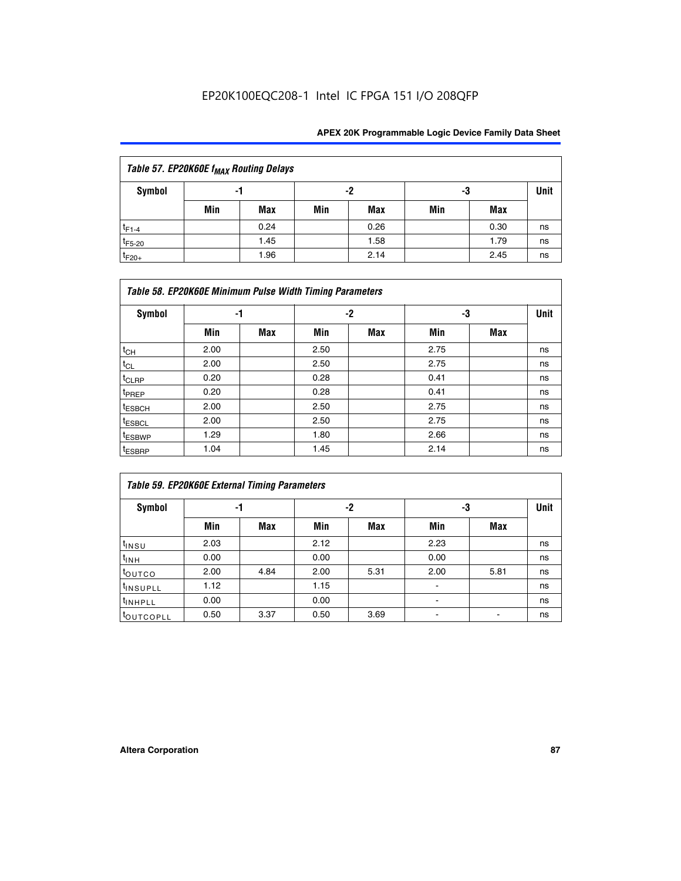| Table 57. EP20K60E $f_{MAX}$ Routing Delays | | | | | | | |
|---|---|---|---|---|---|---|---|
| Symbol | -1 | | -2 | | -3 | | Unit |
| | Min | Max | Min | Max | Min | Max | |
| $t_{F1-4}$ | | 0.24 | | 0.26 | | 0.30 | ns |
| $t_{F5-20}$ | | 1.45 | | 1.58 | | 1.79 | ns |
| $t_{F20+}$ | | 1.96 | | 2.14 | | 2.45 | ns |

| Table 58. EP20K60E Minimum Pulse Width Timing Parameters | | | | | | | |
|---|---|---|---|---|---|---|---|
| Symbol | -1 | | -2 | | -3 | | Unit |
| | Min | Max | Min | Max | Min | Max | |
| $t_{CH}$ | 2.00 | | 2.50 | | 2.75 | | ns |
| $t_{CL}$ | 2.00 | | 2.50 | | 2.75 | | ns |
| $t_{CLRP}$ | 0.20 | | 0.28 | | 0.41 | | ns |
| $t_{PREP}$ | 0.20 | | 0.28 | | 0.41 | | ns |
| $t_{ESBCH}$ | 2.00 | | 2.50 | | 2.75 | | ns |
| $t_{ESBCL}$ | 2.00 | | 2.50 | | 2.75 | | ns |
| $t_{ESBWP}$ | 1.29 | | 1.80 | | 2.66 | | ns |
| $t_{ESBRP}$ | 1.04 | | 1.45 | | 2.14 | | ns |

| Table 59. EP20K60E External Timing Parameters | | | | | | | |
|---|---|---|---|---|---|---|---|
| Symbol | -1 | | -2 | | -3 | | Unit |
| | Min | Max | Min | Max | Min | Max | |
| $t_{INSU}$ | 2.03 | | 2.12 | | 2.23 | | ns |
| $t_{INH}$ | 0.00 | | 0.00 | | 0.00 | | ns |
| $t_{OUTCO}$ | 2.00 | 4.84 | 2.00 | 5.31 | 2.00 | 5.81 | ns |
| $t_{INSUPLL}$ | 1.12 | | 1.15 | | - | | ns |
| $t_{INHPLL}$ | 0.00 | | 0.00 | | - | | ns |
| $t_{OUTCOPLL}$ | 0.50 | 3.37 | 0.50 | 3.69 | - | - | ns |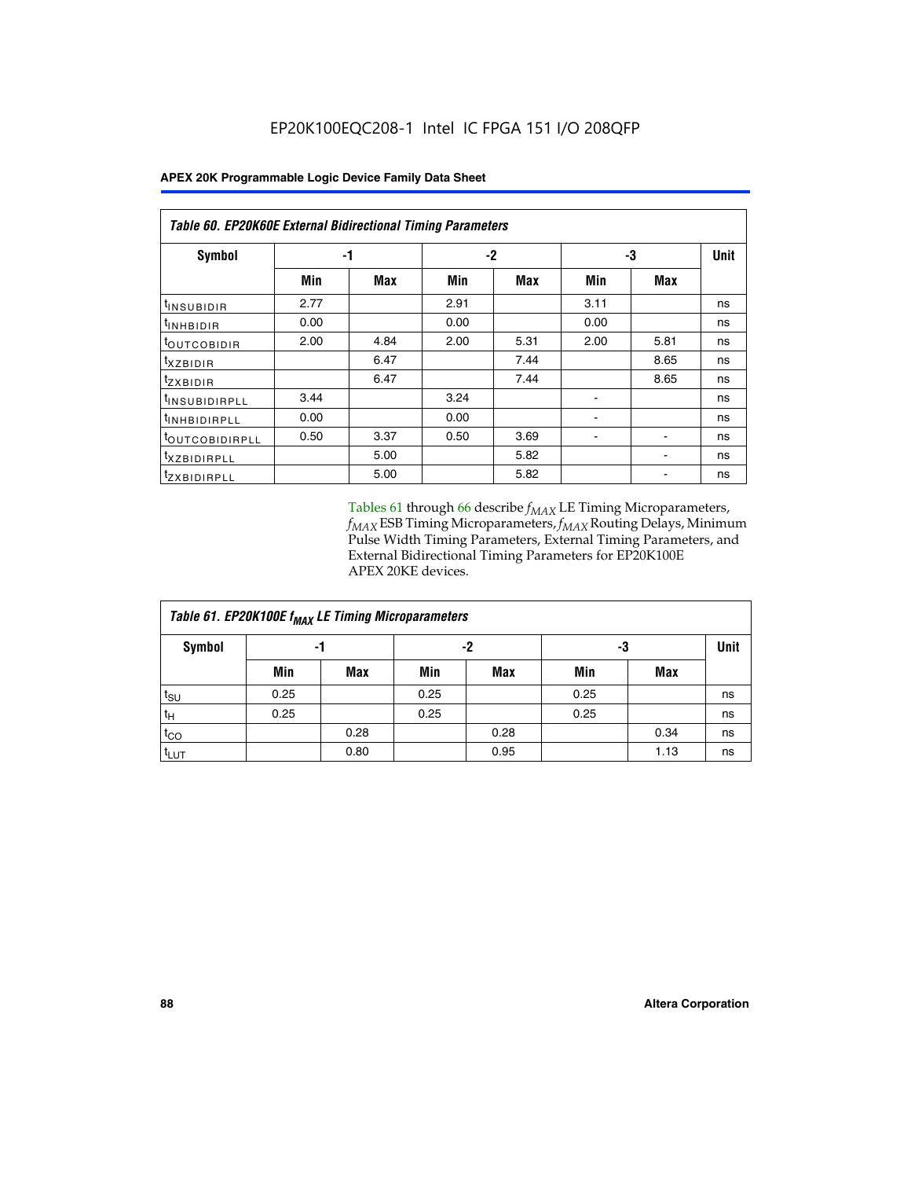EP20K100EQC208-1 Intel IC FPGA 151 I/O 208QFP

| Table 60. EP20K60E External Bidirectional Timing Parameters | | | | | | | |
|---|---|---|---|---|---|---|---|
| Symbol | -1 | | -2 | | -3 | | Unit |
| | Min | Max | Min | Max | Min | Max | |
| $t_{INSUBIDIR}$ | 2.77 | | 2.91 | | 3.11 | | ns |
| $t_{INHBIDIR}$ | 0.00 | | 0.00 | | 0.00 | | ns |
| $t_{OUTCOBIDIR}$ | 2.00 | 4.84 | 2.00 | 5.31 | 2.00 | 5.81 | ns |
| $t_{XZBIDIR}$ | | 6.47 | | 7.44 | | 8.65 | ns |
| $t_{ZXBIDIR}$ | | 6.47 | | 7.44 | | 8.65 | ns |
| $t_{INSUBIDIRPLL}$ | 3.44 | | 3.24 | | - | | ns |
| $t_{INHBIDIRPLL}$ | 0.00 | | 0.00 | | - | | ns |
| $t_{OUTCOBIDIRPLL}$ | 0.50 | 3.37 | 0.50 | 3.69 | - | - | ns |
| $t_{XZBIDIRPLL}$ | | 5.00 | | 5.82 | | - | ns |
| $t_{ZXBIDIRPLL}$ | | 5.00 | | 5.82 | | - | ns |

Tables 61 through 66 describe $f_{MAX}$ LE Timing Microparameters, $f_{MAX}$ ESB Timing Microparameters, $f_{MAX}$ Routing Delays, Minimum Pulse Width Timing Parameters, External Timing Parameters, and External Bidirectional Timing Parameters for EP20K100E APEX 20KE devices.

| Table 61. EP20K100E $f_{MAX}$ LE Timing Microparameters | | | | | | | |
|---|---|---|---|---|---|---|---|
| Symbol | -1 | | -2 | | -3 | | Unit |
| | Min | Max | Min | Max | Min | Max | |
| $t_{SU}$ | 0.25 | | 0.25 | | 0.25 | | ns |
| $t_H$ | 0.25 | | 0.25 | | 0.25 | | ns |
| $t_{CO}$ | | 0.28 | | 0.28 | | 0.34 | ns |
| $t_{LUT}$ | | 0.80 | | 0.95 | | 1.13 | ns |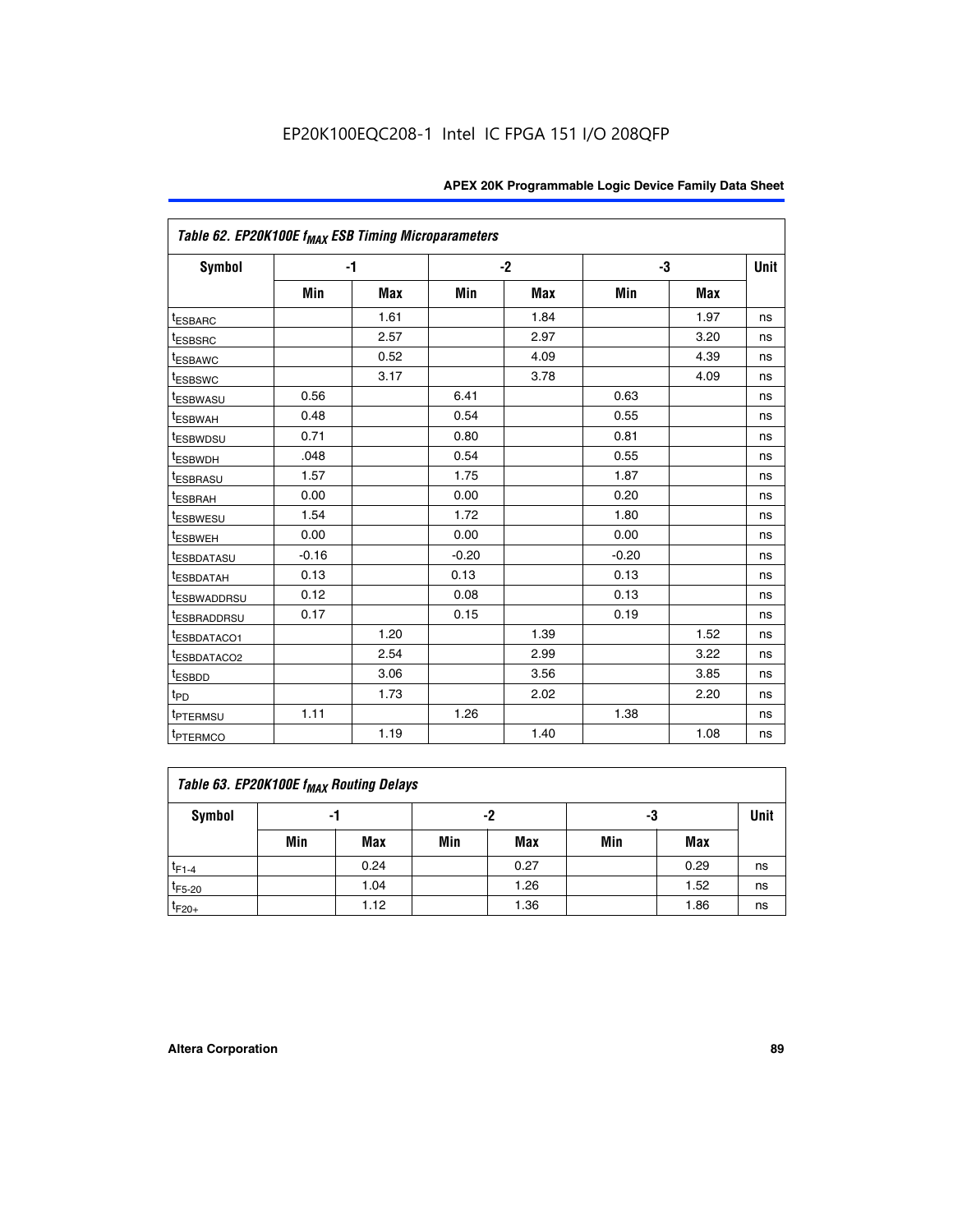EP20K100EQC208-1 Intel IC FPGA 151 I/O 208QFP

| Table 62. EP20K100E $f_{MAX}$ ESB Timing Microparameters | | | | | | | |
|---|---|---|---|---|---|---|---|
| Symbol | -1 | | -2 | | -3 | | Unit |
| | Min | Max | Min | Max | Min | Max | |
| $t_{ESBARC}$ | | 1.61 | | 1.84 | | 1.97 | ns |
| $t_{ESBSRC}$ | | 2.57 | | 2.97 | | 3.20 | ns |
| $t_{ESBAWC}$ | | 0.52 | | 4.09 | | 4.39 | ns |
| $t_{ESBSWC}$ | | 3.17 | | 3.78 | | 4.09 | ns |
| $t_{ESBWASU}$ | 0.56 | | 6.41 | | 0.63 | | ns |
| $t_{ESBWAH}$ | 0.48 | | 0.54 | | 0.55 | | ns |
| $t_{ESBWDSU}$ | 0.71 | | 0.80 | | 0.81 | | ns |
| $t_{ESBWDH}$ | .048 | | 0.54 | | 0.55 | | ns |
| $t_{ESBRASU}$ | 1.57 | | 1.75 | | 1.87 | | ns |
| $t_{ESBRAH}$ | 0.00 | | 0.00 | | 0.20 | | ns |
| $t_{ESBWESU}$ | 1.54 | | 1.72 | | 1.80 | | ns |
| $t_{ESBWEH}$ | 0.00 | | 0.00 | | 0.00 | | ns |
| $t_{ESBDATASU}$ | -0.16 | | -0.20 | | -0.20 | | ns |
| $t_{ESBDATAH}$ | 0.13 | | 0.13 | | 0.13 | | ns |
| $t_{ESBWADDRSU}$ | 0.12 | | 0.08 | | 0.13 | | ns |
| $t_{ESBRADDRSU}$ | 0.17 | | 0.15 | | 0.19 | | ns |
| $t_{ESBDATACO1}$ | | 1.20 | | 1.39 | | 1.52 | ns |
| $t_{ESBDATACO2}$ | | 2.54 | | 2.99 | | 3.22 | ns |
| $t_{ESBDD}$ | | 3.06 | | 3.56 | | 3.85 | ns |
| $t_{PD}$ | | 1.73 | | 2.02 | | 2.20 | ns |
| $t_{PTERMSU}$ | 1.11 | | 1.26 | | 1.38 | | ns |
| $t_{PTERMCO}$ | | 1.19 | | 1.40 | | 1.08 | ns |

| Table 63. EP20K100E $f_{MAX}$ Routing Delays | | | | | | | |
|---|---|---|---|---|---|---|---|
| Symbol | -1 | | -2 | | -3 | | Unit |
| | Min | Max | Min | Max | Min | Max | |
| $t_{F1-4}$ | | 0.24 | | 0.27 | | 0.29 | ns |
| $t_{F5-20}$ | | 1.04 | | 1.26 | | 1.52 | ns |
| $t_{F20+}$ | | 1.12 | | 1.36 | | 1.86 | ns |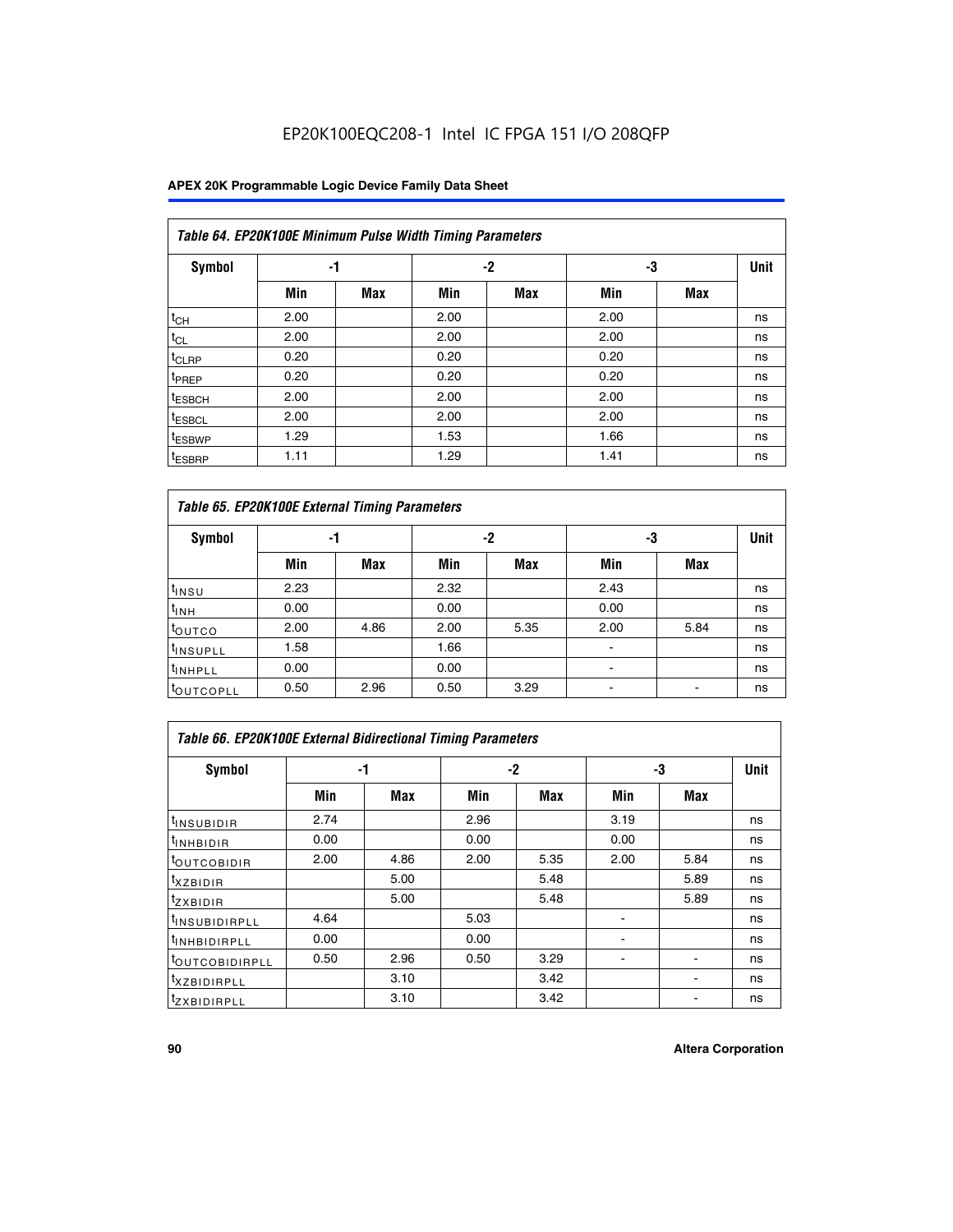### Table 64. EP20K100E Minimum Pulse Width Timing Parameters

| Symbol | -1 | | -2 | | -3 | | Unit |
|---|---|---|---|---|---|---|---|
| | Min | Max | Min | Max | Min | Max | |
| $t_{CH}$ | 2.00 | | 2.00 | | 2.00 | | ns |
| $t_{CL}$ | 2.00 | | 2.00 | | 2.00 | | ns |
| $t_{CLRP}$ | 0.20 | | 0.20 | | 0.20 | | ns |
| $t_{PREP}$ | 0.20 | | 0.20 | | 0.20 | | ns |
| $t_{ESBCH}$ | 2.00 | | 2.00 | | 2.00 | | ns |
| $t_{ESBCL}$ | 2.00 | | 2.00 | | 2.00 | | ns |
| $t_{ESBWP}$ | 1.29 | | 1.53 | | 1.66 | | ns |
| $t_{ESBRP}$ | 1.11 | | 1.29 | | 1.41 | | ns |

### Table 65. EP20K100E External Timing Parameters

| Symbol | -1 | | -2 | | -3 | | Unit |
|---|---|---|---|---|---|---|---|
| | Min | Max | Min | Max | Min | Max | |
| $t_{INSU}$ | 2.23 | | 2.32 | | 2.43 | | ns |
| $t_{INH}$ | 0.00 | | 0.00 | | 0.00 | | ns |
| $t_{OUTCO}$ | 2.00 | 4.86 | 2.00 | 5.35 | 2.00 | 5.84 | ns |
| $t_{INSUPLL}$ | 1.58 | | 1.66 | | - | | ns |
| $t_{INHPLL}$ | 0.00 | | 0.00 | | - | | ns |
| $t_{OUTCOPLL}$ | 0.50 | 2.96 | 0.50 | 3.29 | - | - | ns |

### Table 66. EP20K100E External Bidirectional Timing Parameters

| Symbol | -1 | | -2 | | -3 | | Unit |
|---|---|---|---|---|---|---|---|
| | Min | Max | Min | Max | Min | Max | |
| $t_{INSUBIDIR}$ | 2.74 | | 2.96 | | 3.19 | | ns |
| $t_{INHBIDIR}$ | 0.00 | | 0.00 | | 0.00 | | ns |
| $t_{OUTCOBIDIR}$ | 2.00 | 4.86 | 2.00 | 5.35 | 2.00 | 5.84 | ns |
| $t_{XZBIDIR}$ | | 5.00 | | 5.48 | | 5.89 | ns |
| $t_{ZXBIDIR}$ | | 5.00 | | 5.48 | | 5.89 | ns |
| $t_{INSUBIDIRPLL}$ | 4.64 | | 5.03 | | - | | ns |
| $t_{INHBIDIRPLL}$ | 0.00 | | 0.00 | | - | | ns |
| $t_{OUTCOBIDIRPLL}$ | 0.50 | 2.96 | 0.50 | 3.29 | - | - | ns |
| $t_{XZBIDIRPLL}$ | | 3.10 | | 3.42 | | - | ns |
| $t_{ZXBIDIRPLL}$ | | 3.10 | | 3.42 | | - | ns |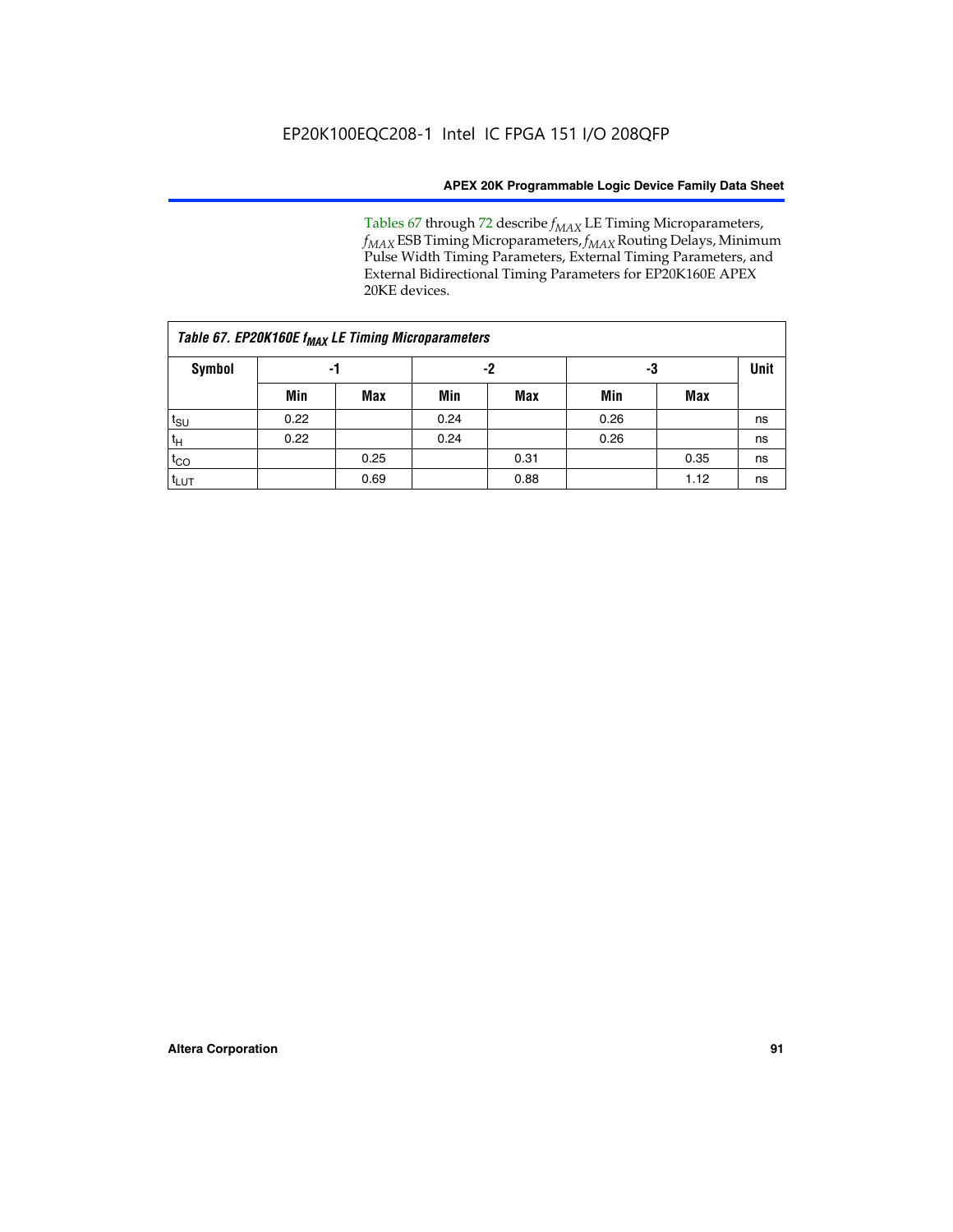Tables 67 through 72 describe $f_{MAX}$ LE Timing Microparameters, $f_{MAX}$ ESB Timing Microparameters, $f_{MAX}$ Routing Delays, Minimum Pulse Width Timing Parameters, External Timing Parameters, and External Bidirectional Timing Parameters for EP20K160E APEX 20KE devices.

*Table 67. EP20K160E $f_{MAX}$ LE Timing Microparameters*

| Symbol | -1 | | -2 | | -3 | | Unit |
|---|---|---|---|---|---|---|---|
| | Min | Max | Min | Max | Min | Max | |
| $t_{SU}$ | 0.22 | | 0.24 | | 0.26 | | ns |
| $t_H$ | 0.22 | | 0.24 | | 0.26 | | ns |
| $t_{CO}$ | | 0.25 | | 0.31 | | 0.35 | ns |
| $t_{LUT}$ | | 0.69 | | 0.88 | | 1.12 | ns |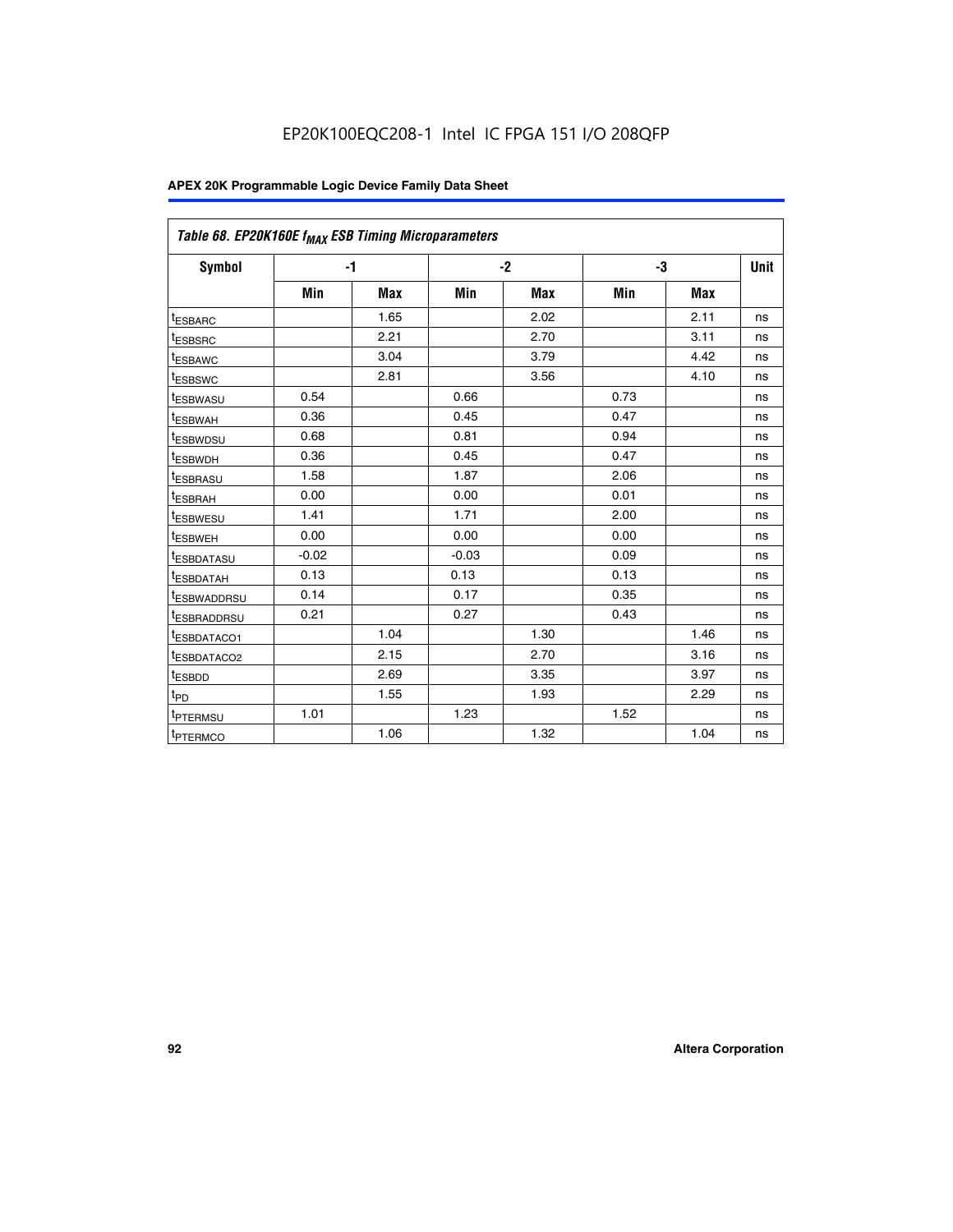EP20K100EQC208-1 Intel IC FPGA 151 I/O 208QFP

| Table 68. EP20K160E $f_{MAX}$ ESB Timing Microparameters | | | | | | | |
|---|---|---|---|---|---|---|---|
| Symbol | -1 | | -2 | | -3 | | Unit |
| | Min | Max | Min | Max | Min | Max | |
| $t_{ESBARC}$ | | 1.65 | | 2.02 | | 2.11 | ns |
| $t_{ESBSRC}$ | | 2.21 | | 2.70 | | 3.11 | ns |
| $t_{ESBAWC}$ | | 3.04 | | 3.79 | | 4.42 | ns |
| $t_{ESBSWC}$ | | 2.81 | | 3.56 | | 4.10 | ns |
| $t_{ESBWASU}$ | 0.54 | | 0.66 | | 0.73 | | ns |
| $t_{ESBWAH}$ | 0.36 | | 0.45 | | 0.47 | | ns |
| $t_{ESBWDSU}$ | 0.68 | | 0.81 | | 0.94 | | ns |
| $t_{ESBWDH}$ | 0.36 | | 0.45 | | 0.47 | | ns |
| $t_{ESBRASU}$ | 1.58 | | 1.87 | | 2.06 | | ns |
| $t_{ESBRAH}$ | 0.00 | | 0.00 | | 0.01 | | ns |
| $t_{ESBWESU}$ | 1.41 | | 1.71 | | 2.00 | | ns |
| $t_{ESBWEH}$ | 0.00 | | 0.00 | | 0.00 | | ns |
| $t_{ESBDATASU}$ | -0.02 | | -0.03 | | 0.09 | | ns |
| $t_{ESBDATAH}$ | 0.13 | | 0.13 | | 0.13 | | ns |
| $t_{ESBWADDRSU}$ | 0.14 | | 0.17 | | 0.35 | | ns |
| $t_{ESBRADDRSU}$ | 0.21 | | 0.27 | | 0.43 | | ns |
| $t_{ESBDATACO1}$ | | 1.04 | | 1.30 | | 1.46 | ns |
| $t_{ESBDATACO2}$ | | 2.15 | | 2.70 | | 3.16 | ns |
| $t_{ESBDD}$ | | 2.69 | | 3.35 | | 3.97 | ns |
| $t_{PD}$ | | 1.55 | | 1.93 | | 2.29 | ns |
| $t_{PTERMSU}$ | 1.01 | | 1.23 | | 1.52 | | ns |
| $t_{PTERMCO}$ | | 1.06 | | 1.32 | | 1.04 | ns |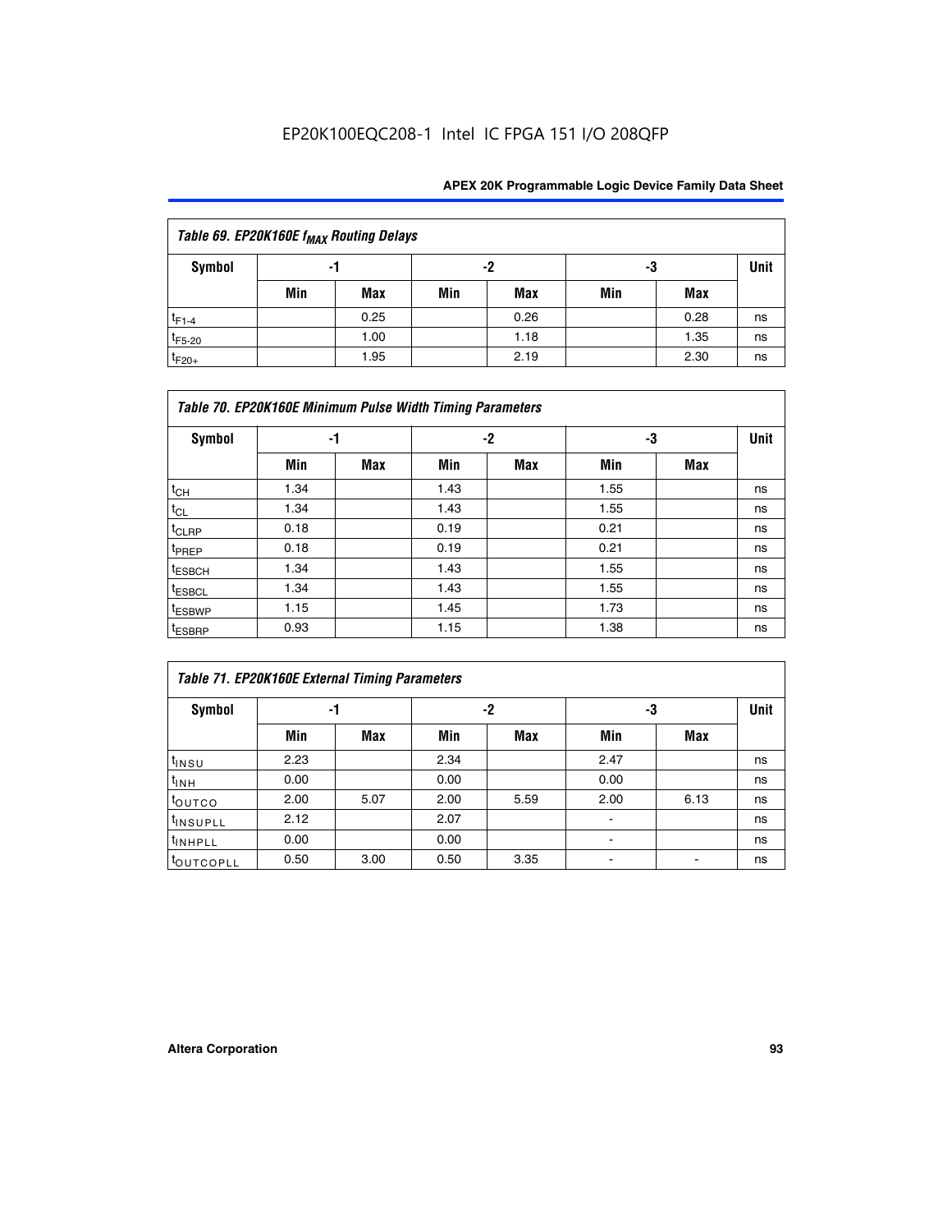| Table 69. EP20K160E $f_{MAX}$ Routing Delays | | | | | | | |
|---|---|---|---|---|---|---|---|
| Symbol | -1 | | -2 | | -3 | | Unit |
| | Min | Max | Min | Max | Min | Max | |
| $t_{F1-4}$ | | 0.25 | | 0.26 | | 0.28 | ns |
| $t_{F5-20}$ | | 1.00 | | 1.18 | | 1.35 | ns |
| $t_{F20+}$ | | 1.95 | | 2.19 | | 2.30 | ns |

| Table 70. EP20K160E Minimum Pulse Width Timing Parameters | | | | | | | |
|---|---|---|---|---|---|---|---|
| Symbol | -1 | | -2 | | -3 | | Unit |
| | Min | Max | Min | Max | Min | Max | |
| $t_{CH}$ | 1.34 | | 1.43 | | 1.55 | | ns |
| $t_{CL}$ | 1.34 | | 1.43 | | 1.55 | | ns |
| $t_{CLRP}$ | 0.18 | | 0.19 | | 0.21 | | ns |
| $t_{PREP}$ | 0.18 | | 0.19 | | 0.21 | | ns |
| $t_{ESBCH}$ | 1.34 | | 1.43 | | 1.55 | | ns |
| $t_{ESBCL}$ | 1.34 | | 1.43 | | 1.55 | | ns |
| $t_{ESBWP}$ | 1.15 | | 1.45 | | 1.73 | | ns |
| $t_{ESBRP}$ | 0.93 | | 1.15 | | 1.38 | | ns |

| Table 71. EP20K160E External Timing Parameters | | | | | | | |
|---|---|---|---|---|---|---|---|
| Symbol | -1 | | -2 | | -3 | | Unit |
| | Min | Max | Min | Max | Min | Max | |
| $t_{INSU}$ | 2.23 | | 2.34 | | 2.47 | | ns |
| $t_{INH}$ | 0.00 | | 0.00 | | 0.00 | | ns |
| $t_{OUTCO}$ | 2.00 | 5.07 | 2.00 | 5.59 | 2.00 | 6.13 | ns |
| $t_{INSUPLL}$ | 2.12 | | 2.07 | | - | | ns |
| $t_{INHPLL}$ | 0.00 | | 0.00 | | - | | ns |
| $t_{OUTCOPLL}$ | 0.50 | 3.00 | 0.50 | 3.35 | - | - | ns |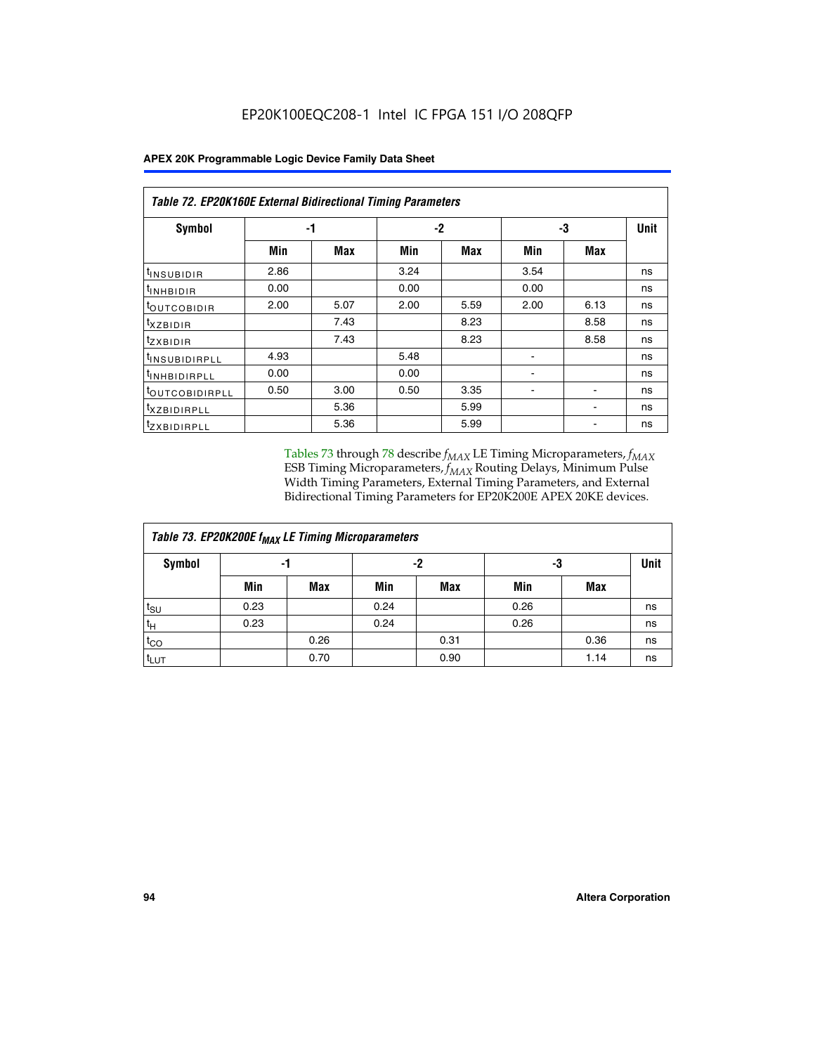EP20K100EQC208-1 Intel IC FPGA 151 I/O 208QFP

| Table 72. EP20K160E External Bidirectional Timing Parameters | | | | | | | |
|---|---|---|---|---|---|---|---|
| Symbol | -1 | | -2 | | -3 | | Unit |
| | Min | Max | Min | Max | Min | Max | |
| $t_{INSUBIDIR}$ | 2.86 | | 3.24 | | 3.54 | | ns |
| $t_{INHBIDIR}$ | 0.00 | | 0.00 | | 0.00 | | ns |
| $t_{OUTCOBIDIR}$ | 2.00 | 5.07 | 2.00 | 5.59 | 2.00 | 6.13 | ns |
| $t_{XZBIDIR}$ | | 7.43 | | 8.23 | | 8.58 | ns |
| $t_{ZXBIDIR}$ | | 7.43 | | 8.23 | | 8.58 | ns |
| $t_{INSUBIDIRPLL}$ | 4.93 | | 5.48 | | - | | ns |
| $t_{INHBIDIRPLL}$ | 0.00 | | 0.00 | | - | | ns |
| $t_{OUTCOBIDIRPLL}$ | 0.50 | 3.00 | 0.50 | 3.35 | - | - | ns |
| $t_{XZBIDIRPLL}$ | | 5.36 | | 5.99 | | - | ns |
| $t_{ZXBIDIRPLL}$ | | 5.36 | | 5.99 | | - | ns |

Tables 73 through 78 describe $f_{MAX}$ LE Timing Microparameters, $f_{MAX}$ ESB Timing Microparameters, $f_{MAX}$ Routing Delays, Minimum Pulse Width Timing Parameters, External Timing Parameters, and External Bidirectional Timing Parameters for EP20K200E APEX 20KE devices.

| Table 73. EP20K200E $f_{MAX}$ LE Timing Microparameters | | | | | | | |
|---|---|---|---|---|---|---|---|
| Symbol | -1 | | -2 | | -3 | | Unit |
| | Min | Max | Min | Max | Min | Max | |
| $t_{SU}$ | 0.23 | | 0.24 | | 0.26 | | ns |
| $t_H$ | 0.23 | | 0.24 | | 0.26 | | ns |
| $t_{CO}$ | | 0.26 | | 0.31 | | 0.36 | ns |
| $t_{LUT}$ | | 0.70 | | 0.90 | | 1.14 | ns |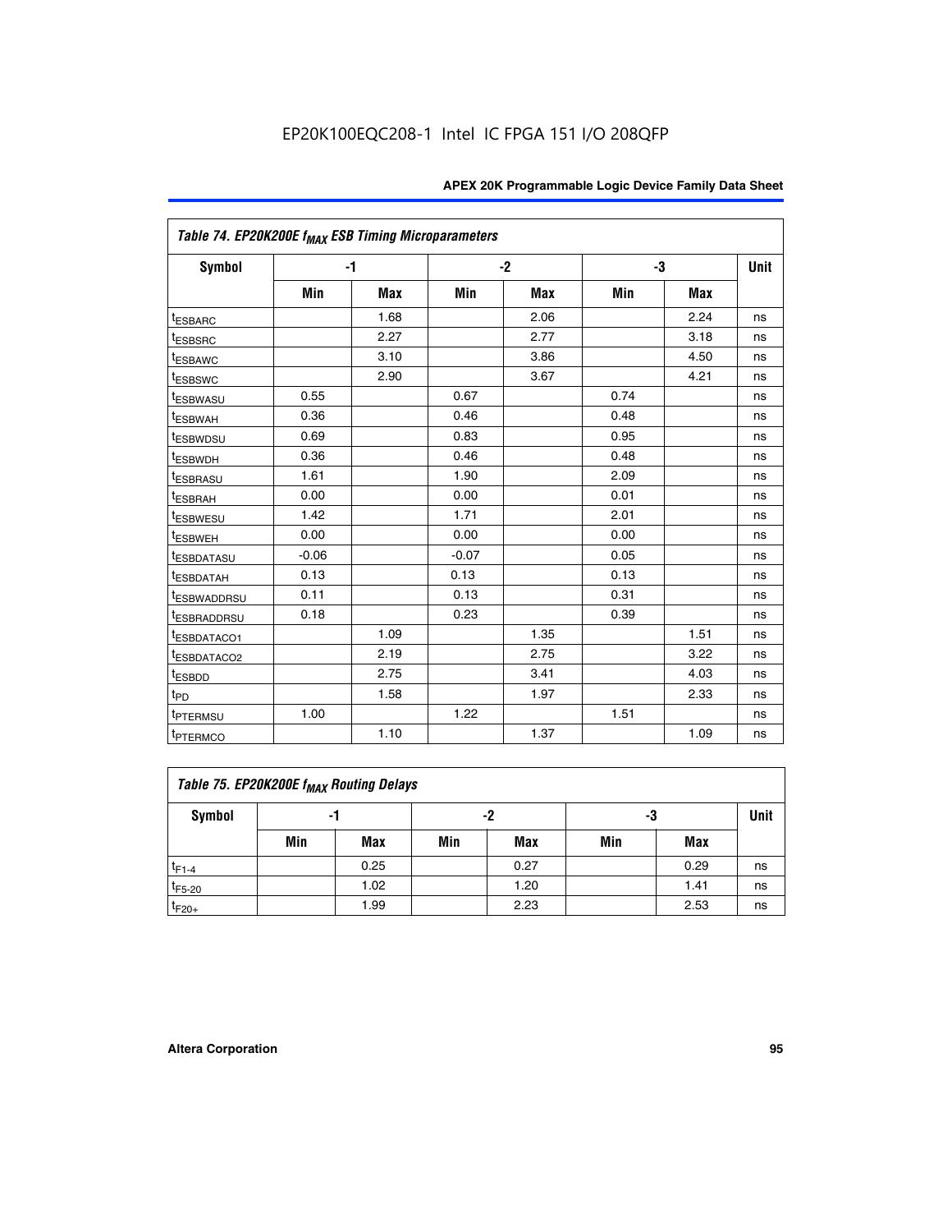EP20K100EQC208-1 Intel IC FPGA 151 I/O 208QFP

| Table 74. EP20K200E $f_{MAX}$ ESB Timing Microparameters | | | | | | | |
|---|---|---|---|---|---|---|---|
| Symbol | -1 | | -2 | | -3 | | Unit |
| | Min | Max | Min | Max | Min | Max | |
| $t_{ESBARC}$ | | 1.68 | | 2.06 | | 2.24 | ns |
| $t_{ESBSRC}$ | | 2.27 | | 2.77 | | 3.18 | ns |
| $t_{ESBAWC}$ | | 3.10 | | 3.86 | | 4.50 | ns |
| $t_{ESBSWC}$ | | 2.90 | | 3.67 | | 4.21 | ns |
| $t_{ESBWASU}$ | 0.55 | | 0.67 | | 0.74 | | ns |
| $t_{ESBWAH}$ | 0.36 | | 0.46 | | 0.48 | | ns |
| $t_{ESBWDSU}$ | 0.69 | | 0.83 | | 0.95 | | ns |
| $t_{ESBWDH}$ | 0.36 | | 0.46 | | 0.48 | | ns |
| $t_{ESBRASU}$ | 1.61 | | 1.90 | | 2.09 | | ns |
| $t_{ESBRAH}$ | 0.00 | | 0.00 | | 0.01 | | ns |
| $t_{ESBWESU}$ | 1.42 | | 1.71 | | 2.01 | | ns |
| $t_{ESBWEH}$ | 0.00 | | 0.00 | | 0.00 | | ns |
| $t_{ESBDATASU}$ | -0.06 | | -0.07 | | 0.05 | | ns |
| $t_{ESBDATAH}$ | 0.13 | | 0.13 | | 0.13 | | ns |
| $t_{ESBWADDRSU}$ | 0.11 | | 0.13 | | 0.31 | | ns |
| $t_{ESBRADDRSU}$ | 0.18 | | 0.23 | | 0.39 | | ns |
| $t_{ESBDATACO1}$ | | 1.09 | | 1.35 | | 1.51 | ns |
| $t_{ESBDATACO2}$ | | 2.19 | | 2.75 | | 3.22 | ns |
| $t_{ESBDD}$ | | 2.75 | | 3.41 | | 4.03 | ns |
| $t_{PD}$ | | 1.58 | | 1.97 | | 2.33 | ns |
| $t_{PTERMSU}$ | 1.00 | | 1.22 | | 1.51 | | ns |
| $t_{PTERMCO}$ | | 1.10 | | 1.37 | | 1.09 | ns |

| Table 75. EP20K200E $f_{MAX}$ Routing Delays | | | | | | | |
|---|---|---|---|---|---|---|---|
| Symbol | -1 | | -2 | | -3 | | Unit |
| | Min | Max | Min | Max | Min | Max | |
| $t_{F1-4}$ | | 0.25 | | 0.27 | | 0.29 | ns |
| $t_{F5-20}$ | | 1.02 | | 1.20 | | 1.41 | ns |
| $t_{F20+}$ | | 1.99 | | 2.23 | | 2.53 | ns |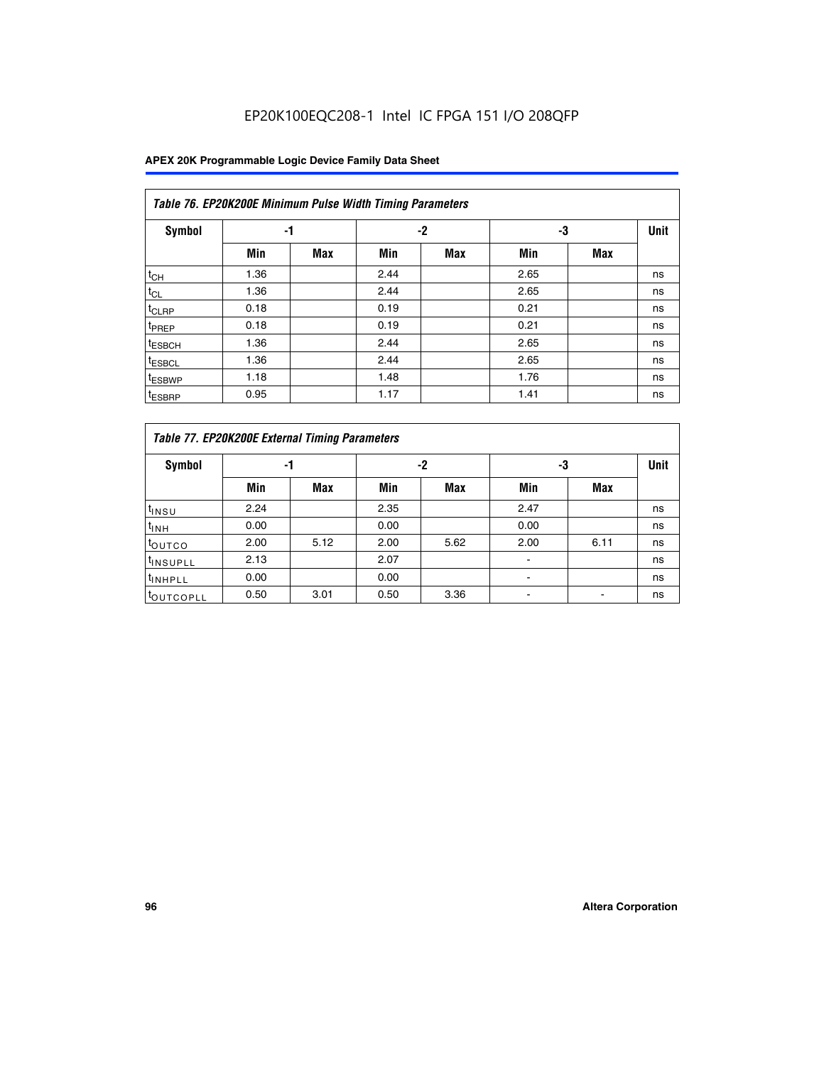EP20K100EQC208-1 Intel IC FPGA 151 I/O 208QFP

| Table 76. EP20K200E Minimum Pulse Width Timing Parameters | | | | | | | |
|---|---|---|---|---|---|---|---|
| Symbol | -1 | | -2 | | -3 | | Unit |
| | Min | Max | Min | Max | Min | Max | |
| $t_{CH}$ | 1.36 | | 2.44 | | 2.65 | | ns |
| $t_{CL}$ | 1.36 | | 2.44 | | 2.65 | | ns |
| $t_{CLRP}$ | 0.18 | | 0.19 | | 0.21 | | ns |
| $t_{PREP}$ | 0.18 | | 0.19 | | 0.21 | | ns |
| $t_{ESBCH}$ | 1.36 | | 2.44 | | 2.65 | | ns |
| $t_{ESBCL}$ | 1.36 | | 2.44 | | 2.65 | | ns |
| $t_{ESBWP}$ | 1.18 | | 1.48 | | 1.76 | | ns |
| $t_{ESBRP}$ | 0.95 | | 1.17 | | 1.41 | | ns |

| Table 77. EP20K200E External Timing Parameters | | | | | | | |
|---|---|---|---|---|---|---|---|
| Symbol | -1 | | -2 | | -3 | | Unit |
| | Min | Max | Min | Max | Min | Max | |
| $t_{INSU}$ | 2.24 | | 2.35 | | 2.47 | | ns |
| $t_{INH}$ | 0.00 | | 0.00 | | 0.00 | | ns |
| $t_{OUTCO}$ | 2.00 | 5.12 | 2.00 | 5.62 | 2.00 | 6.11 | ns |
| $t_{INSUPLL}$ | 2.13 | | 2.07 | | - | | ns |
| $t_{INHPLL}$ | 0.00 | | 0.00 | | - | | ns |
| $t_{OUTCOPLL}$ | 0.50 | 3.01 | 0.50 | 3.36 | - | - | ns |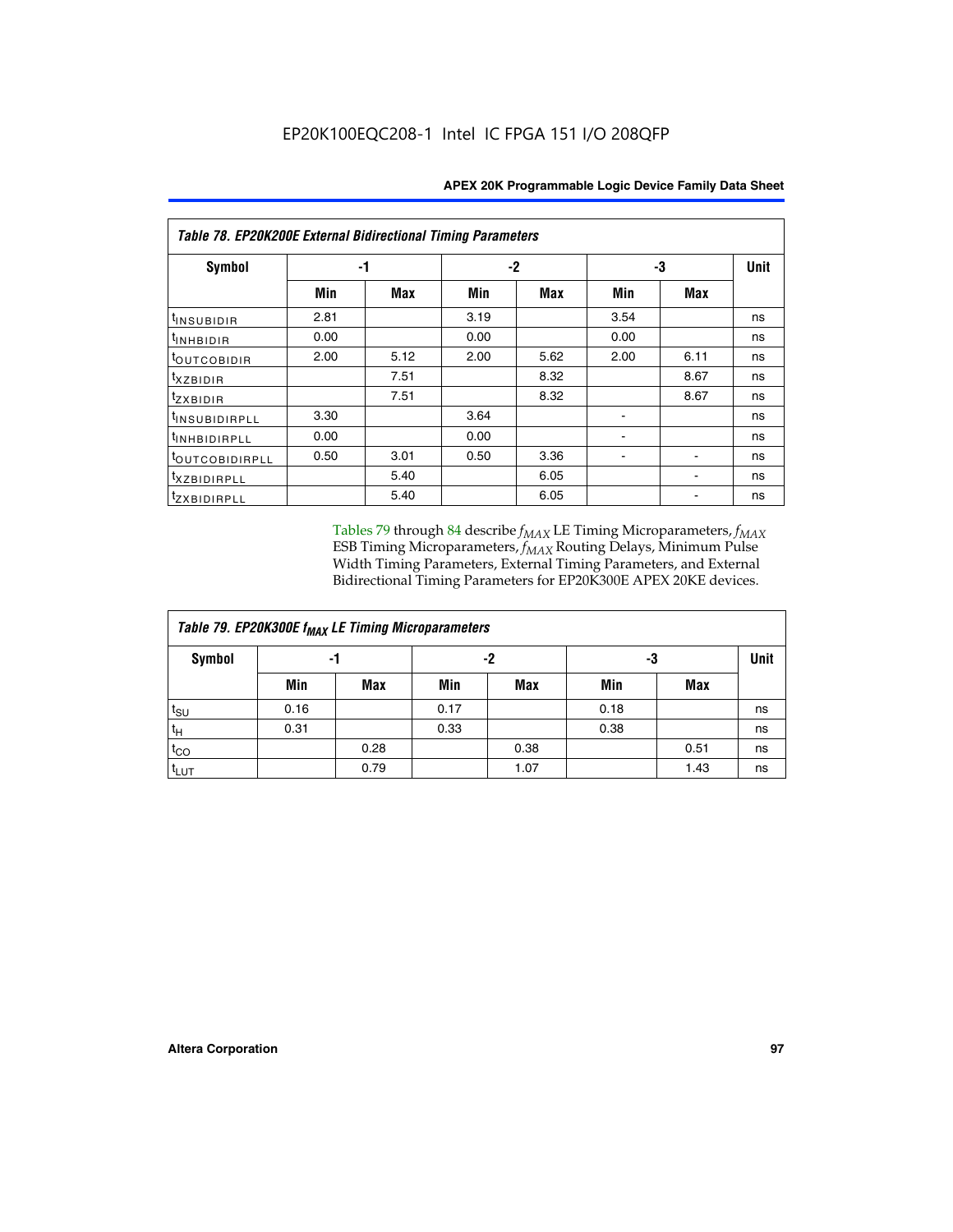**Table 78. EP20K200E External Bidirectional Timing Parameters**

| Symbol | -1 | | -2 | | -3 | | Unit |
|---|---|---|---|---|---|---|---|
| | Min | Max | Min | Max | Min | Max | |
| $t_{INSUBIDIR}$ | 2.81 | | 3.19 | | 3.54 | | ns |
| $t_{INHBIDIR}$ | 0.00 | | 0.00 | | 0.00 | | ns |
| $t_{OUTCOBIDIR}$ | 2.00 | 5.12 | 2.00 | 5.62 | 2.00 | 6.11 | ns |
| $t_{XZBIDIR}$ | | 7.51 | | 8.32 | | 8.67 | ns |
| $t_{ZXBIDIR}$ | | 7.51 | | 8.32 | | 8.67 | ns |
| $t_{INSUBIDIRPLL}$ | 3.30 | | 3.64 | | - | | ns |
| $t_{INHBIDIRPLL}$ | 0.00 | | 0.00 | | - | | ns |
| $t_{OUTCOBIDIRPLL}$ | 0.50 | 3.01 | 0.50 | 3.36 | - | - | ns |
| $t_{XZBIDIRPLL}$ | | 5.40 | | 6.05 | | - | ns |
| $t_{ZXBIDIRPLL}$ | | 5.40 | | 6.05 | | - | ns |

Tables 79 through 84 describe $f_{MAX}$ LE Timing Microparameters, $f_{MAX}$ ESB Timing Microparameters, $f_{MAX}$ Routing Delays, Minimum Pulse Width Timing Parameters, External Timing Parameters, and External Bidirectional Timing Parameters for EP20K300E APEX 20KE devices.

**Table 79. EP20K300E $f_{MAX}$ LE Timing Microparameters**

| Symbol | -1 | | -2 | | -3 | | Unit |
|---|---|---|---|---|---|---|---|
| | Min | Max | Min | Max | Min | Max | |
| $t_{SU}$ | 0.16 | | 0.17 | | 0.18 | | ns |
| $t_H$ | 0.31 | | 0.33 | | 0.38 | | ns |
| $t_{CO}$ | | 0.28 | | 0.38 | | 0.51 | ns |
| $t_{LUT}$ | | 0.79 | | 1.07 | | 1.43 | ns |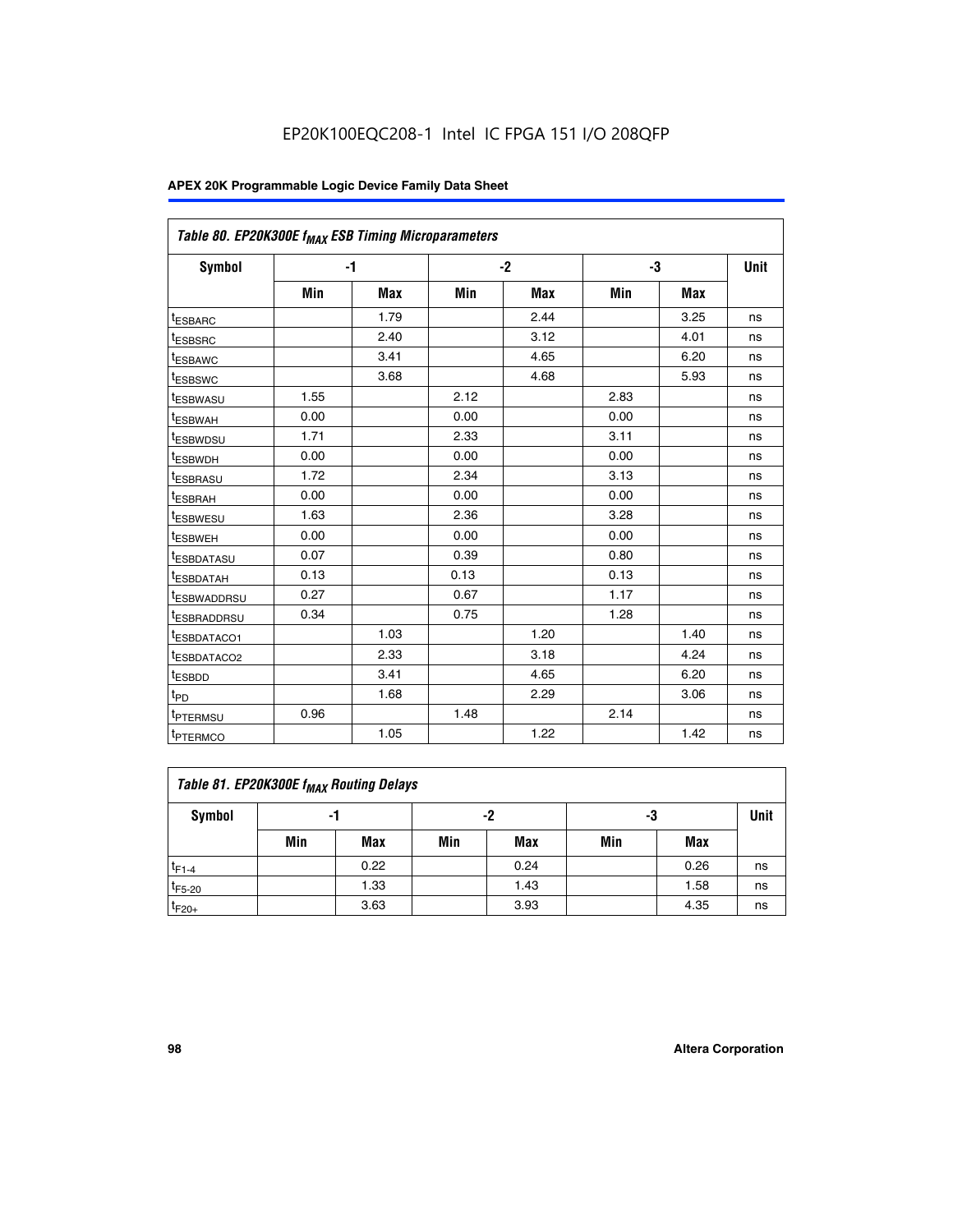Table 80. EP20K300E $f_{MAX}$ ESB Timing Microparameters

| Symbol | -1 | | -2 | | -3 | | Unit |
|---|---|---|---|---|---|---|---|
| | Min | Max | Min | Max | Min | Max | |
| $t_{ESBARC}$ | | 1.79 | | 2.44 | | 3.25 | ns |
| $t_{ESBSRC}$ | | 2.40 | | 3.12 | | 4.01 | ns |
| $t_{ESBAWC}$ | | 3.41 | | 4.65 | | 6.20 | ns |
| $t_{ESBSWC}$ | | 3.68 | | 4.68 | | 5.93 | ns |
| $t_{ESBWASU}$ | 1.55 | | 2.12 | | 2.83 | | ns |
| $t_{ESBWAH}$ | 0.00 | | 0.00 | | 0.00 | | ns |
| $t_{ESBWDSU}$ | 1.71 | | 2.33 | | 3.11 | | ns |
| $t_{ESBWDH}$ | 0.00 | | 0.00 | | 0.00 | | ns |
| $t_{ESBRASU}$ | 1.72 | | 2.34 | | 3.13 | | ns |
| $t_{ESBRAH}$ | 0.00 | | 0.00 | | 0.00 | | ns |
| $t_{ESBWESU}$ | 1.63 | | 2.36 | | 3.28 | | ns |
| $t_{ESBWEH}$ | 0.00 | | 0.00 | | 0.00 | | ns |
| $t_{ESBDATASU}$ | 0.07 | | 0.39 | | 0.80 | | ns |
| $t_{ESBDATAH}$ | 0.13 | | 0.13 | | 0.13 | | ns |
| $t_{ESBWADDRSU}$ | 0.27 | | 0.67 | | 1.17 | | ns |
| $t_{ESBRADDRSU}$ | 0.34 | | 0.75 | | 1.28 | | ns |
| $t_{ESBDATACO1}$ | | 1.03 | | 1.20 | | 1.40 | ns |
| $t_{ESBDATACO2}$ | | 2.33 | | 3.18 | | 4.24 | ns |
| $t_{ESBDD}$ | | 3.41 | | 4.65 | | 6.20 | ns |
| $t_{PD}$ | | 1.68 | | 2.29 | | 3.06 | ns |
| $t_{PTERMSU}$ | 0.96 | | 1.48 | | 2.14 | | ns |
| $t_{PTERMCO}$ | | 1.05 | | 1.22 | | 1.42 | ns |

Table 81. EP20K300E $f_{MAX}$ Routing Delays

| Symbol | -1 | | -2 | | -3 | | Unit |
|---|---|---|---|---|---|---|---|
| | Min | Max | Min | Max | Min | Max | |
| $t_{F1-4}$ | | 0.22 | | 0.24 | | 0.26 | ns |
| $t_{F5-20}$ | | 1.33 | | 1.43 | | 1.58 | ns |
| $t_{F20+}$ | | 3.63 | | 3.93 | | 4.35 | ns |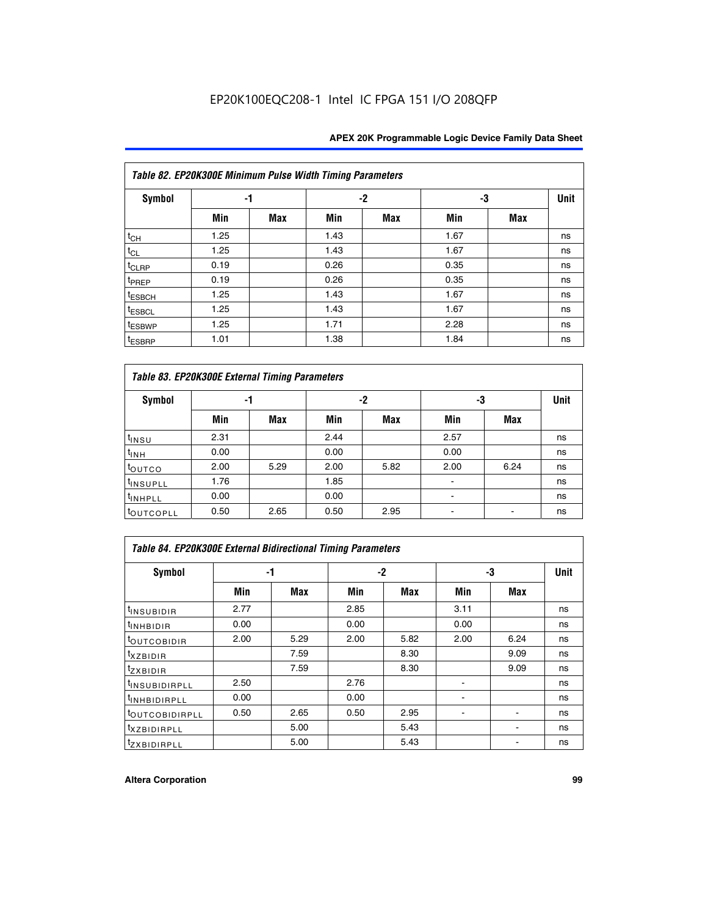EP20K100EQC208-1 Intel IC FPGA 151 I/O 208QFP

| Table 82. EP20K300E Minimum Pulse Width Timing Parameters | | | | | | | |
|---|---|---|---|---|---|---|---|
| Symbol | -1 | | -2 | | -3 | | Unit |
| | Min | Max | Min | Max | Min | Max | |
| $t_{CH}$ | 1.25 | | 1.43 | | 1.67 | | ns |
| $t_{CL}$ | 1.25 | | 1.43 | | 1.67 | | ns |
| $t_{CLRP}$ | 0.19 | | 0.26 | | 0.35 | | ns |
| $t_{PREP}$ | 0.19 | | 0.26 | | 0.35 | | ns |
| $t_{ESBCH}$ | 1.25 | | 1.43 | | 1.67 | | ns |
| $t_{ESBCL}$ | 1.25 | | 1.43 | | 1.67 | | ns |
| $t_{ESBWP}$ | 1.25 | | 1.71 | | 2.28 | | ns |
| $t_{ESBRP}$ | 1.01 | | 1.38 | | 1.84 | | ns |

| Table 83. EP20K300E External Timing Parameters | | | | | | | |
|---|---|---|---|---|---|---|---|
| Symbol | -1 | | -2 | | -3 | | Unit |
| | Min | Max | Min | Max | Min | Max | |
| $t_{INSU}$ | 2.31 | | 2.44 | | 2.57 | | ns |
| $t_{INH}$ | 0.00 | | 0.00 | | 0.00 | | ns |
| $t_{OUTCO}$ | 2.00 | 5.29 | 2.00 | 5.82 | 2.00 | 6.24 | ns |
| $t_{INSUPLL}$ | 1.76 | | 1.85 | | - | | ns |
| $t_{INHPLL}$ | 0.00 | | 0.00 | | - | | ns |
| $t_{OUTCOPLL}$ | 0.50 | 2.65 | 0.50 | 2.95 | - | - | ns |

| Table 84. EP20K300E External Bidirectional Timing Parameters | | | | | | | |
|---|---|---|---|---|---|---|---|
| Symbol | -1 | | -2 | | -3 | | Unit |
| | Min | Max | Min | Max | Min | Max | |
| $t_{INSUBIDIR}$ | 2.77 | | 2.85 | | 3.11 | | ns |
| $t_{INHBIDIR}$ | 0.00 | | 0.00 | | 0.00 | | ns |
| $t_{OUTCOBIDIR}$ | 2.00 | 5.29 | 2.00 | 5.82 | 2.00 | 6.24 | ns |
| $t_{XZBIDIR}$ | | 7.59 | | 8.30 | | 9.09 | ns |
| $t_{ZXBIDIR}$ | | 7.59 | | 8.30 | | 9.09 | ns |
| $t_{INSUBIDIRPLL}$ | 2.50 | | 2.76 | | - | | ns |
| $t_{INHBIDIRPLL}$ | 0.00 | | 0.00 | | - | | ns |
| $t_{OUTCOBIDIRPLL}$ | 0.50 | 2.65 | 0.50 | 2.95 | - | - | ns |
| $t_{XZBIDIRPLL}$ | | 5.00 | | 5.43 | | - | ns |
| $t_{ZXBIDIRPLL}$ | | 5.00 | | 5.43 | | - | ns |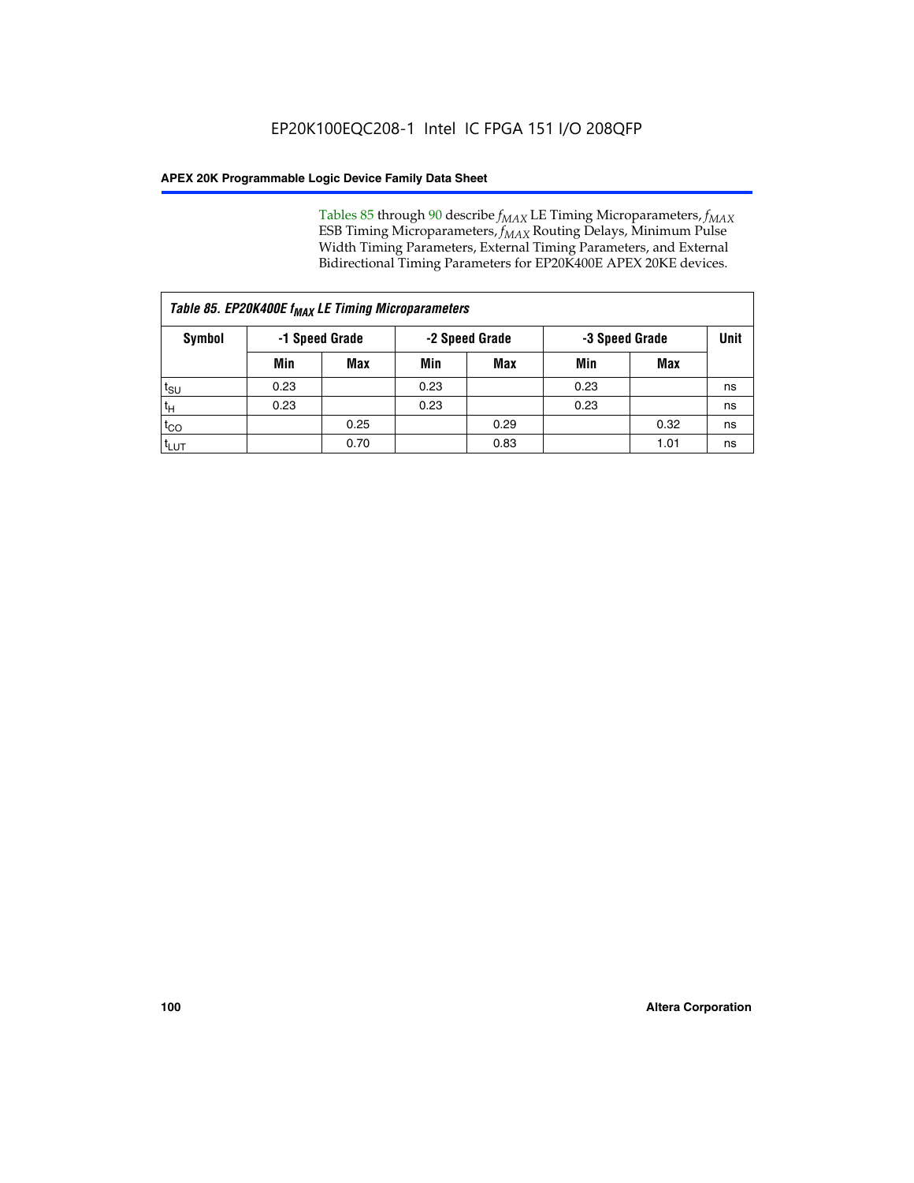EP20K100EQC208-1 Intel IC FPGA 151 I/O 208QFP

Tables 85 through 90 describe $f_{MAX}$ LE Timing Microparameters, $f_{MAX}$ ESB Timing Microparameters, $f_{MAX}$ Routing Delays, Minimum Pulse Width Timing Parameters, External Timing Parameters, and External Bidirectional Timing Parameters for EP20K400E APEX 20KE devices.

*Table 85. EP20K400E $f_{MAX}$ LE Timing Microparameters*

| Symbol | -1 Speed Grade | | -2 Speed Grade | | -3 Speed Grade | | Unit |
|---|---|---|---|---|---|---|---|
| | Min | Max | Min | Max | Min | Max | |
| $t_{SU}$ | 0.23 | | 0.23 | | 0.23 | | ns |
| $t_H$ | 0.23 | | 0.23 | | 0.23 | | ns |
| $t_{CO}$ | | 0.25 | | 0.29 | | 0.32 | ns |
| $t_{LUT}$ | | 0.70 | | 0.83 | | 1.01 | ns |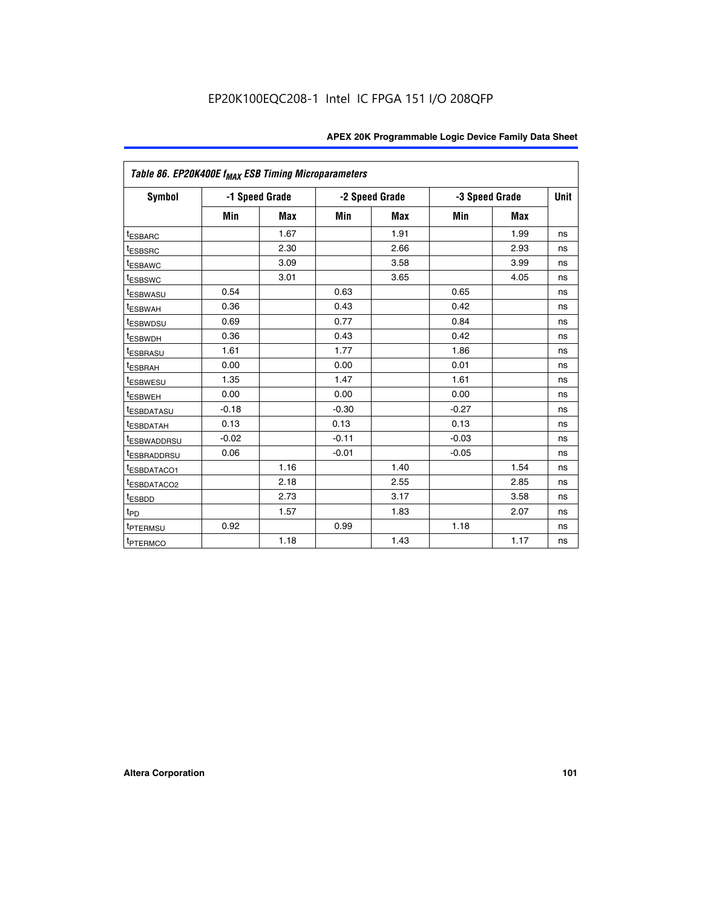| Table 86. EP20K400E $f_{MAX}$ ESB Timing Microparameters | | | | | | | |
|---|---|---|---|---|---|---|---|
| Symbol | -1 Speed Grade | | -2 Speed Grade | | -3 Speed Grade | | Unit |
| | Min | Max | Min | Max | Min | Max | |
| $t_{ESBARC}$ | | 1.67 | | 1.91 | | 1.99 | ns |
| $t_{ESBSRC}$ | | 2.30 | | 2.66 | | 2.93 | ns |
| $t_{ESBAWC}$ | | 3.09 | | 3.58 | | 3.99 | ns |
| $t_{ESBSWC}$ | | 3.01 | | 3.65 | | 4.05 | ns |
| $t_{ESBWASU}$ | 0.54 | | 0.63 | | 0.65 | | ns |
| $t_{ESBWAH}$ | 0.36 | | 0.43 | | 0.42 | | ns |
| $t_{ESBWDSU}$ | 0.69 | | 0.77 | | 0.84 | | ns |
| $t_{ESBWDH}$ | 0.36 | | 0.43 | | 0.42 | | ns |
| $t_{ESBRASU}$ | 1.61 | | 1.77 | | 1.86 | | ns |
| $t_{ESBRAH}$ | 0.00 | | 0.00 | | 0.01 | | ns |
| $t_{ESBWESU}$ | 1.35 | | 1.47 | | 1.61 | | ns |
| $t_{ESBWEH}$ | 0.00 | | 0.00 | | 0.00 | | ns |
| $t_{ESBDATASU}$ | -0.18 | | -0.30 | | -0.27 | | ns |
| $t_{ESBDATAH}$ | 0.13 | | 0.13 | | 0.13 | | ns |
| $t_{ESBWADDRSU}$ | -0.02 | | -0.11 | | -0.03 | | ns |
| $t_{ESBRADDRSU}$ | 0.06 | | -0.01 | | -0.05 | | ns |
| $t_{ESBDATACO1}$ | | 1.16 | | 1.40 | | 1.54 | ns |
| $t_{ESBDATACO2}$ | | 2.18 | | 2.55 | | 2.85 | ns |
| $t_{ESBDD}$ | | 2.73 | | 3.17 | | 3.58 | ns |
| $t_{PD}$ | | 1.57 | | 1.83 | | 2.07 | ns |
| $t_{PTERMSU}$ | 0.92 | | 0.99 | | 1.18 | | ns |
| $t_{PTERMCO}$ | | 1.18 | | 1.43 | | 1.17 | ns |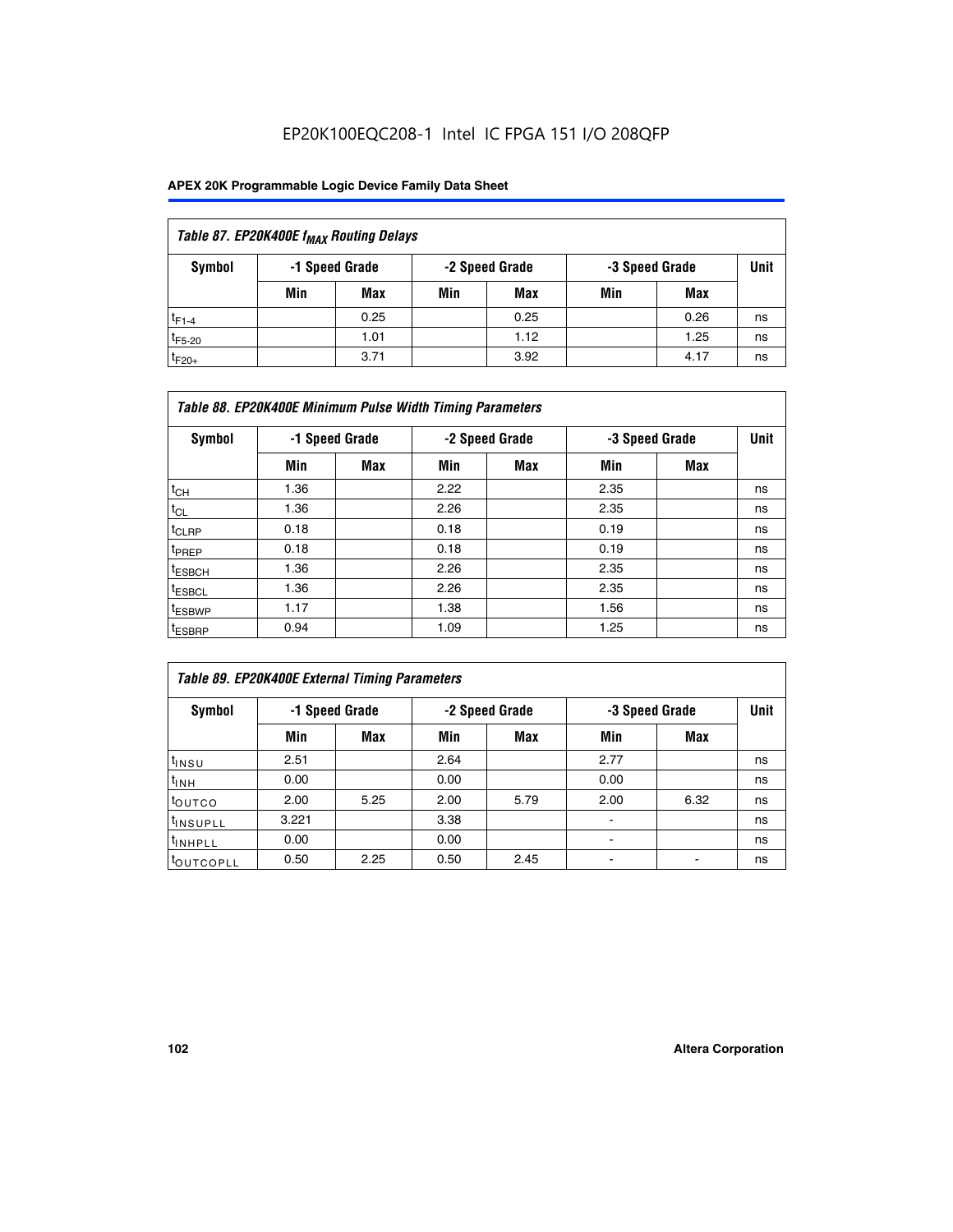EP20K100EQC208-1 Intel IC FPGA 151 I/O 208QFP

| Table 87. EP20K400E $f_{MAX}$ Routing Delays | | | | | | | |
|---|---|---|---|---|---|---|---|
| Symbol | -1 Speed Grade | | -2 Speed Grade | | -3 Speed Grade | | Unit |
| | Min | Max | Min | Max | Min | Max | |
| $t_{F1-4}$ | | 0.25 | | 0.25 | | 0.26 | ns |
| $t_{F5-20}$ | | 1.01 | | 1.12 | | 1.25 | ns |
| $t_{F20+}$ | | 3.71 | | 3.92 | | 4.17 | ns |

| Table 88. EP20K400E Minimum Pulse Width Timing Parameters | | | | | | | |
|---|---|---|---|---|---|---|---|
| Symbol | -1 Speed Grade | | -2 Speed Grade | | -3 Speed Grade | | Unit |
| | Min | Max | Min | Max | Min | Max | |
| $t_{CH}$ | 1.36 | | 2.22 | | 2.35 | | ns |
| $t_{CL}$ | 1.36 | | 2.26 | | 2.35 | | ns |
| $t_{CLRP}$ | 0.18 | | 0.18 | | 0.19 | | ns |
| $t_{PREP}$ | 0.18 | | 0.18 | | 0.19 | | ns |
| $t_{ESBCH}$ | 1.36 | | 2.26 | | 2.35 | | ns |
| $t_{ESBCL}$ | 1.36 | | 2.26 | | 2.35 | | ns |
| $t_{ESBWP}$ | 1.17 | | 1.38 | | 1.56 | | ns |
| $t_{ESBRP}$ | 0.94 | | 1.09 | | 1.25 | | ns |

| Table 89. EP20K400E External Timing Parameters | | | | | | | |
|---|---|---|---|---|---|---|---|
| Symbol | -1 Speed Grade | | -2 Speed Grade | | -3 Speed Grade | | Unit |
| | Min | Max | Min | Max | Min | Max | |
| $t_{INSU}$ | 2.51 | | 2.64 | | 2.77 | | ns |
| $t_{INH}$ | 0.00 | | 0.00 | | 0.00 | | ns |
| $t_{OUTCO}$ | 2.00 | 5.25 | 2.00 | 5.79 | 2.00 | 6.32 | ns |
| $t_{INSUPLL}$ | 3.221 | | 3.38 | | - | | ns |
| $t_{INHPLL}$ | 0.00 | | 0.00 | | - | | ns |
| $t_{OUTCOPLL}$ | 0.50 | 2.25 | 0.50 | 2.45 | - | - | ns |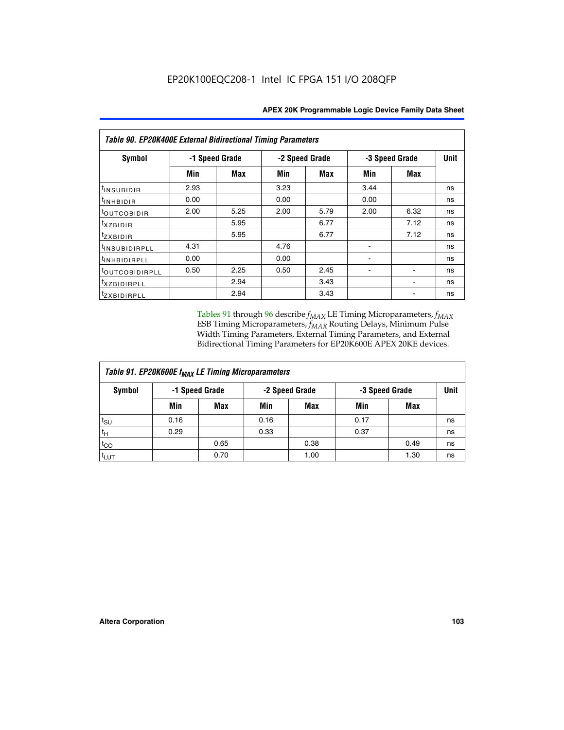| Table 90. EP20K400E External Bidirectional Timing Parameters | | | | | | | |
|---|---|---|---|---|---|---|---|
| Symbol | -1 Speed Grade | | -2 Speed Grade | | -3 Speed Grade | | Unit |
| | Min | Max | Min | Max | Min | Max | |
| $t_{INSUBIDIR}$ | 2.93 | | 3.23 | | 3.44 | | ns |
| $t_{INHBIDIR}$ | 0.00 | | 0.00 | | 0.00 | | ns |
| $t_{OUTCOBIDIR}$ | 2.00 | 5.25 | 2.00 | 5.79 | 2.00 | 6.32 | ns |
| $t_{XZBIDIR}$ | | 5.95 | | 6.77 | | 7.12 | ns |
| $t_{ZXBIDIR}$ | | 5.95 | | 6.77 | | 7.12 | ns |
| $t_{INSUBIDIRPLL}$ | 4.31 | | 4.76 | | - | | ns |
| $t_{INHBIDIRPLL}$ | 0.00 | | 0.00 | | - | | ns |
| $t_{OUTCOBIDIRPLL}$ | 0.50 | 2.25 | 0.50 | 2.45 | - | - | ns |
| $t_{XZBIDIRPLL}$ | | 2.94 | | 3.43 | | - | ns |
| $t_{ZXBIDIRPLL}$ | | 2.94 | | 3.43 | | - | ns |

Tables 91 through 96 describe $f_{MAX}$ LE Timing Microparameters, $f_{MAX}$ ESB Timing Microparameters, $f_{MAX}$ Routing Delays, Minimum Pulse Width Timing Parameters, External Timing Parameters, and External Bidirectional Timing Parameters for EP20K600E APEX 20KE devices.

| Table 91. EP20K600E $f_{MAX}$ LE Timing Microparameters | | | | | | | |
|---|---|---|---|---|---|---|---|
| Symbol | -1 Speed Grade | | -2 Speed Grade | | -3 Speed Grade | | Unit |
| | Min | Max | Min | Max | Min | Max | |
| $t_{SU}$ | 0.16 | | 0.16 | | 0.17 | | ns |
| $t_H$ | 0.29 | | 0.33 | | 0.37 | | ns |
| $t_{CO}$ | | 0.65 | | 0.38 | | 0.49 | ns |
| $t_{LUT}$ | | 0.70 | | 1.00 | | 1.30 | ns |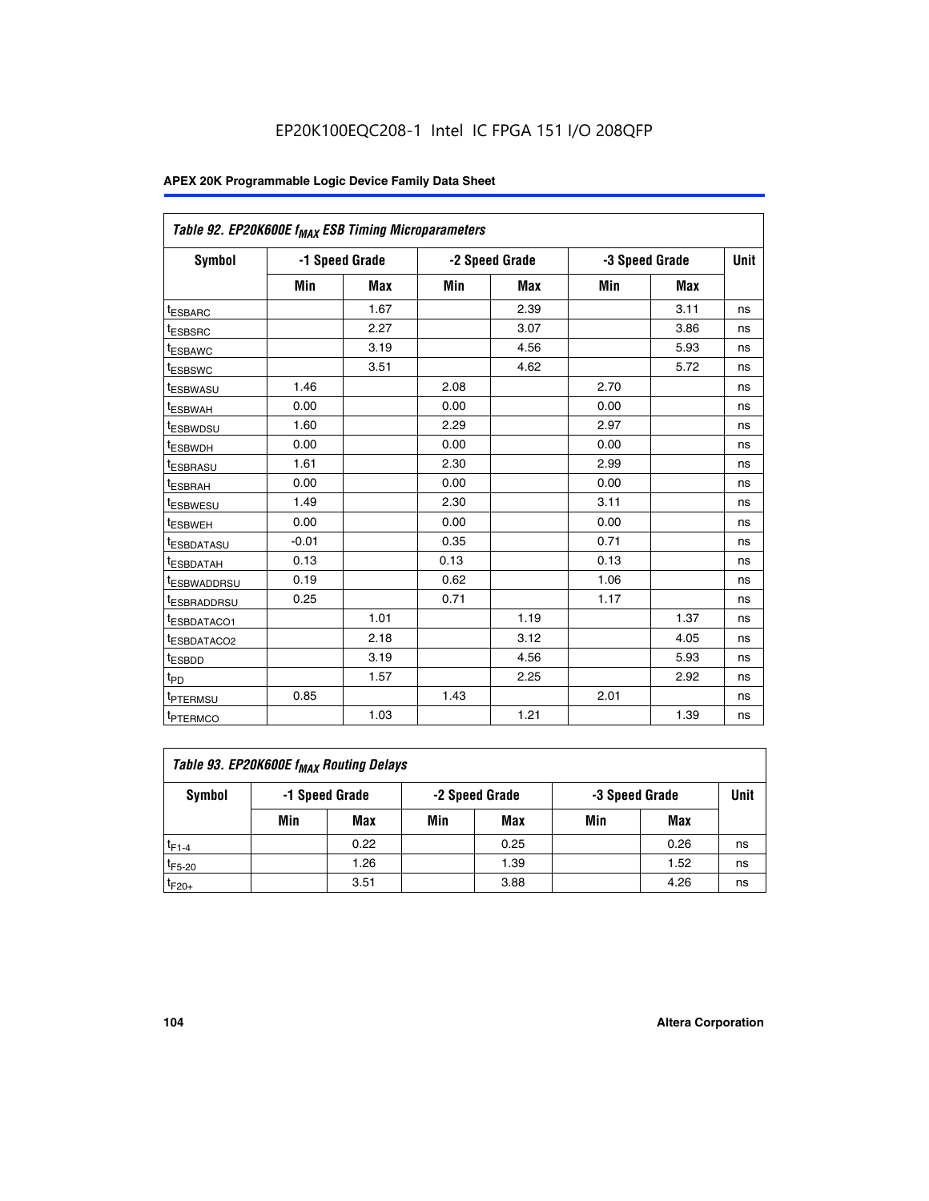EP20K100EQC208-1 Intel IC FPGA 151 I/O 208QFP

| Table 92. EP20K600E $f_{MAX}$ ESB Timing Microparameters | | | | | | | |
|---|---|---|---|---|---|---|---|
| Symbol | -1 Speed Grade | | -2 Speed Grade | | -3 Speed Grade | | Unit |
| | Min | Max | Min | Max | Min | Max | |
| $t_{ESBARC}$ | | 1.67 | | 2.39 | | 3.11 | ns |
| $t_{ESBSRC}$ | | 2.27 | | 3.07 | | 3.86 | ns |
| $t_{ESBAWC}$ | | 3.19 | | 4.56 | | 5.93 | ns |
| $t_{ESBSWC}$ | | 3.51 | | 4.62 | | 5.72 | ns |
| $t_{ESBWASU}$ | 1.46 | | 2.08 | | 2.70 | | ns |
| $t_{ESBWAH}$ | 0.00 | | 0.00 | | 0.00 | | ns |
| $t_{ESBWDSU}$ | 1.60 | | 2.29 | | 2.97 | | ns |
| $t_{ESBWDH}$ | 0.00 | | 0.00 | | 0.00 | | ns |
| $t_{ESBRASU}$ | 1.61 | | 2.30 | | 2.99 | | ns |
| $t_{ESBRAH}$ | 0.00 | | 0.00 | | 0.00 | | ns |
| $t_{ESBWESU}$ | 1.49 | | 2.30 | | 3.11 | | ns |
| $t_{ESBWEH}$ | 0.00 | | 0.00 | | 0.00 | | ns |
| $t_{ESBDATASU}$ | -0.01 | | 0.35 | | 0.71 | | ns |
| $t_{ESBDATAH}$ | 0.13 | | 0.13 | | 0.13 | | ns |
| $t_{ESBWADDRSU}$ | 0.19 | | 0.62 | | 1.06 | | ns |
| $t_{ESBRADDRSU}$ | 0.25 | | 0.71 | | 1.17 | | ns |
| $t_{ESBDATACO1}$ | | 1.01 | | 1.19 | | 1.37 | ns |
| $t_{ESBDATACO2}$ | | 2.18 | | 3.12 | | 4.05 | ns |
| $t_{ESBDD}$ | | 3.19 | | 4.56 | | 5.93 | ns |
| $t_{PD}$ | | 1.57 | | 2.25 | | 2.92 | ns |
| $t_{PTERMSU}$ | 0.85 | | 1.43 | | 2.01 | | ns |
| $t_{PTERMCO}$ | | 1.03 | | 1.21 | | 1.39 | ns |

| Table 93. EP20K600E $f_{MAX}$ Routing Delays | | | | | | | |
|---|---|---|---|---|---|---|---|
| Symbol | -1 Speed Grade | | -2 Speed Grade | | -3 Speed Grade | | Unit |
| | Min | Max | Min | Max | Min | Max | |
| $t_{F1-4}$ | | 0.22 | | 0.25 | | 0.26 | ns |
| $t_{F5-20}$ | | 1.26 | | 1.39 | | 1.52 | ns |
| $t_{F20+}$ | | 3.51 | | 3.88 | | 4.26 | ns |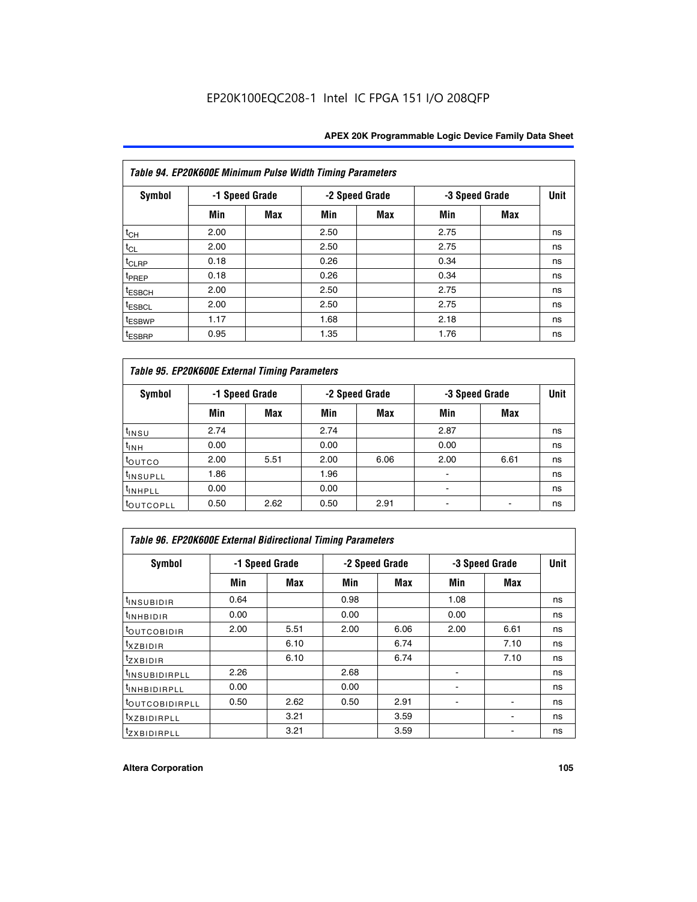Table 94. EP20K600E Minimum Pulse Width Timing Parameters

| Symbol | -1 Speed Grade | | -2 Speed Grade | | -3 Speed Grade | | Unit |
|---|---|---|---|---|---|---|---|
| | Min | Max | Min | Max | Min | Max | |
| $t_{CH}$ | 2.00 | | 2.50 | | 2.75 | | ns |
| $t_{CL}$ | 2.00 | | 2.50 | | 2.75 | | ns |
| $t_{CLRP}$ | 0.18 | | 0.26 | | 0.34 | | ns |
| $t_{PREP}$ | 0.18 | | 0.26 | | 0.34 | | ns |
| $t_{ESBCH}$ | 2.00 | | 2.50 | | 2.75 | | ns |
| $t_{ESBCL}$ | 2.00 | | 2.50 | | 2.75 | | ns |
| $t_{ESBWP}$ | 1.17 | | 1.68 | | 2.18 | | ns |
| $t_{ESBRP}$ | 0.95 | | 1.35 | | 1.76 | | ns |

Table 95. EP20K600E External Timing Parameters

| Symbol | -1 Speed Grade | | -2 Speed Grade | | -3 Speed Grade | | Unit |
|---|---|---|---|---|---|---|---|
| | Min | Max | Min | Max | Min | Max | |
| $t_{INSU}$ | 2.74 | | 2.74 | | 2.87 | | ns |
| $t_{INH}$ | 0.00 | | 0.00 | | 0.00 | | ns |
| $t_{OUTCO}$ | 2.00 | 5.51 | 2.00 | 6.06 | 2.00 | 6.61 | ns |
| $t_{INSUPLL}$ | 1.86 | | 1.96 | | - | | ns |
| $t_{INHPLL}$ | 0.00 | | 0.00 | | - | | ns |
| $t_{OUTCOPLL}$ | 0.50 | 2.62 | 0.50 | 2.91 | - | - | ns |

Table 96. EP20K600E External Bidirectional Timing Parameters

| Symbol | -1 Speed Grade | | -2 Speed Grade | | -3 Speed Grade | | Unit |
|---|---|---|---|---|---|---|---|
| | Min | Max | Min | Max | Min | Max | |
| $t_{INSUBIDIR}$ | 0.64 | | 0.98 | | 1.08 | | ns |
| $t_{INHBIDIR}$ | 0.00 | | 0.00 | | 0.00 | | ns |
| $t_{OUTCOBIDIR}$ | 2.00 | 5.51 | 2.00 | 6.06 | 2.00 | 6.61 | ns |
| $t_{XZBIDIR}$ | | 6.10 | | 6.74 | | 7.10 | ns |
| $t_{ZXBIDIR}$ | | 6.10 | | 6.74 | | 7.10 | ns |
| $t_{INSUBIDIRPLL}$ | 2.26 | | 2.68 | | - | | ns |
| $t_{INHBIDIRPLL}$ | 0.00 | | 0.00 | | - | | ns |
| $t_{OUTCOBIDIRPLL}$ | 0.50 | 2.62 | 0.50 | 2.91 | - | - | ns |
| $t_{XZBIDIRPLL}$ | | 3.21 | | 3.59 | | - | ns |
| $t_{ZXBIDIRPLL}$ | | 3.21 | | 3.59 | | - | ns |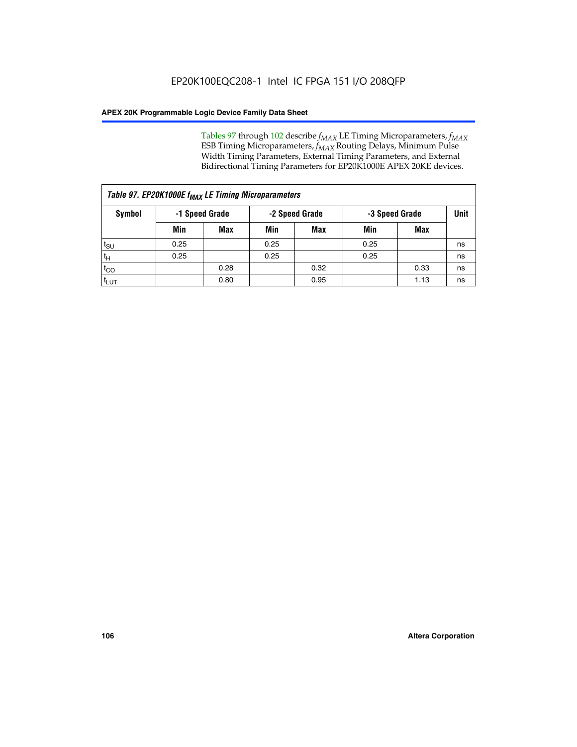Tables 97 through 102 describe $f_{MAX}$ LE Timing Microparameters, $f_{MAX}$ ESB Timing Microparameters, $f_{MAX}$ Routing Delays, Minimum Pulse Width Timing Parameters, External Timing Parameters, and External Bidirectional Timing Parameters for EP20K1000E APEX 20KE devices.

*Table 97. EP20K1000E $f_{MAX}$ LE Timing Microparameters*

| Symbol | -1 Speed Grade | | -2 Speed Grade | | -3 Speed Grade | | Unit |
|---|---|---|---|---|---|---|---|
| | Min | Max | Min | Max | Min | Max | |
| $t_{SU}$ | 0.25 | | 0.25 | | 0.25 | | ns |
| $t_{H}$ | 0.25 | | 0.25 | | 0.25 | | ns |
| $t_{CO}$ | | 0.28 | | 0.32 | | 0.33 | ns |
| $t_{LUT}$ | | 0.80 | | 0.95 | | 1.13 | ns |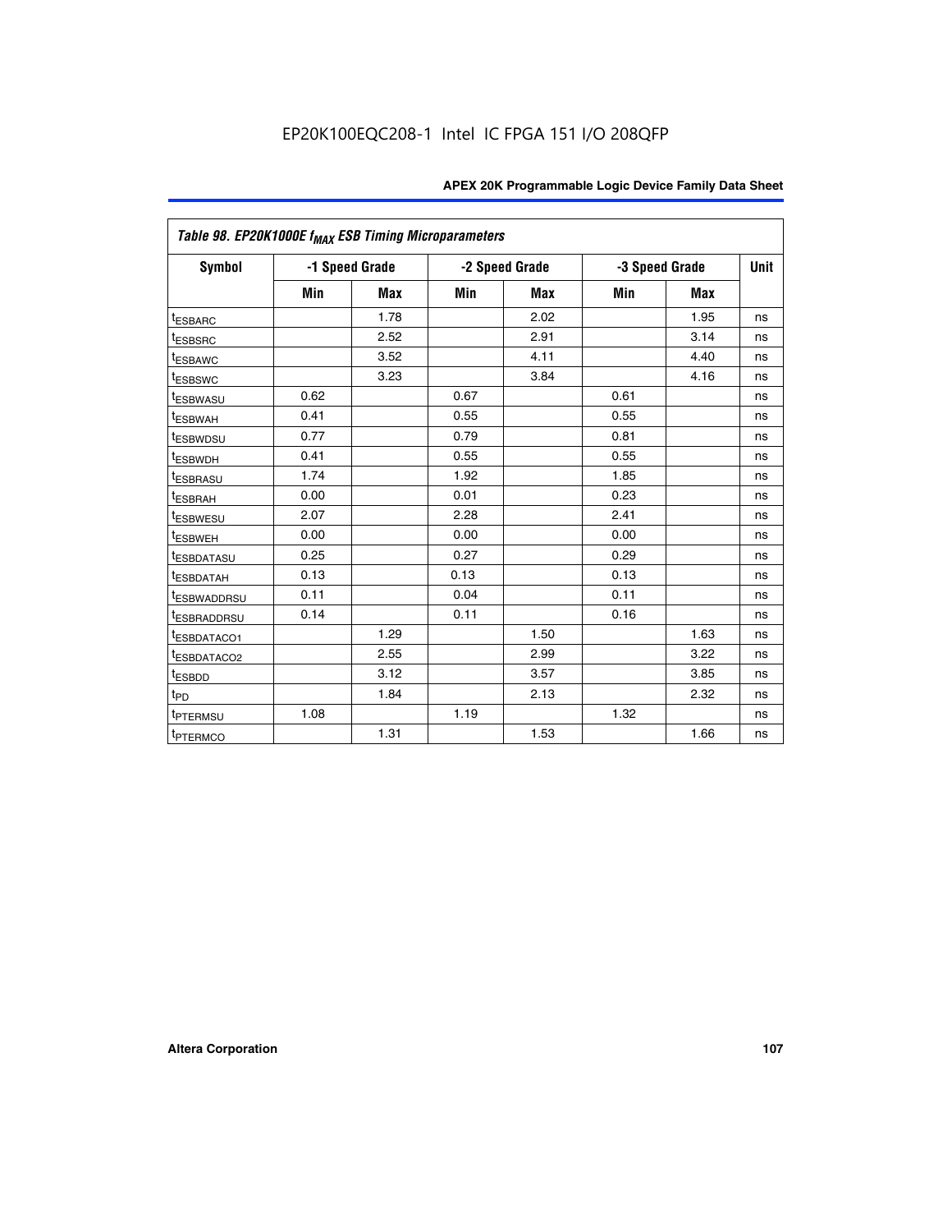EP20K100EQC208-1 Intel IC FPGA 151 I/O 208QFP

| Table 98. EP20K1000E $f_{MAX}$ ESB Timing Microparameters | | | | | | | |
|---|---|---|---|---|---|---|---|
| Symbol | -1 Speed Grade | | -2 Speed Grade | | -3 Speed Grade | | Unit |
| | Min | Max | Min | Max | Min | Max | |
| $t_{ESBARC}$ | | 1.78 | | 2.02 | | 1.95 | ns |
| $t_{ESBSRC}$ | | 2.52 | | 2.91 | | 3.14 | ns |
| $t_{ESBAWC}$ | | 3.52 | | 4.11 | | 4.40 | ns |
| $t_{ESBSWC}$ | | 3.23 | | 3.84 | | 4.16 | ns |
| $t_{ESBWASU}$ | 0.62 | | 0.67 | | 0.61 | | ns |
| $t_{ESBWAH}$ | 0.41 | | 0.55 | | 0.55 | | ns |
| $t_{ESBWDSU}$ | 0.77 | | 0.79 | | 0.81 | | ns |
| $t_{ESBWDH}$ | 0.41 | | 0.55 | | 0.55 | | ns |
| $t_{ESBRASU}$ | 1.74 | | 1.92 | | 1.85 | | ns |
| $t_{ESBRAH}$ | 0.00 | | 0.01 | | 0.23 | | ns |
| $t_{ESBWESU}$ | 2.07 | | 2.28 | | 2.41 | | ns |
| $t_{ESBWEH}$ | 0.00 | | 0.00 | | 0.00 | | ns |
| $t_{ESBDATASU}$ | 0.25 | | 0.27 | | 0.29 | | ns |
| $t_{ESBDATAH}$ | 0.13 | | 0.13 | | 0.13 | | ns |
| $t_{ESBWADDRSU}$ | 0.11 | | 0.04 | | 0.11 | | ns |
| $t_{ESBRADDRSU}$ | 0.14 | | 0.11 | | 0.16 | | ns |
| $t_{ESBDATACO1}$ | | 1.29 | | 1.50 | | 1.63 | ns |
| $t_{ESBDATACO2}$ | | 2.55 | | 2.99 | | 3.22 | ns |
| $t_{ESBDD}$ | | 3.12 | | 3.57 | | 3.85 | ns |
| $t_{PD}$ | | 1.84 | | 2.13 | | 2.32 | ns |
| $t_{PTERMSU}$ | 1.08 | | 1.19 | | 1.32 | | ns |
| $t_{PTERMCO}$ | | 1.31 | | 1.53 | | 1.66 | ns |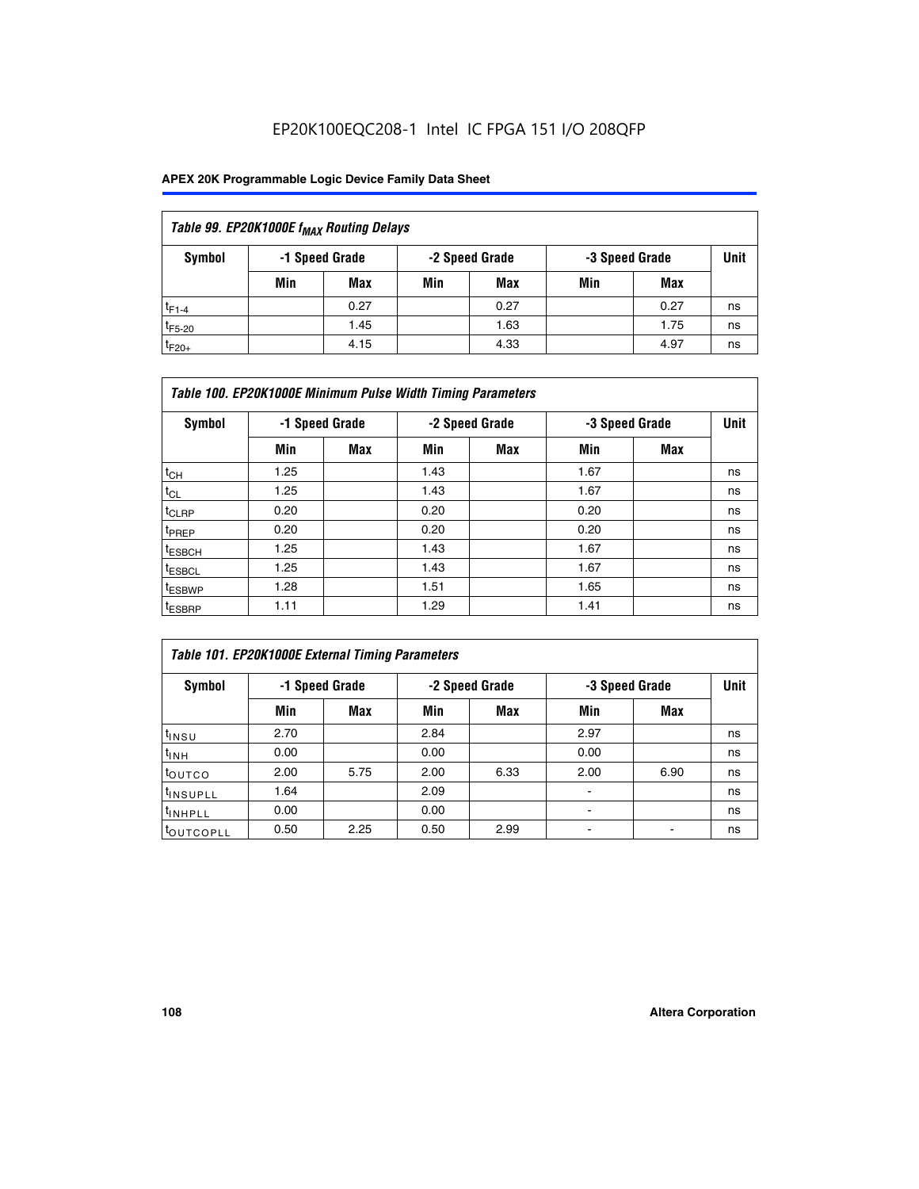EP20K100EQC208-1 Intel IC FPGA 151 I/O 208QFP

| Table 99. EP20K1000E $f_{MAX}$ Routing Delays | | | | | | | |
|---|---|---|---|---|---|---|---|
| Symbol | -1 Speed Grade | | -2 Speed Grade | | -3 Speed Grade | | Unit |
| | Min | Max | Min | Max | Min | Max | |
| $t_{F1-4}$ | | 0.27 | | 0.27 | | 0.27 | ns |
| $t_{F5-20}$ | | 1.45 | | 1.63 | | 1.75 | ns |
| $t_{F20+}$ | | 4.15 | | 4.33 | | 4.97 | ns |

| Table 100. EP20K1000E Minimum Pulse Width Timing Parameters | | | | | | | |
|---|---|---|---|---|---|---|---|
| Symbol | -1 Speed Grade | | -2 Speed Grade | | -3 Speed Grade | | Unit |
| | Min | Max | Min | Max | Min | Max | |
| $t_{CH}$ | 1.25 | | 1.43 | | 1.67 | | ns |
| $t_{CL}$ | 1.25 | | 1.43 | | 1.67 | | ns |
| $t_{CLRP}$ | 0.20 | | 0.20 | | 0.20 | | ns |
| $t_{PREP}$ | 0.20 | | 0.20 | | 0.20 | | ns |
| $t_{ESBCH}$ | 1.25 | | 1.43 | | 1.67 | | ns |
| $t_{ESBCL}$ | 1.25 | | 1.43 | | 1.67 | | ns |
| $t_{ESBWP}$ | 1.28 | | 1.51 | | 1.65 | | ns |
| $t_{ESBRP}$ | 1.11 | | 1.29 | | 1.41 | | ns |

| Table 101. EP20K1000E External Timing Parameters | | | | | | | |
|---|---|---|---|---|---|---|---|
| Symbol | -1 Speed Grade | | -2 Speed Grade | | -3 Speed Grade | | Unit |
| | Min | Max | Min | Max | Min | Max | |
| $t_{INSU}$ | 2.70 | | 2.84 | | 2.97 | | ns |
| $t_{INH}$ | 0.00 | | 0.00 | | 0.00 | | ns |
| $t_{OUTCO}$ | 2.00 | 5.75 | 2.00 | 6.33 | 2.00 | 6.90 | ns |
| $t_{INSUPLL}$ | 1.64 | | 2.09 | | - | | ns |
| $t_{INHPLL}$ | 0.00 | | 0.00 | | - | | ns |
| $t_{OUTCOPLL}$ | 0.50 | 2.25 | 0.50 | 2.99 | - | - | ns |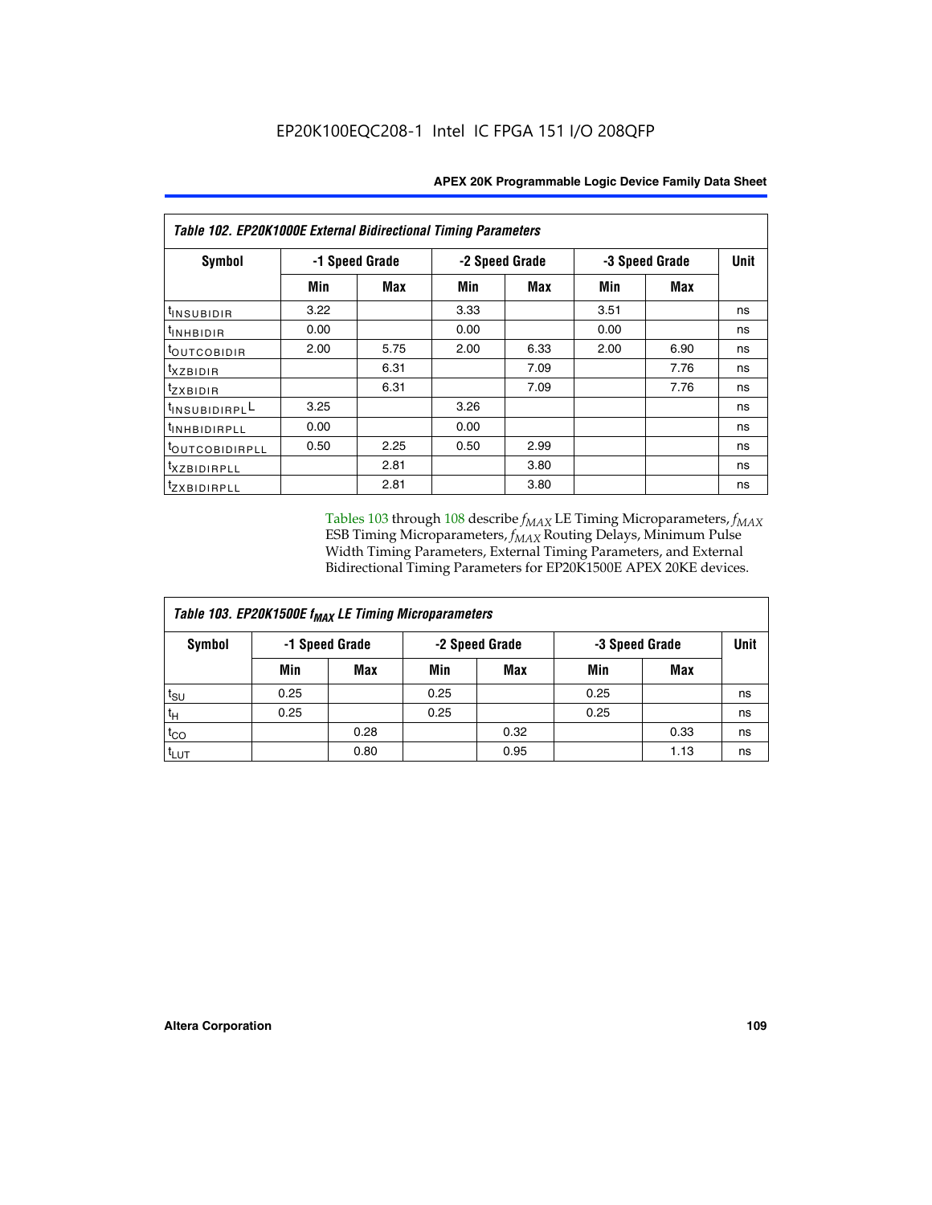EP20K100EQC208-1 Intel IC FPGA 151 I/O 208QFP

| Table 102. EP20K1000E External Bidirectional Timing Parameters | | | | | | | |
|---|---|---|---|---|---|---|---|
| Symbol | -1 Speed Grade | | -2 Speed Grade | | -3 Speed Grade | | Unit |
| | Min | Max | Min | Max | Min | Max | |
| $t_{INSUBIDIR}$ | 3.22 | | 3.33 | | 3.51 | | ns |
| $t_{INHBIDIR}$ | 0.00 | | 0.00 | | 0.00 | | ns |
| $t_{OUTCOBIDIR}$ | 2.00 | 5.75 | 2.00 | 6.33 | 2.00 | 6.90 | ns |
| $t_{XZBIDIR}$ | | 6.31 | | 7.09 | | 7.76 | ns |
| $t_{ZXBIDIR}$ | | 6.31 | | 7.09 | | 7.76 | ns |
| $t_{INSUBIDIRPLL}$ | 3.25 | | 3.26 | | | | ns |
| $t_{INHBIDIRPLL}$ | 0.00 | | 0.00 | | | | ns |
| $t_{OUTCOBIDIRPLL}$ | 0.50 | 2.25 | 0.50 | 2.99 | | | ns |
| $t_{XZBIDIRPLL}$ | | 2.81 | | 3.80 | | | ns |
| $t_{ZXBIDIRPLL}$ | | 2.81 | | 3.80 | | | ns |

Tables 103 through 108 describe $f_{MAX}$ LE Timing Microparameters, $f_{MAX}$ ESB Timing Microparameters, $f_{MAX}$ Routing Delays, Minimum Pulse Width Timing Parameters, External Timing Parameters, and External Bidirectional Timing Parameters for EP20K1500E APEX 20KE devices.

| Table 103. EP20K1500E $f_{MAX}$ LE Timing Microparameters | | | | | | | |
|---|---|---|---|---|---|---|---|
| Symbol | -1 Speed Grade | | -2 Speed Grade | | -3 Speed Grade | | Unit |
| | Min | Max | Min | Max | Min | Max | |
| $t_{SU}$ | 0.25 | | 0.25 | | 0.25 | | ns |
| $t_H$ | 0.25 | | 0.25 | | 0.25 | | ns |
| $t_{CO}$ | | 0.28 | | 0.32 | | 0.33 | ns |
| $t_{LUT}$ | | 0.80 | | 0.95 | | 1.13 | ns |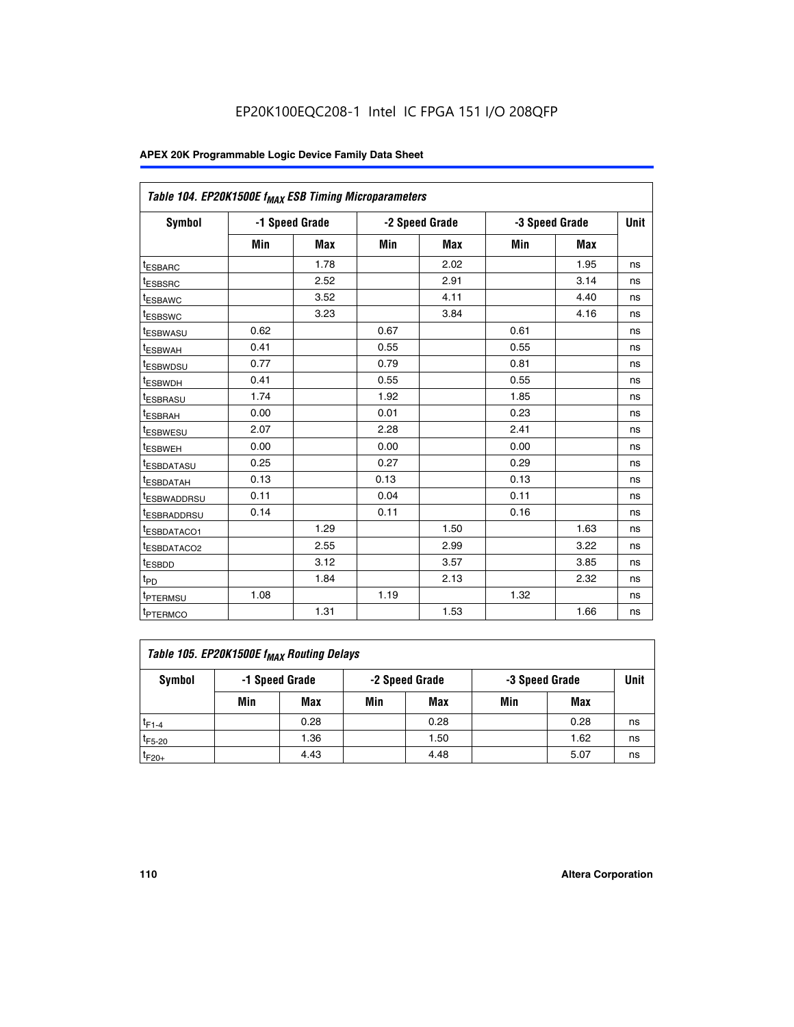| Table 104. EP20K1500E $f_{MAX}$ ESB Timing Microparameters | | | | | | | |
|---|---|---|---|---|---|---|---|
| Symbol | -1 Speed Grade | | -2 Speed Grade | | -3 Speed Grade | | Unit |
| | Min | Max | Min | Max | Min | Max | |
| $t_{ESBARC}$ | | 1.78 | | 2.02 | | 1.95 | ns |
| $t_{ESBSRC}$ | | 2.52 | | 2.91 | | 3.14 | ns |
| $t_{ESBAWC}$ | | 3.52 | | 4.11 | | 4.40 | ns |
| $t_{ESBSWC}$ | | 3.23 | | 3.84 | | 4.16 | ns |
| $t_{ESBWASU}$ | 0.62 | | 0.67 | | 0.61 | | ns |
| $t_{ESBWAH}$ | 0.41 | | 0.55 | | 0.55 | | ns |
| $t_{ESBWDSU}$ | 0.77 | | 0.79 | | 0.81 | | ns |
| $t_{ESBWDH}$ | 0.41 | | 0.55 | | 0.55 | | ns |
| $t_{ESBRASU}$ | 1.74 | | 1.92 | | 1.85 | | ns |
| $t_{ESBRAH}$ | 0.00 | | 0.01 | | 0.23 | | ns |
| $t_{ESBWESU}$ | 2.07 | | 2.28 | | 2.41 | | ns |
| $t_{ESBWEH}$ | 0.00 | | 0.00 | | 0.00 | | ns |
| $t_{ESBDATASU}$ | 0.25 | | 0.27 | | 0.29 | | ns |
| $t_{ESBDATAH}$ | 0.13 | | 0.13 | | 0.13 | | ns |
| $t_{ESBWADDRSU}$ | 0.11 | | 0.04 | | 0.11 | | ns |
| $t_{ESBRADDRSU}$ | 0.14 | | 0.11 | | 0.16 | | ns |
| $t_{ESBDATACO1}$ | | 1.29 | | 1.50 | | 1.63 | ns |
| $t_{ESBDATACO2}$ | | 2.55 | | 2.99 | | 3.22 | ns |
| $t_{ESBDD}$ | | 3.12 | | 3.57 | | 3.85 | ns |
| $t_{PD}$ | | 1.84 | | 2.13 | | 2.32 | ns |
| $t_{PTERMSU}$ | 1.08 | | 1.19 | | 1.32 | | ns |
| $t_{PTERMCO}$ | | 1.31 | | 1.53 | | 1.66 | ns |

| Table 105. EP20K1500E $f_{MAX}$ Routing Delays | | | | | | | |
|---|---|---|---|---|---|---|---|
| Symbol | -1 Speed Grade | | -2 Speed Grade | | -3 Speed Grade | | Unit |
| | Min | Max | Min | Max | Min | Max | |
| $t_{F1-4}$ | | 0.28 | | 0.28 | | 0.28 | ns |
| $t_{F5-20}$ | | 1.36 | | 1.50 | | 1.62 | ns |
| $t_{F20+}$ | | 4.43 | | 4.48 | | 5.07 | ns |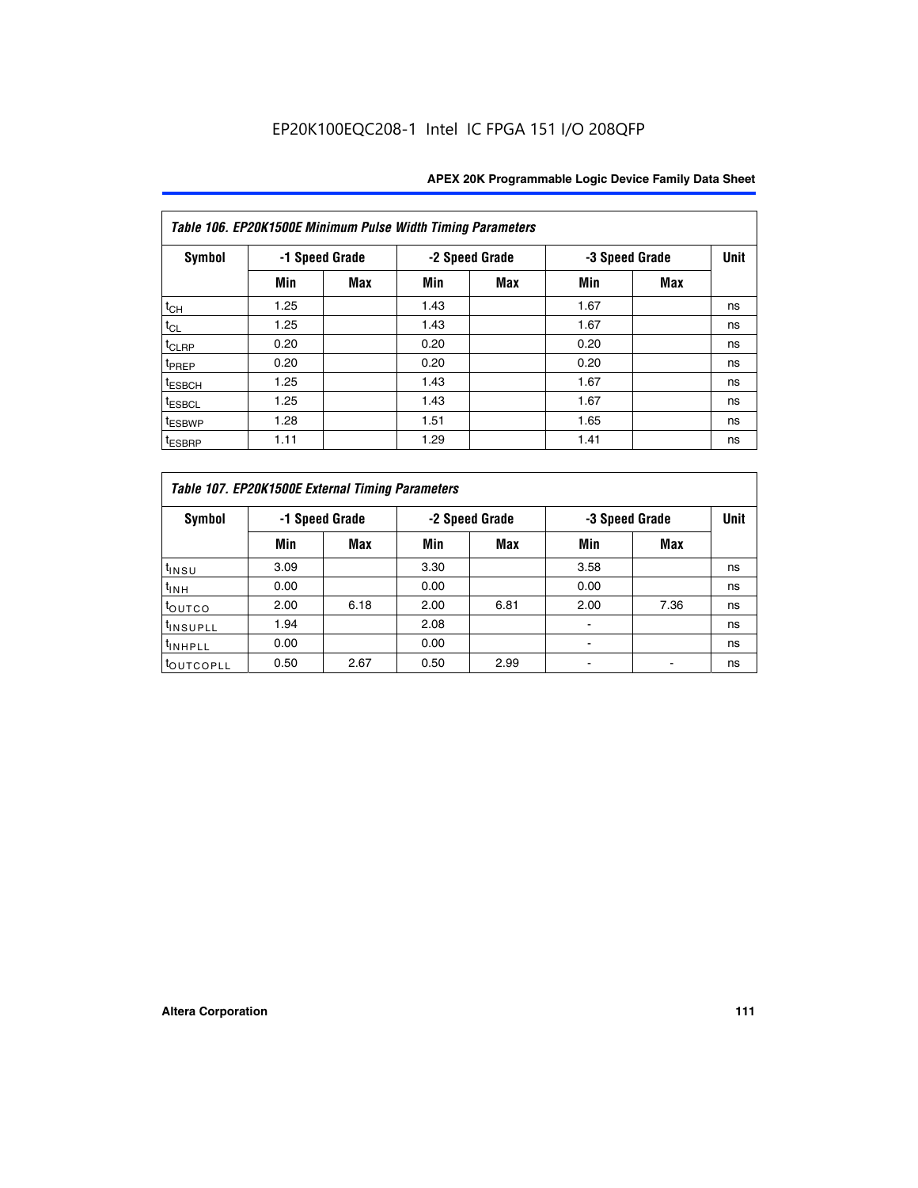| Table 106. EP20K1500E Minimum Pulse Width Timing Parameters | | | | | | | |
|---|---|---|---|---|---|---|---|
| Symbol | -1 Speed Grade | | -2 Speed Grade | | -3 Speed Grade | | Unit |
| | Min | Max | Min | Max | Min | Max | |
| $t_{CH}$ | 1.25 | | 1.43 | | 1.67 | | ns |
| $t_{CL}$ | 1.25 | | 1.43 | | 1.67 | | ns |
| $t_{CLRP}$ | 0.20 | | 0.20 | | 0.20 | | ns |
| $t_{PREP}$ | 0.20 | | 0.20 | | 0.20 | | ns |
| $t_{ESBCH}$ | 1.25 | | 1.43 | | 1.67 | | ns |
| $t_{ESBCL}$ | 1.25 | | 1.43 | | 1.67 | | ns |
| $t_{ESBWP}$ | 1.28 | | 1.51 | | 1.65 | | ns |
| $t_{ESBRP}$ | 1.11 | | 1.29 | | 1.41 | | ns |

| Table 107. EP20K1500E External Timing Parameters | | | | | | | |
|---|---|---|---|---|---|---|---|
| Symbol | -1 Speed Grade | | -2 Speed Grade | | -3 Speed Grade | | Unit |
| | Min | Max | Min | Max | Min | Max | |
| $t_{INSU}$ | 3.09 | | 3.30 | | 3.58 | | ns |
| $t_{INH}$ | 0.00 | | 0.00 | | 0.00 | | ns |
| $t_{OUTCO}$ | 2.00 | 6.18 | 2.00 | 6.81 | 2.00 | 7.36 | ns |
| $t_{INSUPLL}$ | 1.94 | | 2.08 | | - | | ns |
| $t_{INHPLL}$ | 0.00 | | 0.00 | | - | | ns |
| $t_{OUTCOPLL}$ | 0.50 | 2.67 | 0.50 | 2.99 | - | - | ns |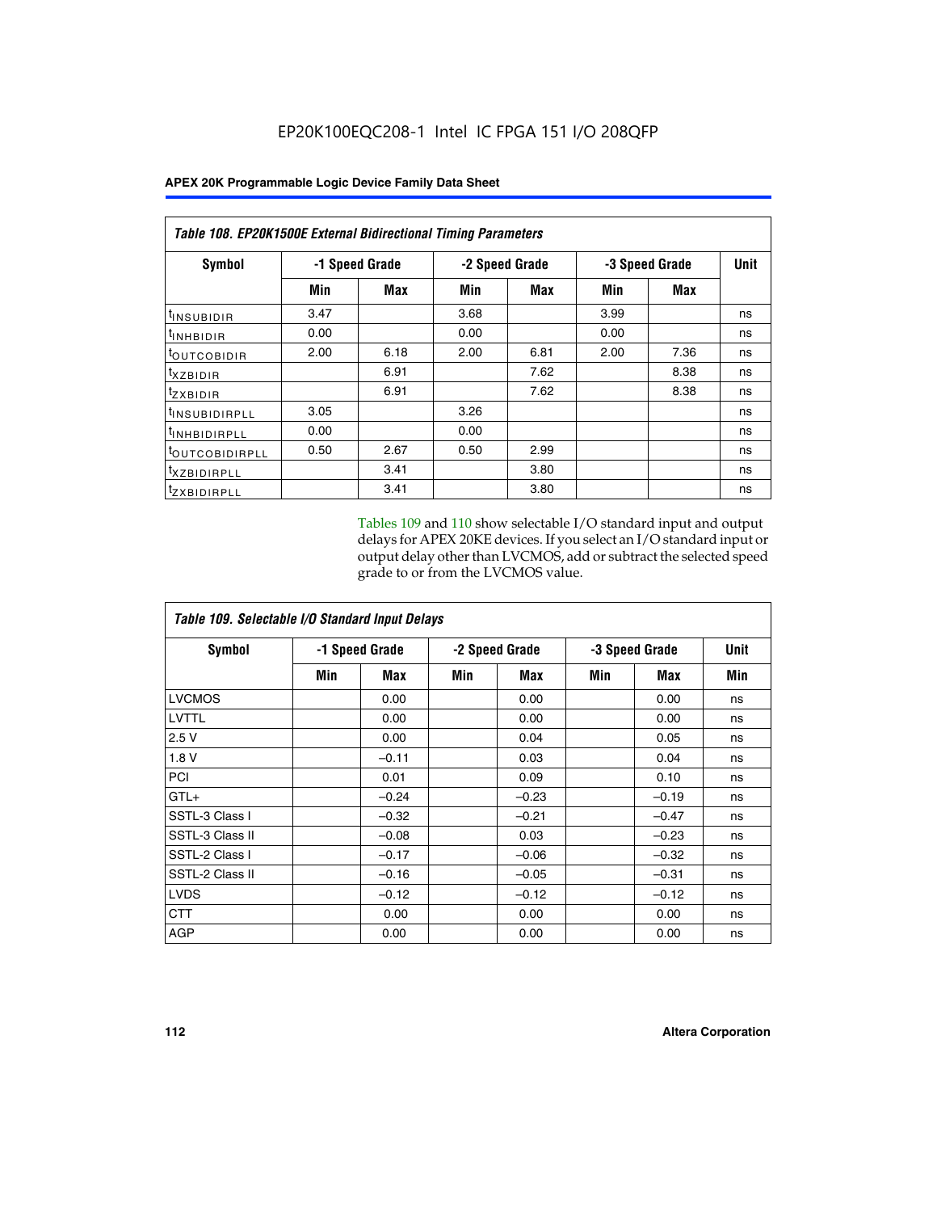EP20K100EQC208-1 Intel IC FPGA 151 I/O 208QFP

**APEX 20K Programmable Logic Device Family Data Sheet**

| *Table 108. EP20K1500E External Bidirectional Timing Parameters* | | | | | | | |
|---|---|---|---|---|---|---|---|
| **Symbol** | **-1 Speed Grade** | | **-2 Speed Grade** | | **-3 Speed Grade** | | **Unit** |
| | **Min** | **Max** | **Min** | **Max** | **Min** | **Max** | |
| $t_{INSUBIDIR}$ | 3.47 | | 3.68 | | 3.99 | | ns |
| $t_{INHBIDIR}$ | 0.00 | | 0.00 | | 0.00 | | ns |
| $t_{OUTCOBIDIR}$ | 2.00 | 6.18 | 2.00 | 6.81 | 2.00 | 7.36 | ns |
| $t_{XZBIDIR}$ | | 6.91 | | 7.62 | | 8.38 | ns |
| $t_{ZXBIDIR}$ | | 6.91 | | 7.62 | | 8.38 | ns |
| $t_{INSUBIDIRPLL}$ | 3.05 | | 3.26 | | | | ns |
| $t_{INHBIDIRPLL}$ | 0.00 | | 0.00 | | | | ns |
| $t_{OUTCOBIDIRPLL}$ | 0.50 | 2.67 | 0.50 | 2.99 | | | ns |
| $t_{XZBIDIRPLL}$ | | 3.41 | | 3.80 | | | ns |
| $t_{ZXBIDIRPLL}$ | | 3.41 | | 3.80 | | | ns |

Tables 109 and 110 show selectable I/O standard input and output delays for APEX 20KE devices. If you select an I/O standard input or output delay other than LVCMOS, add or subtract the selected speed grade to or from the LVCMOS value.

| *Table 109. Selectable I/O Standard Input Delays* | | | | | | | |
|---|---|---|---|---|---|---|---|
| **Symbol** | **-1 Speed Grade** | | **-2 Speed Grade** | | **-3 Speed Grade** | | **Unit** |
| | **Min** | **Max** | **Min** | **Max** | **Min** | **Max** | **Min** |
| LVCMOS | | 0.00 | | 0.00 | | 0.00 | ns |
| LVTTL | | 0.00 | | 0.00 | | 0.00 | ns |
| 2.5 V | | 0.00 | | 0.04 | | 0.05 | ns |
| 1.8 V | | –0.11 | | 0.03 | | 0.04 | ns |
| PCI | | 0.01 | | 0.09 | | 0.10 | ns |
| GTL+ | | –0.24 | | –0.23 | | –0.19 | ns |
| SSTL-3 Class I | | –0.32 | | –0.21 | | –0.47 | ns |
| SSTL-3 Class II | | –0.08 | | 0.03 | | –0.23 | ns |
| SSTL-2 Class I | | –0.17 | | –0.06 | | –0.32 | ns |
| SSTL-2 Class II | | –0.16 | | –0.05 | | –0.31 | ns |
| LVDS | | –0.12 | | –0.12 | | –0.12 | ns |
| CTT | | 0.00 | | 0.00 | | 0.00 | ns |
| AGP | | 0.00 | | 0.00 | | 0.00 | ns |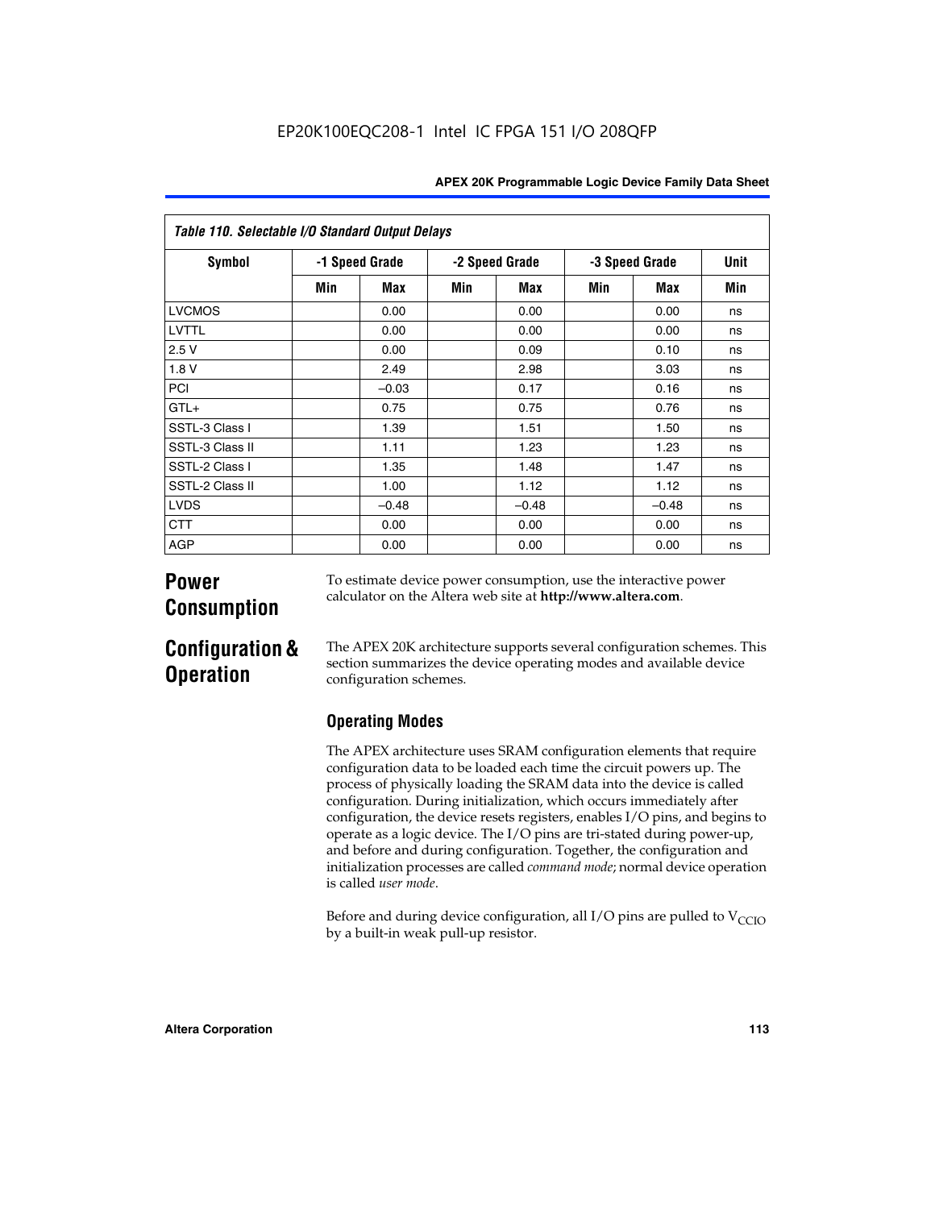Table 110. Selectable I/O Standard Output Delays

| Symbol | -1 Speed Grade | | -2 Speed Grade | | -3 Speed Grade | | Unit |
|---|---|---|---|---|---|---|---|
| | Min | Max | Min | Max | Min | Max | Min |
| LVCMOS | | 0.00 | | 0.00 | | 0.00 | ns |
| LVTTL | | 0.00 | | 0.00 | | 0.00 | ns |
| 2.5 V | | 0.00 | | 0.09 | | 0.10 | ns |
| 1.8 V | | 2.49 | | 2.98 | | 3.03 | ns |
| PCI | | –0.03 | | 0.17 | | 0.16 | ns |
| GTL+ | | 0.75 | | 0.75 | | 0.76 | ns |
| SSTL-3 Class I | | 1.39 | | 1.51 | | 1.50 | ns |
| SSTL-3 Class II | | 1.11 | | 1.23 | | 1.23 | ns |
| SSTL-2 Class I | | 1.35 | | 1.48 | | 1.47 | ns |
| SSTL-2 Class II | | 1.00 | | 1.12 | | 1.12 | ns |
| LVDS | | –0.48 | | –0.48 | | –0.48 | ns |
| CTT | | 0.00 | | 0.00 | | 0.00 | ns |
| AGP | | 0.00 | | 0.00 | | 0.00 | ns |

# Power Consumption

To estimate device power consumption, use the interactive power calculator on the Altera web site at **http://www.altera.com**.

# Configuration & Operation

The APEX 20K architecture supports several configuration schemes. This section summarizes the device operating modes and available device configuration schemes.

## Operating Modes

The APEX architecture uses SRAM configuration elements that require configuration data to be loaded each time the circuit powers up. The process of physically loading the SRAM data into the device is called configuration. During initialization, which occurs immediately after configuration, the device resets registers, enables I/O pins, and begins to operate as a logic device. The I/O pins are tri-stated during power-up, and before and during configuration. Together, the configuration and initialization processes are called *command mode*; normal device operation is called *user mode*.

Before and during device configuration, all I/O pins are pulled to $V_{CCIO}$ by a built-in weak pull-up resistor.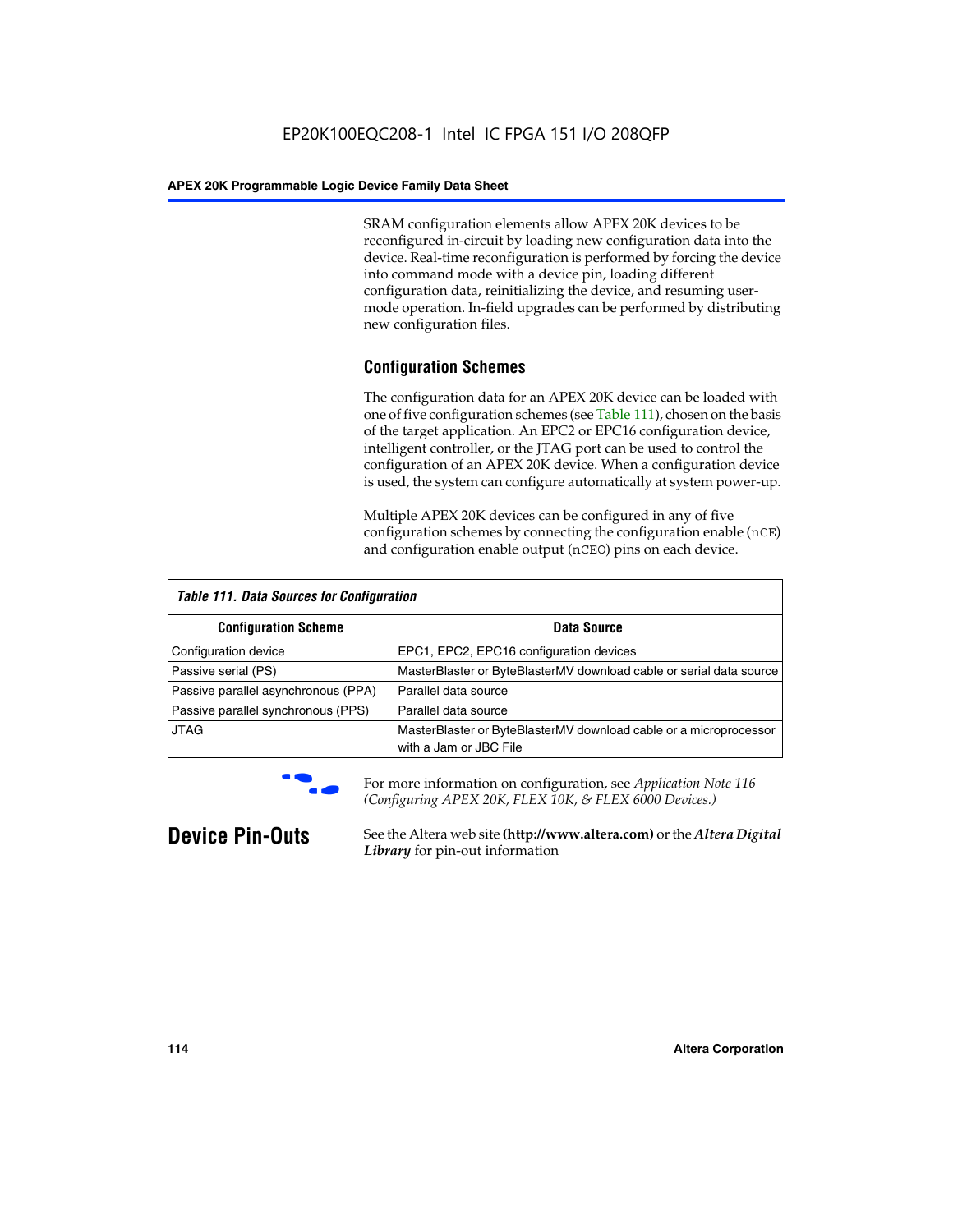SRAM configuration elements allow APEX 20K devices to be reconfigured in-circuit by loading new configuration data into the device. Real-time reconfiguration is performed by forcing the device into command mode with a device pin, loading different configuration data, reinitializing the device, and resuming user-mode operation. In-field upgrades can be performed by distributing new configuration files.

### Configuration Schemes

The configuration data for an APEX 20K device can be loaded with one of five configuration schemes (see Table 111), chosen on the basis of the target application. An EPC2 or EPC16 configuration device, intelligent controller, or the JTAG port can be used to control the configuration of an APEX 20K device. When a configuration device is used, the system can configure automatically at system power-up.

Multiple APEX 20K devices can be configured in any of five configuration schemes by connecting the configuration enable (`nCE`) and configuration enable output (`nCEO`) pins on each device.

*Table 111. Data Sources for Configuration*

| Configuration Scheme | Data Source |
|---|---|
| Configuration device | EPC1, EPC2, EPC16 configuration devices |
| Passive serial (PS) | MasterBlaster or ByteBlasterMV download cable or serial data source |
| Passive parallel asynchronous (PPA) | Parallel data source |
| Passive parallel synchronous (PPS) | Parallel data source |
| JTAG | MasterBlaster or ByteBlasterMV download cable or a microprocessor with a Jam or JBC File |

For more information on configuration, see *Application Note 116 (Configuring APEX 20K, FLEX 10K, & FLEX 6000 Devices.)*

## Device Pin-Outs

See the Altera web site **(http://www.altera.com)** or the ***Altera Digital Library*** for pin-out information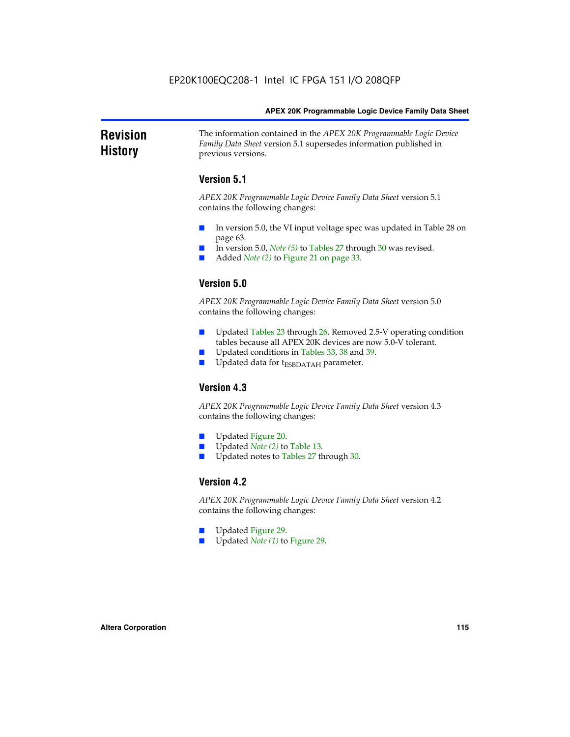## Revision History

The information contained in the *APEX 20K Programmable Logic Device Family Data Sheet* version 5.1 supersedes information published in previous versions.

### Version 5.1

*APEX 20K Programmable Logic Device Family Data Sheet* version 5.1 contains the following changes:

- In version 5.0, the VI input voltage spec was updated in Table 28 on page 63.
- In version 5.0, *Note (5)* to Tables 27 through 30 was revised.
- Added *Note (2)* to Figure 21 on page 33.

### Version 5.0

*APEX 20K Programmable Logic Device Family Data Sheet* version 5.0 contains the following changes:

- Updated Tables 23 through 26. Removed 2.5-V operating condition tables because all APEX 20K devices are now 5.0-V tolerant.
- Updated conditions in Tables 33, 38 and 39.
- Updated data for $t_{ESBDATAH}$ parameter.

### Version 4.3

*APEX 20K Programmable Logic Device Family Data Sheet* version 4.3 contains the following changes:

- Updated Figure 20.
- Updated *Note (2)* to Table 13.
- Updated notes to Tables 27 through 30.

### Version 4.2

*APEX 20K Programmable Logic Device Family Data Sheet* version 4.2 contains the following changes:

- Updated Figure 29.
- Updated *Note (1)* to Figure 29.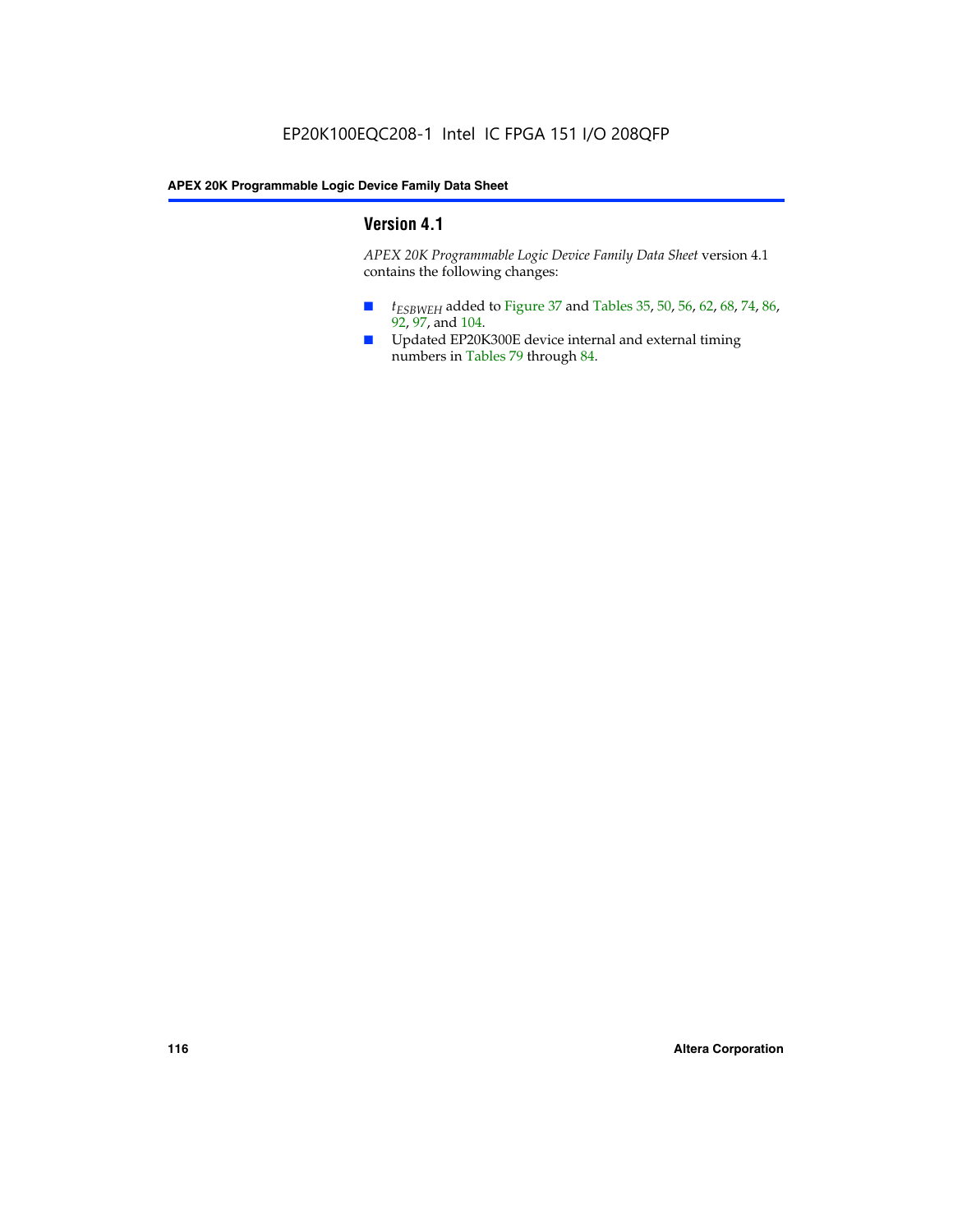## Version 4.1

*APEX 20K Programmable Logic Device Family Data Sheet* version 4.1 contains the following changes:

- $t_{ESBWEH}$ added to Figure 37 and Tables 35, 50, 56, 62, 68, 74, 86, 92, 97, and 104.
- Updated EP20K300E device internal and external timing numbers in Tables 79 through 84.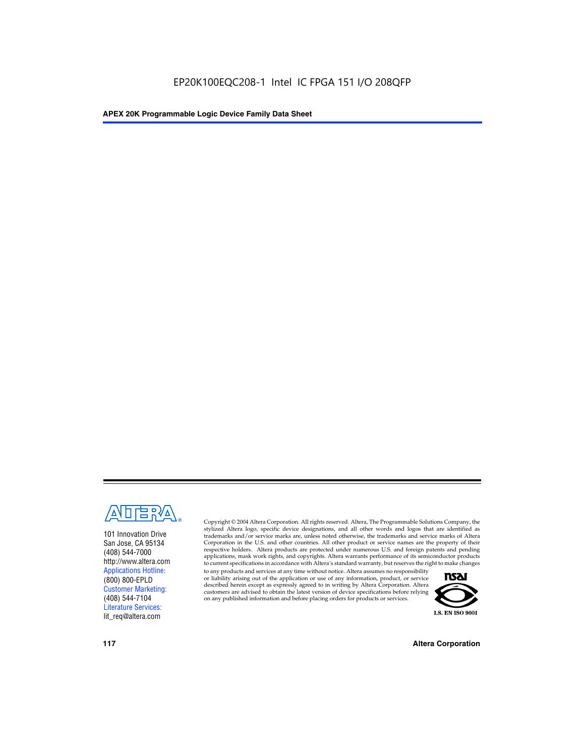101 Innovation Drive
San Jose, CA 95134
(408) 544-7000
http://www.altera.com
Applications Hotline:
(800) 800-EPLD
Customer Marketing:
(408) 544-7104
Literature Services:
lit_req@altera.com

Copyright © 2004 Altera Corporation. All rights reserved. Altera, The Programmable Solutions Company, the stylized Altera logo, specific device designations, and all other words and logos that are identified as trademarks and/or service marks are, unless noted otherwise, the trademarks and service marks of Altera Corporation in the U.S. and other countries. All other product or service names are the property of their respective holders. Altera products are protected under numerous U.S. and foreign patents and pending applications, mask work rights, and copyrights. Altera warrants performance of its semiconductor products to current specifications in accordance with Altera's standard warranty, but reserves the right to make changes to any products and services at any time without notice. Altera assumes no responsibility or liability arising out of the application or use of any information, product, or service described herein except as expressly agreed to in writing by Altera Corporation. Altera customers are advised to obtain the latest version of device specifications before relying on any published information and before placing orders for products or services.

I.S. EN ISO 9001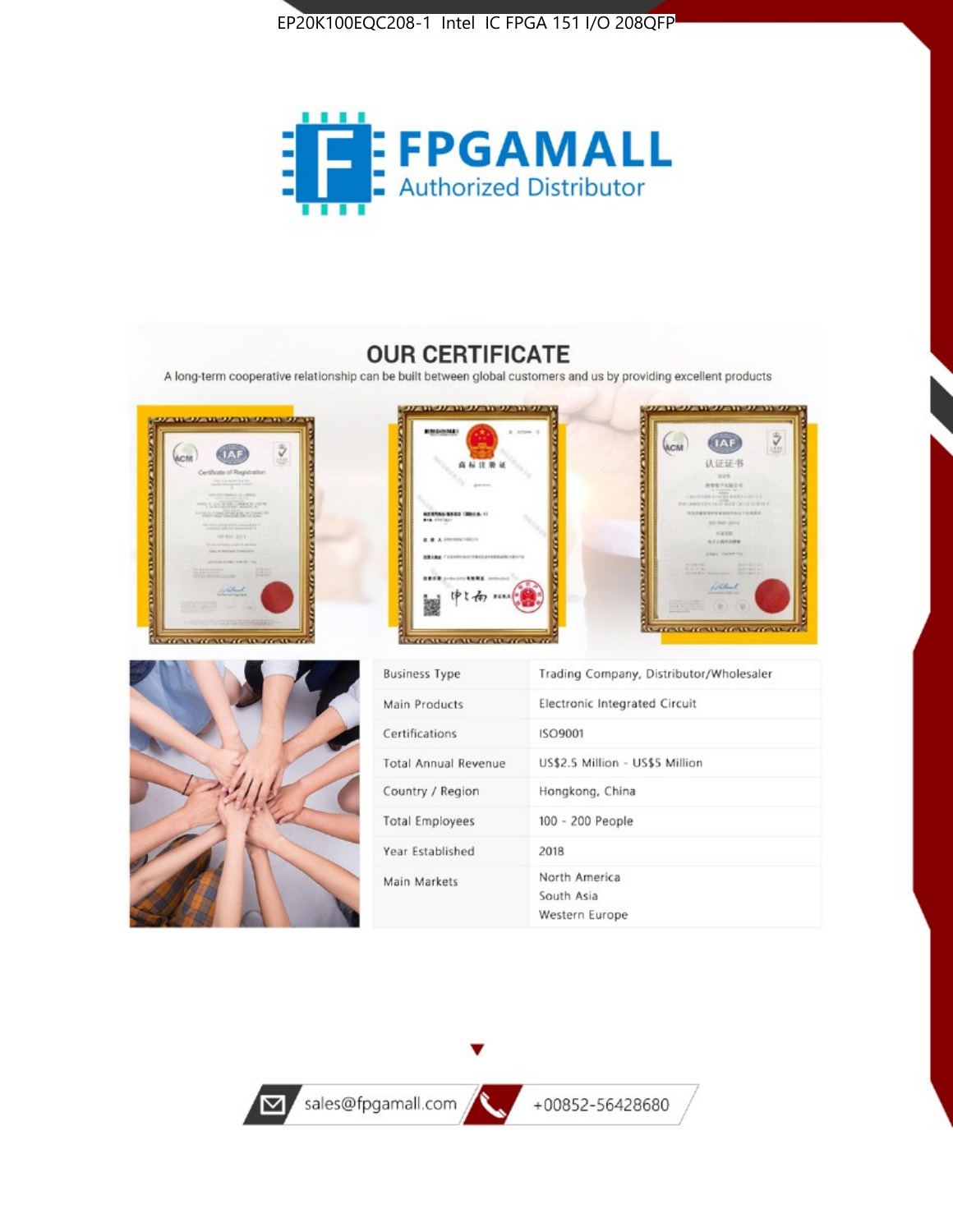FPGAMALL

Authorized Distributor

## OUR CERTIFICATE

A long-term cooperative relationship can be built between global customers and us by providing excellent products

| | |
|---|---|
| Business Type | Trading Company, Distributor/Wholesaler |
| Main Products | Electronic Integrated Circuit |
| Certifications | ISO9001 |
| Total Annual Revenue | US$2.5 Million - US$5 Million |
| Country / Region | Hongkong, China |
| Total Employees | 100 - 200 People |
| Year Established | 2018 |
| Main Markets | North America<br>South Asia<br>Western Europe |

sales@fpgamall.com

+00852-56428680